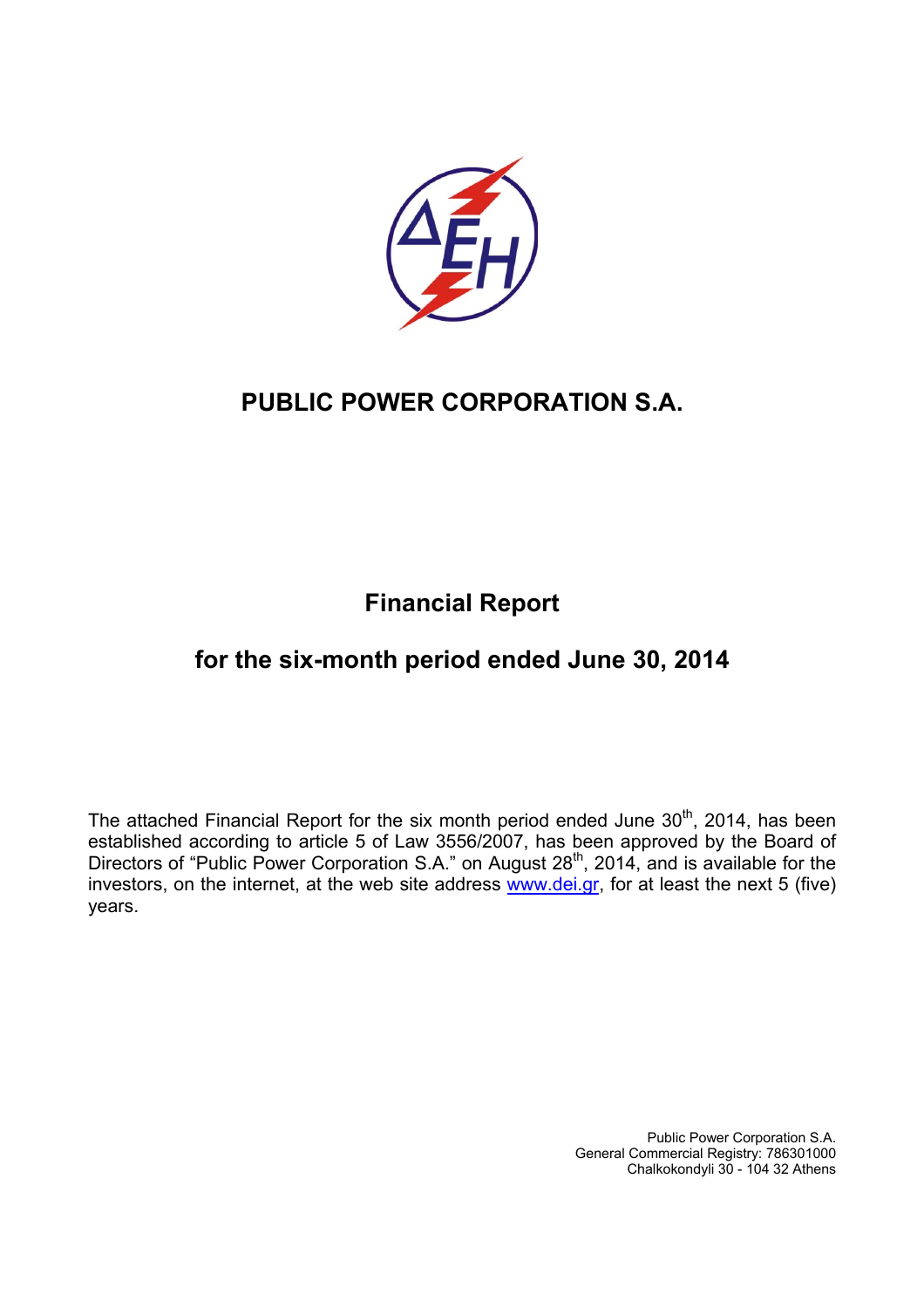# PUBLIC POWER CORPORATION S.A.

## Financial Report

## for the six-month period ended June 30, 2014

The attached Financial Report for the six month period ended June 30th, 2014, has been established according to article 5 of Law 3556/2007, has been approved by the Board of Directors of "Public Power Corporation S.A." on August 28th, 2014, and is available for the investors, on the internet, at the web site address www.dei.gr, for at least the next 5 (five) years.

Public Power Corporation S.A.
General Commercial Registry: 786301000
Chalkokondyli 30 - 104 32 Athens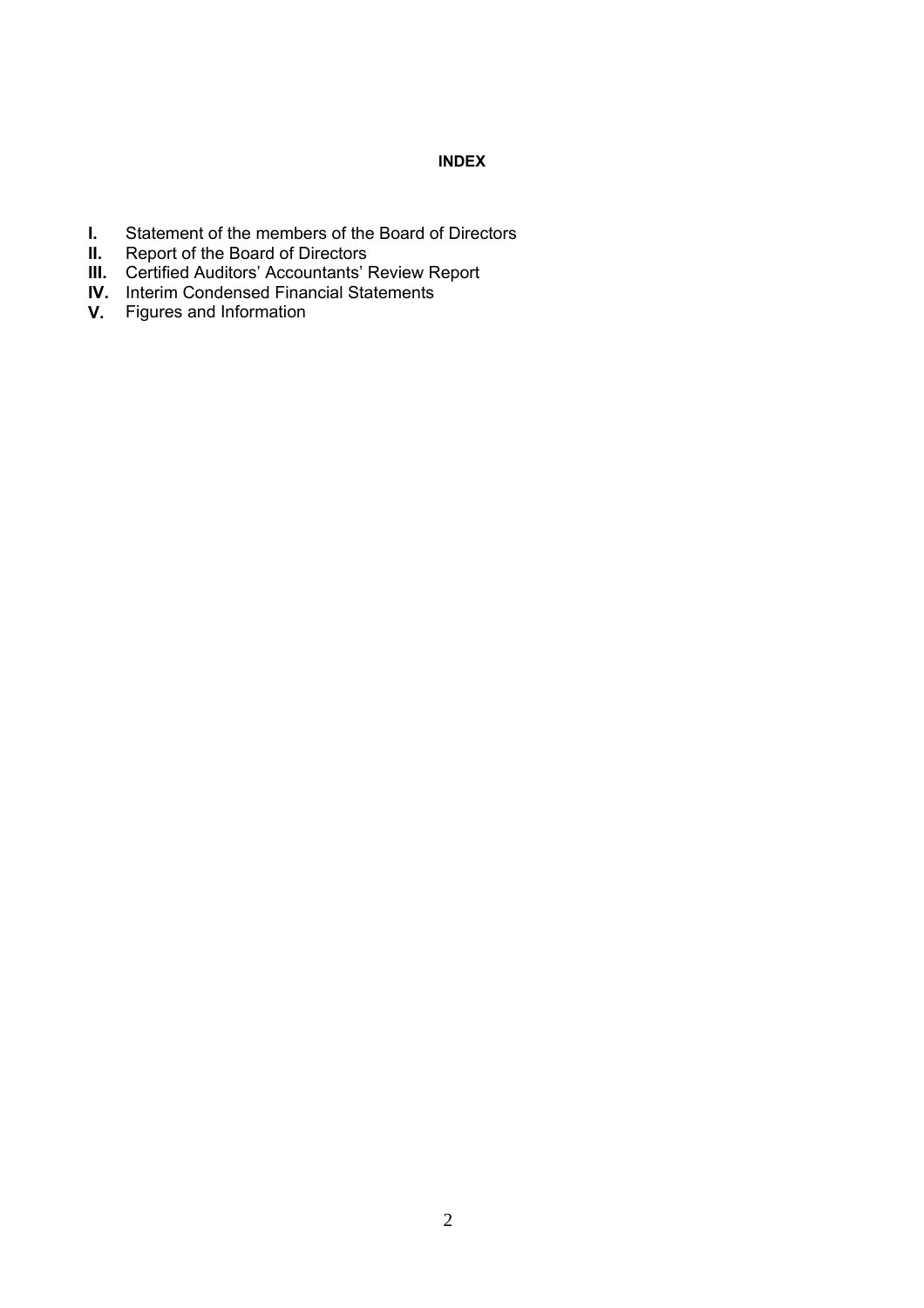## INDEX

- **I.** Statement of the members of the Board of Directors
- **II.** Report of the Board of Directors
- **III.** Certified Auditors' Accountants' Review Report
- **IV.** Interim Condensed Financial Statements
- **V.** Figures and Information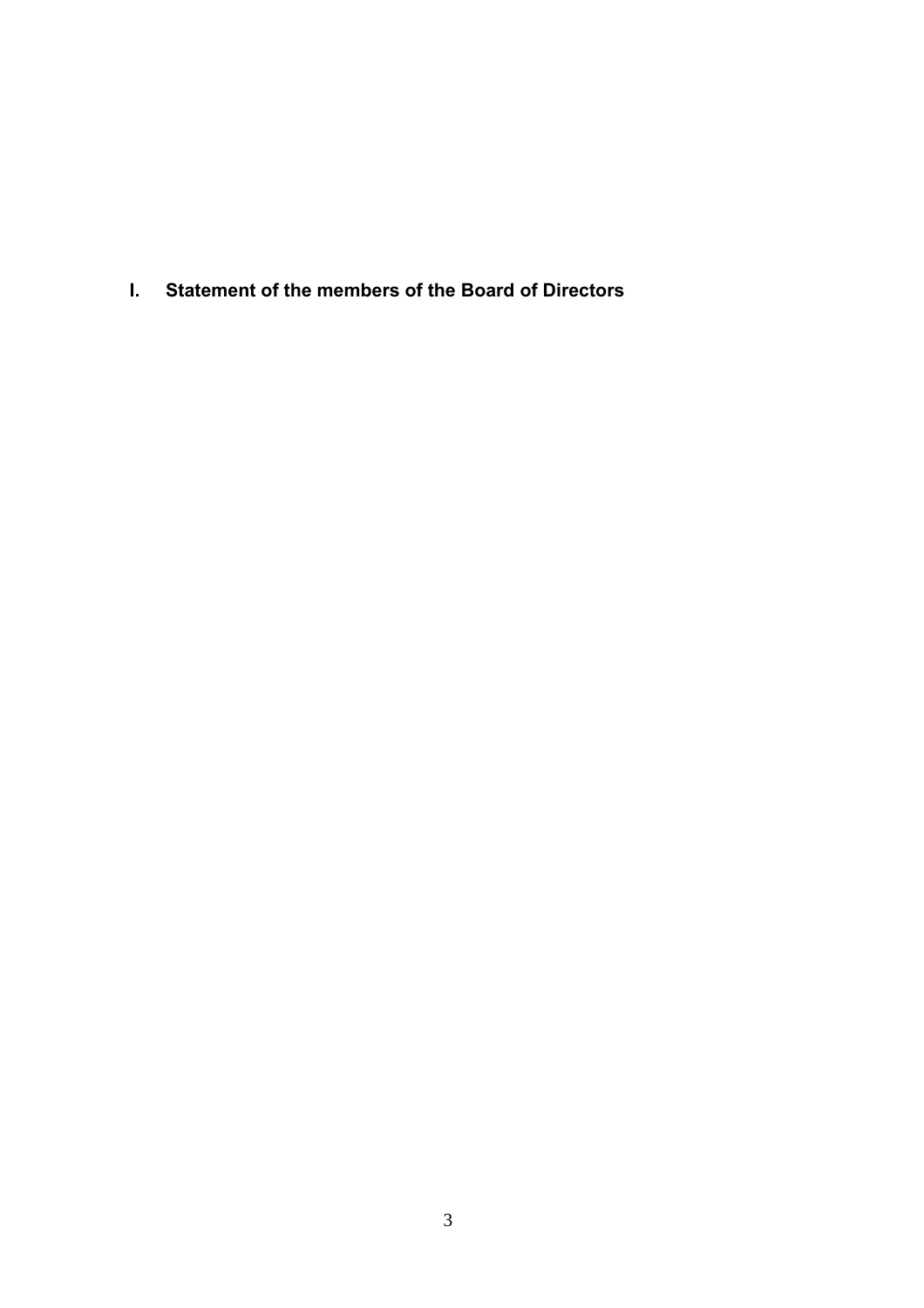# I. Statement of the members of the Board of Directors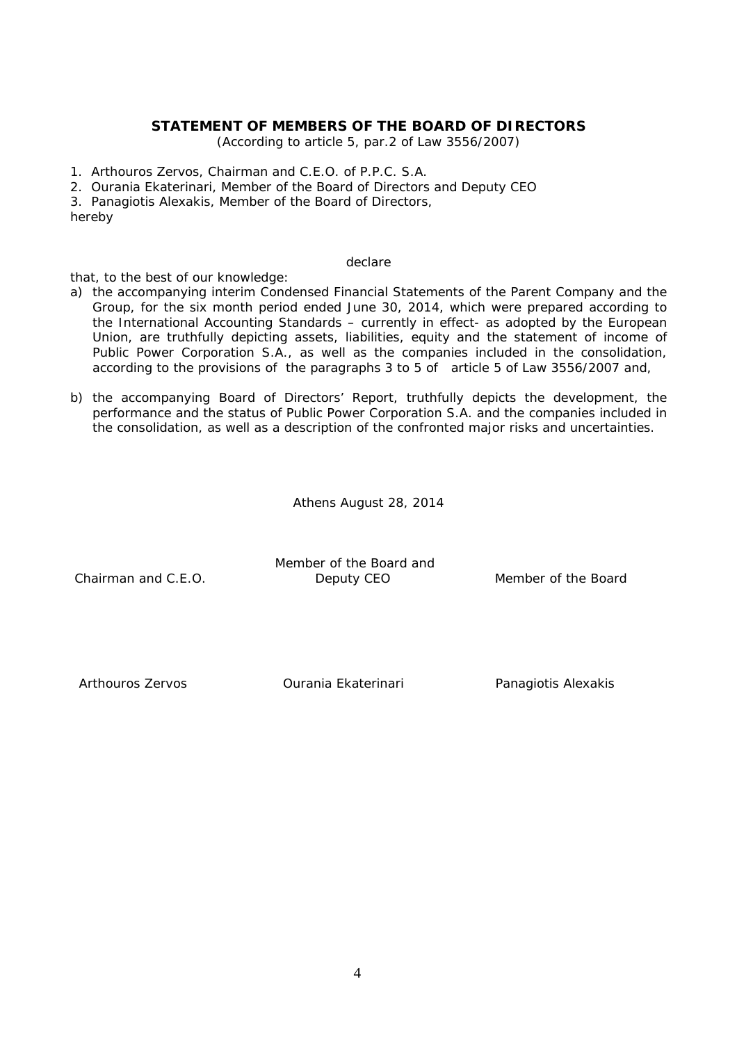## STATEMENT OF MEMBERS OF THE BOARD OF DIRECTORS

(According to article 5, par.2 of Law 3556/2007)

1. Arthouros Zervos, Chairman and C.E.O. of P.P.C. S.A.
2. Ourania Ekaterinari, Member of the Board of Directors and Deputy CEO
3. Panagiotis Alexakis, Member of the Board of Directors,

hereby

declare

that, to the best of our knowledge:

a) the accompanying interim Condensed Financial Statements of the Parent Company and the Group, for the six month period ended June 30, 2014, which were prepared according to the International Accounting Standards – currently in effect- as adopted by the European Union, are truthfully depicting assets, liabilities, equity and the statement of income of Public Power Corporation S.A., as well as the companies included in the consolidation, according to the provisions of the paragraphs 3 to 5 of article 5 of Law 3556/2007 and,

b) the accompanying Board of Directors' Report, truthfully depicts the development, the performance and the status of Public Power Corporation S.A. and the companies included in the consolidation, as well as a description of the confronted major risks and uncertainties.

Athens August 28, 2014

| Chairman and C.E.O. | Member of the Board and Deputy CEO | Member of the Board |
|---|---|---|
| Arthouros Zervos | Ourania Ekaterinari | Panagiotis Alexakis |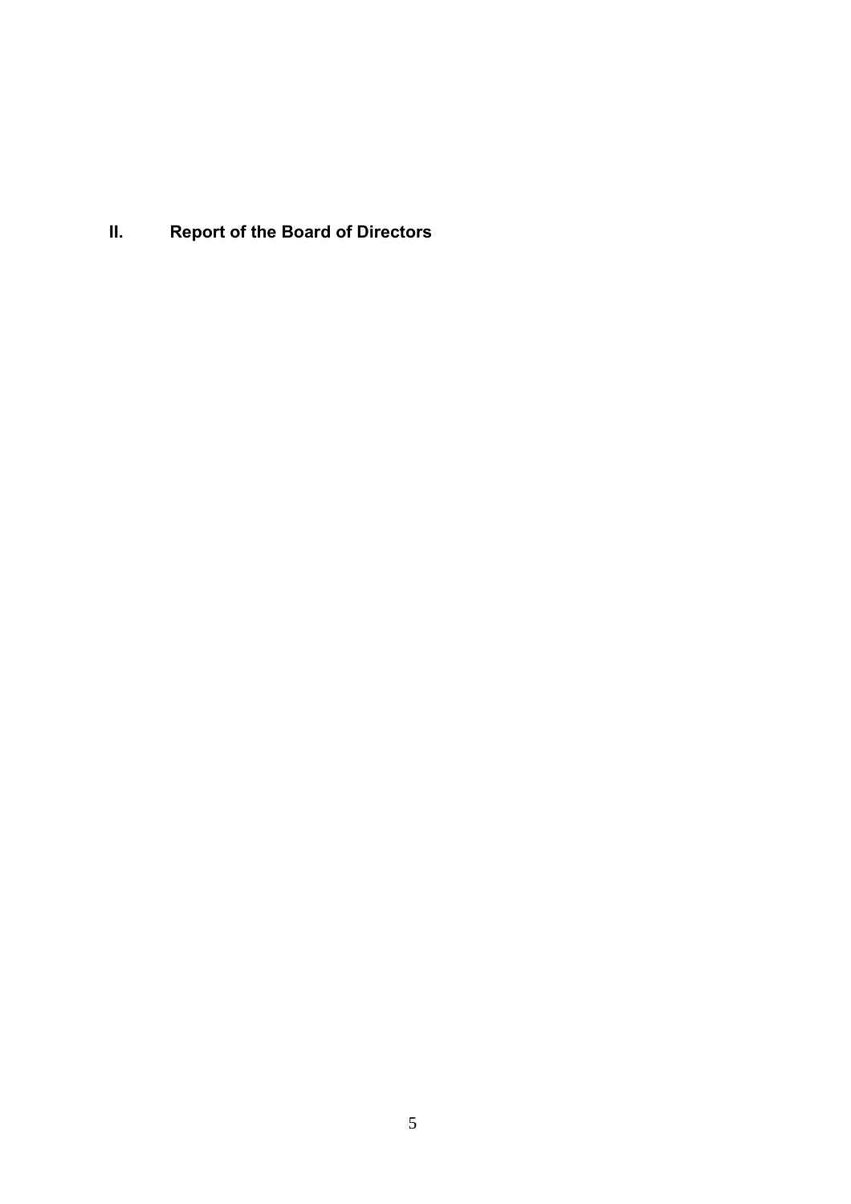# II. Report of the Board of Directors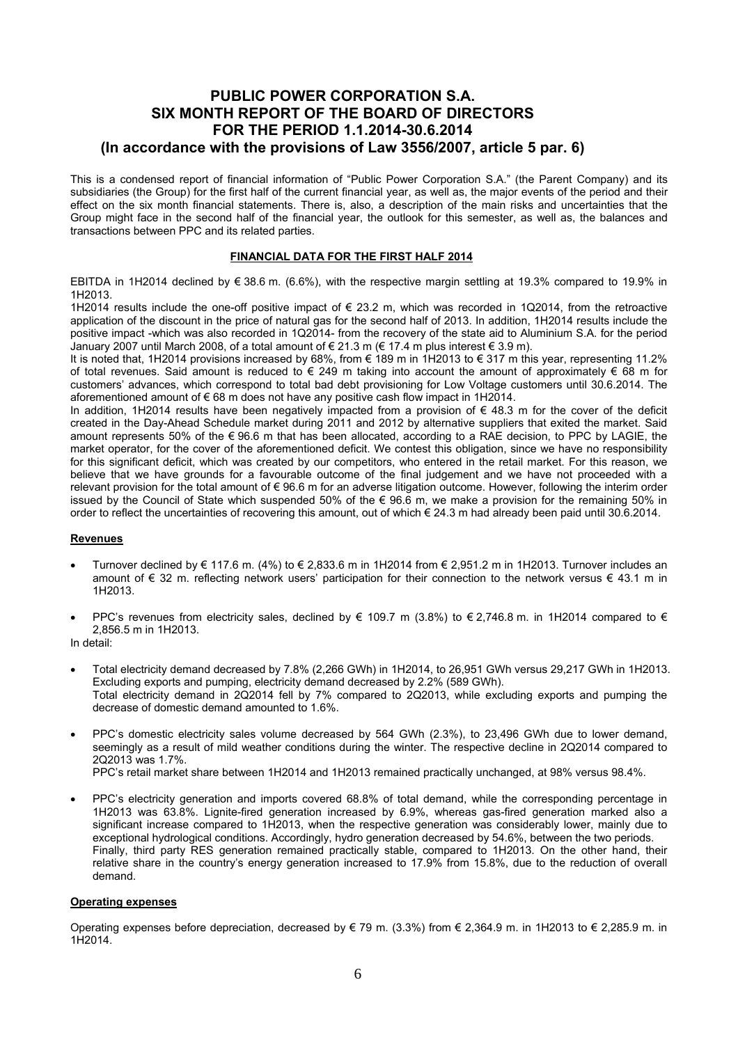# PUBLIC POWER CORPORATION S.A.
# SIX MONTH REPORT OF THE BOARD OF DIRECTORS
# FOR THE PERIOD 1.1.2014-30.6.2014
# (In accordance with the provisions of Law 3556/2007, article 5 par. 6)

This is a condensed report of financial information of "Public Power Corporation S.A." (the Parent Company) and its subsidiaries (the Group) for the first half of the current financial year, as well as, the major events of the period and their effect on the six month financial statements. There is, also, a description of the main risks and uncertainties that the Group might face in the second half of the financial year, the outlook for this semester, as well as, the balances and transactions between PPC and its related parties.

## FINANCIAL DATA FOR THE FIRST HALF 2014

EBITDA in 1H2014 declined by € 38.6 m. (6.6%), with the respective margin settling at 19.3% compared to 19.9% in 1H2013.

1H2014 results include the one-off positive impact of € 23.2 m, which was recorded in 1Q2014, from the retroactive application of the discount in the price of natural gas for the second half of 2013. In addition, 1H2014 results include the positive impact -which was also recorded in 1Q2014- from the recovery of the state aid to Aluminium S.A. for the period January 2007 until March 2008, of a total amount of € 21.3 m (€ 17.4 m plus interest € 3.9 m).

It is noted that, 1H2014 provisions increased by 68%, from € 189 m in 1H2013 to € 317 m this year, representing 11.2% of total revenues. Said amount is reduced to € 249 m taking into account the amount of approximately € 68 m for customers' advances, which correspond to total bad debt provisioning for Low Voltage customers until 30.6.2014. The aforementioned amount of € 68 m does not have any positive cash flow impact in 1H2014.

In addition, 1H2014 results have been negatively impacted from a provision of € 48.3 m for the cover of the deficit created in the Day-Ahead Schedule market during 2011 and 2012 by alternative suppliers that exited the market. Said amount represents 50% of the € 96.6 m that has been allocated, according to a RAE decision, to PPC by LAGIE, the market operator, for the cover of the aforementioned deficit. We contest this obligation, since we have no responsibility for this significant deficit, which was created by our competitors, who entered in the retail market. For this reason, we believe that we have grounds for a favourable outcome of the final judgement and we have not proceeded with a relevant provision for the total amount of € 96.6 m for an adverse litigation outcome. However, following the interim order issued by the Council of State which suspended 50% of the € 96.6 m, we make a provision for the remaining 50% in order to reflect the uncertainties of recovering this amount, out of which € 24.3 m had already been paid until 30.6.2014.

### Revenues

- Turnover declined by € 117.6 m. (4%) to € 2,833.6 m in 1H2014 from € 2,951.2 m in 1H2013. Turnover includes an amount of € 32 m. reflecting network users' participation for their connection to the network versus € 43.1 m in 1H2013.

- PPC's revenues from electricity sales, declined by € 109.7 m (3.8%) to € 2,746.8 m. in 1H2014 compared to € 2,856.5 m in 1H2013.

In detail:

- Total electricity demand decreased by 7.8% (2,266 GWh) in 1H2014, to 26,951 GWh versus 29,217 GWh in 1H2013. Excluding exports and pumping, electricity demand decreased by 2.2% (589 GWh).
  Total electricity demand in 2Q2014 fell by 7% compared to 2Q2013, while excluding exports and pumping the decrease of domestic demand amounted to 1.6%.

- PPC's domestic electricity sales volume decreased by 564 GWh (2.3%), to 23,496 GWh due to lower demand, seemingly as a result of mild weather conditions during the winter. The respective decline in 2Q2014 compared to 2Q2013 was 1.7%.
  PPC's retail market share between 1H2014 and 1H2013 remained practically unchanged, at 98% versus 98.4%.

- PPC's electricity generation and imports covered 68.8% of total demand, while the corresponding percentage in 1H2013 was 63.8%. Lignite-fired generation increased by 6.9%, whereas gas-fired generation marked also a significant increase compared to 1H2013, when the respective generation was considerably lower, mainly due to exceptional hydrological conditions. Accordingly, hydro generation decreased by 54.6%, between the two periods.
  Finally, third party RES generation remained practically stable, compared to 1H2013. On the other hand, their relative share in the country's energy generation increased to 17.9% from 15.8%, due to the reduction of overall demand.

### Operating expenses

Operating expenses before depreciation, decreased by € 79 m. (3.3%) from € 2,364.9 m. in 1H2013 to € 2,285.9 m. in 1H2014.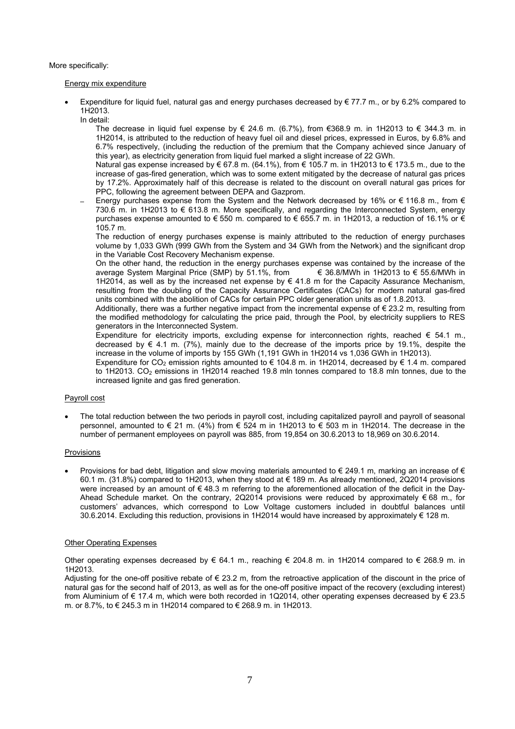More specifically:

Energy mix expenditure

- Expenditure for liquid fuel, natural gas and energy purchases decreased by € 77.7 m., or by 6.2% compared to 1H2013.

  In detail:

  The decrease in liquid fuel expense by € 24.6 m. (6.7%), from €368.9 m. in 1H2013 to € 344.3 m. in 1H2014, is attributed to the reduction of heavy fuel oil and diesel prices, expressed in Euros, by 6.8% and 6.7% respectively, (including the reduction of the premium that the Company achieved since January of this year), as electricity generation from liquid fuel marked a slight increase of 22 GWh.

  Natural gas expense increased by € 67.8 m. (64.1%), from € 105.7 m. in 1H2013 to € 173.5 m., due to the increase of gas-fired generation, which was to some extent mitigated by the decrease of natural gas prices by 17.2%. Approximately half of this decrease is related to the discount on overall natural gas prices for PPC, following the agreement between DEPA and Gazprom.

  – Energy purchases expense from the System and the Network decreased by 16% or € 116.8 m., from € 730.6 m. in 1H2013 to € 613.8 m. More specifically, and regarding the Interconnected System, energy purchases expense amounted to € 550 m. compared to € 655.7 m. in 1H2013, a reduction of 16.1% or € 105.7 m.

  The reduction of energy purchases expense is mainly attributed to the reduction of energy purchases volume by 1,033 GWh (999 GWh from the System and 34 GWh from the Network) and the significant drop in the Variable Cost Recovery Mechanism expense.

  On the other hand, the reduction in the energy purchases expense was contained by the increase of the average System Marginal Price (SMP) by 51.1%, from € 36.8/MWh in 1H2013 to € 55.6/MWh in 1H2014, as well as by the increased net expense by € 41.8 m for the Capacity Assurance Mechanism, resulting from the doubling of the Capacity Assurance Certificates (CACs) for modern natural gas-fired units combined with the abolition of CACs for certain PPC older generation units as of 1.8.2013.

  Additionally, there was a further negative impact from the incremental expense of € 23.2 m, resulting from the modified methodology for calculating the price paid, through the Pool, by electricity suppliers to RES generators in the Interconnected System.

  Expenditure for electricity imports, excluding expense for interconnection rights, reached € 54.1 m., decreased by € 4.1 m. (7%), mainly due to the decrease of the imports price by 19.1%, despite the increase in the volume of imports by 155 GWh (1,191 GWh in 1H2014 vs 1,036 GWh in 1H2013).

  Expenditure for $CO_2$ emission rights amounted to € 104.8 m. in 1H2014, decreased by € 1.4 m. compared to 1H2013. $CO_2$ emissions in 1H2014 reached 19.8 mln tonnes compared to 18.8 mln tonnes, due to the increased lignite and gas fired generation.

Payroll cost

- The total reduction between the two periods in payroll cost, including capitalized payroll and payroll of seasonal personnel, amounted to € 21 m. (4%) from € 524 m in 1H2013 to € 503 m in 1H2014. The decrease in the number of permanent employees on payroll was 885, from 19,854 on 30.6.2013 to 18,969 on 30.6.2014.

Provisions

- Provisions for bad debt, litigation and slow moving materials amounted to € 249.1 m, marking an increase of € 60.1 m. (31.8%) compared to 1H2013, when they stood at € 189 m. As already mentioned, 2Q2014 provisions were increased by an amount of € 48.3 m referring to the aforementioned allocation of the deficit in the Day-Ahead Schedule market. On the contrary, 2Q2014 provisions were reduced by approximately € 68 m., for customers' advances, which correspond to Low Voltage customers included in doubtful balances until 30.6.2014. Excluding this reduction, provisions in 1H2014 would have increased by approximately € 128 m.

Other Operating Expenses

Other operating expenses decreased by € 64.1 m., reaching € 204.8 m. in 1H2014 compared to € 268.9 m. in 1H2013.

Adjusting for the one-off positive rebate of € 23.2 m, from the retroactive application of the discount in the price of natural gas for the second half of 2013, as well as for the one-off positive impact of the recovery (excluding interest) from Aluminium of € 17.4 m, which were both recorded in 1Q2014, other operating expenses decreased by € 23.5 m. or 8.7%, to € 245.3 m in 1H2014 compared to € 268.9 m. in 1H2013.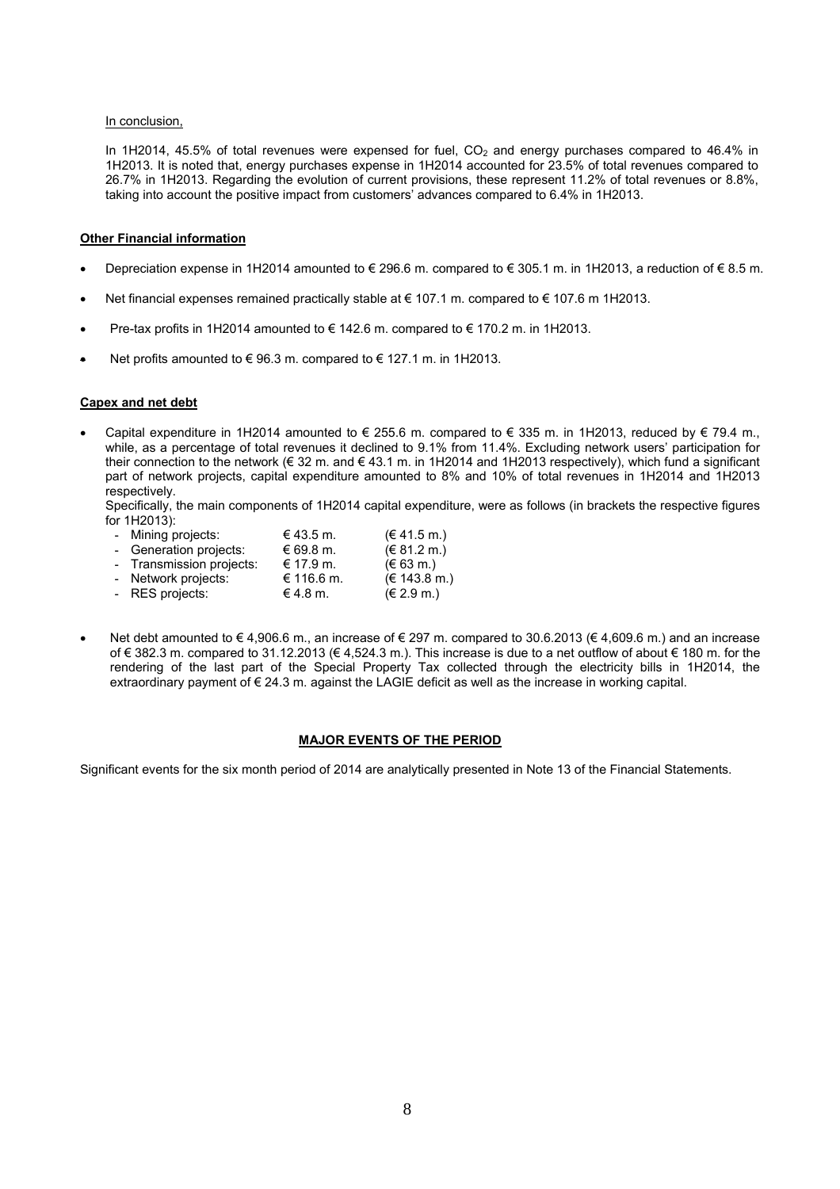In conclusion,

In 1H2014, 45.5% of total revenues were expensed for fuel, $CO_2$ and energy purchases compared to 46.4% in 1H2013. It is noted that, energy purchases expense in 1H2014 accounted for 23.5% of total revenues compared to 26.7% in 1H2013. Regarding the evolution of current provisions, these represent 11.2% of total revenues or 8.8%, taking into account the positive impact from customers' advances compared to 6.4% in 1H2013.

**Other Financial information**

- Depreciation expense in 1H2014 amounted to € 296.6 m. compared to € 305.1 m. in 1H2013, a reduction of € 8.5 m.
- Net financial expenses remained practically stable at € 107.1 m. compared to € 107.6 m 1H2013.
- Pre-tax profits in 1H2014 amounted to € 142.6 m. compared to € 170.2 m. in 1H2013.
- Net profits amounted to € 96.3 m. compared to € 127.1 m. in 1H2013.

**Capex and net debt**

- Capital expenditure in 1H2014 amounted to € 255.6 m. compared to € 335 m. in 1H2013, reduced by € 79.4 m., while, as a percentage of total revenues it declined to 9.1% from 11.4%. Excluding network users' participation for their connection to the network (€ 32 m. and € 43.1 m. in 1H2014 and 1H2013 respectively), which fund a significant part of network projects, capital expenditure amounted to 8% and 10% of total revenues in 1H2014 and 1H2013 respectively.

  Specifically, the main components of 1H2014 capital expenditure, were as follows (in brackets the respective figures for 1H2013):

  - Mining projects: € 43.5 m. (€ 41.5 m.)
  - Generation projects: € 69.8 m. (€ 81.2 m.)
  - Transmission projects: € 17.9 m. (€ 63 m.)
  - Network projects: € 116.6 m. (€ 143.8 m.)
  - RES projects: € 4.8 m. (€ 2.9 m.)

- Net debt amounted to € 4,906.6 m., an increase of € 297 m. compared to 30.6.2013 (€ 4,609.6 m.) and an increase of € 382.3 m. compared to 31.12.2013 (€ 4,524.3 m.). This increase is due to a net outflow of about € 180 m. for the rendering of the last part of the Special Property Tax collected through the electricity bills in 1H2014, the extraordinary payment of € 24.3 m. against the LAGIE deficit as well as the increase in working capital.

## MAJOR EVENTS OF THE PERIOD

Significant events for the six month period of 2014 are analytically presented in Note 13 of the Financial Statements.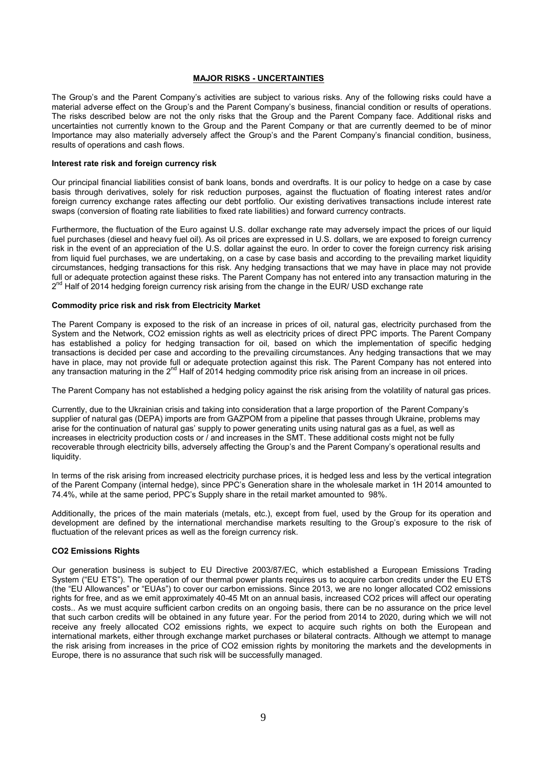## MAJOR RISKS - UNCERTAINTIES

The Group's and the Parent Company's activities are subject to various risks. Any of the following risks could have a material adverse effect on the Group's and the Parent Company's business, financial condition or results of operations. The risks described below are not the only risks that the Group and the Parent Company face. Additional risks and uncertainties not currently known to the Group and the Parent Company or that are currently deemed to be of minor Importance may also materially adversely affect the Group's and the Parent Company's financial condition, business, results of operations and cash flows.

**Interest rate risk and foreign currency risk**

Our principal financial liabilities consist of bank loans, bonds and overdrafts. It is our policy to hedge on a case by case basis through derivatives, solely for risk reduction purposes, against the fluctuation of floating interest rates and/or foreign currency exchange rates affecting our debt portfolio. Our existing derivatives transactions include interest rate swaps (conversion of floating rate liabilities to fixed rate liabilities) and forward currency contracts.

Furthermore, the fluctuation of the Euro against U.S. dollar exchange rate may adversely impact the prices of our liquid fuel purchases (diesel and heavy fuel oil). As oil prices are expressed in U.S. dollars, we are exposed to foreign currency risk in the event of an appreciation of the U.S. dollar against the euro. In order to cover the foreign currency risk arising from liquid fuel purchases, we are undertaking, on a case by case basis and according to the prevailing market liquidity circumstances, hedging transactions for this risk. Any hedging transactions that we may have in place may not provide full or adequate protection against these risks. The Parent Company has not entered into any transaction maturing in the 2nd Half of 2014 hedging foreign currency risk arising from the change in the EUR/ USD exchange rate

**Commodity price risk and risk from Electricity Market**

The Parent Company is exposed to the risk of an increase in prices of oil, natural gas, electricity purchased from the System and the Network, $CO_2$ emission rights as well as electricity prices of direct PPC imports. The Parent Company has established a policy for hedging transaction for oil, based on which the implementation of specific hedging transactions is decided per case and according to the prevailing circumstances. Any hedging transactions that we may have in place, may not provide full or adequate protection against this risk. The Parent Company has not entered into any transaction maturing in the 2nd Half of 2014 hedging commodity price risk arising from an increase in oil prices.

The Parent Company has not established a hedging policy against the risk arising from the volatility of natural gas prices.

Currently, due to the Ukrainian crisis and taking into consideration that a large proportion of the Parent Company's supplier of natural gas (DEPA) imports are from GAZPOM from a pipeline that passes through Ukraine, problems may arise for the continuation of natural gas' supply to power generating units using natural gas as a fuel, as well as increases in electricity production costs or / and increases in the SMT. These additional costs might not be fully recoverable through electricity bills, adversely affecting the Group's and the Parent Company's operational results and liquidity.

In terms of the risk arising from increased electricity purchase prices, it is hedged less and less by the vertical integration of the Parent Company (internal hedge), since PPC's Generation share in the wholesale market in 1H 2014 amounted to 74.4%, while at the same period, PPC's Supply share in the retail market amounted to 98%.

Additionally, the prices of the main materials (metals, etc.), except from fuel, used by the Group for its operation and development are defined by the international merchandise markets resulting to the Group's exposure to the risk of fluctuation of the relevant prices as well as the foreign currency risk.

**$CO_2$ Emissions Rights**

Our generation business is subject to EU Directive 2003/87/EC, which established a European Emissions Trading System ("EU ETS"). The operation of our thermal power plants requires us to acquire carbon credits under the EU ETS (the "EU Allowances" or "EUAs") to cover our carbon emissions. Since 2013, we are no longer allocated $CO_2$ emissions rights for free, and as we emit approximately 40-45 Mt on an annual basis, increased $CO_2$ prices will affect our operating costs.. As we must acquire sufficient carbon credits on an ongoing basis, there can be no assurance on the price level that such carbon credits will be obtained in any future year. For the period from 2014 to 2020, during which we will not receive any freely allocated $CO_2$ emissions rights, we expect to acquire such rights on both the European and international markets, either through exchange market purchases or bilateral contracts. Although we attempt to manage the risk arising from increases in the price of $CO_2$ emission rights by monitoring the markets and the developments in Europe, there is no assurance that such risk will be successfully managed.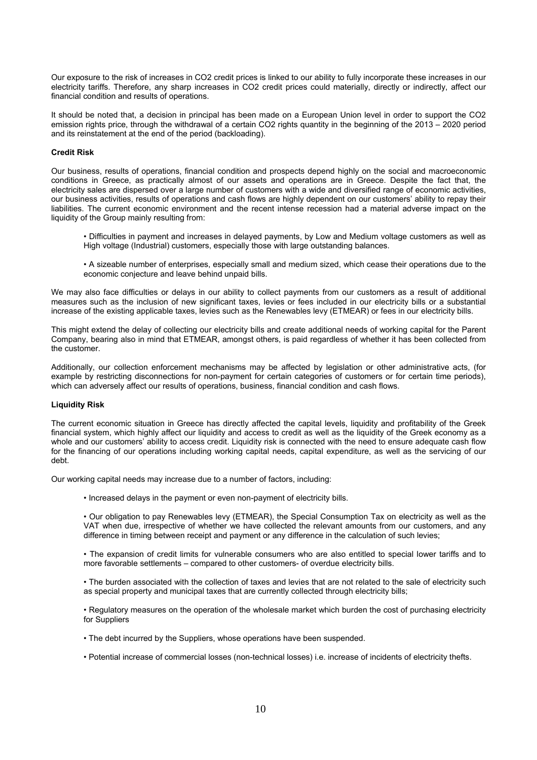Our exposure to the risk of increases in $CO_2$ credit prices is linked to our ability to fully incorporate these increases in our electricity tariffs. Therefore, any sharp increases in $CO_2$ credit prices could materially, directly or indirectly, affect our financial condition and results of operations.

It should be noted that, a decision in principal has been made on a European Union level in order to support the $CO_2$ emission rights price, through the withdrawal of a certain $CO_2$ rights quantity in the beginning of the 2013 – 2020 period and its reinstatement at the end of the period (backloading).

**Credit Risk**

Our business, results of operations, financial condition and prospects depend highly on the social and macroeconomic conditions in Greece, as practically almost of our assets and operations are in Greece. Despite the fact that, the electricity sales are dispersed over a large number of customers with a wide and diversified range of economic activities, our business activities, results of operations and cash flows are highly dependent on our customers' ability to repay their liabilities. The current economic environment and the recent intense recession had a material adverse impact on the liquidity of the Group mainly resulting from:

- Difficulties in payment and increases in delayed payments, by Low and Medium voltage customers as well as High voltage (Industrial) customers, especially those with large outstanding balances.
- A sizeable number of enterprises, especially small and medium sized, which cease their operations due to the economic conjecture and leave behind unpaid bills.

We may also face difficulties or delays in our ability to collect payments from our customers as a result of additional measures such as the inclusion of new significant taxes, levies or fees included in our electricity bills or a substantial increase of the existing applicable taxes, levies such as the Renewables levy (ETMEAR) or fees in our electricity bills.

This might extend the delay of collecting our electricity bills and create additional needs of working capital for the Parent Company, bearing also in mind that ETMEAR, amongst others, is paid regardless of whether it has been collected from the customer.

Additionally, our collection enforcement mechanisms may be affected by legislation or other administrative acts, (for example by restricting disconnections for non-payment for certain categories of customers or for certain time periods), which can adversely affect our results of operations, business, financial condition and cash flows.

**Liquidity Risk**

The current economic situation in Greece has directly affected the capital levels, liquidity and profitability of the Greek financial system, which highly affect our liquidity and access to credit as well as the liquidity of the Greek economy as a whole and our customers' ability to access credit. Liquidity risk is connected with the need to ensure adequate cash flow for the financing of our operations including working capital needs, capital expenditure, as well as the servicing of our debt.

Our working capital needs may increase due to a number of factors, including:

- Increased delays in the payment or even non-payment of electricity bills.
- Our obligation to pay Renewables levy (ETMEAR), the Special Consumption Tax on electricity as well as the VAT when due, irrespective of whether we have collected the relevant amounts from our customers, and any difference in timing between receipt and payment or any difference in the calculation of such levies;
- The expansion of credit limits for vulnerable consumers who are also entitled to special lower tariffs and to more favorable settlements – compared to other customers- of overdue electricity bills.
- The burden associated with the collection of taxes and levies that are not related to the sale of electricity such as special property and municipal taxes that are currently collected through electricity bills;
- Regulatory measures on the operation of the wholesale market which burden the cost of purchasing electricity for Suppliers
- The debt incurred by the Suppliers, whose operations have been suspended.
- Potential increase of commercial losses (non-technical losses) i.e. increase of incidents of electricity thefts.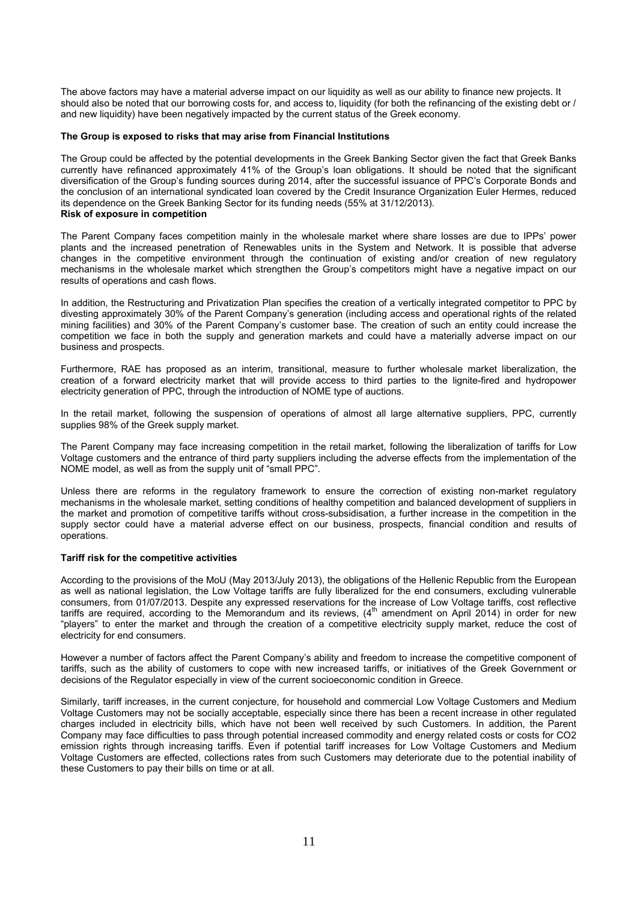The above factors may have a material adverse impact on our liquidity as well as our ability to finance new projects. It should also be noted that our borrowing costs for, and access to, liquidity (for both the refinancing of the existing debt or / and new liquidity) have been negatively impacted by the current status of the Greek economy.

**The Group is exposed to risks that may arise from Financial Institutions**

The Group could be affected by the potential developments in the Greek Banking Sector given the fact that Greek Banks currently have refinanced approximately 41% of the Group's loan obligations. It should be noted that the significant diversification of the Group's funding sources during 2014, after the successful issuance of PPC's Corporate Bonds and the conclusion of an international syndicated loan covered by the Credit Insurance Organization Euler Hermes, reduced its dependence on the Greek Banking Sector for its funding needs (55% at 31/12/2013).

**Risk of exposure in competition**

The Parent Company faces competition mainly in the wholesale market where share losses are due to IPPs' power plants and the increased penetration of Renewables units in the System and Network. It is possible that adverse changes in the competitive environment through the continuation of existing and/or creation of new regulatory mechanisms in the wholesale market which strengthen the Group's competitors might have a negative impact on our results of operations and cash flows.

In addition, the Restructuring and Privatization Plan specifies the creation of a vertically integrated competitor to PPC by divesting approximately 30% of the Parent Company's generation (including access and operational rights of the related mining facilities) and 30% of the Parent Company's customer base. The creation of such an entity could increase the competition we face in both the supply and generation markets and could have a materially adverse impact on our business and prospects.

Furthermore, RAE has proposed as an interim, transitional, measure to further wholesale market liberalization, the creation of a forward electricity market that will provide access to third parties to the lignite-fired and hydropower electricity generation of PPC, through the introduction of NOME type of auctions.

In the retail market, following the suspension of operations of almost all large alternative suppliers, PPC, currently supplies 98% of the Greek supply market.

The Parent Company may face increasing competition in the retail market, following the liberalization of tariffs for Low Voltage customers and the entrance of third party suppliers including the adverse effects from the implementation of the NOME model, as well as from the supply unit of "small PPC".

Unless there are reforms in the regulatory framework to ensure the correction of existing non-market regulatory mechanisms in the wholesale market, setting conditions of healthy competition and balanced development of suppliers in the market and promotion of competitive tariffs without cross-subsidisation, a further increase in the competition in the supply sector could have a material adverse effect on our business, prospects, financial condition and results of operations.

**Tariff risk for the competitive activities**

According to the provisions of the MoU (May 2013/July 2013), the obligations of the Hellenic Republic from the European as well as national legislation, the Low Voltage tariffs are fully liberalized for the end consumers, excluding vulnerable consumers, from 01/07/2013. Despite any expressed reservations for the increase of Low Voltage tariffs, cost reflective tariffs are required, according to the Memorandum and its reviews, (4th amendment on April 2014) in order for new "players" to enter the market and through the creation of a competitive electricity supply market, reduce the cost of electricity for end consumers.

However a number of factors affect the Parent Company's ability and freedom to increase the competitive component of tariffs, such as the ability of customers to cope with new increased tariffs, or initiatives of the Greek Government or decisions of the Regulator especially in view of the current socioeconomic condition in Greece.

Similarly, tariff increases, in the current conjecture, for household and commercial Low Voltage Customers and Medium Voltage Customers may not be socially acceptable, especially since there has been a recent increase in other regulated charges included in electricity bills, which have not been well received by such Customers. In addition, the Parent Company may face difficulties to pass through potential increased commodity and energy related costs or costs for $CO_2$ emission rights through increasing tariffs. Even if potential tariff increases for Low Voltage Customers and Medium Voltage Customers are effected, collections rates from such Customers may deteriorate due to the potential inability of these Customers to pay their bills on time or at all.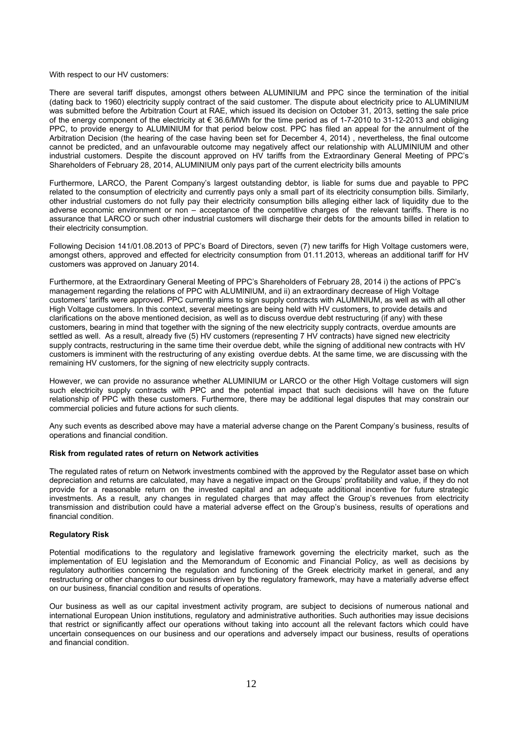With respect to our HV customers:

There are several tariff disputes, amongst others between ALUMINIUM and PPC since the termination of the initial (dating back to 1960) electricity supply contract of the said customer. The dispute about electricity price to ALUMINIUM was submitted before the Arbitration Court at RAE, which issued its decision on October 31, 2013, setting the sale price of the energy component of the electricity at € 36.6/MWh for the time period as of 1-7-2010 to 31-12-2013 and obliging PPC, to provide energy to ALUMINIUM for that period below cost. PPC has filed an appeal for the annulment of the Arbitration Decision (the hearing of the case having been set for December 4, 2014) , nevertheless, the final outcome cannot be predicted, and an unfavourable outcome may negatively affect our relationship with ALUMINIUM and other industrial customers. Despite the discount approved on HV tariffs from the Extraordinary General Meeting of PPC's Shareholders of February 28, 2014, ALUMINIUM only pays part of the current electricity bills amounts

Furthermore, LARCO, the Parent Company's largest outstanding debtor, is liable for sums due and payable to PPC related to the consumption of electricity and currently pays only a small part of its electricity consumption bills. Similarly, other industrial customers do not fully pay their electricity consumption bills alleging either lack of liquidity due to the adverse economic environment or non – acceptance of the competitive charges of the relevant tariffs. There is no assurance that LARCO or such other industrial customers will discharge their debts for the amounts billed in relation to their electricity consumption.

Following Decision 141/01.08.2013 of PPC's Board of Directors, seven (7) new tariffs for High Voltage customers were, amongst others, approved and effected for electricity consumption from 01.11.2013, whereas an additional tariff for HV customers was approved on January 2014.

Furthermore, at the Extraordinary General Meeting of PPC's Shareholders of February 28, 2014 i) the actions of PPC's management regarding the relations of PPC with ALUMINIUM, and ii) an extraordinary decrease of High Voltage customers' tariffs were approved. PPC currently aims to sign supply contracts with ALUMINIUM, as well as with all other High Voltage customers. In this context, several meetings are being held with HV customers, to provide details and clarifications on the above mentioned decision, as well as to discuss overdue debt restructuring (if any) with these customers, bearing in mind that together with the signing of the new electricity supply contracts, overdue amounts are settled as well. As a result, already five (5) HV customers (representing 7 HV contracts) have signed new electricity supply contracts, restructuring in the same time their overdue debt, while the signing of additional new contracts with HV customers is imminent with the restructuring of any existing overdue debts. At the same time, we are discussing with the remaining HV customers, for the signing of new electricity supply contracts.

However, we can provide no assurance whether ALUMINIUM or LARCO or the other High Voltage customers will sign such electricity supply contracts with PPC and the potential impact that such decisions will have on the future relationship of PPC with these customers. Furthermore, there may be additional legal disputes that may constrain our commercial policies and future actions for such clients.

Any such events as described above may have a material adverse change on the Parent Company's business, results of operations and financial condition.

**Risk from regulated rates of return on Network activities**

The regulated rates of return on Network investments combined with the approved by the Regulator asset base on which depreciation and returns are calculated, may have a negative impact on the Groups' profitability and value, if they do not provide for a reasonable return on the invested capital and an adequate additional incentive for future strategic investments. As a result, any changes in regulated charges that may affect the Group's revenues from electricity transmission and distribution could have a material adverse effect on the Group's business, results of operations and financial condition.

**Regulatory Risk**

Potential modifications to the regulatory and legislative framework governing the electricity market, such as the implementation of EU legislation and the Memorandum of Economic and Financial Policy, as well as decisions by regulatory authorities concerning the regulation and functioning of the Greek electricity market in general, and any restructuring or other changes to our business driven by the regulatory framework, may have a materially adverse effect on our business, financial condition and results of operations.

Our business as well as our capital investment activity program, are subject to decisions of numerous national and international European Union institutions, regulatory and administrative authorities. Such authorities may issue decisions that restrict or significantly affect our operations without taking into account all the relevant factors which could have uncertain consequences on our business and our operations and adversely impact our business, results of operations and financial condition.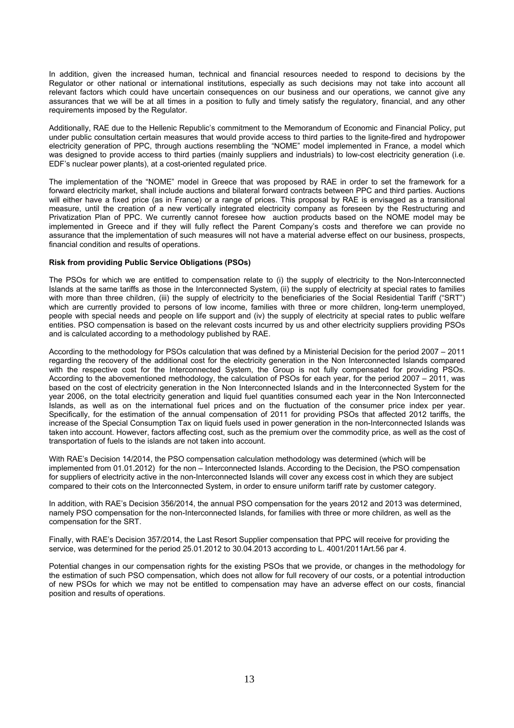In addition, given the increased human, technical and financial resources needed to respond to decisions by the Regulator or other national or international institutions, especially as such decisions may not take into account all relevant factors which could have uncertain consequences on our business and our operations, we cannot give any assurances that we will be at all times in a position to fully and timely satisfy the regulatory, financial, and any other requirements imposed by the Regulator.

Additionally, RAE due to the Hellenic Republic's commitment to the Memorandum of Economic and Financial Policy, put under public consultation certain measures that would provide access to third parties to the lignite-fired and hydropower electricity generation of PPC, through auctions resembling the "NOME" model implemented in France, a model which was designed to provide access to third parties (mainly suppliers and industrials) to low-cost electricity generation (i.e. EDF's nuclear power plants), at a cost-oriented regulated price.

The implementation of the "NOME" model in Greece that was proposed by RAE in order to set the framework for a forward electricity market, shall include auctions and bilateral forward contracts between PPC and third parties. Auctions will either have a fixed price (as in France) or a range of prices. This proposal by RAE is envisaged as a transitional measure, until the creation of a new vertically integrated electricity company as foreseen by the Restructuring and Privatization Plan of PPC. We currently cannot foresee how auction products based on the NOME model may be implemented in Greece and if they will fully reflect the Parent Company's costs and therefore we can provide no assurance that the implementation of such measures will not have a material adverse effect on our business, prospects, financial condition and results of operations.

**Risk from providing Public Service Obligations (PSOs)**

The PSOs for which we are entitled to compensation relate to (i) the supply of electricity to the Non-Interconnected Islands at the same tariffs as those in the Interconnected System, (ii) the supply of electricity at special rates to families with more than three children, (iii) the supply of electricity to the beneficiaries of the Social Residential Tariff ("SRT") which are currently provided to persons of low income, families with three or more children, long-term unemployed, people with special needs and people on life support and (iv) the supply of electricity at special rates to public welfare entities. PSO compensation is based on the relevant costs incurred by us and other electricity suppliers providing PSOs and is calculated according to a methodology published by RAE.

According to the methodology for PSOs calculation that was defined by a Ministerial Decision for the period 2007 – 2011 regarding the recovery of the additional cost for the electricity generation in the Non Interconnected Islands compared with the respective cost for the Interconnected System, the Group is not fully compensated for providing PSOs. According to the abovementioned methodology, the calculation of PSOs for each year, for the period 2007 – 2011, was based on the cost of electricity generation in the Non Interconnected Islands and in the Interconnected System for the year 2006, on the total electricity generation and liquid fuel quantities consumed each year in the Non Interconnected Islands, as well as on the international fuel prices and on the fluctuation of the consumer price index per year. Specifically, for the estimation of the annual compensation of 2011 for providing PSOs that affected 2012 tariffs, the increase of the Special Consumption Tax on liquid fuels used in power generation in the non-Interconnected Islands was taken into account. However, factors affecting cost, such as the premium over the commodity price, as well as the cost of transportation of fuels to the islands are not taken into account.

With RAE's Decision 14/2014, the PSO compensation calculation methodology was determined (which will be implemented from 01.01.2012) for the non – Interconnected Islands. According to the Decision, the PSO compensation for suppliers of electricity active in the non-Interconnected Islands will cover any excess cost in which they are subject compared to their cots on the Interconnected System, in order to ensure uniform tariff rate by customer category.

In addition, with RAE's Decision 356/2014, the annual PSO compensation for the years 2012 and 2013 was determined, namely PSO compensation for the non-Interconnected Islands, for families with three or more children, as well as the compensation for the SRT.

Finally, with RAE's Decision 357/2014, the Last Resort Supplier compensation that PPC will receive for providing the service, was determined for the period 25.01.2012 to 30.04.2013 according to L. 4001/2011Art.56 par 4.

Potential changes in our compensation rights for the existing PSOs that we provide, or changes in the methodology for the estimation of such PSO compensation, which does not allow for full recovery of our costs, or a potential introduction of new PSOs for which we may not be entitled to compensation may have an adverse effect on our costs, financial position and results of operations.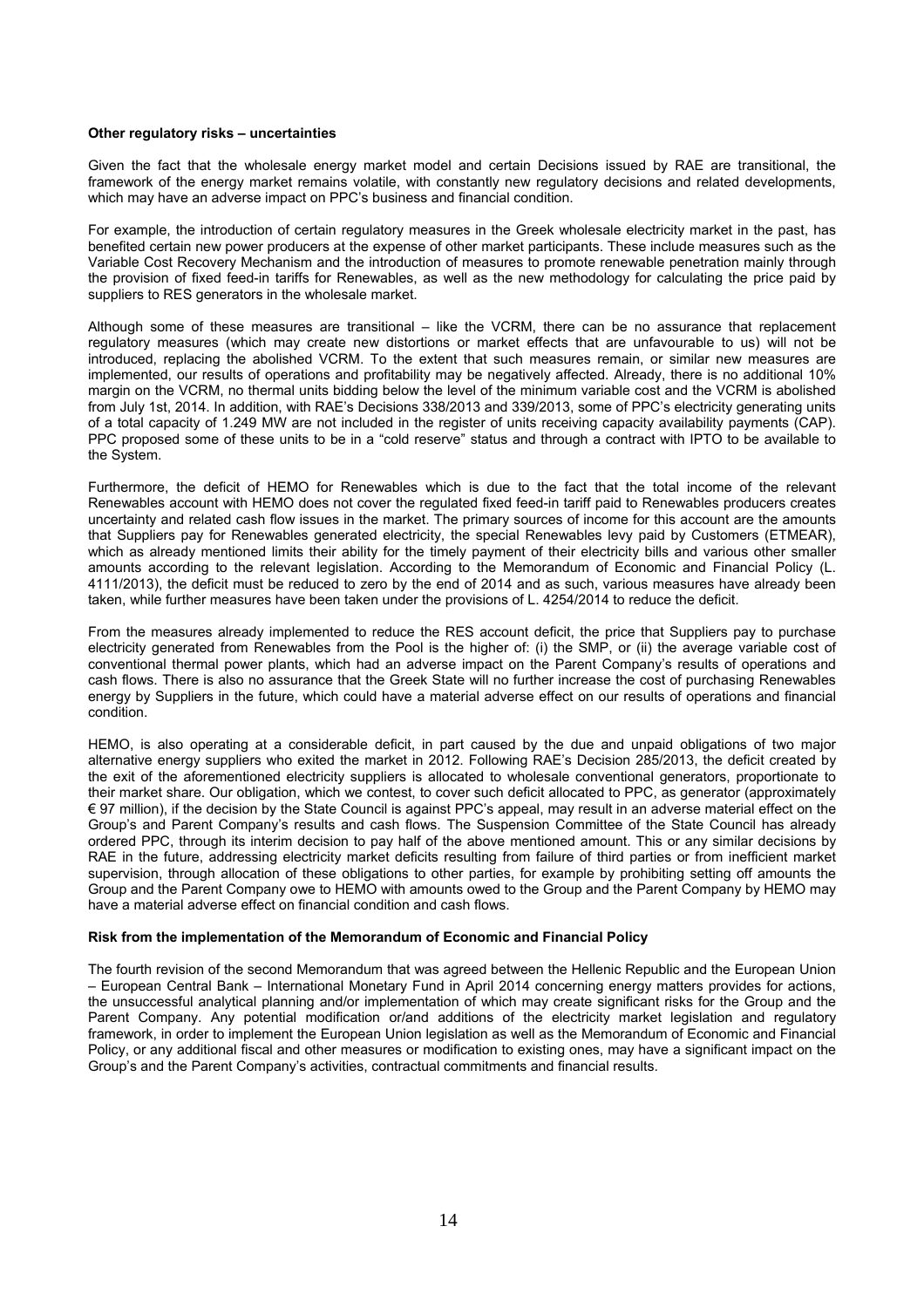**Other regulatory risks – uncertainties**

Given the fact that the wholesale energy market model and certain Decisions issued by RAE are transitional, the framework of the energy market remains volatile, with constantly new regulatory decisions and related developments, which may have an adverse impact on PPC's business and financial condition.

For example, the introduction of certain regulatory measures in the Greek wholesale electricity market in the past, has benefited certain new power producers at the expense of other market participants. These include measures such as the Variable Cost Recovery Mechanism and the introduction of measures to promote renewable penetration mainly through the provision of fixed feed-in tariffs for Renewables, as well as the new methodology for calculating the price paid by suppliers to RES generators in the wholesale market.

Although some of these measures are transitional – like the VCRM, there can be no assurance that replacement regulatory measures (which may create new distortions or market effects that are unfavourable to us) will not be introduced, replacing the abolished VCRM. To the extent that such measures remain, or similar new measures are implemented, our results of operations and profitability may be negatively affected. Already, there is no additional 10% margin on the VCRM, no thermal units bidding below the level of the minimum variable cost and the VCRM is abolished from July 1st, 2014. In addition, with RAE's Decisions 338/2013 and 339/2013, some of PPC's electricity generating units of a total capacity of 1.249 MW are not included in the register of units receiving capacity availability payments (CAP). PPC proposed some of these units to be in a "cold reserve" status and through a contract with IPTO to be available to the System.

Furthermore, the deficit of HEMO for Renewables which is due to the fact that the total income of the relevant Renewables account with HEMO does not cover the regulated fixed feed-in tariff paid to Renewables producers creates uncertainty and related cash flow issues in the market. The primary sources of income for this account are the amounts that Suppliers pay for Renewables generated electricity, the special Renewables levy paid by Customers (ETMEAR), which as already mentioned limits their ability for the timely payment of their electricity bills and various other smaller amounts according to the relevant legislation. According to the Memorandum of Economic and Financial Policy (L. 4111/2013), the deficit must be reduced to zero by the end of 2014 and as such, various measures have already been taken, while further measures have been taken under the provisions of L. 4254/2014 to reduce the deficit.

From the measures already implemented to reduce the RES account deficit, the price that Suppliers pay to purchase electricity generated from Renewables from the Pool is the higher of: (i) the SMP, or (ii) the average variable cost of conventional thermal power plants, which had an adverse impact on the Parent Company's results of operations and cash flows. There is also no assurance that the Greek State will no further increase the cost of purchasing Renewables energy by Suppliers in the future, which could have a material adverse effect on our results of operations and financial condition.

HEMO, is also operating at a considerable deficit, in part caused by the due and unpaid obligations of two major alternative energy suppliers who exited the market in 2012. Following RAE's Decision 285/2013, the deficit created by the exit of the aforementioned electricity suppliers is allocated to wholesale conventional generators, proportionate to their market share. Our obligation, which we contest, to cover such deficit allocated to PPC, as generator (approximately € 97 million), if the decision by the State Council is against PPC's appeal, may result in an adverse material effect on the Group's and Parent Company's results and cash flows. The Suspension Committee of the State Council has already ordered PPC, through its interim decision to pay half of the above mentioned amount. This or any similar decisions by RAE in the future, addressing electricity market deficits resulting from failure of third parties or from inefficient market supervision, through allocation of these obligations to other parties, for example by prohibiting setting off amounts the Group and the Parent Company owe to HEMO with amounts owed to the Group and the Parent Company by HEMO may have a material adverse effect on financial condition and cash flows.

**Risk from the implementation of the Memorandum of Economic and Financial Policy**

The fourth revision of the second Memorandum that was agreed between the Hellenic Republic and the European Union – European Central Bank – International Monetary Fund in April 2014 concerning energy matters provides for actions, the unsuccessful analytical planning and/or implementation of which may create significant risks for the Group and the Parent Company. Any potential modification or/and additions of the electricity market legislation and regulatory framework, in order to implement the European Union legislation as well as the Memorandum of Economic and Financial Policy, or any additional fiscal and other measures or modification to existing ones, may have a significant impact on the Group's and the Parent Company's activities, contractual commitments and financial results.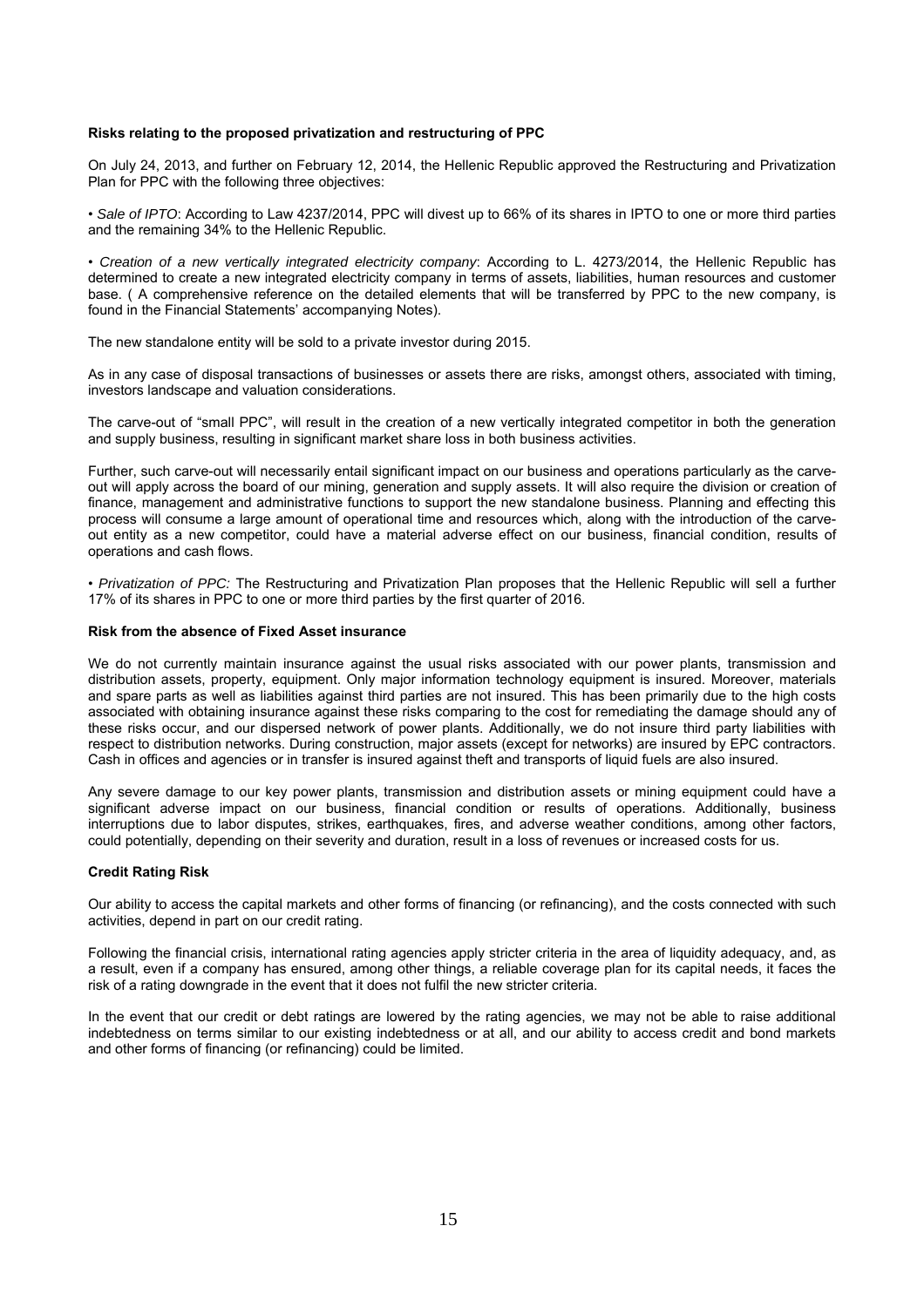**Risks relating to the proposed privatization and restructuring of PPC**

On July 24, 2013, and further on February 12, 2014, the Hellenic Republic approved the Restructuring and Privatization Plan for PPC with the following three objectives:

• *Sale of IPTO*: According to Law 4237/2014, PPC will divest up to 66% of its shares in IPTO to one or more third parties and the remaining 34% to the Hellenic Republic.

• *Creation of a new vertically integrated electricity company*: According to L. 4273/2014, the Hellenic Republic has determined to create a new integrated electricity company in terms of assets, liabilities, human resources and customer base. ( A comprehensive reference on the detailed elements that will be transferred by PPC to the new company, is found in the Financial Statements' accompanying Notes).

The new standalone entity will be sold to a private investor during 2015.

As in any case of disposal transactions of businesses or assets there are risks, amongst others, associated with timing, investors landscape and valuation considerations.

The carve-out of "small PPC", will result in the creation of a new vertically integrated competitor in both the generation and supply business, resulting in significant market share loss in both business activities.

Further, such carve-out will necessarily entail significant impact on our business and operations particularly as the carve-out will apply across the board of our mining, generation and supply assets. It will also require the division or creation of finance, management and administrative functions to support the new standalone business. Planning and effecting this process will consume a large amount of operational time and resources which, along with the introduction of the carve-out entity as a new competitor, could have a material adverse effect on our business, financial condition, results of operations and cash flows.

• *Privatization of PPC:* The Restructuring and Privatization Plan proposes that the Hellenic Republic will sell a further 17% of its shares in PPC to one or more third parties by the first quarter of 2016.

**Risk from the absence of Fixed Asset insurance**

We do not currently maintain insurance against the usual risks associated with our power plants, transmission and distribution assets, property, equipment. Only major information technology equipment is insured. Moreover, materials and spare parts as well as liabilities against third parties are not insured. This has been primarily due to the high costs associated with obtaining insurance against these risks comparing to the cost for remediating the damage should any of these risks occur, and our dispersed network of power plants. Additionally, we do not insure third party liabilities with respect to distribution networks. During construction, major assets (except for networks) are insured by EPC contractors. Cash in offices and agencies or in transfer is insured against theft and transports of liquid fuels are also insured.

Any severe damage to our key power plants, transmission and distribution assets or mining equipment could have a significant adverse impact on our business, financial condition or results of operations. Additionally, business interruptions due to labor disputes, strikes, earthquakes, fires, and adverse weather conditions, among other factors, could potentially, depending on their severity and duration, result in a loss of revenues or increased costs for us.

**Credit Rating Risk**

Our ability to access the capital markets and other forms of financing (or refinancing), and the costs connected with such activities, depend in part on our credit rating.

Following the financial crisis, international rating agencies apply stricter criteria in the area of liquidity adequacy, and, as a result, even if a company has ensured, among other things, a reliable coverage plan for its capital needs, it faces the risk of a rating downgrade in the event that it does not fulfil the new stricter criteria.

In the event that our credit or debt ratings are lowered by the rating agencies, we may not be able to raise additional indebtedness on terms similar to our existing indebtedness or at all, and our ability to access credit and bond markets and other forms of financing (or refinancing) could be limited.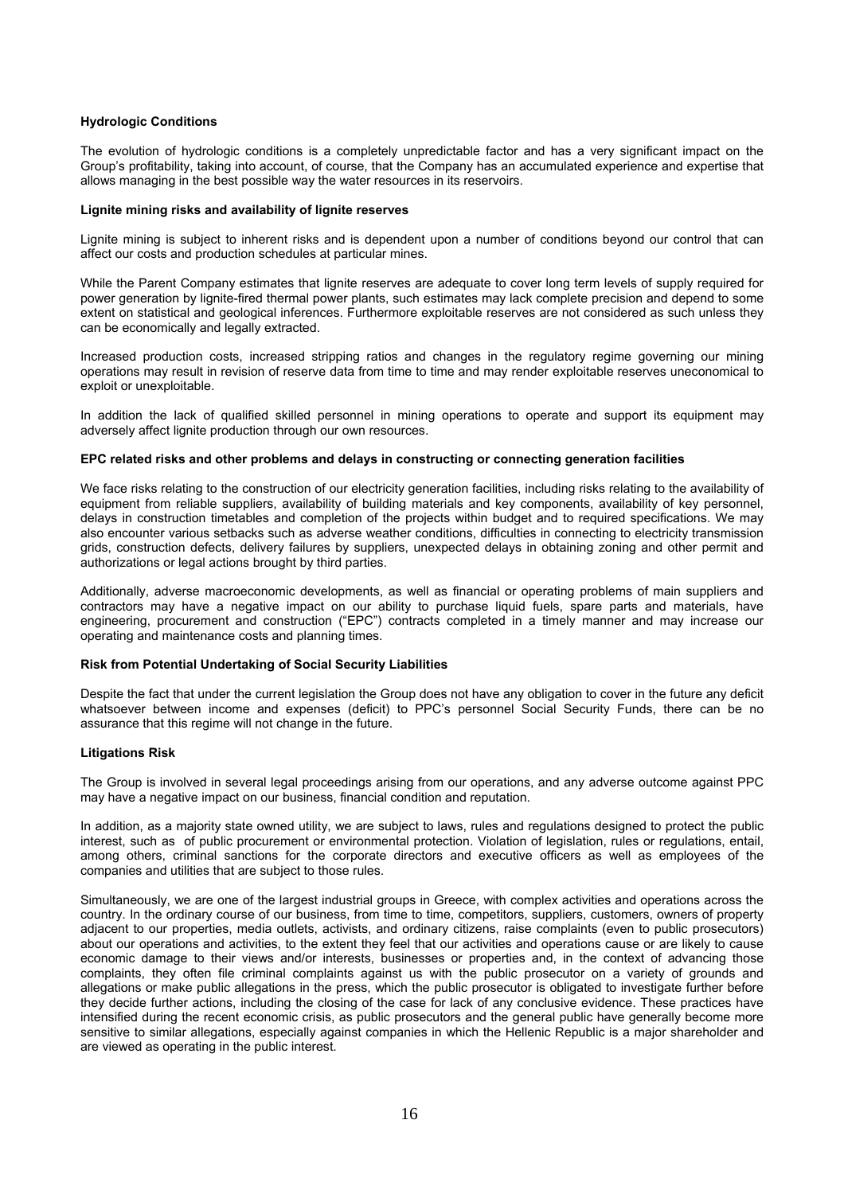#### Hydrologic Conditions

The evolution of hydrologic conditions is a completely unpredictable factor and has a very significant impact on the Group's profitability, taking into account, of course, that the Company has an accumulated experience and expertise that allows managing in the best possible way the water resources in its reservoirs.

#### Lignite mining risks and availability of lignite reserves

Lignite mining is subject to inherent risks and is dependent upon a number of conditions beyond our control that can affect our costs and production schedules at particular mines.

While the Parent Company estimates that lignite reserves are adequate to cover long term levels of supply required for power generation by lignite-fired thermal power plants, such estimates may lack complete precision and depend to some extent on statistical and geological inferences. Furthermore exploitable reserves are not considered as such unless they can be economically and legally extracted.

Increased production costs, increased stripping ratios and changes in the regulatory regime governing our mining operations may result in revision of reserve data from time to time and may render exploitable reserves uneconomical to exploit or unexploitable.

In addition the lack of qualified skilled personnel in mining operations to operate and support its equipment may adversely affect lignite production through our own resources.

#### EPC related risks and other problems and delays in constructing or connecting generation facilities

We face risks relating to the construction of our electricity generation facilities, including risks relating to the availability of equipment from reliable suppliers, availability of building materials and key components, availability of key personnel, delays in construction timetables and completion of the projects within budget and to required specifications. We may also encounter various setbacks such as adverse weather conditions, difficulties in connecting to electricity transmission grids, construction defects, delivery failures by suppliers, unexpected delays in obtaining zoning and other permit and authorizations or legal actions brought by third parties.

Additionally, adverse macroeconomic developments, as well as financial or operating problems of main suppliers and contractors may have a negative impact on our ability to purchase liquid fuels, spare parts and materials, have engineering, procurement and construction ("EPC") contracts completed in a timely manner and may increase our operating and maintenance costs and planning times.

#### Risk from Potential Undertaking of Social Security Liabilities

Despite the fact that under the current legislation the Group does not have any obligation to cover in the future any deficit whatsoever between income and expenses (deficit) to PPC's personnel Social Security Funds, there can be no assurance that this regime will not change in the future.

#### Litigations Risk

The Group is involved in several legal proceedings arising from our operations, and any adverse outcome against PPC may have a negative impact on our business, financial condition and reputation.

In addition, as a majority state owned utility, we are subject to laws, rules and regulations designed to protect the public interest, such as of public procurement or environmental protection. Violation of legislation, rules or regulations, entail, among others, criminal sanctions for the corporate directors and executive officers as well as employees of the companies and utilities that are subject to those rules.

Simultaneously, we are one of the largest industrial groups in Greece, with complex activities and operations across the country. In the ordinary course of our business, from time to time, competitors, suppliers, customers, owners of property adjacent to our properties, media outlets, activists, and ordinary citizens, raise complaints (even to public prosecutors) about our operations and activities, to the extent they feel that our activities and operations cause or are likely to cause economic damage to their views and/or interests, businesses or properties and, in the context of advancing those complaints, they often file criminal complaints against us with the public prosecutor on a variety of grounds and allegations or make public allegations in the press, which the public prosecutor is obligated to investigate further before they decide further actions, including the closing of the case for lack of any conclusive evidence. These practices have intensified during the recent economic crisis, as public prosecutors and the general public have generally become more sensitive to similar allegations, especially against companies in which the Hellenic Republic is a major shareholder and are viewed as operating in the public interest.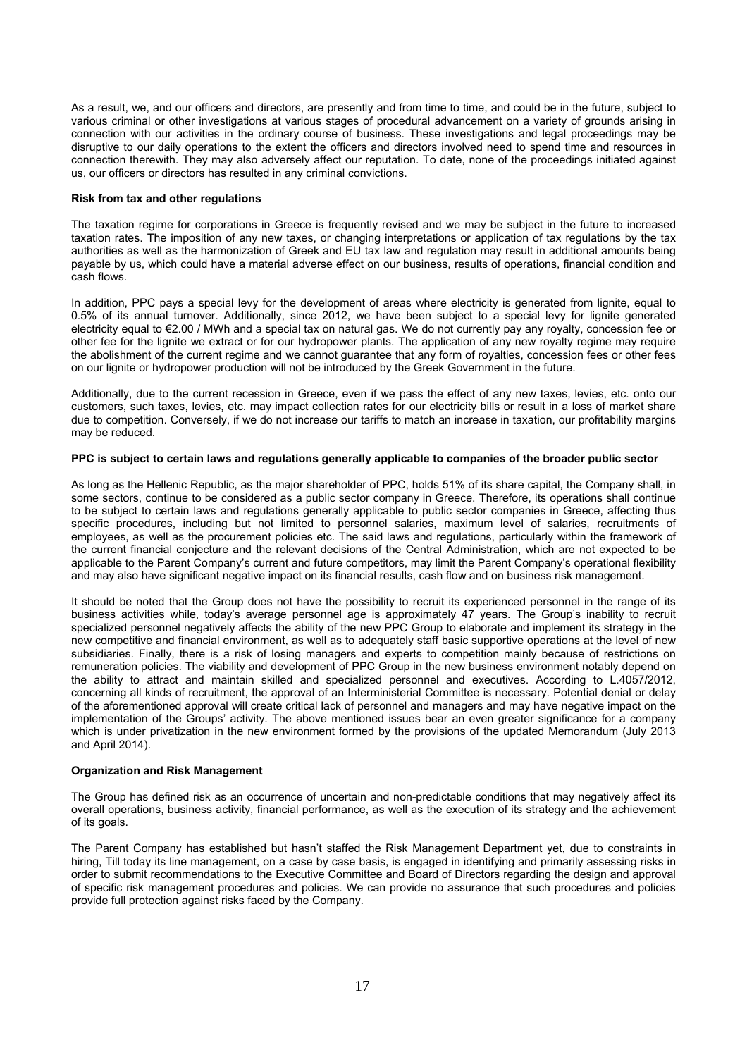As a result, we, and our officers and directors, are presently and from time to time, and could be in the future, subject to various criminal or other investigations at various stages of procedural advancement on a variety of grounds arising in connection with our activities in the ordinary course of business. These investigations and legal proceedings may be disruptive to our daily operations to the extent the officers and directors involved need to spend time and resources in connection therewith. They may also adversely affect our reputation. To date, none of the proceedings initiated against us, our officers or directors has resulted in any criminal convictions.

**Risk from tax and other regulations**

The taxation regime for corporations in Greece is frequently revised and we may be subject in the future to increased taxation rates. The imposition of any new taxes, or changing interpretations or application of tax regulations by the tax authorities as well as the harmonization of Greek and EU tax law and regulation may result in additional amounts being payable by us, which could have a material adverse effect on our business, results of operations, financial condition and cash flows.

In addition, PPC pays a special levy for the development of areas where electricity is generated from lignite, equal to 0.5% of its annual turnover. Additionally, since 2012, we have been subject to a special levy for lignite generated electricity equal to €2.00 / MWh and a special tax on natural gas. We do not currently pay any royalty, concession fee or other fee for the lignite we extract or for our hydropower plants. The application of any new royalty regime may require the abolishment of the current regime and we cannot guarantee that any form of royalties, concession fees or other fees on our lignite or hydropower production will not be introduced by the Greek Government in the future.

Additionally, due to the current recession in Greece, even if we pass the effect of any new taxes, levies, etc. onto our customers, such taxes, levies, etc. may impact collection rates for our electricity bills or result in a loss of market share due to competition. Conversely, if we do not increase our tariffs to match an increase in taxation, our profitability margins may be reduced.

**PPC is subject to certain laws and regulations generally applicable to companies of the broader public sector**

As long as the Hellenic Republic, as the major shareholder of PPC, holds 51% of its share capital, the Company shall, in some sectors, continue to be considered as a public sector company in Greece. Therefore, its operations shall continue to be subject to certain laws and regulations generally applicable to public sector companies in Greece, affecting thus specific procedures, including but not limited to personnel salaries, maximum level of salaries, recruitments of employees, as well as the procurement policies etc. The said laws and regulations, particularly within the framework of the current financial conjecture and the relevant decisions of the Central Administration, which are not expected to be applicable to the Parent Company's current and future competitors, may limit the Parent Company's operational flexibility and may also have significant negative impact on its financial results, cash flow and on business risk management.

It should be noted that the Group does not have the possibility to recruit its experienced personnel in the range of its business activities while, today's average personnel age is approximately 47 years. The Group's inability to recruit specialized personnel negatively affects the ability of the new PPC Group to elaborate and implement its strategy in the new competitive and financial environment, as well as to adequately staff basic supportive operations at the level of new subsidiaries. Finally, there is a risk of losing managers and experts to competition mainly because of restrictions on remuneration policies. The viability and development of PPC Group in the new business environment notably depend on the ability to attract and maintain skilled and specialized personnel and executives. According to L.4057/2012, concerning all kinds of recruitment, the approval of an Interministerial Committee is necessary. Potential denial or delay of the aforementioned approval will create critical lack of personnel and managers and may have negative impact on the implementation of the Groups' activity. The above mentioned issues bear an even greater significance for a company which is under privatization in the new environment formed by the provisions of the updated Memorandum (July 2013 and April 2014).

**Organization and Risk Management**

The Group has defined risk as an occurrence of uncertain and non-predictable conditions that may negatively affect its overall operations, business activity, financial performance, as well as the execution of its strategy and the achievement of its goals.

The Parent Company has established but hasn't staffed the Risk Management Department yet, due to constraints in hiring, Till today its line management, on a case by case basis, is engaged in identifying and primarily assessing risks in order to submit recommendations to the Executive Committee and Board of Directors regarding the design and approval of specific risk management procedures and policies. We can provide no assurance that such procedures and policies provide full protection against risks faced by the Company.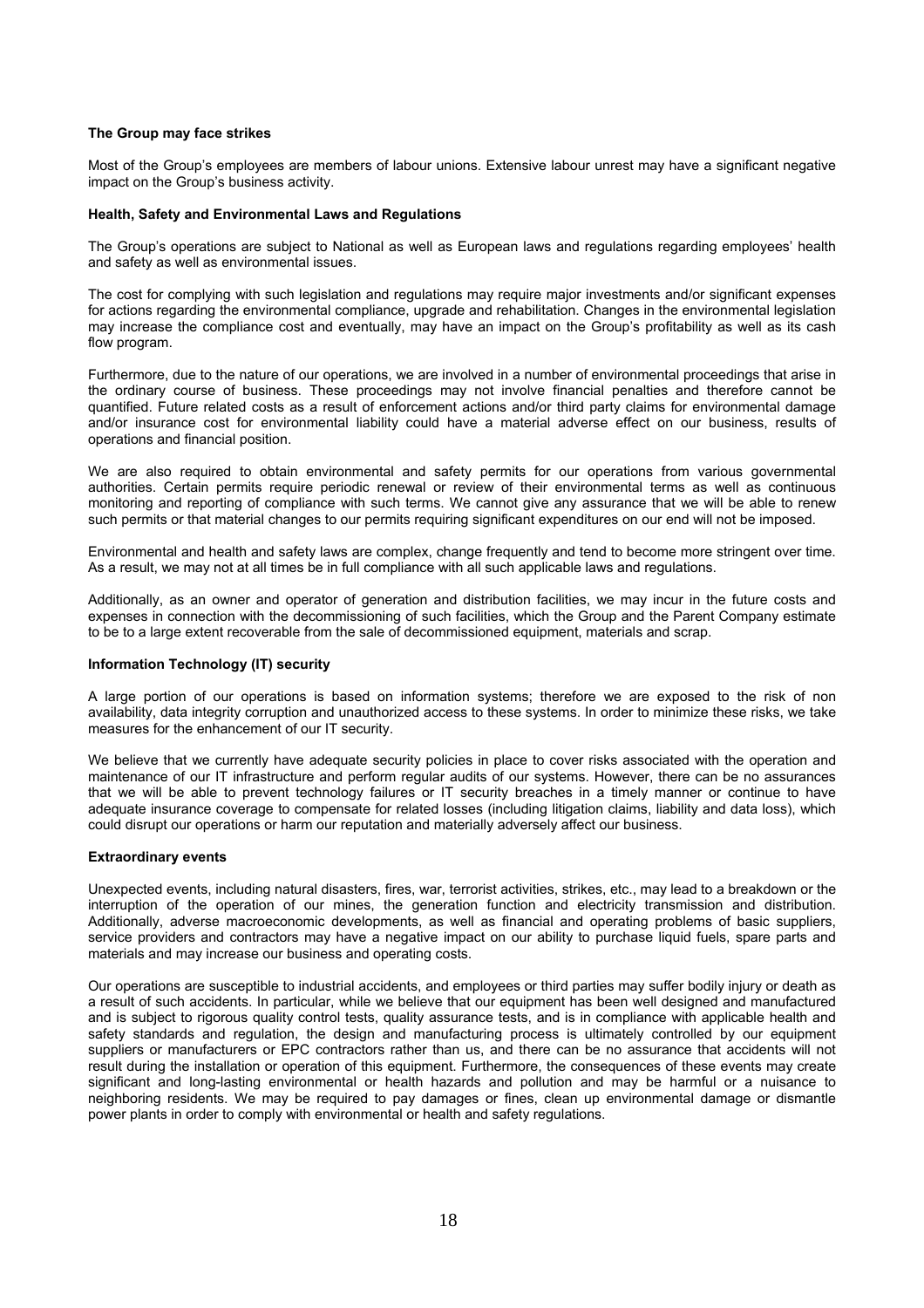**The Group may face strikes**

Most of the Group's employees are members of labour unions. Extensive labour unrest may have a significant negative impact on the Group's business activity.

**Health, Safety and Environmental Laws and Regulations**

The Group's operations are subject to National as well as European laws and regulations regarding employees' health and safety as well as environmental issues.

The cost for complying with such legislation and regulations may require major investments and/or significant expenses for actions regarding the environmental compliance, upgrade and rehabilitation. Changes in the environmental legislation may increase the compliance cost and eventually, may have an impact on the Group's profitability as well as its cash flow program.

Furthermore, due to the nature of our operations, we are involved in a number of environmental proceedings that arise in the ordinary course of business. These proceedings may not involve financial penalties and therefore cannot be quantified. Future related costs as a result of enforcement actions and/or third party claims for environmental damage and/or insurance cost for environmental liability could have a material adverse effect on our business, results of operations and financial position.

We are also required to obtain environmental and safety permits for our operations from various governmental authorities. Certain permits require periodic renewal or review of their environmental terms as well as continuous monitoring and reporting of compliance with such terms. We cannot give any assurance that we will be able to renew such permits or that material changes to our permits requiring significant expenditures on our end will not be imposed.

Environmental and health and safety laws are complex, change frequently and tend to become more stringent over time. As a result, we may not at all times be in full compliance with all such applicable laws and regulations.

Additionally, as an owner and operator of generation and distribution facilities, we may incur in the future costs and expenses in connection with the decommissioning of such facilities, which the Group and the Parent Company estimate to be to a large extent recoverable from the sale of decommissioned equipment, materials and scrap.

**Information Technology (IT) security**

A large portion of our operations is based on information systems; therefore we are exposed to the risk of non availability, data integrity corruption and unauthorized access to these systems. In order to minimize these risks, we take measures for the enhancement of our IT security.

We believe that we currently have adequate security policies in place to cover risks associated with the operation and maintenance of our IT infrastructure and perform regular audits of our systems. However, there can be no assurances that we will be able to prevent technology failures or IT security breaches in a timely manner or continue to have adequate insurance coverage to compensate for related losses (including litigation claims, liability and data loss), which could disrupt our operations or harm our reputation and materially adversely affect our business.

**Extraordinary events**

Unexpected events, including natural disasters, fires, war, terrorist activities, strikes, etc., may lead to a breakdown or the interruption of the operation of our mines, the generation function and electricity transmission and distribution. Additionally, adverse macroeconomic developments, as well as financial and operating problems of basic suppliers, service providers and contractors may have a negative impact on our ability to purchase liquid fuels, spare parts and materials and may increase our business and operating costs.

Our operations are susceptible to industrial accidents, and employees or third parties may suffer bodily injury or death as a result of such accidents. In particular, while we believe that our equipment has been well designed and manufactured and is subject to rigorous quality control tests, quality assurance tests, and is in compliance with applicable health and safety standards and regulation, the design and manufacturing process is ultimately controlled by our equipment suppliers or manufacturers or EPC contractors rather than us, and there can be no assurance that accidents will not result during the installation or operation of this equipment. Furthermore, the consequences of these events may create significant and long-lasting environmental or health hazards and pollution and may be harmful or a nuisance to neighboring residents. We may be required to pay damages or fines, clean up environmental damage or dismantle power plants in order to comply with environmental or health and safety regulations.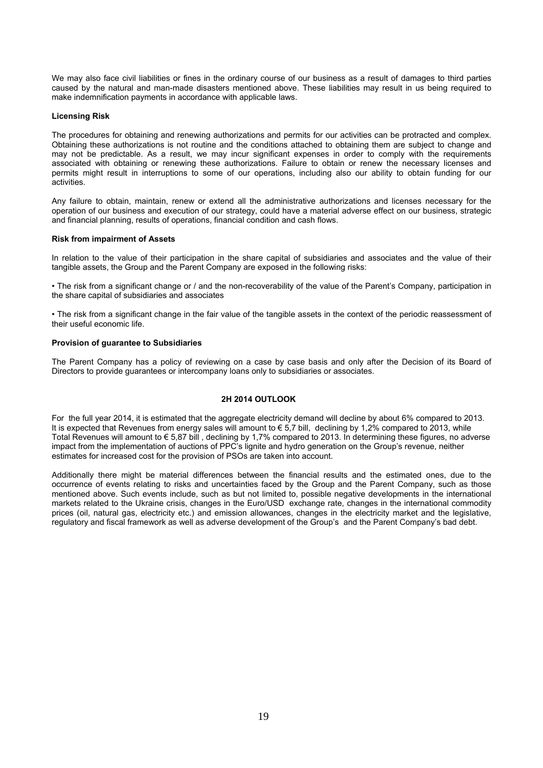We may also face civil liabilities or fines in the ordinary course of our business as a result of damages to third parties caused by the natural and man-made disasters mentioned above. These liabilities may result in us being required to make indemnification payments in accordance with applicable laws.

**Licensing Risk**

The procedures for obtaining and renewing authorizations and permits for our activities can be protracted and complex. Obtaining these authorizations is not routine and the conditions attached to obtaining them are subject to change and may not be predictable. As a result, we may incur significant expenses in order to comply with the requirements associated with obtaining or renewing these authorizations. Failure to obtain or renew the necessary licenses and permits might result in interruptions to some of our operations, including also our ability to obtain funding for our activities.

Any failure to obtain, maintain, renew or extend all the administrative authorizations and licenses necessary for the operation of our business and execution of our strategy, could have a material adverse effect on our business, strategic and financial planning, results of operations, financial condition and cash flows.

**Risk from impairment of Assets**

In relation to the value of their participation in the share capital of subsidiaries and associates and the value of their tangible assets, the Group and the Parent Company are exposed in the following risks:

• The risk from a significant change or / and the non-recoverability of the value of the Parent's Company, participation in the share capital of subsidiaries and associates

• The risk from a significant change in the fair value of the tangible assets in the context of the periodic reassessment of their useful economic life.

**Provision of guarantee to Subsidiaries**

The Parent Company has a policy of reviewing on a case by case basis and only after the Decision of its Board of Directors to provide guarantees or intercompany loans only to subsidiaries or associates.

## 2H 2014 OUTLOOK

For the full year 2014, it is estimated that the aggregate electricity demand will decline by about 6% compared to 2013. It is expected that Revenues from energy sales will amount to € 5,7 bill, declining by 1,2% compared to 2013, while Total Revenues will amount to € 5,87 bill , declining by 1,7% compared to 2013. In determining these figures, no adverse impact from the implementation of auctions of PPC's lignite and hydro generation on the Group's revenue, neither estimates for increased cost for the provision of PSOs are taken into account.

Additionally there might be material differences between the financial results and the estimated ones, due to the occurrence of events relating to risks and uncertainties faced by the Group and the Parent Company, such as those mentioned above. Such events include, such as but not limited to, possible negative developments in the international markets related to the Ukraine crisis, changes in the Euro/USD exchange rate, changes in the international commodity prices (oil, natural gas, electricity etc.) and emission allowances, changes in the electricity market and the legislative, regulatory and fiscal framework as well as adverse development of the Group's and the Parent Company's bad debt.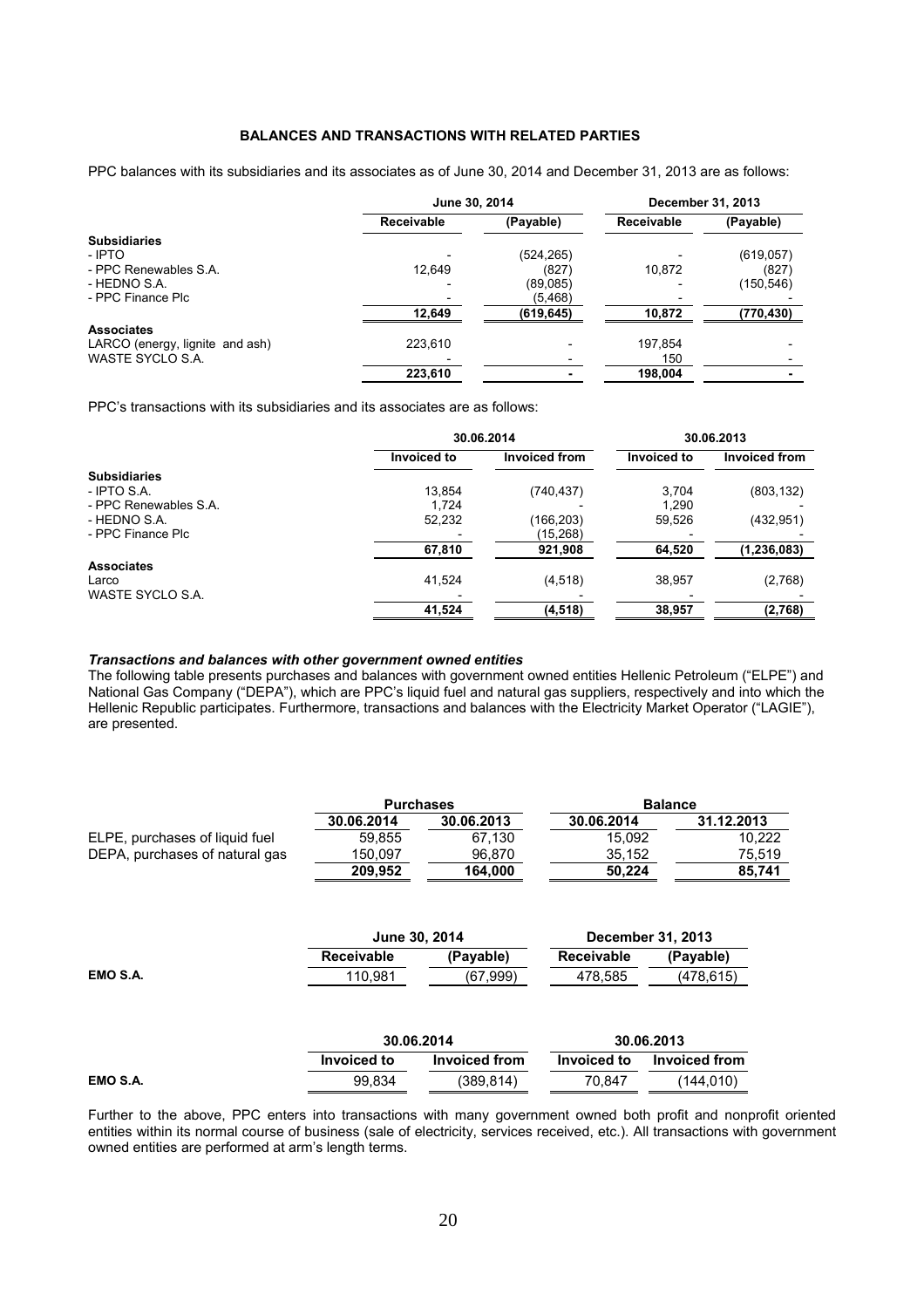**BALANCES AND TRANSACTIONS WITH RELATED PARTIES**

PPC balances with its subsidiaries and its associates as of June 30, 2014 and December 31, 2013 are as follows:

| | June 30, 2014 | | December 31, 2013 | |
|---|---|---|---|---|
| | **Receivable** | **(Payable)** | **Receivable** | **(Payable)** |
| **Subsidiaries** | | | | |
| - IPTO | - | (524,265) | - | (619,057) |
| - PPC Renewables S.A. | 12,649 | (827) | 10,872 | (827) |
| - HEDNO S.A. | - | (89,085) | - | (150,546) |
| - PPC Finance Plc | - | (5,468) | - | - |
| | **12,649** | **(619,645)** | **10,872** | **(770,430)** |
| **Associates** | | | | |
| LARCO (energy, lignite and ash) | 223,610 | - | 197,854 | - |
| WASTE SYCLO S.A. | - | - | 150 | - |
| | **223,610** | **-** | **198,004** | **-** |

PPC's transactions with its subsidiaries and its associates are as follows:

| | 30.06.2014 | | 30.06.2013 | |
|---|---|---|---|---|
| | **Invoiced to** | **Invoiced from** | **Invoiced to** | **Invoiced from** |
| **Subsidiaries** | | | | |
| - IPTO S.A. | 13,854 | (740,437) | 3,704 | (803,132) |
| - PPC Renewables S.A. | 1,724 | - | 1,290 | - |
| - HEDNO S.A. | 52,232 | (166,203) | 59,526 | (432,951) |
| - PPC Finance Plc | - | (15,268) | - | - |
| | **67,810** | **921,908** | **64,520** | **(1,236,083)** |
| **Associates** | | | | |
| Larco | 41,524 | (4,518) | 38,957 | (2,768) |
| WASTE SYCLO S.A. | - | - | - | - |
| | **41,524** | **(4,518)** | **38,957** | **(2,768)** |

***Transactions and balances with other government owned entities***

The following table presents purchases and balances with government owned entities Hellenic Petroleum ("ELPE") and National Gas Company ("DEPA"), which are PPC's liquid fuel and natural gas suppliers, respectively and into which the Hellenic Republic participates. Furthermore, transactions and balances with the Electricity Market Operator ("LAGIE"), are presented.

| | Purchases | | Balance | |
|---|---|---|---|---|
| | **30.06.2014** | **30.06.2013** | **30.06.2014** | **31.12.2013** |
| ELPE, purchases of liquid fuel | 59,855 | 67,130 | 15,092 | 10,222 |
| DEPA, purchases of natural gas | 150,097 | 96,870 | 35,152 | 75,519 |
| | **209,952** | **164,000** | **50,224** | **85,741** |

| | June 30, 2014 | | December 31, 2013 | |
|---|---|---|---|---|
| | **Receivable** | **(Payable)** | **Receivable** | **(Payable)** |
| **EMO S.A.** | 110,981 | (67,999) | 478,585 | (478,615) |

| | 30.06.2014 | | 30.06.2013 | |
|---|---|---|---|---|
| | **Invoiced to** | **Invoiced from** | **Invoiced to** | **Invoiced from** |
| **EMO S.A.** | 99,834 | (389,814) | 70,847 | (144,010) |

Further to the above, PPC enters into transactions with many government owned both profit and nonprofit oriented entities within its normal course of business (sale of electricity, services received, etc.). All transactions with government owned entities are performed at arm's length terms.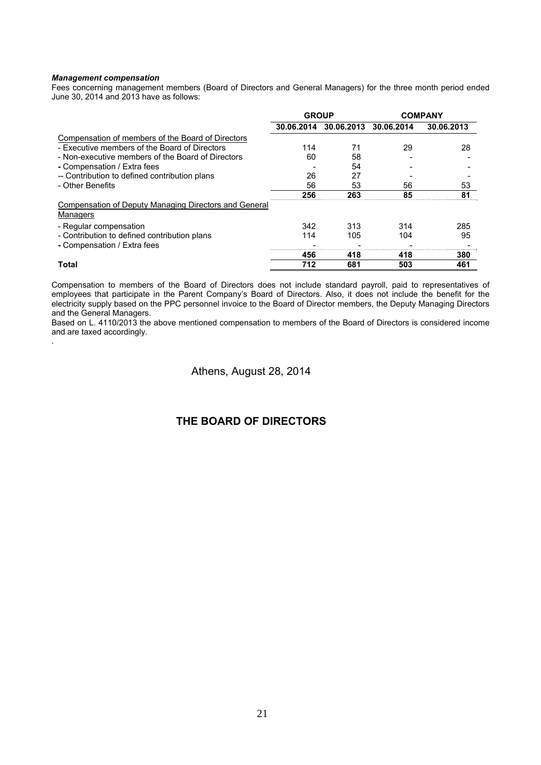***Management compensation***

Fees concerning management members (Board of Directors and General Managers) for the three month period ended June 30, 2014 and 2013 have as follows:

| | GROUP | | COMPANY | |
|---|---|---|---|---|
| | 30.06.2014 | 30.06.2013 | 30.06.2014 | 30.06.2013 |
| Compensation of members of the Board of Directors | | | | |
| - Executive members of the Board of Directors | 114 | 71 | 29 | 28 |
| - Non-executive members of the Board of Directors | 60 | 58 | - | - |
| - Compensation / Extra fees | - | 54 | - | - |
| -- Contribution to defined contribution plans | 26 | 27 | - | - |
| - Other Benefits | 56 | 53 | 56 | 53 |
| | **256** | **263** | **85** | **81** |
| Compensation of Deputy Managing Directors and General Managers | | | | |
| - Regular compensation | 342 | 313 | 314 | 285 |
| - Contribution to defined contribution plans | 114 | 105 | 104 | 95 |
| - Compensation / Extra fees | - | - | - | - |
| | **456** | **418** | **418** | **380** |
| **Total** | **712** | **681** | **503** | **461** |

Compensation to members of the Board of Directors does not include standard payroll, paid to representatives of employees that participate in the Parent Company's Board of Directors. Also, it does not include the benefit for the electricity supply based on the PPC personnel invoice to the Board of Director members, the Deputy Managing Directors and the General Managers.

Based on L. 4110/2013 the above mentioned compensation to members of the Board of Directors is considered income and are taxed accordingly.

.

Athens, August 28, 2014

**THE BOARD OF DIRECTORS**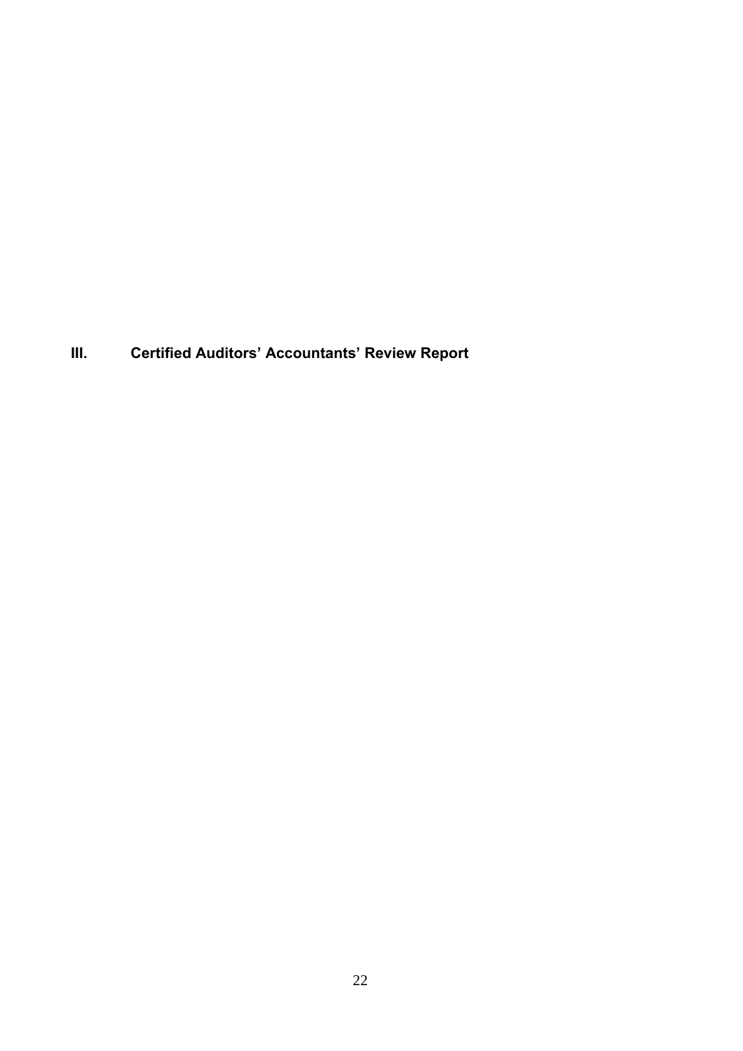# III. Certified Auditors' Accountants' Review Report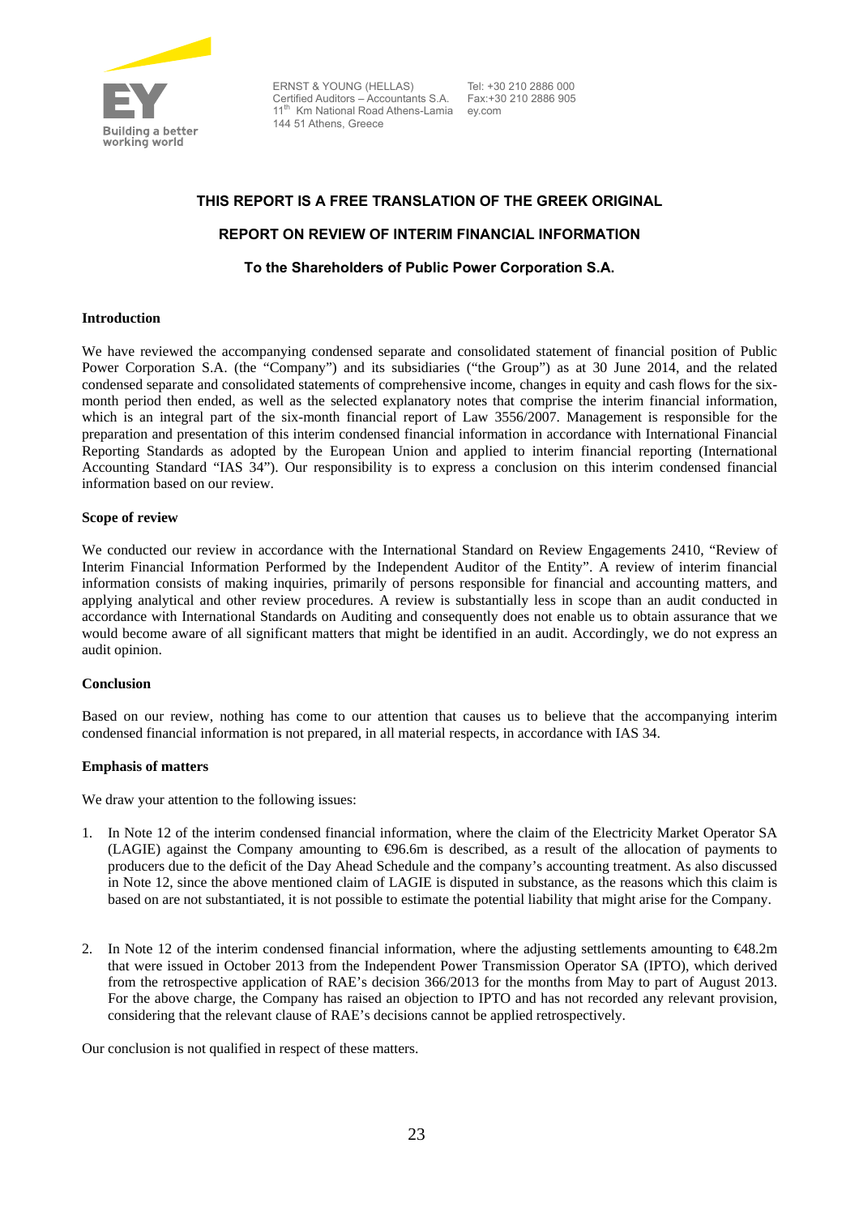ERNST & YOUNG (HELLAS)
Certified Auditors – Accountants S.A.
11th Km National Road Athens-Lamia
144 51 Athens, Greece

Tel: +30 210 2886 000
Fax:+30 210 2886 905
ey.com

**THIS REPORT IS A FREE TRANSLATION OF THE GREEK ORIGINAL**

**REPORT ON REVIEW OF INTERIM FINANCIAL INFORMATION**

**To the Shareholders of Public Power Corporation S.A.**

**Introduction**

We have reviewed the accompanying condensed separate and consolidated statement of financial position of Public Power Corporation S.A. (the "Company") and its subsidiaries ("the Group") as at 30 June 2014, and the related condensed separate and consolidated statements of comprehensive income, changes in equity and cash flows for the six-month period then ended, as well as the selected explanatory notes that comprise the interim financial information, which is an integral part of the six-month financial report of Law 3556/2007. Management is responsible for the preparation and presentation of this interim condensed financial information in accordance with International Financial Reporting Standards as adopted by the European Union and applied to interim financial reporting (International Accounting Standard "IAS 34"). Our responsibility is to express a conclusion on this interim condensed financial information based on our review.

**Scope of review**

We conducted our review in accordance with the International Standard on Review Engagements 2410, "Review of Interim Financial Information Performed by the Independent Auditor of the Entity". A review of interim financial information consists of making inquiries, primarily of persons responsible for financial and accounting matters, and applying analytical and other review procedures. A review is substantially less in scope than an audit conducted in accordance with International Standards on Auditing and consequently does not enable us to obtain assurance that we would become aware of all significant matters that might be identified in an audit. Accordingly, we do not express an audit opinion.

**Conclusion**

Based on our review, nothing has come to our attention that causes us to believe that the accompanying interim condensed financial information is not prepared, in all material respects, in accordance with IAS 34.

**Emphasis of matters**

We draw your attention to the following issues:

1. In Note 12 of the interim condensed financial information, where the claim of the Electricity Market Operator SA (LAGIE) against the Company amounting to €96.6m is described, as a result of the allocation of payments to producers due to the deficit of the Day Ahead Schedule and the company's accounting treatment. As also discussed in Note 12, since the above mentioned claim of LAGIE is disputed in substance, as the reasons which this claim is based on are not substantiated, it is not possible to estimate the potential liability that might arise for the Company.

2. In Note 12 of the interim condensed financial information, where the adjusting settlements amounting to €48.2m that were issued in October 2013 from the Independent Power Transmission Operator SA (IPTO), which derived from the retrospective application of RAE's decision 366/2013 for the months from May to part of August 2013. For the above charge, the Company has raised an objection to IPTO and has not recorded any relevant provision, considering that the relevant clause of RAE's decisions cannot be applied retrospectively.

Our conclusion is not qualified in respect of these matters.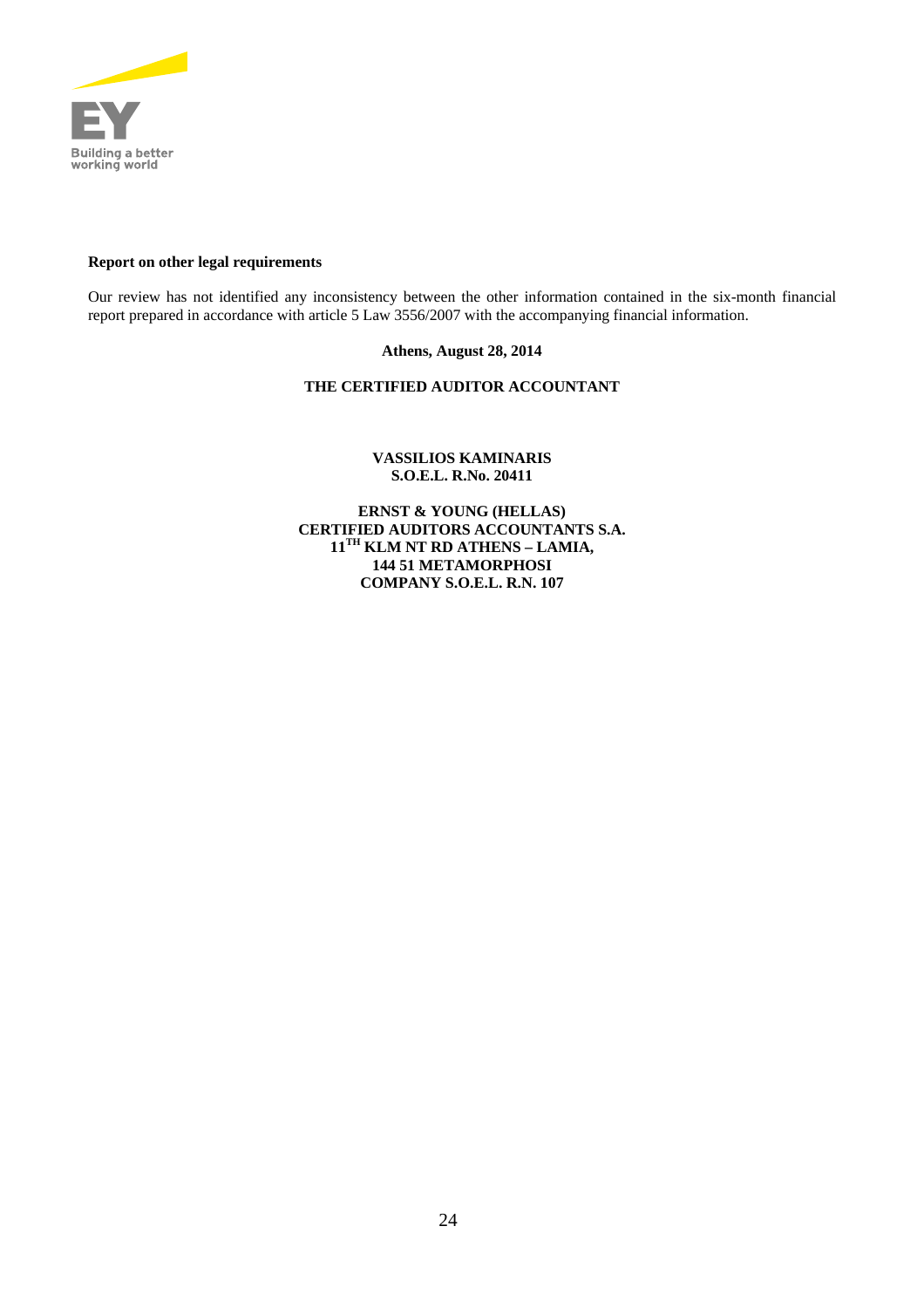**Report on other legal requirements**

Our review has not identified any inconsistency between the other information contained in the six-month financial report prepared in accordance with article 5 Law 3556/2007 with the accompanying financial information.

**Athens, August 28, 2014**

**THE CERTIFIED AUDITOR ACCOUNTANT**

**VASSILIOS KAMINARIS**
**S.O.E.L. R.No. 20411**

**ERNST & YOUNG (HELLAS)**
**CERTIFIED AUDITORS ACCOUNTANTS S.A.**
**11TH KLM NT RD ATHENS – LAMIA,**
**144 51 METAMORPHOSI**
**COMPANY S.O.E.L. R.N. 107**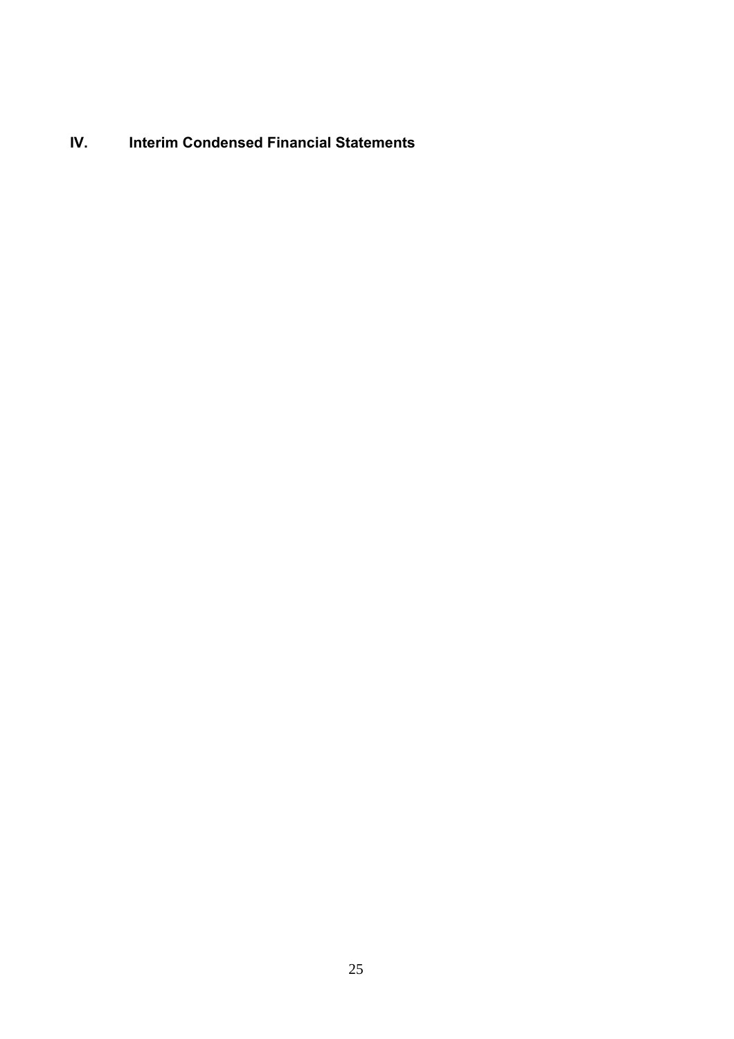# IV. Interim Condensed Financial Statements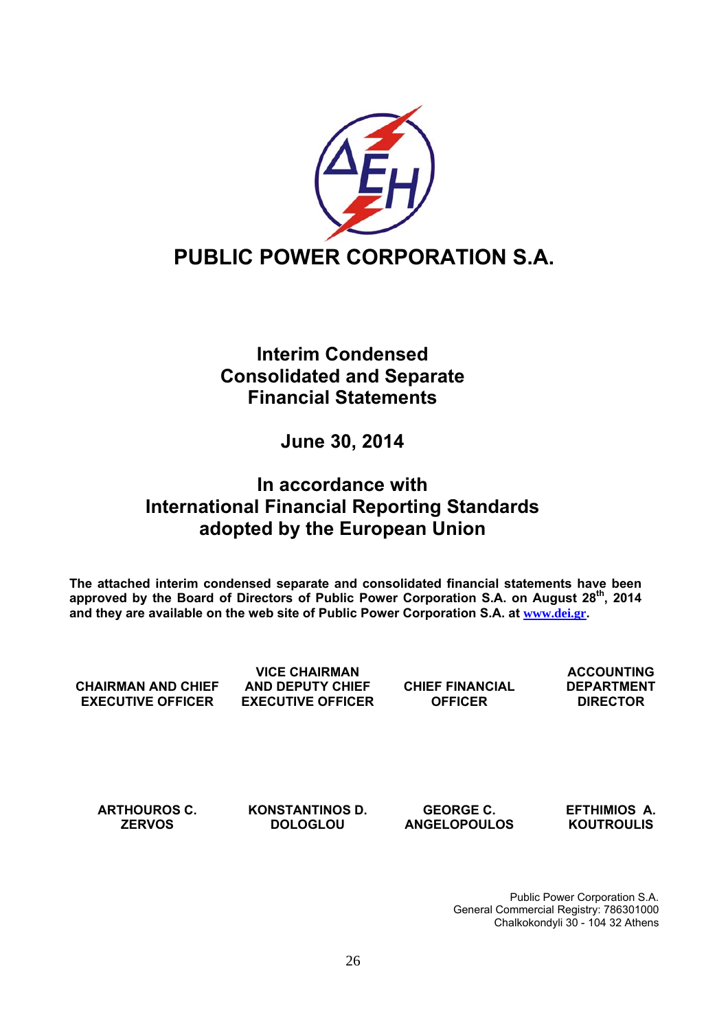# PUBLIC POWER CORPORATION S.A.

## Interim Condensed Consolidated and Separate Financial Statements

## June 30, 2014

## In accordance with International Financial Reporting Standards adopted by the European Union

**The attached interim condensed separate and consolidated financial statements have been approved by the Board of Directors of Public Power Corporation S.A. on August 28th, 2014 and they are available on the web site of Public Power Corporation S.A. at www.dei.gr.**

| CHAIRMAN AND CHIEF EXECUTIVE OFFICER | VICE CHAIRMAN AND DEPUTY CHIEF EXECUTIVE OFFICER | CHIEF FINANCIAL OFFICER | ACCOUNTING DEPARTMENT DIRECTOR |
|---|---|---|---|
| ARTHOUROS C. ZERVOS | KONSTANTINOS D. DOLOGLOU | GEORGE C. ANGELOPOULOS | EFTHIMIOS A. KOUTROULIS |

Public Power Corporation S.A.
General Commercial Registry: 786301000
Chalkokondyli 30 - 104 32 Athens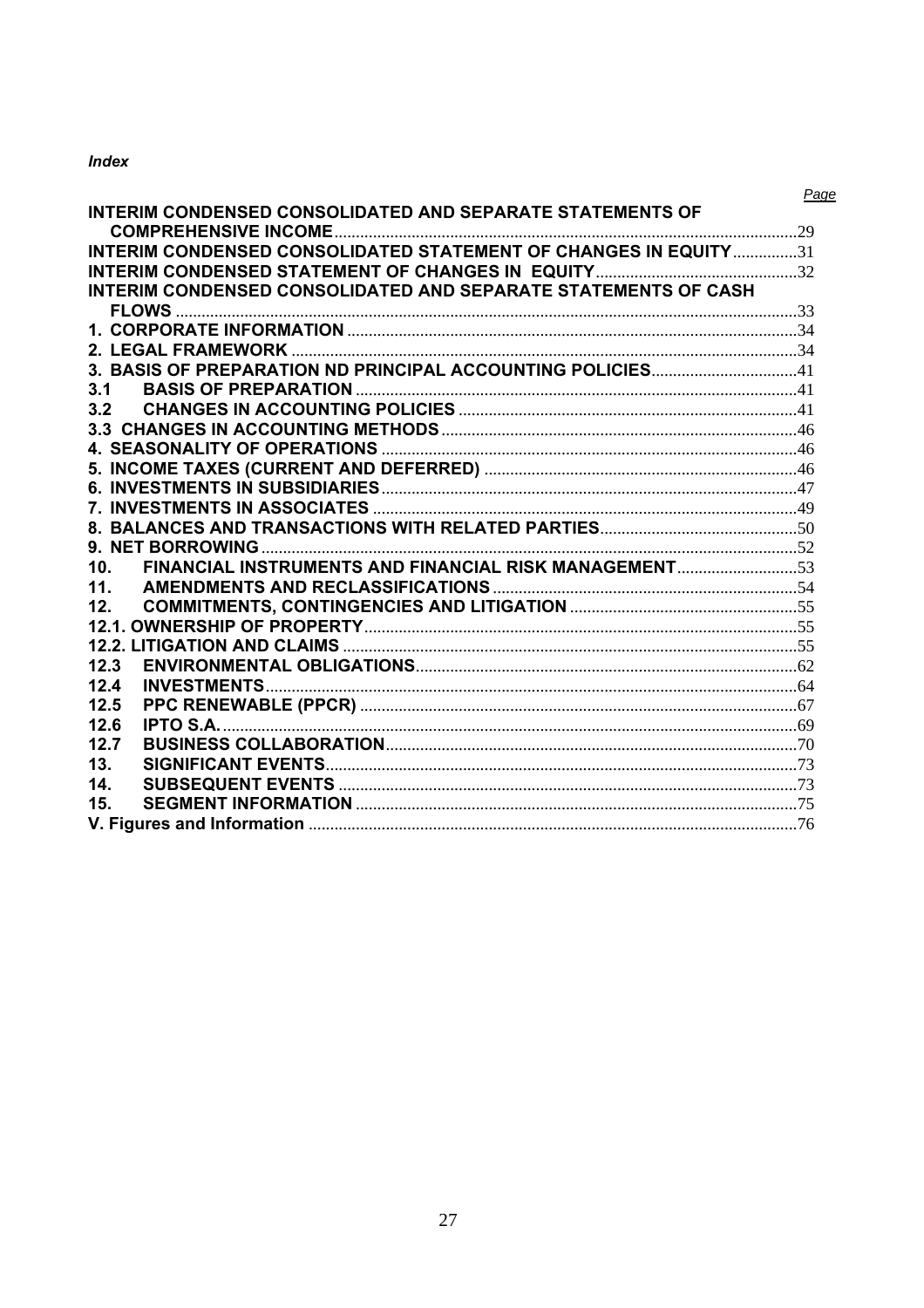***Index***

| | *Page* |
|---|---|
| **INTERIM CONDENSED CONSOLIDATED AND SEPARATE STATEMENTS OF COMPREHENSIVE INCOME** | 29 |
| **INTERIM CONDENSED CONSOLIDATED STATEMENT OF CHANGES IN EQUITY** | 31 |
| **INTERIM CONDENSED STATEMENT OF CHANGES IN EQUITY** | 32 |
| **INTERIM CONDENSED CONSOLIDATED AND SEPARATE STATEMENTS OF CASH FLOWS** | 33 |
| **1. CORPORATE INFORMATION** | 34 |
| **2. LEGAL FRAMEWORK** | 34 |
| **3. BASIS OF PREPARATION ND PRINCIPAL ACCOUNTING POLICIES** | 41 |
| **3.1 BASIS OF PREPARATION** | 41 |
| **3.2 CHANGES IN ACCOUNTING POLICIES** | 41 |
| **3.3 CHANGES IN ACCOUNTING METHODS** | 46 |
| **4. SEASONALITY OF OPERATIONS** | 46 |
| **5. INCOME TAXES (CURRENT AND DEFERRED)** | 46 |
| **6. INVESTMENTS IN SUBSIDIARIES** | 47 |
| **7. INVESTMENTS IN ASSOCIATES** | 49 |
| **8. BALANCES AND TRANSACTIONS WITH RELATED PARTIES** | 50 |
| **9. NET BORROWING** | 52 |
| **10. FINANCIAL INSTRUMENTS AND FINANCIAL RISK MANAGEMENT** | 53 |
| **11. AMENDMENTS AND RECLASSIFICATIONS** | 54 |
| **12. COMMITMENTS, CONTINGENCIES AND LITIGATION** | 55 |
| **12.1. OWNERSHIP OF PROPERTY** | 55 |
| **12.2. LITIGATION AND CLAIMS** | 55 |
| **12.3 ENVIRONMENTAL OBLIGATIONS** | 62 |
| **12.4 INVESTMENTS** | 64 |
| **12.5 PPC RENEWABLE (PPCR)** | 67 |
| **12.6 IPTO S.A.** | 69 |
| **12.7 BUSINESS COLLABORATION** | 70 |
| **13. SIGNIFICANT EVENTS** | 73 |
| **14. SUBSEQUENT EVENTS** | 73 |
| **15. SEGMENT INFORMATION** | 75 |
| **V. Figures and Information** | 76 |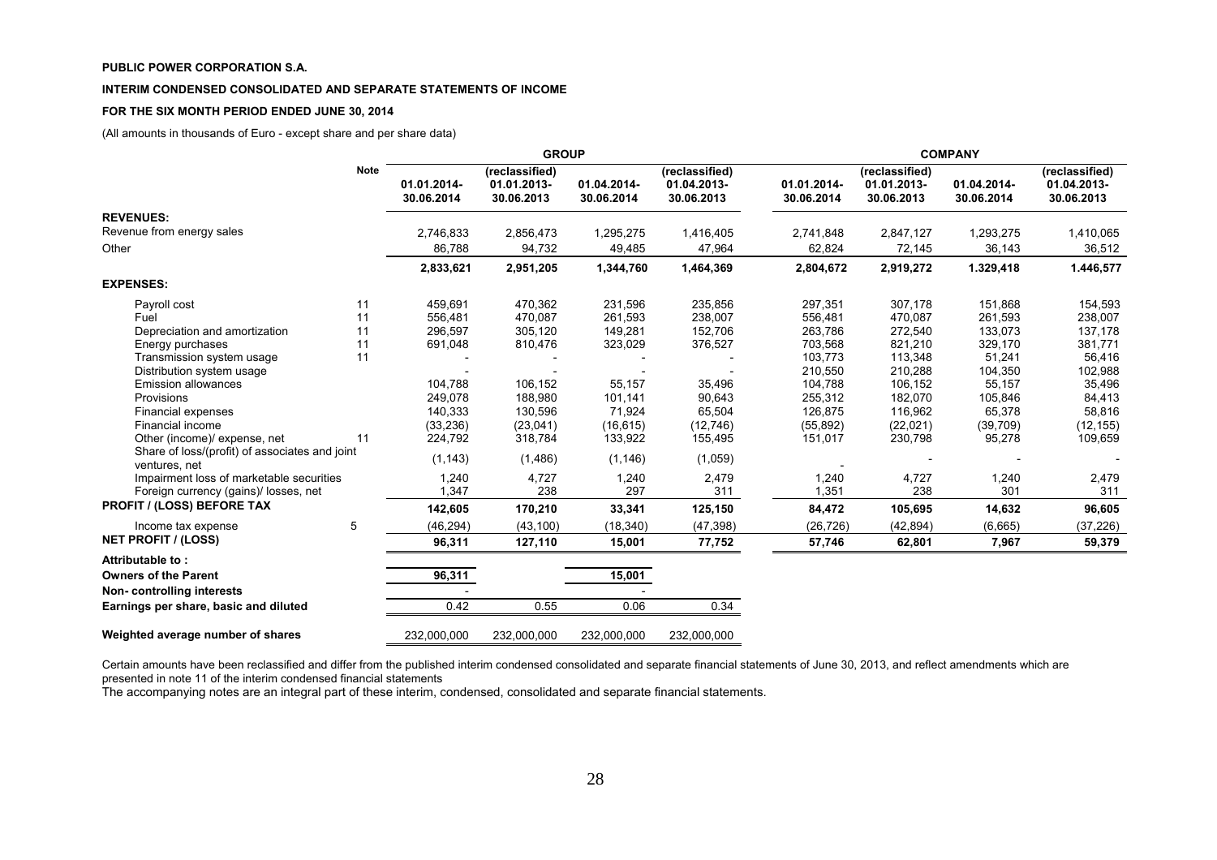**PUBLIC POWER CORPORATION S.A.**

**INTERIM CONDENSED CONSOLIDATED AND SEPARATE STATEMENTS OF INCOME**

**FOR THE SIX MONTH PERIOD ENDED JUNE 30, 2014**

(All amounts in thousands of Euro - except share and per share data)

| | Note | GROUP | | | | COMPANY | | | |
|---|---|---|---|---|---|---|---|---|---|
| | | 01.01.2014-30.06.2014 | (reclassified) 01.01.2013-30.06.2013 | 01.04.2014-30.06.2014 | (reclassified) 01.04.2013-30.06.2013 | 01.01.2014-30.06.2014 | (reclassified) 01.01.2013-30.06.2013 | 01.04.2014-30.06.2014 | (reclassified) 01.04.2013-30.06.2013 |
| **REVENUES:** | | | | | | | | | |
| Revenue from energy sales | | 2,746,833 | 2,856,473 | 1,295,275 | 1,416,405 | 2,741,848 | 2,847,127 | 1,293,275 | 1,410,065 |
| Other | | 86,788 | 94,732 | 49,485 | 47,964 | 62,824 | 72,145 | 36,143 | 36,512 |
| | | **2,833,621** | **2,951,205** | **1,344,760** | **1,464,369** | **2,804,672** | **2,919,272** | **1.329,418** | **1.446,577** |
| **EXPENSES:** | | | | | | | | | |
| Payroll cost | 11 | 459,691 | 470,362 | 231,596 | 235,856 | 297,351 | 307,178 | 151,868 | 154,593 |
| Fuel | 11 | 556,481 | 470,087 | 261,593 | 238,007 | 556,481 | 470,087 | 261,593 | 238,007 |
| Depreciation and amortization | 11 | 296,597 | 305,120 | 149,281 | 152,706 | 263,786 | 272,540 | 133,073 | 137,178 |
| Energy purchases | 11 | 691,048 | 810,476 | 323,029 | 376,527 | 703,568 | 821,210 | 329,170 | 381,771 |
| Transmission system usage | 11 | - | - | - | - | 103,773 | 113,348 | 51,241 | 56,416 |
| Distribution system usage | | - | - | - | - | 210,550 | 210,288 | 104,350 | 102,988 |
| Emission allowances | | 104,788 | 106,152 | 55,157 | 35,496 | 104,788 | 106,152 | 55,157 | 35,496 |
| Provisions | | 249,078 | 188,980 | 101,141 | 90,643 | 255,312 | 182,070 | 105,846 | 84,413 |
| Financial expenses | | 140,333 | 130,596 | 71,924 | 65,504 | 126,875 | 116,962 | 65,378 | 58,816 |
| Financial income | | (33,236) | (23,041) | (16,615) | (12,746) | (55,892) | (22,021) | (39,709) | (12,155) |
| Other (income)/ expense, net | 11 | 224,792 | 318,784 | 133,922 | 155,495 | 151,017 | 230,798 | 95,278 | 109,659 |
| Share of loss/(profit) of associates and joint ventures, net | | (1,143) | (1,486) | (1,146) | (1,059) | - | - | - | - |
| Impairment loss of marketable securities | | 1,240 | 4,727 | 1,240 | 2,479 | 1,240 | 4,727 | 1,240 | 2,479 |
| Foreign currency (gains)/ losses, net | | 1,347 | 238 | 297 | 311 | 1,351 | 238 | 301 | 311 |
| **PROFIT / (LOSS) BEFORE TAX** | | **142,605** | **170,210** | **33,341** | **125,150** | **84,472** | **105,695** | **14,632** | **96,605** |
| Income tax expense | 5 | (46,294) | (43,100) | (18,340) | (47,398) | (26,726) | (42,894) | (6,665) | (37,226) |
| **NET PROFIT / (LOSS)** | | **96,311** | **127,110** | **15,001** | **77,752** | **57,746** | **62,801** | **7,967** | **59,379** |
| **Attributable to :** | | | | | | | | | |
| **Owners of the Parent** | | **96,311** | | **15,001** | | | | | |
| **Non- controlling interests** | | - | | - | | | | | |
| **Earnings per share, basic and diluted** | | 0.42 | 0.55 | 0.06 | 0.34 | | | | |
| **Weighted average number of shares** | | 232,000,000 | 232,000,000 | 232,000,000 | 232,000,000 | | | | |

Certain amounts have been reclassified and differ from the published interim condensed consolidated and separate financial statements of June 30, 2013, and reflect amendments which are presented in note 11 of the interim condensed financial statements

The accompanying notes are an integral part of these interim, condensed, consolidated and separate financial statements.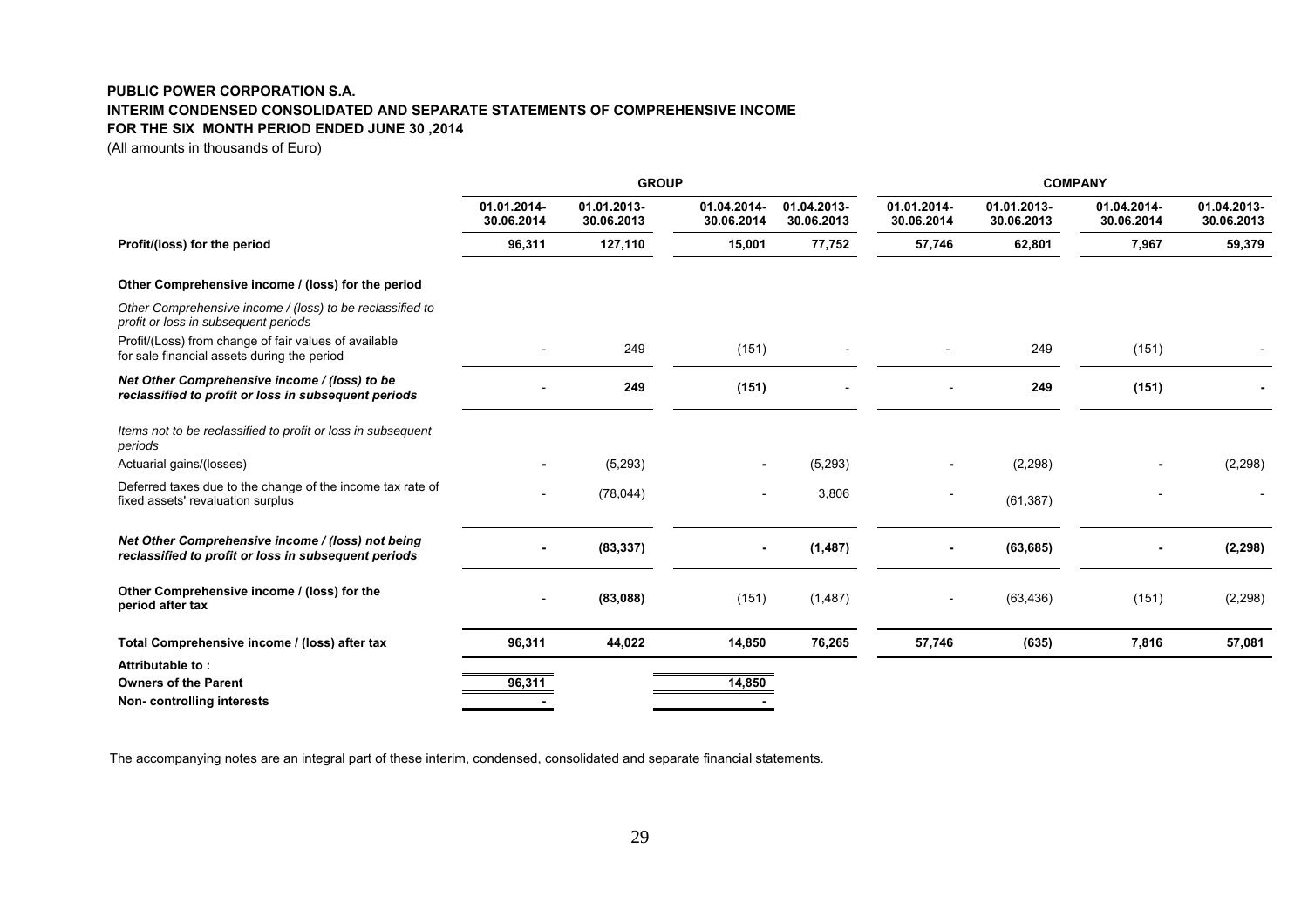**PUBLIC POWER CORPORATION S.A.**
**INTERIM CONDENSED CONSOLIDATED AND SEPARATE STATEMENTS OF COMPREHENSIVE INCOME**
**FOR THE SIX MONTH PERIOD ENDED JUNE 30 ,2014**
(All amounts in thousands of Euro)

| | GROUP | | | | COMPANY | | | |
|---|---|---|---|---|---|---|---|---|
| | 01.01.2014-30.06.2014 | 01.01.2013-30.06.2013 | 01.04.2014-30.06.2014 | 01.04.2013-30.06.2013 | 01.01.2014-30.06.2014 | 01.01.2013-30.06.2013 | 01.04.2014-30.06.2014 | 01.04.2013-30.06.2013 |
| **Profit/(loss) for the period** | **96,311** | **127,110** | **15,001** | **77,752** | **57,746** | **62,801** | **7,967** | **59,379** |
| **Other Comprehensive income / (loss) for the period** | | | | | | | | |
| *Other Comprehensive income / (loss) to be reclassified to profit or loss in subsequent periods* | | | | | | | | |
| Profit/(Loss) from change of fair values of available for sale financial assets during the period | - | 249 | (151) | - | - | 249 | (151) | - |
| ***Net Other Comprehensive income / (loss) to be reclassified to profit or loss in subsequent periods*** | - | **249** | **(151)** | - | - | **249** | **(151)** | **-** |
| *Items not to be reclassified to profit or loss in subsequent periods* | | | | | | | | |
| Actuarial gains/(losses) | **-** | (5,293) | **-** | (5,293) | **-** | (2,298) | **-** | (2,298) |
| Deferred taxes due to the change of the income tax rate of fixed assets' revaluation surplus | - | (78,044) | - | 3,806 | - | (61,387) | - | - |
| ***Net Other Comprehensive income / (loss) not being reclassified to profit or loss in subsequent periods*** | **-** | **(83,337)** | **-** | **(1,487)** | **-** | **(63,685)** | **-** | **(2,298)** |
| **Other Comprehensive income / (loss) for the period after tax** | - | **(83,088)** | (151) | (1,487) | - | (63,436) | (151) | (2,298) |
| **Total Comprehensive income / (loss) after tax** | **96,311** | **44,022** | **14,850** | **76,265** | **57,746** | **(635)** | **7,816** | **57,081** |
| **Attributable to :** | | | | | | | | |
| **Owners of the Parent** | **96,311** | | **14,850** | | | | | |
| **Non- controlling interests** | **-** | | **-** | | | | | |

The accompanying notes are an integral part of these interim, condensed, consolidated and separate financial statements.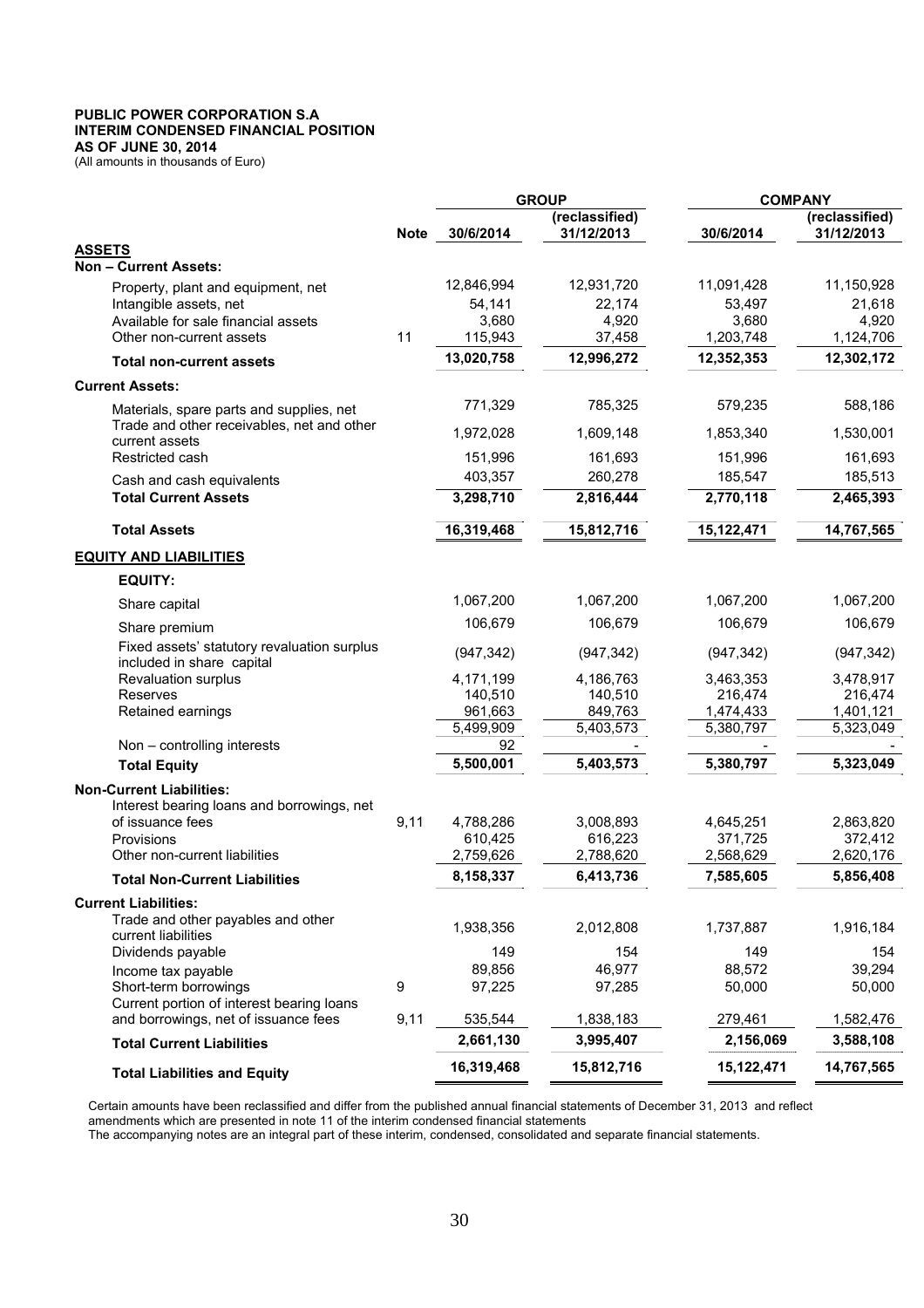**PUBLIC POWER CORPORATION S.A**
**INTERIM CONDENSED FINANCIAL POSITION**
**AS OF JUNE 30, 2014**
(All amounts in thousands of Euro)

| | Note | GROUP 30/6/2014 | GROUP (reclassified) 31/12/2013 | COMPANY 30/6/2014 | COMPANY (reclassified) 31/12/2013 |
|---|---|---|---|---|---|
| **ASSETS** | | | | | |
| **Non – Current Assets:** | | | | | |
| Property, plant and equipment, net | | 12,846,994 | 12,931,720 | 11,091,428 | 11,150,928 |
| Intangible assets, net | | 54,141 | 22,174 | 53,497 | 21,618 |
| Available for sale financial assets | | 3,680 | 4,920 | 3,680 | 4,920 |
| Other non-current assets | 11 | 115,943 | 37,458 | 1,203,748 | 1,124,706 |
| **Total non-current assets** | | **13,020,758** | **12,996,272** | **12,352,353** | **12,302,172** |
| **Current Assets:** | | | | | |
| Materials, spare parts and supplies, net | | 771,329 | 785,325 | 579,235 | 588,186 |
| Trade and other receivables, net and other current assets | | 1,972,028 | 1,609,148 | 1,853,340 | 1,530,001 |
| Restricted cash | | 151,996 | 161,693 | 151,996 | 161,693 |
| Cash and cash equivalents | | 403,357 | 260,278 | 185,547 | 185,513 |
| **Total Current Assets** | | **3,298,710** | **2,816,444** | **2,770,118** | **2,465,393** |
| **Total Assets** | | **16,319,468** | **15,812,716** | **15,122,471** | **14,767,565** |
| **EQUITY AND LIABILITIES** | | | | | |
| **EQUITY:** | | | | | |
| Share capital | | 1,067,200 | 1,067,200 | 1,067,200 | 1,067,200 |
| Share premium | | 106,679 | 106,679 | 106,679 | 106,679 |
| Fixed assets' statutory revaluation surplus included in share capital | | (947,342) | (947,342) | (947,342) | (947,342) |
| Revaluation surplus | | 4,171,199 | 4,186,763 | 3,463,353 | 3,478,917 |
| Reserves | | 140,510 | 140,510 | 216,474 | 216,474 |
| Retained earnings | | 961,663 | 849,763 | 1,474,433 | 1,401,121 |
| | | 5,499,909 | 5,403,573 | 5,380,797 | 5,323,049 |
| Non – controlling interests | | 92 | - | - | - |
| **Total Equity** | | **5,500,001** | **5,403,573** | **5,380,797** | **5,323,049** |
| **Non-Current Liabilities:** | | | | | |
| Interest bearing loans and borrowings, net of issuance fees | 9,11 | 4,788,286 | 3,008,893 | 4,645,251 | 2,863,820 |
| Provisions | | 610,425 | 616,223 | 371,725 | 372,412 |
| Other non-current liabilities | | 2,759,626 | 2,788,620 | 2,568,629 | 2,620,176 |
| **Total Non-Current Liabilities** | | **8,158,337** | **6,413,736** | **7,585,605** | **5,856,408** |
| **Current Liabilities:** | | | | | |
| Trade and other payables and other current liabilities | | 1,938,356 | 2,012,808 | 1,737,887 | 1,916,184 |
| Dividends payable | | 149 | 154 | 149 | 154 |
| Income tax payable | | 89,856 | 46,977 | 88,572 | 39,294 |
| Short-term borrowings | 9 | 97,225 | 97,285 | 50,000 | 50,000 |
| Current portion of interest bearing loans and borrowings, net of issuance fees | 9,11 | 535,544 | 1,838,183 | 279,461 | 1,582,476 |
| **Total Current Liabilities** | | **2,661,130** | **3,995,407** | **2,156,069** | **3,588,108** |
| **Total Liabilities and Equity** | | **16,319,468** | **15,812,716** | **15,122,471** | **14,767,565** |

Certain amounts have been reclassified and differ from the published annual financial statements of December 31, 2013 and reflect amendments which are presented in note 11 of the interim condensed financial statements

The accompanying notes are an integral part of these interim, condensed, consolidated and separate financial statements.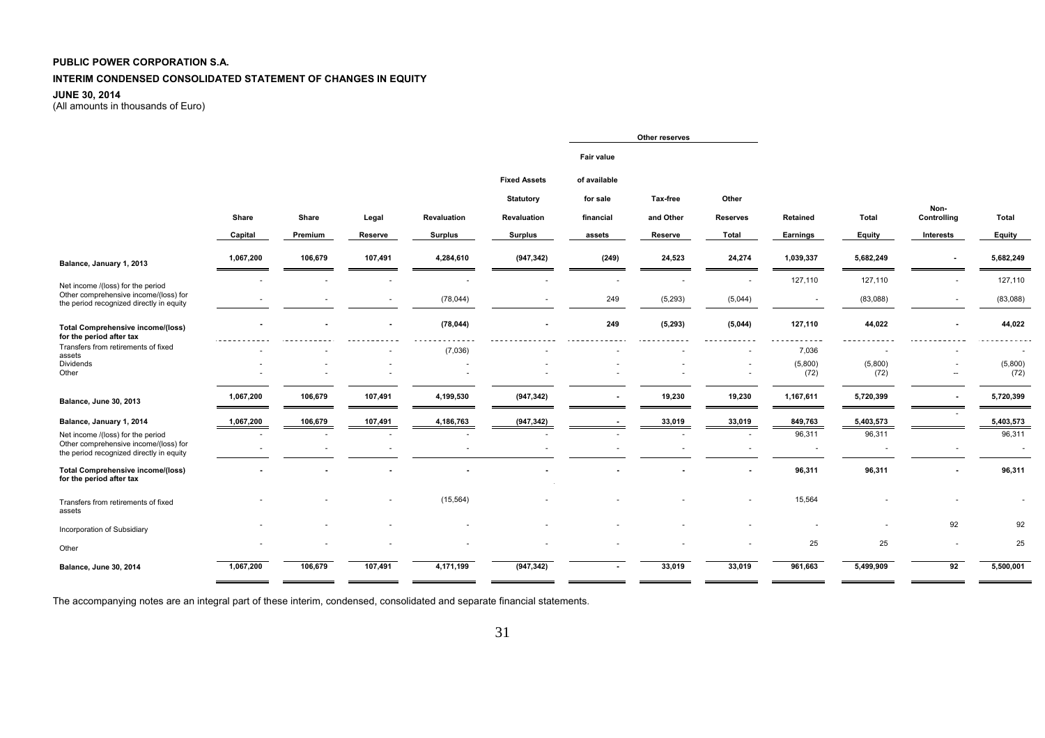**PUBLIC POWER CORPORATION S.A.**

**INTERIM CONDENSED CONSOLIDATED STATEMENT OF CHANGES IN EQUITY**

**JUNE 30, 2014**

(All amounts in thousands of Euro)

| | | | | | | Other reserves | | | | | | |
|---|---|---|---|---|---|---|---|---|---|---|---|---|
| | Share Capital | Share Premium | Legal Reserve | Revaluation Surplus | Fixed Assets Statutory Revaluation Surplus | Fair value of available for sale financial assets | Tax-free and Other Reserve | Other Reserves Total | Retained Earnings | Total Equity | Non-Controlling Interests | Total Equity |
| **Balance, January 1, 2013** | 1,067,200 | 106,679 | 107,491 | 4,284,610 | (947,342) | (249) | 24,523 | 24,274 | 1,039,337 | 5,682,249 | - | 5,682,249 |
| Net income /(loss) for the period | - | - | - | - | - | - | - | - | 127,110 | 127,110 | - | 127,110 |
| Other comprehensive income/(loss) for the period recognized directly in equity | - | - | - | (78,044) | - | 249 | (5,293) | (5,044) | - | (83,088) | - | (83,088) |
| **Total Comprehensive income/(loss) for the period after tax** | - | - | - | (78,044) | - | 249 | (5,293) | (5,044) | 127,110 | 44,022 | - | 44,022 |
| Transfers from retirements of fixed assets | - | - | - | (7,036) | - | - | - | - | 7,036 | - | - | - |
| Dividends | - | - | - | - | - | - | - | - | (5,800) | (5,800) | - | (5,800) |
| Other | - | - | - | - | - | - | - | - | (72) | (72) | -- | (72) |
| **Balance, June 30, 2013** | 1,067,200 | 106,679 | 107,491 | 4,199,530 | (947,342) | - | 19,230 | 19,230 | 1,167,611 | 5,720,399 | - | 5,720,399 |
| **Balance, January 1, 2014** | 1,067,200 | 106,679 | 107,491 | 4,186,763 | (947,342) | - | 33,019 | 33,019 | 849,763 | 5,403,573 | - | 5,403,573 |
| Net income /(loss) for the period | - | - | - | - | - | - | - | - | 96,311 | 96,311 | | 96,311 |
| Other comprehensive income/(loss) for the period recognized directly in equity | - | - | - | - | - | - | - | - | - | - | - | - |
| **Total Comprehensive income/(loss) for the period after tax** | - | - | - | - | - | - | - | - | 96,311 | 96,311 | - | 96,311 |
| Transfers from retirements of fixed assets | - | - | - | (15,564) | - | - | - | - | 15,564 | - | - | - |
| Incorporation of Subsidiary | - | - | - | - | - | - | - | - | - | - | 92 | 92 |
| Other | - | - | - | - | - | - | - | - | 25 | 25 | - | 25 |
| **Balance, June 30, 2014** | 1,067,200 | 106,679 | 107,491 | 4,171,199 | (947,342) | - | 33,019 | 33,019 | 961,663 | 5,499,909 | 92 | 5,500,001 |

The accompanying notes are an integral part of these interim, condensed, consolidated and separate financial statements.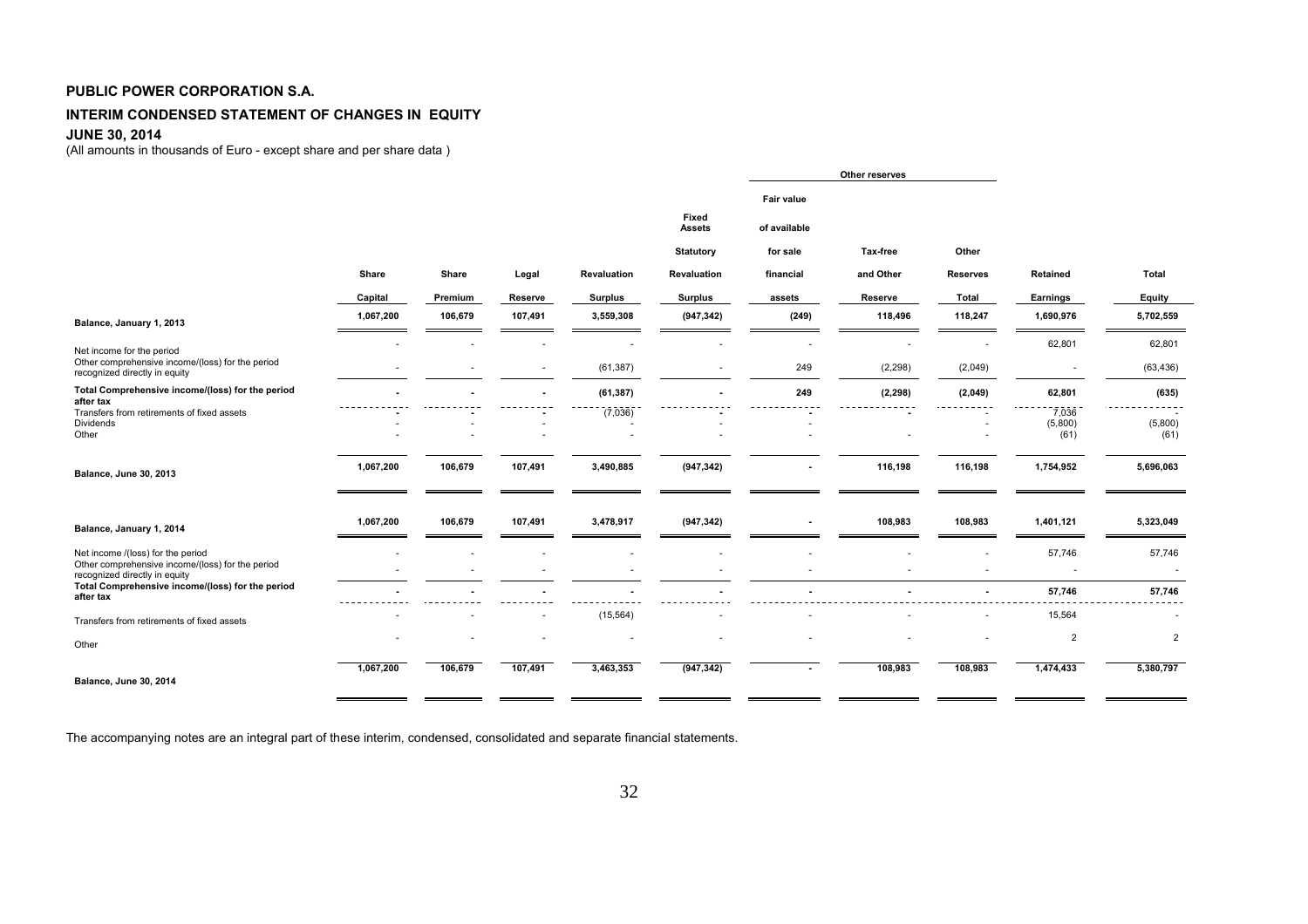**PUBLIC POWER CORPORATION S.A.**

**INTERIM CONDENSED STATEMENT OF CHANGES IN EQUITY**

**JUNE 30, 2014**

(All amounts in thousands of Euro - except share and per share data )

| | | | | | | Other reserves | | | | |
|---|---|---|---|---|---|---|---|---|---|---|
| | Share Capital | Share Premium | Legal Reserve | Revaluation Surplus | Fixed Assets Statutory Revaluation Surplus | Fair value of available for sale financial assets | Tax-free and Other Reserve | Other Reserves Total | Retained Earnings | Total Equity |
| **Balance, January 1, 2013** | 1,067,200 | 106,679 | 107,491 | 3,559,308 | (947,342) | (249) | 118,496 | 118,247 | 1,690,976 | 5,702,559 |
| Net income for the period | - | - | - | - | - | - | - | - | 62,801 | 62,801 |
| Other comprehensive income/(loss) for the period recognized directly in equity | - | - | - | (61,387) | - | 249 | (2,298) | (2,049) | - | (63,436) |
| **Total Comprehensive income/(loss) for the period after tax** | - | - | - | (61,387) | - | 249 | (2,298) | (2,049) | 62,801 | (635) |
| Transfers from retirements of fixed assets | - | - | - | (7,036) | - | - | - | - | 7,036 | - |
| Dividends | - | - | - | - | - | - | | - | (5,800) | (5,800) |
| Other | - | - | - | - | - | - | - | - | (61) | (61) |
| **Balance, June 30, 2013** | 1,067,200 | 106,679 | 107,491 | 3,490,885 | (947,342) | - | 116,198 | 116,198 | 1,754,952 | 5,696,063 |
| **Balance, January 1, 2014** | 1,067,200 | 106,679 | 107,491 | 3,478,917 | (947,342) | - | 108,983 | 108,983 | 1,401,121 | 5,323,049 |
| Net income /(loss) for the period | - | - | - | - | - | - | - | - | 57,746 | 57,746 |
| Other comprehensive income/(loss) for the period recognized directly in equity | - | - | - | - | - | - | - | - | - | - |
| **Total Comprehensive income/(loss) for the period after tax** | - | - | - | - | - | - | - | - | 57,746 | 57,746 |
| Transfers from retirements of fixed assets | - | - | - | (15,564) | - | - | - | - | 15,564 | - |
| Other | - | - | - | - | - | - | - | - | 2 | 2 |
| **Balance, June 30, 2014** | 1,067,200 | 106,679 | 107,491 | 3,463,353 | (947,342) | - | 108,983 | 108,983 | 1,474,433 | 5,380,797 |

The accompanying notes are an integral part of these interim, condensed, consolidated and separate financial statements.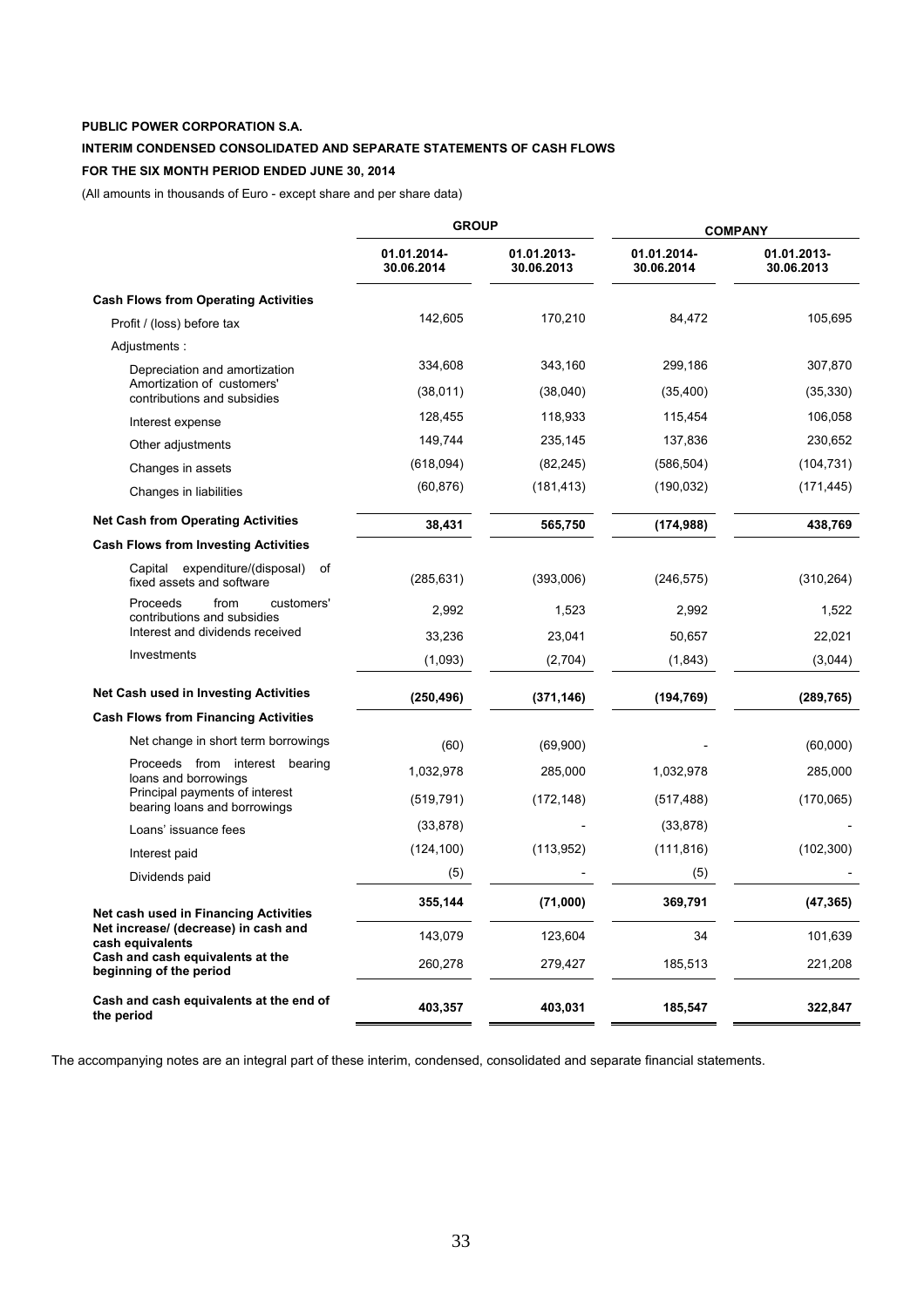**PUBLIC POWER CORPORATION S.A.**

**INTERIM CONDENSED CONSOLIDATED AND SEPARATE STATEMENTS OF CASH FLOWS**

**FOR THE SIX MONTH PERIOD ENDED JUNE 30, 2014**

(All amounts in thousands of Euro - except share and per share data)

| | GROUP | | COMPANY | |
|---|---|---|---|---|
| | 01.01.2014-30.06.2014 | 01.01.2013-30.06.2013 | 01.01.2014-30.06.2014 | 01.01.2013-30.06.2013 |
| **Cash Flows from Operating Activities** | | | | |
| Profit / (loss) before tax | 142,605 | 170,210 | 84,472 | 105,695 |
| Adjustments : | | | | |
| Depreciation and amortization | 334,608 | 343,160 | 299,186 | 307,870 |
| Amortization of customers' contributions and subsidies | (38,011) | (38,040) | (35,400) | (35,330) |
| Interest expense | 128,455 | 118,933 | 115,454 | 106,058 |
| Other adjustments | 149,744 | 235,145 | 137,836 | 230,652 |
| Changes in assets | (618,094) | (82,245) | (586,504) | (104,731) |
| Changes in liabilities | (60,876) | (181,413) | (190,032) | (171,445) |
| **Net Cash from Operating Activities** | **38,431** | **565,750** | **(174,988)** | **438,769** |
| **Cash Flows from Investing Activities** | | | | |
| Capital expenditure/(disposal) of fixed assets and software | (285,631) | (393,006) | (246,575) | (310,264) |
| Proceeds from customers' contributions and subsidies | 2,992 | 1,523 | 2,992 | 1,522 |
| Interest and dividends received | 33,236 | 23,041 | 50,657 | 22,021 |
| Investments | (1,093) | (2,704) | (1,843) | (3,044) |
| **Net Cash used in Investing Activities** | **(250,496)** | **(371,146)** | **(194,769)** | **(289,765)** |
| **Cash Flows from Financing Activities** | | | | |
| Net change in short term borrowings | (60) | (69,900) | - | (60,000) |
| Proceeds from interest bearing loans and borrowings | 1,032,978 | 285,000 | 1,032,978 | 285,000 |
| Principal payments of interest bearing loans and borrowings | (519,791) | (172,148) | (517,488) | (170,065) |
| Loans' issuance fees | (33,878) | - | (33,878) | - |
| Interest paid | (124,100) | (113,952) | (111,816) | (102,300) |
| Dividends paid | (5) | - | (5) | - |
| **Net cash used in Financing Activities** | **355,144** | **(71,000)** | **369,791** | **(47,365)** |
| **Net increase/ (decrease) in cash and cash equivalents** | 143,079 | 123,604 | 34 | 101,639 |
| **Cash and cash equivalents at the beginning of the period** | 260,278 | 279,427 | 185,513 | 221,208 |
| **Cash and cash equivalents at the end of the period** | **403,357** | **403,031** | **185,547** | **322,847** |

The accompanying notes are an integral part of these interim, condensed, consolidated and separate financial statements.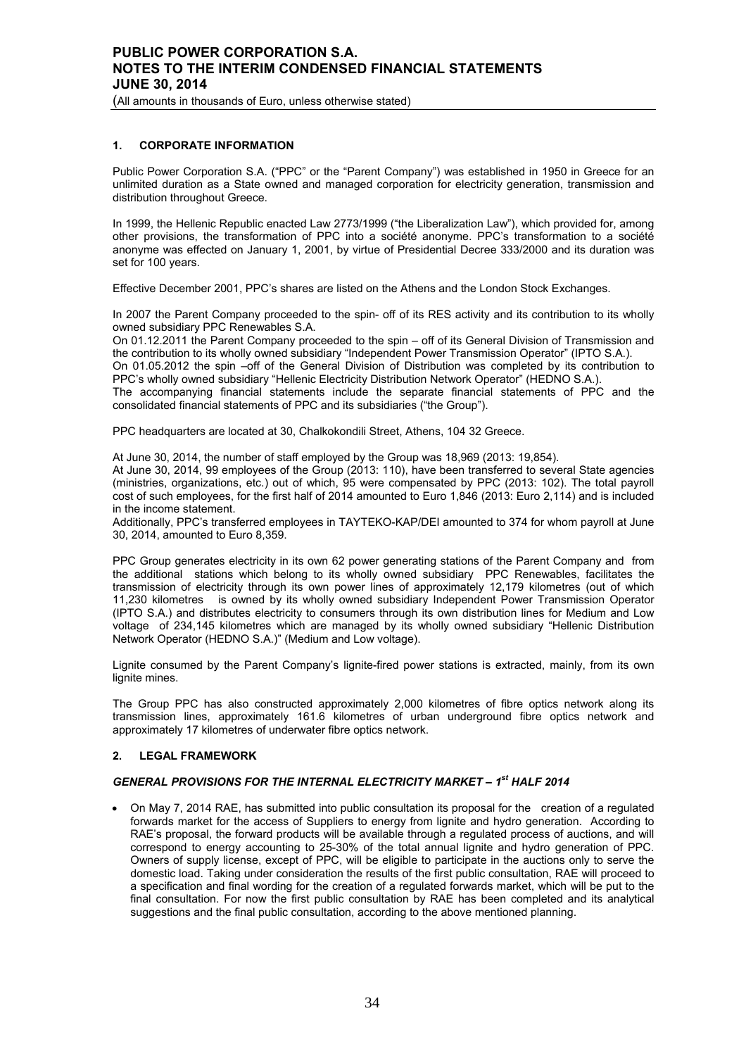## 1. CORPORATE INFORMATION

Public Power Corporation S.A. ("PPC" or the "Parent Company") was established in 1950 in Greece for an unlimited duration as a State owned and managed corporation for electricity generation, transmission and distribution throughout Greece.

In 1999, the Hellenic Republic enacted Law 2773/1999 ("the Liberalization Law"), which provided for, among other provisions, the transformation of PPC into a société anonyme. PPC's transformation to a société anonyme was effected on January 1, 2001, by virtue of Presidential Decree 333/2000 and its duration was set for 100 years.

Effective December 2001, PPC's shares are listed on the Athens and the London Stock Exchanges.

In 2007 the Parent Company proceeded to the spin- off of its RES activity and its contribution to its wholly owned subsidiary PPC Renewables S.A.

On 01.12.2011 the Parent Company proceeded to the spin – off of its General Division of Transmission and the contribution to its wholly owned subsidiary "Independent Power Transmission Operator" (IPTO S.A.).

On 01.05.2012 the spin –off of the General Division of Distribution was completed by its contribution to PPC's wholly owned subsidiary "Hellenic Electricity Distribution Network Operator" (HEDNO S.A.).

The accompanying financial statements include the separate financial statements of PPC and the consolidated financial statements of PPC and its subsidiaries ("the Group").

PPC headquarters are located at 30, Chalkokondili Street, Athens, 104 32 Greece.

At June 30, 2014, the number of staff employed by the Group was 18,969 (2013: 19,854).

At June 30, 2014, 99 employees of the Group (2013: 110), have been transferred to several State agencies (ministries, organizations, etc.) out of which, 95 were compensated by PPC (2013: 102). The total payroll cost of such employees, for the first half of 2014 amounted to Euro 1,846 (2013: Euro 2,114) and is included in the income statement.

Additionally, PPC's transferred employees in TAYTEKO-KAP/DEI amounted to 374 for whom payroll at June 30, 2014, amounted to Euro 8,359.

PPC Group generates electricity in its own 62 power generating stations of the Parent Company and from the additional stations which belong to its wholly owned subsidiary PPC Renewables, facilitates the transmission of electricity through its own power lines of approximately 12,179 kilometres (out of which 11,230 kilometres is owned by its wholly owned subsidiary Independent Power Transmission Operator (IPTO S.A.) and distributes electricity to consumers through its own distribution lines for Medium and Low voltage of 234,145 kilometres which are managed by its wholly owned subsidiary "Hellenic Distribution Network Operator (HEDNO S.A.)" (Medium and Low voltage).

Lignite consumed by the Parent Company's lignite-fired power stations is extracted, mainly, from its own lignite mines.

The Group PPC has also constructed approximately 2,000 kilometres of fibre optics network along its transmission lines, approximately 161.6 kilometres of urban underground fibre optics network and approximately 17 kilometres of underwater fibre optics network.

## 2. LEGAL FRAMEWORK

### *GENERAL PROVISIONS FOR THE INTERNAL ELECTRICITY MARKET – 1st HALF 2014*

- On May 7, 2014 RAE, has submitted into public consultation its proposal for the creation of a regulated forwards market for the access of Suppliers to energy from lignite and hydro generation. According to RAE's proposal, the forward products will be available through a regulated process of auctions, and will correspond to energy accounting to 25-30% of the total annual lignite and hydro generation of PPC. Owners of supply license, except of PPC, will be eligible to participate in the auctions only to serve the domestic load. Taking under consideration the results of the first public consultation, RAE will proceed to a specification and final wording for the creation of a regulated forwards market, which will be put to the final consultation. For now the first public consultation by RAE has been completed and its analytical suggestions and the final public consultation, according to the above mentioned planning.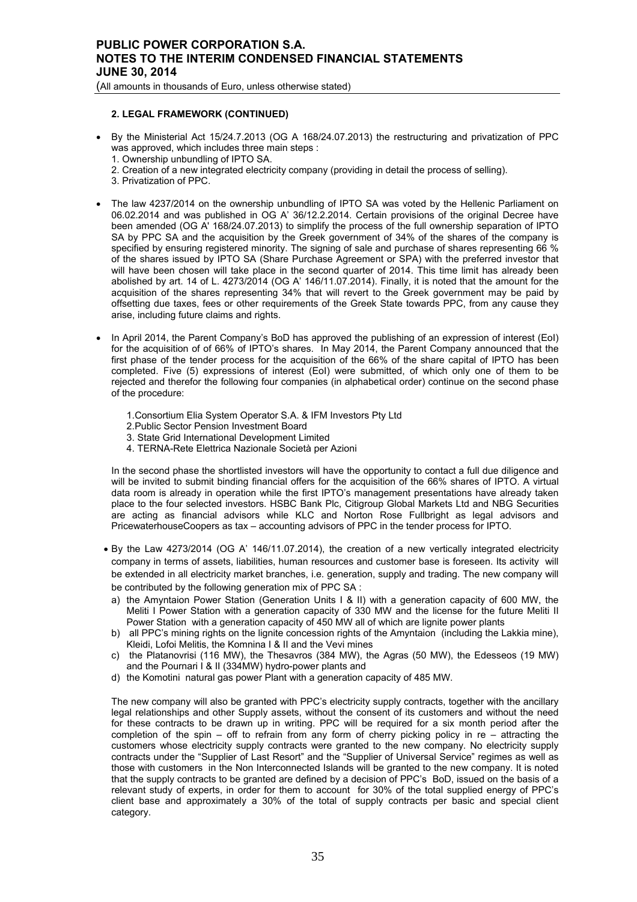**2. LEGAL FRAMEWORK (CONTINUED)**

- By the Ministerial Act 15/24.7.2013 (OG A 168/24.07.2013) the restructuring and privatization of PPC was approved, which includes three main steps :
  1. Ownership unbundling of IPTO SA.
  2. Creation of a new integrated electricity company (providing in detail the process of selling).
  3. Privatization of PPC.

- The law 4237/2014 on the ownership unbundling of IPTO SA was voted by the Hellenic Parliament on 06.02.2014 and was published in OG A' 36/12.2.2014. Certain provisions of the original Decree have been amended (OG A' 168/24.07.2013) to simplify the process of the full ownership separation of IPTO SA by PPC SA and the acquisition by the Greek government of 34% of the shares of the company is specified by ensuring registered minority. The signing of sale and purchase of shares representing 66 % of the shares issued by IPTO SA (Share Purchase Agreement or SPA) with the preferred investor that will have been chosen will take place in the second quarter of 2014. This time limit has already been abolished by art. 14 of L. 4273/2014 (OG A' 146/11.07.2014). Finally, it is noted that the amount for the acquisition of the shares representing 34% that will revert to the Greek government may be paid by offsetting due taxes, fees or other requirements of the Greek State towards PPC, from any cause they arise, including future claims and rights.

- In April 2014, the Parent Company's BoD has approved the publishing of an expression of interest (EoI) for the acquisition of of 66% of IPTO's shares. In May 2014, the Parent Company announced that the first phase of the tender process for the acquisition of the 66% of the share capital of IPTO has been completed. Five (5) expressions of interest (EoI) were submitted, of which only one of them to be rejected and therefor the following four companies (in alphabetical order) continue on the second phase of the procedure:

  1. Consortium Elia System Operator S.A. & IFM Investors Pty Ltd
  2. Public Sector Pension Investment Board
  3. State Grid International Development Limited
  4. TERNA-Rete Elettrica Nazionale Società per Azioni

  In the second phase the shortlisted investors will have the opportunity to contact a full due diligence and will be invited to submit binding financial offers for the acquisition of the 66% shares of IPTO. A virtual data room is already in operation while the first IPTO's management presentations have already taken place to the four selected investors. HSBC Bank Plc, Citigroup Global Markets Ltd and NBG Securities are acting as financial advisors while KLC and Norton Rose Fullbright as legal advisors and PricewaterhouseCoopers as tax – accounting advisors of PPC in the tender process for IPTO.

- By the Law 4273/2014 (OG A' 146/11.07.2014), the creation of a new vertically integrated electricity company in terms of assets, liabilities, human resources and customer base is foreseen. Its activity will be extended in all electricity market branches, i.e. generation, supply and trading. The new company will be contributed by the following generation mix of PPC SA :
  a) the Amyntaion Power Station (Generation Units I & II) with a generation capacity of 600 MW, the Meliti I Power Station with a generation capacity of 330 MW and the license for the future Meliti II Power Station with a generation capacity of 450 MW all of which are lignite power plants
  b) all PPC's mining rights on the lignite concession rights of the Amyntaion (including the Lakkia mine), Kleidi, Lofoi Melitis, the Komnina I & II and the Vevi mines
  c) the Platanovrisi (116 MW), the Thesavros (384 MW), the Agras (50 MW), the Edesseos (19 MW) and the Pournari I & II (334MW) hydro-power plants and
  d) the Komotini natural gas power Plant with a generation capacity of 485 MW.

  The new company will also be granted with PPC's electricity supply contracts, together with the ancillary legal relationships and other Supply assets, without the consent of its customers and without the need for these contracts to be drawn up in writing. PPC will be required for a six month period after the completion of the spin – off to refrain from any form of cherry picking policy in re – attracting the customers whose electricity supply contracts were granted to the new company. No electricity supply contracts under the "Supplier of Last Resort" and the "Supplier of Universal Service" regimes as well as those with customers in the Non Interconnected Islands will be granted to the new company. It is noted that the supply contracts to be granted are defined by a decision of PPC's BoD, issued on the basis of a relevant study of experts, in order for them to account for 30% of the total supplied energy of PPC's client base and approximately a 30% of the total of supply contracts per basic and special client category.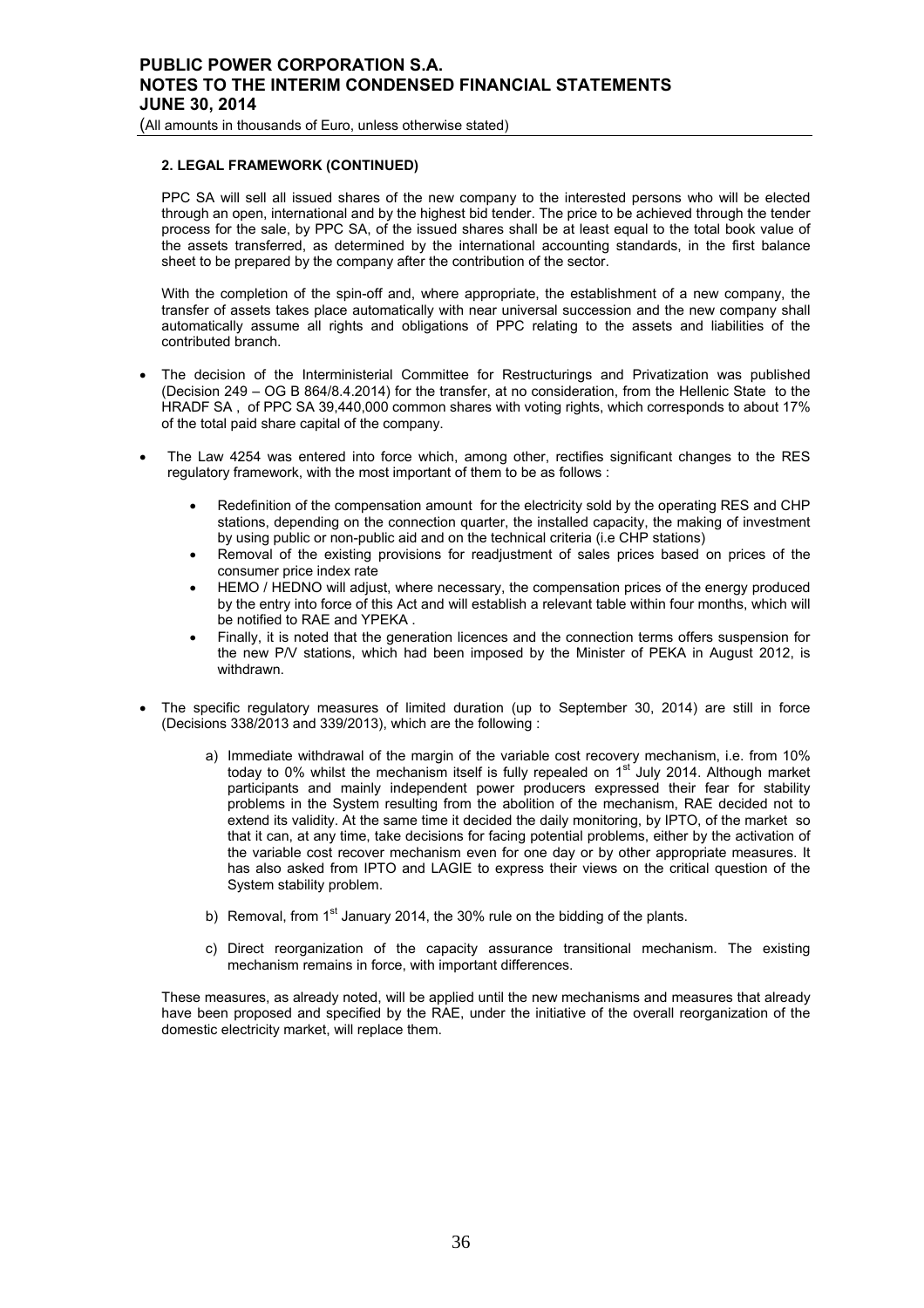#### 2. LEGAL FRAMEWORK (CONTINUED)

PPC SA will sell all issued shares of the new company to the interested persons who will be elected through an open, international and by the highest bid tender. The price to be achieved through the tender process for the sale, by PPC SA, of the issued shares shall be at least equal to the total book value of the assets transferred, as determined by the international accounting standards, in the first balance sheet to be prepared by the company after the contribution of the sector.

With the completion of the spin-off and, where appropriate, the establishment of a new company, the transfer of assets takes place automatically with near universal succession and the new company shall automatically assume all rights and obligations of PPC relating to the assets and liabilities of the contributed branch.

- The decision of the Interministerial Committee for Restructurings and Privatization was published (Decision 249 – OG B 864/8.4.2014) for the transfer, at no consideration, from the Hellenic State to the HRADF SA , of PPC SA 39,440,000 common shares with voting rights, which corresponds to about 17% of the total paid share capital of the company.

- The Law 4254 was entered into force which, among other, rectifies significant changes to the RES regulatory framework, with the most important of them to be as follows :

  - Redefinition of the compensation amount for the electricity sold by the operating RES and CHP stations, depending on the connection quarter, the installed capacity, the making of investment by using public or non-public aid and on the technical criteria (i.e CHP stations)
  - Removal of the existing provisions for readjustment of sales prices based on prices of the consumer price index rate
  - HEMO / HEDNO will adjust, where necessary, the compensation prices of the energy produced by the entry into force of this Act and will establish a relevant table within four months, which will be notified to RAE and YPEKA .
  - Finally, it is noted that the generation licences and the connection terms offers suspension for the new P/V stations, which had been imposed by the Minister of PEKA in August 2012, is withdrawn.

- The specific regulatory measures of limited duration (up to September 30, 2014) are still in force (Decisions 338/2013 and 339/2013), which are the following :

  a) Immediate withdrawal of the margin of the variable cost recovery mechanism, i.e. from 10% today to 0% whilst the mechanism itself is fully repealed on 1st July 2014. Although market participants and mainly independent power producers expressed their fear for stability problems in the System resulting from the abolition of the mechanism, RAE decided not to extend its validity. At the same time it decided the daily monitoring, by IPTO, of the market so that it can, at any time, take decisions for facing potential problems, either by the activation of the variable cost recover mechanism even for one day or by other appropriate measures. It has also asked from IPTO and LAGIE to express their views on the critical question of the System stability problem.

  b) Removal, from 1st January 2014, the 30% rule on the bidding of the plants.

  c) Direct reorganization of the capacity assurance transitional mechanism. The existing mechanism remains in force, with important differences.

These measures, as already noted, will be applied until the new mechanisms and measures that already have been proposed and specified by the RAE, under the initiative of the overall reorganization of the domestic electricity market, will replace them.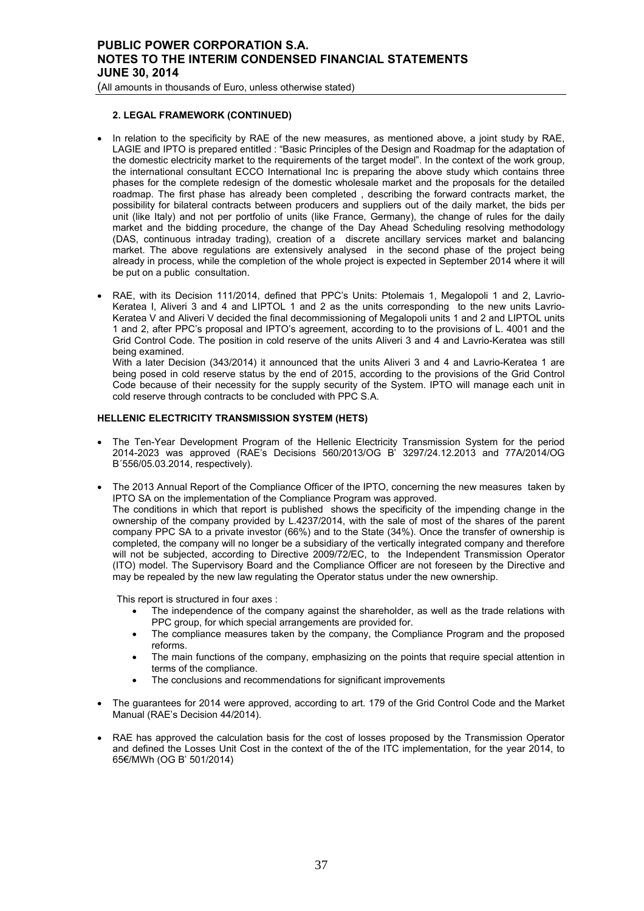**2. LEGAL FRAMEWORK (CONTINUED)**

- In relation to the specificity by RAE of the new measures, as mentioned above, a joint study by RAE, LAGIE and IPTO is prepared entitled : "Basic Principles of the Design and Roadmap for the adaptation of the domestic electricity market to the requirements of the target model". In the context of the work group, the international consultant ECCO International Inc is preparing the above study which contains three phases for the complete redesign of the domestic wholesale market and the proposals for the detailed roadmap. The first phase has already been completed , describing the forward contracts market, the possibility for bilateral contracts between producers and suppliers out of the daily market, the bids per unit (like Italy) and not per portfolio of units (like France, Germany), the change of rules for the daily market and the bidding procedure, the change of the Day Ahead Scheduling resolving methodology (DAS, continuous intraday trading), creation of a discrete ancillary services market and balancing market. The above regulations are extensively analysed in the second phase of the project being already in process, while the completion of the whole project is expected in September 2014 where it will be put on a public consultation.

- RAE, with its Decision 111/2014, defined that PPC's Units: Ptolemais 1, Megalopoli 1 and 2, Lavrio-Keratea I, Aliveri 3 and 4 and LIPTOL 1 and 2 as the units corresponding to the new units Lavrio-Keratea V and Aliveri V decided the final decommissioning of Megalopoli units 1 and 2 and LIPTOL units 1 and 2, after PPC's proposal and IPTO's agreement, according to to the provisions of L. 4001 and the Grid Control Code. The position in cold reserve of the units Aliveri 3 and 4 and Lavrio-Keratea was still being examined.
With a later Decision (343/2014) it announced that the units Aliveri 3 and 4 and Lavrio-Keratea 1 are being posed in cold reserve status by the end of 2015, according to the provisions of the Grid Control Code because of their necessity for the supply security of the System. IPTO will manage each unit in cold reserve through contracts to be concluded with PPC S.A.

**HELLENIC ELECTRICITY TRANSMISSION SYSTEM (HETS)**

- The Ten-Year Development Program of the Hellenic Electricity Transmission System for the period 2014-2023 was approved (RAE's Decisions 560/2013/OG B' 3297/24.12.2013 and 77A/2014/OG B΄556/05.03.2014, respectively).

- The 2013 Annual Report of the Compliance Officer of the IPTO, concerning the new measures taken by IPTO SA on the implementation of the Compliance Program was approved.
The conditions in which that report is published shows the specificity of the impending change in the ownership of the company provided by L.4237/2014, with the sale of most of the shares of the parent company PPC SA to a private investor (66%) and to the State (34%). Once the transfer of ownership is completed, the company will no longer be a subsidiary of the vertically integrated company and therefore will not be subjected, according to Directive 2009/72/EC, to the Independent Transmission Operator (ITO) model. The Supervisory Board and the Compliance Officer are not foreseen by the Directive and may be repealed by the new law regulating the Operator status under the new ownership.

  This report is structured in four axes :
  - The independence of the company against the shareholder, as well as the trade relations with PPC group, for which special arrangements are provided for.
  - The compliance measures taken by the company, the Compliance Program and the proposed reforms.
  - The main functions of the company, emphasizing on the points that require special attention in terms of the compliance.
  - The conclusions and recommendations for significant improvements

- The guarantees for 2014 were approved, according to art. 179 of the Grid Control Code and the Market Manual (RAE's Decision 44/2014).

- RAE has approved the calculation basis for the cost of losses proposed by the Transmission Operator and defined the Losses Unit Cost in the context of the of the ITC implementation, for the year 2014, to 65€/MWh (OG B' 501/2014)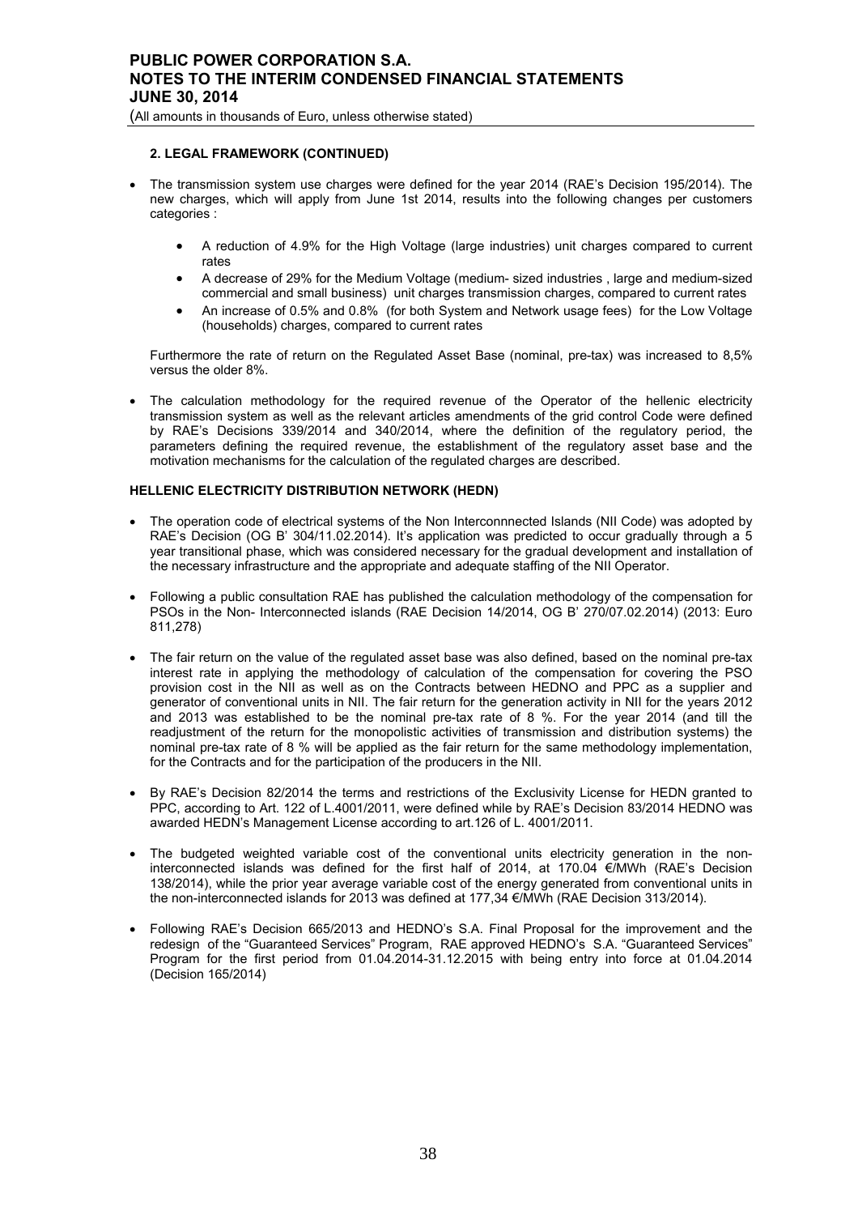#### 2. LEGAL FRAMEWORK (CONTINUED)

- The transmission system use charges were defined for the year 2014 (RAE's Decision 195/2014). The new charges, which will apply from June 1st 2014, results into the following changes per customers categories :

  - A reduction of 4.9% for the High Voltage (large industries) unit charges compared to current rates
  - A decrease of 29% for the Medium Voltage (medium- sized industries , large and medium-sized commercial and small business) unit charges transmission charges, compared to current rates
  - An increase of 0.5% and 0.8% (for both System and Network usage fees) for the Low Voltage (households) charges, compared to current rates

  Furthermore the rate of return on the Regulated Asset Base (nominal, pre-tax) was increased to 8,5% versus the older 8%.

- The calculation methodology for the required revenue of the Operator of the hellenic electricity transmission system as well as the relevant articles amendments of the grid control Code were defined by RAE's Decisions 339/2014 and 340/2014, where the definition of the regulatory period, the parameters defining the required revenue, the establishment of the regulatory asset base and the motivation mechanisms for the calculation of the regulated charges are described.

#### HELLENIC ELECTRICITY DISTRIBUTION NETWORK (HEDN)

- The operation code of electrical systems of the Non Interconnnected Islands (NII Code) was adopted by RAE's Decision (OG B' 304/11.02.2014). It's application was predicted to occur gradually through a 5 year transitional phase, which was considered necessary for the gradual development and installation of the necessary infrastructure and the appropriate and adequate staffing of the NII Operator.

- Following a public consultation RAE has published the calculation methodology of the compensation for PSOs in the Non- Interconnected islands (RAE Decision 14/2014, OG B' 270/07.02.2014) (2013: Euro 811,278)

- The fair return on the value of the regulated asset base was also defined, based on the nominal pre-tax interest rate in applying the methodology of calculation of the compensation for covering the PSO provision cost in the NII as well as on the Contracts between HEDNO and PPC as a supplier and generator of conventional units in NII. The fair return for the generation activity in NII for the years 2012 and 2013 was established to be the nominal pre-tax rate of 8 %. For the year 2014 (and till the readjustment of the return for the monopolistic activities of transmission and distribution systems) the nominal pre-tax rate of 8 % will be applied as the fair return for the same methodology implementation, for the Contracts and for the participation of the producers in the NII.

- By RAE's Decision 82/2014 the terms and restrictions of the Exclusivity License for HEDN granted to PPC, according to Art. 122 of L.4001/2011, were defined while by RAE's Decision 83/2014 HEDNO was awarded HEDN's Management License according to art.126 of L. 4001/2011.

- The budgeted weighted variable cost of the conventional units electricity generation in the non-interconnected islands was defined for the first half of 2014, at 170.04 €/MWh (RAE's Decision 138/2014), while the prior year average variable cost of the energy generated from conventional units in the non-interconnected islands for 2013 was defined at 177,34 €/MWh (RAE Decision 313/2014).

- Following RAE's Decision 665/2013 and HEDNO's S.A. Final Proposal for the improvement and the redesign of the "Guaranteed Services" Program, RAE approved HEDNO's S.A. "Guaranteed Services" Program for the first period from 01.04.2014-31.12.2015 with being entry into force at 01.04.2014 (Decision 165/2014)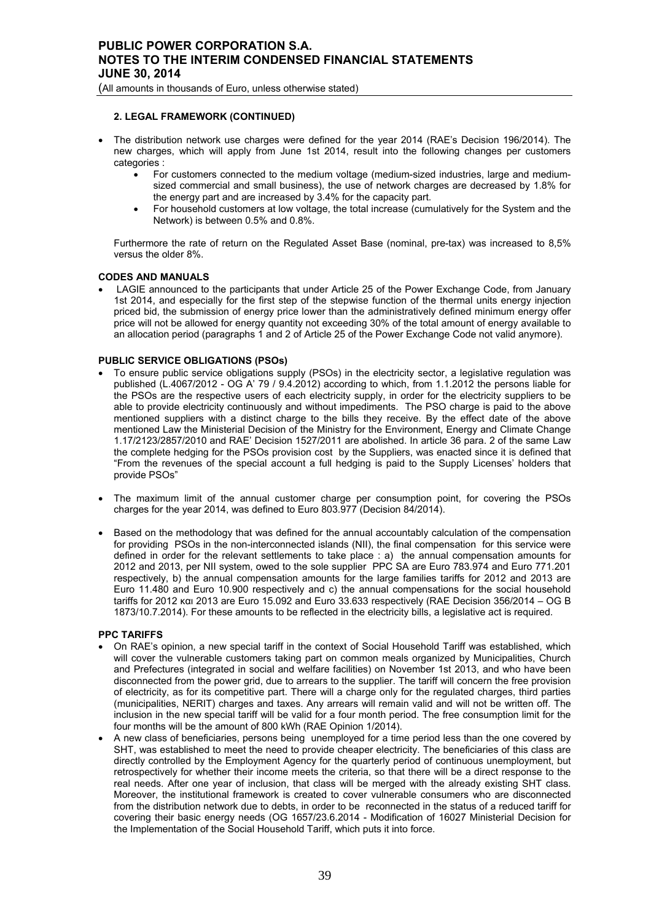**2. LEGAL FRAMEWORK (CONTINUED)**

- The distribution network use charges were defined for the year 2014 (RAE's Decision 196/2014). The new charges, which will apply from June 1st 2014, result into the following changes per customers categories :
  - For customers connected to the medium voltage (medium-sized industries, large and medium-sized commercial and small business), the use of network charges are decreased by 1.8% for the energy part and are increased by 3.4% for the capacity part.
  - For household customers at low voltage, the total increase (cumulatively for the System and the Network) is between 0.5% and 0.8%.

  Furthermore the rate of return on the Regulated Asset Base (nominal, pre-tax) was increased to 8,5% versus the older 8%.

**CODES AND MANUALS**

- LAGIE announced to the participants that under Article 25 of the Power Exchange Code, from January 1st 2014, and especially for the first step of the stepwise function of the thermal units energy injection priced bid, the submission of energy price lower than the administratively defined minimum energy offer price will not be allowed for energy quantity not exceeding 30% of the total amount of energy available to an allocation period (paragraphs 1 and 2 of Article 25 of the Power Exchange Code not valid anymore).

**PUBLIC SERVICE OBLIGATIONS (PSOs)**

- To ensure public service obligations supply (PSOs) in the electricity sector, a legislative regulation was published (L.4067/2012 - OG A' 79 / 9.4.2012) according to which, from 1.1.2012 the persons liable for the PSOs are the respective users of each electricity supply, in order for the electricity suppliers to be able to provide electricity continuously and without impediments. The PSO charge is paid to the above mentioned suppliers with a distinct charge to the bills they receive. By the effect date of the above mentioned Law the Ministerial Decision of the Ministry for the Environment, Energy and Climate Change 1.17/2123/2857/2010 and RAE' Decision 1527/2011 are abolished. In article 36 para. 2 of the same Law the complete hedging for the PSOs provision cost by the Suppliers, was enacted since it is defined that "From the revenues of the special account a full hedging is paid to the Supply Licenses' holders that provide PSOs"

- The maximum limit of the annual customer charge per consumption point, for covering the PSOs charges for the year 2014, was defined to Euro 803.977 (Decision 84/2014).

- Based on the methodology that was defined for the annual accountably calculation of the compensation for providing PSOs in the non-interconnected islands (NII), the final compensation for this service were defined in order for the relevant settlements to take place : a) the annual compensation amounts for 2012 and 2013, per NII system, owed to the sole supplier PPC SA are Euro 783.974 and Euro 771.201 respectively, b) the annual compensation amounts for the large families tariffs for 2012 and 2013 are Euro 11.480 and Euro 10.900 respectively and c) the annual compensations for the social household tariffs for 2012 και 2013 are Euro 15.092 and Euro 33.633 respectively (RAE Decision 356/2014 – OG B 1873/10.7.2014). For these amounts to be reflected in the electricity bills, a legislative act is required.

**PPC TARIFFS**

- On RAE's opinion, a new special tariff in the context of Social Household Tariff was established, which will cover the vulnerable customers taking part on common meals organized by Municipalities, Church and Prefectures (integrated in social and welfare facilities) on November 1st 2013, and who have been disconnected from the power grid, due to arrears to the supplier. The tariff will concern the free provision of electricity, as for its competitive part. There will a charge only for the regulated charges, third parties (municipalities, NERIT) charges and taxes. Any arrears will remain valid and will not be written off. The inclusion in the new special tariff will be valid for a four month period. The free consumption limit for the four months will be the amount of 800 kWh (RAE Opinion 1/2014).
- A new class of beneficiaries, persons being unemployed for a time period less than the one covered by SHT, was established to meet the need to provide cheaper electricity. The beneficiaries of this class are directly controlled by the Employment Agency for the quarterly period of continuous unemployment, but retrospectively for whether their income meets the criteria, so that there will be a direct response to the real needs. After one year of inclusion, that class will be merged with the already existing SHT class. Moreover, the institutional framework is created to cover vulnerable consumers who are disconnected from the distribution network due to debts, in order to be reconnected in the status of a reduced tariff for covering their basic energy needs (OG 1657/23.6.2014 - Modification of 16027 Ministerial Decision for the Implementation of the Social Household Tariff, which puts it into force.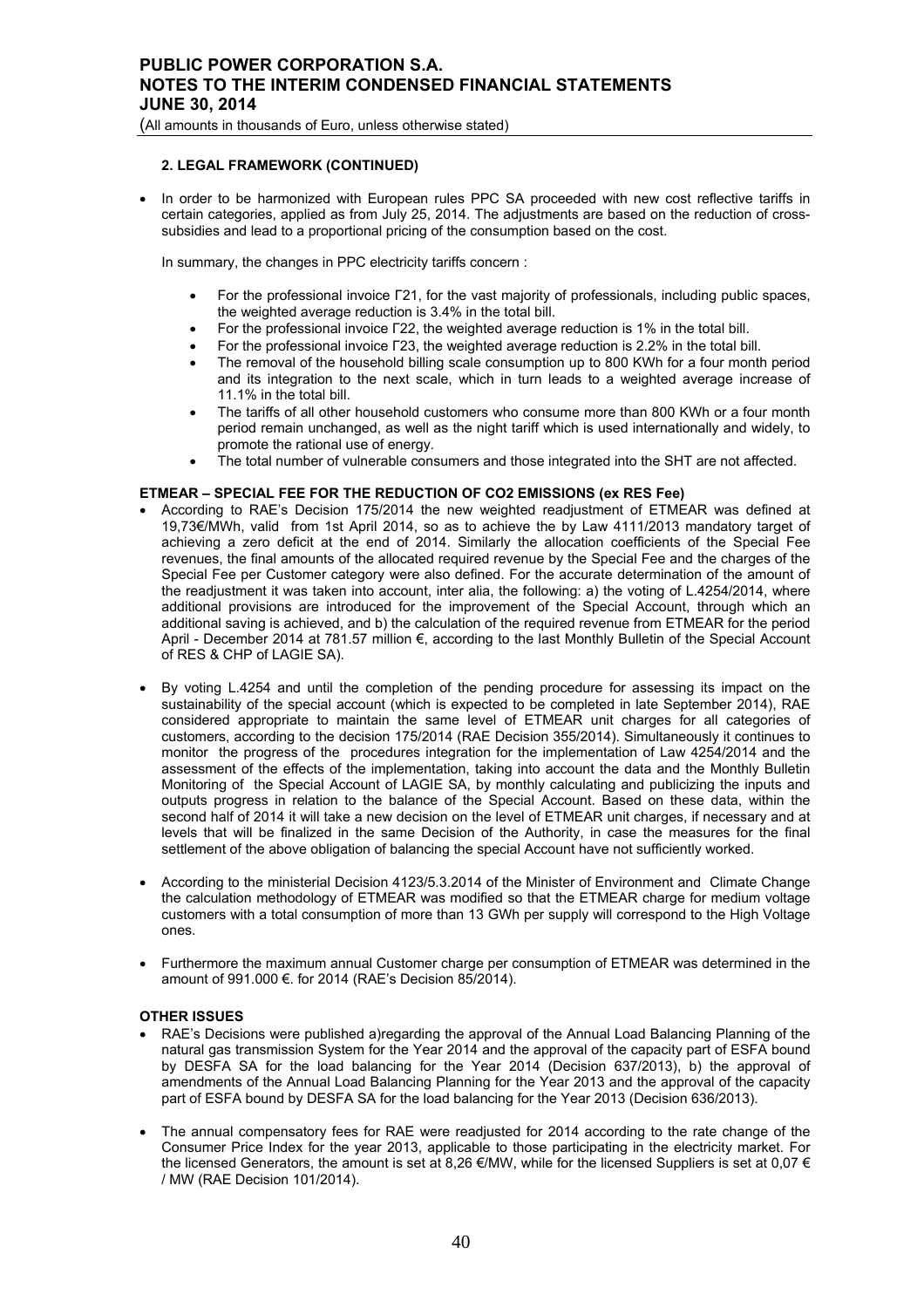## 2. LEGAL FRAMEWORK (CONTINUED)

- In order to be harmonized with European rules PPC SA proceeded with new cost reflective tariffs in certain categories, applied as from July 25, 2014. The adjustments are based on the reduction of cross-subsidies and lead to a proportional pricing of the consumption based on the cost.

  In summary, the changes in PPC electricity tariffs concern :

  - For the professional invoice Γ21, for the vast majority of professionals, including public spaces, the weighted average reduction is 3.4% in the total bill.
  - For the professional invoice Γ22, the weighted average reduction is 1% in the total bill.
  - For the professional invoice Γ23, the weighted average reduction is 2.2% in the total bill.
  - The removal of the household billing scale consumption up to 800 KWh for a four month period and its integration to the next scale, which in turn leads to a weighted average increase of 11.1% in the total bill.
  - The tariffs of all other household customers who consume more than 800 KWh or a four month period remain unchanged, as well as the night tariff which is used internationally and widely, to promote the rational use of energy.
  - The total number of vulnerable consumers and those integrated into the SHT are not affected.

### ETMEAR – SPECIAL FEE FOR THE REDUCTION OF CO2 EMISSIONS (ex RES Fee)

- According to RAE's Decision 175/2014 the new weighted readjustment of ETMEAR was defined at 19,73€/MWh, valid from 1st April 2014, so as to achieve the by Law 4111/2013 mandatory target of achieving a zero deficit at the end of 2014. Similarly the allocation coefficients of the Special Fee revenues, the final amounts of the allocated required revenue by the Special Fee and the charges of the Special Fee per Customer category were also defined. For the accurate determination of the amount of the readjustment it was taken into account, inter alia, the following: a) the voting of L.4254/2014, where additional provisions are introduced for the improvement of the Special Account, through which an additional saving is achieved, and b) the calculation of the required revenue from ETMEAR for the period April - December 2014 at 781.57 million €, according to the last Monthly Bulletin of the Special Account of RES & CHP of LAGIE SA).

- By voting L.4254 and until the completion of the pending procedure for assessing its impact on the sustainability of the special account (which is expected to be completed in late September 2014), RAE considered appropriate to maintain the same level of ETMEAR unit charges for all categories of customers, according to the decision 175/2014 (RAE Decision 355/2014). Simultaneously it continues to monitor the progress of the procedures integration for the implementation of Law 4254/2014 and the assessment of the effects of the implementation, taking into account the data and the Monthly Bulletin Monitoring of the Special Account of LAGIE SA, by monthly calculating and publicizing the inputs and outputs progress in relation to the balance of the Special Account. Based on these data, within the second half of 2014 it will take a new decision on the level of ETMEAR unit charges, if necessary and at levels that will be finalized in the same Decision of the Authority, in case the measures for the final settlement of the above obligation of balancing the special Account have not sufficiently worked.

- According to the ministerial Decision 4123/5.3.2014 of the Minister of Environment and Climate Change the calculation methodology of ETMEAR was modified so that the ETMEAR charge for medium voltage customers with a total consumption of more than 13 GWh per supply will correspond to the High Voltage ones.

- Furthermore the maximum annual Customer charge per consumption of ETMEAR was determined in the amount of 991.000 €. for 2014 (RAE's Decision 85/2014).

### OTHER ISSUES

- RAE's Decisions were published a)regarding the approval of the Annual Load Balancing Planning of the natural gas transmission System for the Year 2014 and the approval of the capacity part of ESFA bound by DESFA SA for the load balancing for the Year 2014 (Decision 637/2013), b) the approval of amendments of the Annual Load Balancing Planning for the Year 2013 and the approval of the capacity part of ESFA bound by DESFA SA for the load balancing for the Year 2013 (Decision 636/2013).

- The annual compensatory fees for RAE were readjusted for 2014 according to the rate change of the Consumer Price Index for the year 2013, applicable to those participating in the electricity market. For the licensed Generators, the amount is set at 8,26 €/MW, while for the licensed Suppliers is set at 0,07 € / MW (RAE Decision 101/2014).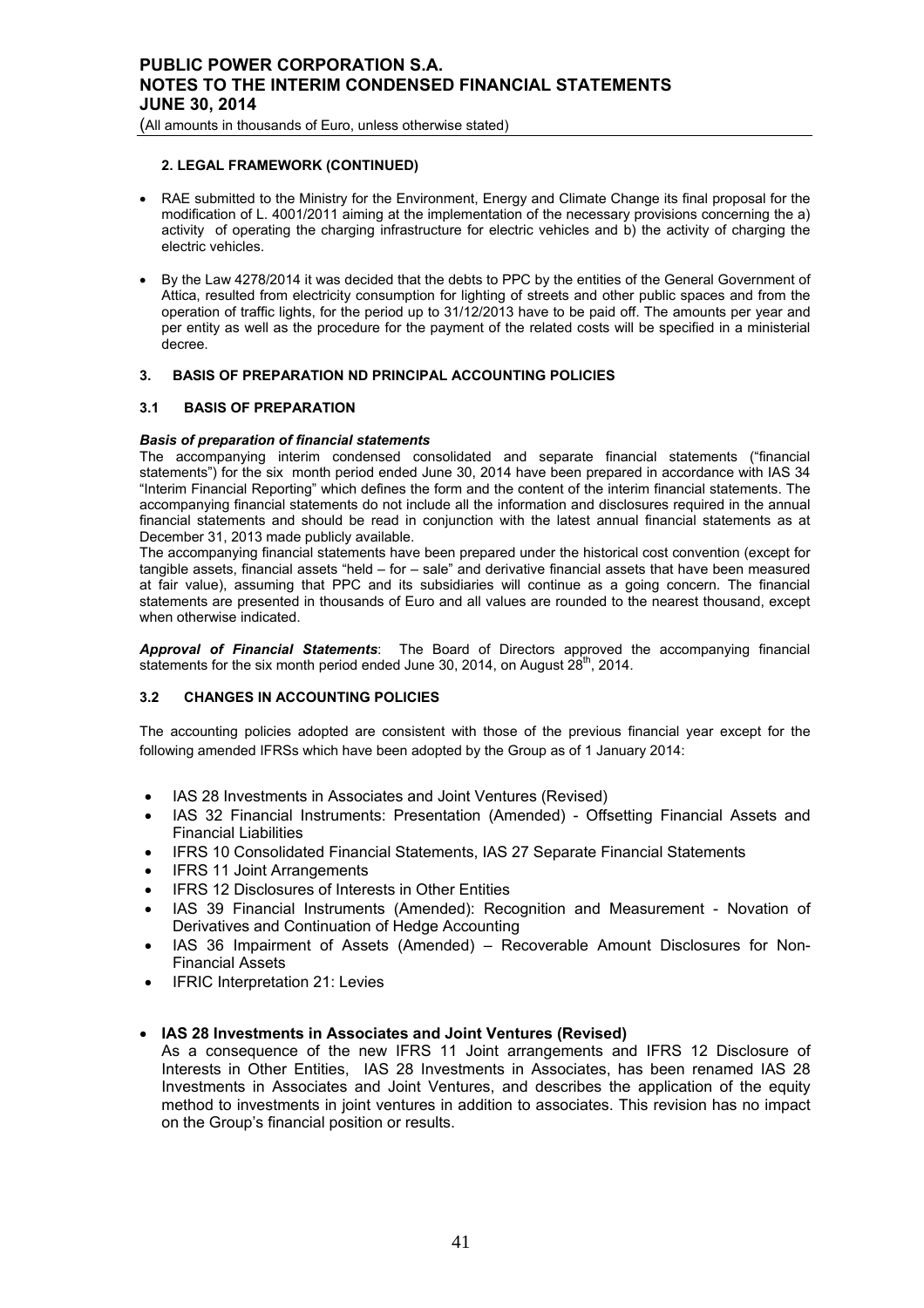#### 2. LEGAL FRAMEWORK (CONTINUED)

- RAE submitted to the Ministry for the Environment, Energy and Climate Change its final proposal for the modification of L. 4001/2011 aiming at the implementation of the necessary provisions concerning the a) activity of operating the charging infrastructure for electric vehicles and b) the activity of charging the electric vehicles.
- By the Law 4278/2014 it was decided that the debts to PPC by the entities of the General Government of Attica, resulted from electricity consumption for lighting of streets and other public spaces and from the operation of traffic lights, for the period up to 31/12/2013 have to be paid off. The amounts per year and per entity as well as the procedure for the payment of the related costs will be specified in a ministerial decree.

## 3. BASIS OF PREPARATION ND PRINCIPAL ACCOUNTING POLICIES

### 3.1 BASIS OF PREPARATION

***Basis of preparation of financial statements***

The accompanying interim condensed consolidated and separate financial statements ("financial statements") for the six month period ended June 30, 2014 have been prepared in accordance with IAS 34 "Interim Financial Reporting" which defines the form and the content of the interim financial statements. The accompanying financial statements do not include all the information and disclosures required in the annual financial statements and should be read in conjunction with the latest annual financial statements as at December 31, 2013 made publicly available.

The accompanying financial statements have been prepared under the historical cost convention (except for tangible assets, financial assets "held – for – sale" and derivative financial assets that have been measured at fair value), assuming that PPC and its subsidiaries will continue as a going concern. The financial statements are presented in thousands of Euro and all values are rounded to the nearest thousand, except when otherwise indicated.

***Approval of Financial Statements***: The Board of Directors approved the accompanying financial statements for the six month period ended June 30, 2014, on August 28th, 2014.

### 3.2 CHANGES IN ACCOUNTING POLICIES

The accounting policies adopted are consistent with those of the previous financial year except for the following amended IFRSs which have been adopted by the Group as of 1 January 2014:

- IAS 28 Investments in Associates and Joint Ventures (Revised)
- IAS 32 Financial Instruments: Presentation (Amended) - Offsetting Financial Assets and Financial Liabilities
- IFRS 10 Consolidated Financial Statements, IAS 27 Separate Financial Statements
- IFRS 11 Joint Arrangements
- IFRS 12 Disclosures of Interests in Other Entities
- IAS 39 Financial Instruments (Amended): Recognition and Measurement - Novation of Derivatives and Continuation of Hedge Accounting
- IAS 36 Impairment of Assets (Amended) – Recoverable Amount Disclosures for Non-Financial Assets
- IFRIC Interpretation 21: Levies

- **IAS 28 Investments in Associates and Joint Ventures (Revised)**

  As a consequence of the new IFRS 11 Joint arrangements and IFRS 12 Disclosure of Interests in Other Entities, IAS 28 Investments in Associates, has been renamed IAS 28 Investments in Associates and Joint Ventures, and describes the application of the equity method to investments in joint ventures in addition to associates. This revision has no impact on the Group's financial position or results.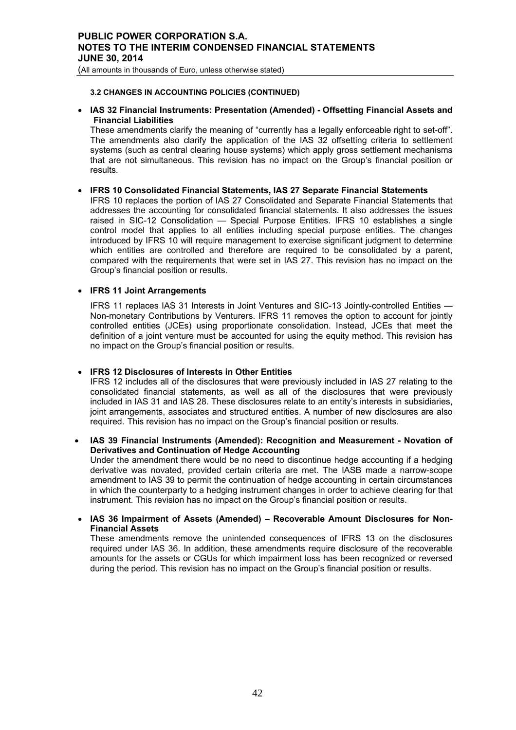**3.2 CHANGES IN ACCOUNTING POLICIES (CONTINUED)**

- **IAS 32 Financial Instruments: Presentation (Amended) - Offsetting Financial Assets and Financial Liabilities**
  These amendments clarify the meaning of "currently has a legally enforceable right to set-off". The amendments also clarify the application of the IAS 32 offsetting criteria to settlement systems (such as central clearing house systems) which apply gross settlement mechanisms that are not simultaneous. This revision has no impact on the Group's financial position or results.

- **IFRS 10 Consolidated Financial Statements, IAS 27 Separate Financial Statements**
  IFRS 10 replaces the portion of IAS 27 Consolidated and Separate Financial Statements that addresses the accounting for consolidated financial statements. It also addresses the issues raised in SIC-12 Consolidation — Special Purpose Entities. IFRS 10 establishes a single control model that applies to all entities including special purpose entities. The changes introduced by IFRS 10 will require management to exercise significant judgment to determine which entities are controlled and therefore are required to be consolidated by a parent, compared with the requirements that were set in IAS 27. This revision has no impact on the Group's financial position or results.

- **IFRS 11 Joint Arrangements**

  IFRS 11 replaces IAS 31 Interests in Joint Ventures and SIC-13 Jointly-controlled Entities — Non-monetary Contributions by Venturers. IFRS 11 removes the option to account for jointly controlled entities (JCEs) using proportionate consolidation. Instead, JCEs that meet the definition of a joint venture must be accounted for using the equity method. This revision has no impact on the Group's financial position or results.

- **IFRS 12 Disclosures of Interests in Other Entities**
  IFRS 12 includes all of the disclosures that were previously included in IAS 27 relating to the consolidated financial statements, as well as all of the disclosures that were previously included in IAS 31 and IAS 28. These disclosures relate to an entity's interests in subsidiaries, joint arrangements, associates and structured entities. A number of new disclosures are also required. This revision has no impact on the Group's financial position or results.

- **IAS 39 Financial Instruments (Amended): Recognition and Measurement - Novation of Derivatives and Continuation of Hedge Accounting**
  Under the amendment there would be no need to discontinue hedge accounting if a hedging derivative was novated, provided certain criteria are met. The IASB made a narrow-scope amendment to IAS 39 to permit the continuation of hedge accounting in certain circumstances in which the counterparty to a hedging instrument changes in order to achieve clearing for that instrument. This revision has no impact on the Group's financial position or results.

- **IAS 36 Impairment of Assets (Amended) – Recoverable Amount Disclosures for Non-Financial Assets**
  These amendments remove the unintended consequences of IFRS 13 on the disclosures required under IAS 36. In addition, these amendments require disclosure of the recoverable amounts for the assets or CGUs for which impairment loss has been recognized or reversed during the period. This revision has no impact on the Group's financial position or results.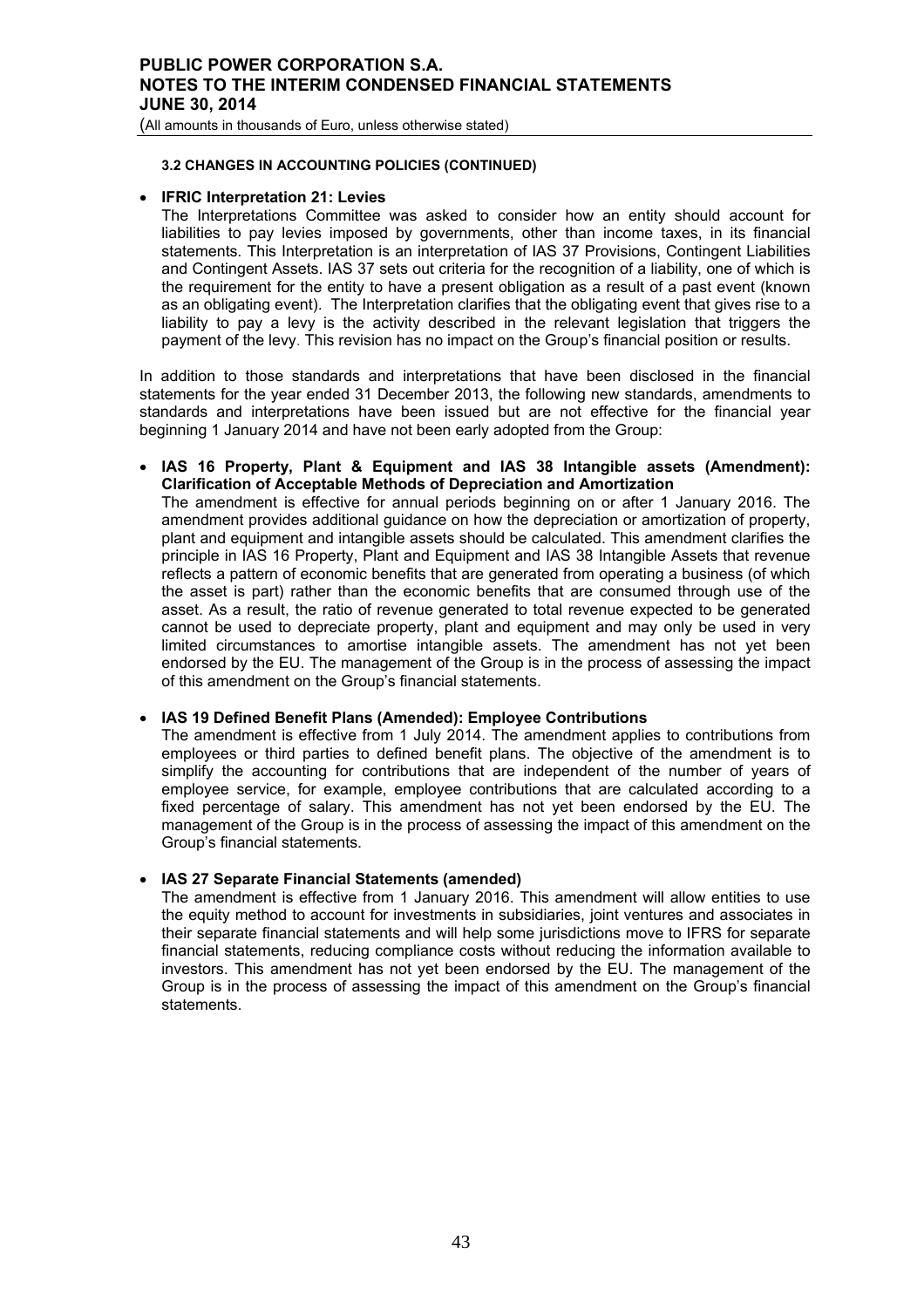**3.2 CHANGES IN ACCOUNTING POLICIES (CONTINUED)**

- **IFRIC Interpretation 21: Levies**
  The Interpretations Committee was asked to consider how an entity should account for liabilities to pay levies imposed by governments, other than income taxes, in its financial statements. This Interpretation is an interpretation of IAS 37 Provisions, Contingent Liabilities and Contingent Assets. IAS 37 sets out criteria for the recognition of a liability, one of which is the requirement for the entity to have a present obligation as a result of a past event (known as an obligating event). The Interpretation clarifies that the obligating event that gives rise to a liability to pay a levy is the activity described in the relevant legislation that triggers the payment of the levy. This revision has no impact on the Group's financial position or results.

In addition to those standards and interpretations that have been disclosed in the financial statements for the year ended 31 December 2013, the following new standards, amendments to standards and interpretations have been issued but are not effective for the financial year beginning 1 January 2014 and have not been early adopted from the Group:

- **IAS 16 Property, Plant & Equipment and IAS 38 Intangible assets (Amendment): Clarification of Acceptable Methods of Depreciation and Amortization**
  The amendment is effective for annual periods beginning on or after 1 January 2016. The amendment provides additional guidance on how the depreciation or amortization of property, plant and equipment and intangible assets should be calculated. This amendment clarifies the principle in IAS 16 Property, Plant and Equipment and IAS 38 Intangible Assets that revenue reflects a pattern of economic benefits that are generated from operating a business (of which the asset is part) rather than the economic benefits that are consumed through use of the asset. As a result, the ratio of revenue generated to total revenue expected to be generated cannot be used to depreciate property, plant and equipment and may only be used in very limited circumstances to amortise intangible assets. The amendment has not yet been endorsed by the EU. The management of the Group is in the process of assessing the impact of this amendment on the Group's financial statements.

- **IAS 19 Defined Benefit Plans (Amended): Employee Contributions**
  The amendment is effective from 1 July 2014. The amendment applies to contributions from employees or third parties to defined benefit plans. The objective of the amendment is to simplify the accounting for contributions that are independent of the number of years of employee service, for example, employee contributions that are calculated according to a fixed percentage of salary. This amendment has not yet been endorsed by the EU. The management of the Group is in the process of assessing the impact of this amendment on the Group's financial statements.

- **IAS 27 Separate Financial Statements (amended)**
  The amendment is effective from 1 January 2016. This amendment will allow entities to use the equity method to account for investments in subsidiaries, joint ventures and associates in their separate financial statements and will help some jurisdictions move to IFRS for separate financial statements, reducing compliance costs without reducing the information available to investors. This amendment has not yet been endorsed by the EU. The management of the Group is in the process of assessing the impact of this amendment on the Group's financial statements.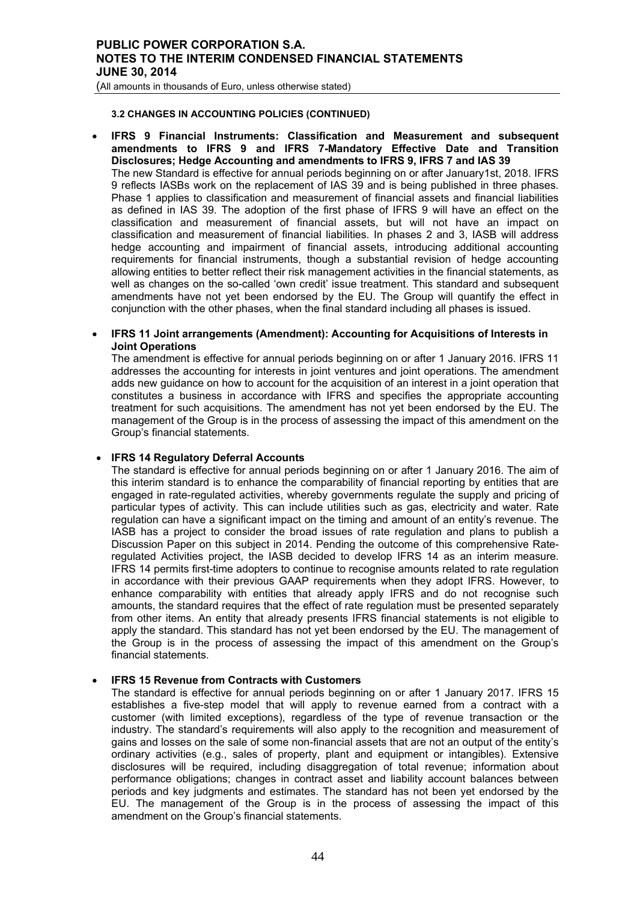**3.2 CHANGES IN ACCOUNTING POLICIES (CONTINUED)**

- **IFRS 9 Financial Instruments: Classification and Measurement and subsequent amendments to IFRS 9 and IFRS 7-Mandatory Effective Date and Transition Disclosures; Hedge Accounting and amendments to IFRS 9, IFRS 7 and IAS 39**
  The new Standard is effective for annual periods beginning on or after January1st, 2018. IFRS 9 reflects IASBs work on the replacement of IAS 39 and is being published in three phases. Phase 1 applies to classification and measurement of financial assets and financial liabilities as defined in IAS 39. The adoption of the first phase of IFRS 9 will have an effect on the classification and measurement of financial assets, but will not have an impact on classification and measurement of financial liabilities. In phases 2 and 3, IASB will address hedge accounting and impairment of financial assets, introducing additional accounting requirements for financial instruments, though a substantial revision of hedge accounting allowing entities to better reflect their risk management activities in the financial statements, as well as changes on the so-called 'own credit' issue treatment. This standard and subsequent amendments have not yet been endorsed by the EU. The Group will quantify the effect in conjunction with the other phases, when the final standard including all phases is issued.

- **IFRS 11 Joint arrangements (Amendment): Accounting for Acquisitions of Interests in Joint Operations**
  The amendment is effective for annual periods beginning on or after 1 January 2016. IFRS 11 addresses the accounting for interests in joint ventures and joint operations. The amendment adds new guidance on how to account for the acquisition of an interest in a joint operation that constitutes a business in accordance with IFRS and specifies the appropriate accounting treatment for such acquisitions. The amendment has not yet been endorsed by the EU. The management of the Group is in the process of assessing the impact of this amendment on the Group's financial statements.

- **IFRS 14 Regulatory Deferral Accounts**
  The standard is effective for annual periods beginning on or after 1 January 2016. The aim of this interim standard is to enhance the comparability of financial reporting by entities that are engaged in rate-regulated activities, whereby governments regulate the supply and pricing of particular types of activity. This can include utilities such as gas, electricity and water. Rate regulation can have a significant impact on the timing and amount of an entity's revenue. The IASB has a project to consider the broad issues of rate regulation and plans to publish a Discussion Paper on this subject in 2014. Pending the outcome of this comprehensive Rate-regulated Activities project, the IASB decided to develop IFRS 14 as an interim measure. IFRS 14 permits first-time adopters to continue to recognise amounts related to rate regulation in accordance with their previous GAAP requirements when they adopt IFRS. However, to enhance comparability with entities that already apply IFRS and do not recognise such amounts, the standard requires that the effect of rate regulation must be presented separately from other items. An entity that already presents IFRS financial statements is not eligible to apply the standard. This standard has not yet been endorsed by the EU. The management of the Group is in the process of assessing the impact of this amendment on the Group's financial statements.

- **IFRS 15 Revenue from Contracts with Customers**
  The standard is effective for annual periods beginning on or after 1 January 2017. IFRS 15 establishes a five-step model that will apply to revenue earned from a contract with a customer (with limited exceptions), regardless of the type of revenue transaction or the industry. The standard's requirements will also apply to the recognition and measurement of gains and losses on the sale of some non-financial assets that are not an output of the entity's ordinary activities (e.g., sales of property, plant and equipment or intangibles). Extensive disclosures will be required, including disaggregation of total revenue; information about performance obligations; changes in contract asset and liability account balances between periods and key judgments and estimates. The standard has not been yet endorsed by the EU. The management of the Group is in the process of assessing the impact of this amendment on the Group's financial statements.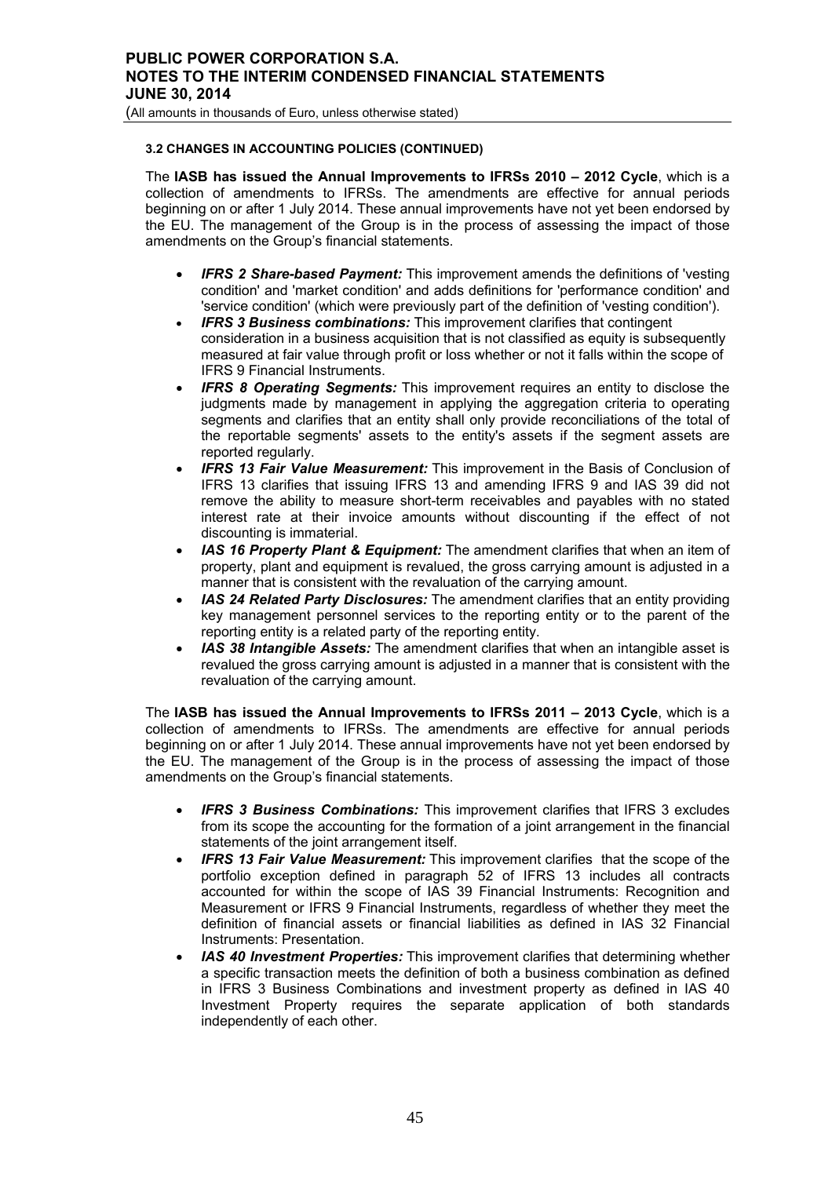#### 3.2 CHANGES IN ACCOUNTING POLICIES (CONTINUED)

The **IASB has issued the Annual Improvements to IFRSs 2010 – 2012 Cycle**, which is a collection of amendments to IFRSs. The amendments are effective for annual periods beginning on or after 1 July 2014. These annual improvements have not yet been endorsed by the EU. The management of the Group is in the process of assessing the impact of those amendments on the Group's financial statements.

- ***IFRS 2 Share-based Payment:*** This improvement amends the definitions of 'vesting condition' and 'market condition' and adds definitions for 'performance condition' and 'service condition' (which were previously part of the definition of 'vesting condition').
- ***IFRS 3 Business combinations:*** This improvement clarifies that contingent consideration in a business acquisition that is not classified as equity is subsequently measured at fair value through profit or loss whether or not it falls within the scope of IFRS 9 Financial Instruments.
- ***IFRS 8 Operating Segments:*** This improvement requires an entity to disclose the judgments made by management in applying the aggregation criteria to operating segments and clarifies that an entity shall only provide reconciliations of the total of the reportable segments' assets to the entity's assets if the segment assets are reported regularly.
- ***IFRS 13 Fair Value Measurement:*** This improvement in the Basis of Conclusion of IFRS 13 clarifies that issuing IFRS 13 and amending IFRS 9 and IAS 39 did not remove the ability to measure short-term receivables and payables with no stated interest rate at their invoice amounts without discounting if the effect of not discounting is immaterial.
- ***IAS 16 Property Plant & Equipment:*** The amendment clarifies that when an item of property, plant and equipment is revalued, the gross carrying amount is adjusted in a manner that is consistent with the revaluation of the carrying amount.
- ***IAS 24 Related Party Disclosures:*** The amendment clarifies that an entity providing key management personnel services to the reporting entity or to the parent of the reporting entity is a related party of the reporting entity.
- ***IAS 38 Intangible Assets:*** The amendment clarifies that when an intangible asset is revalued the gross carrying amount is adjusted in a manner that is consistent with the revaluation of the carrying amount.

The **IASB has issued the Annual Improvements to IFRSs 2011 – 2013 Cycle**, which is a collection of amendments to IFRSs. The amendments are effective for annual periods beginning on or after 1 July 2014. These annual improvements have not yet been endorsed by the EU. The management of the Group is in the process of assessing the impact of those amendments on the Group's financial statements.

- ***IFRS 3 Business Combinations:*** This improvement clarifies that IFRS 3 excludes from its scope the accounting for the formation of a joint arrangement in the financial statements of the joint arrangement itself.
- ***IFRS 13 Fair Value Measurement:*** This improvement clarifies that the scope of the portfolio exception defined in paragraph 52 of IFRS 13 includes all contracts accounted for within the scope of IAS 39 Financial Instruments: Recognition and Measurement or IFRS 9 Financial Instruments, regardless of whether they meet the definition of financial assets or financial liabilities as defined in IAS 32 Financial Instruments: Presentation.
- ***IAS 40 Investment Properties:*** This improvement clarifies that determining whether a specific transaction meets the definition of both a business combination as defined in IFRS 3 Business Combinations and investment property as defined in IAS 40 Investment Property requires the separate application of both standards independently of each other.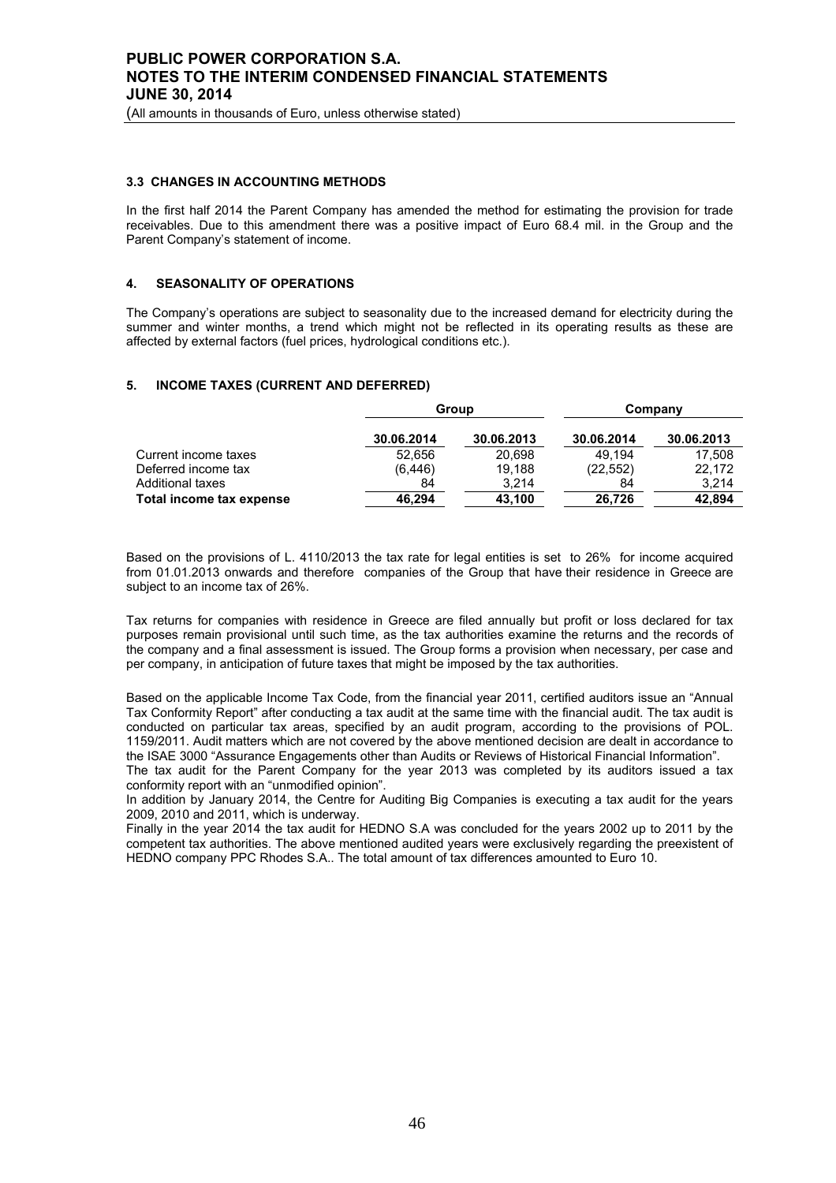### 3.3 CHANGES IN ACCOUNTING METHODS

In the first half 2014 the Parent Company has amended the method for estimating the provision for trade receivables. Due to this amendment there was a positive impact of Euro 68.4 mil. in the Group and the Parent Company's statement of income.

## 4. SEASONALITY OF OPERATIONS

The Company's operations are subject to seasonality due to the increased demand for electricity during the summer and winter months, a trend which might not be reflected in its operating results as these are affected by external factors (fuel prices, hydrological conditions etc.).

## 5. INCOME TAXES (CURRENT AND DEFERRED)

| | Group | | Company | |
|---|---|---|---|---|
| | 30.06.2014 | 30.06.2013 | 30.06.2014 | 30.06.2013 |
| Current income taxes | 52,656 | 20,698 | 49,194 | 17,508 |
| Deferred income tax | (6,446) | 19,188 | (22,552) | 22,172 |
| Additional taxes | 84 | 3,214 | 84 | 3,214 |
| **Total income tax expense** | **46,294** | **43,100** | **26,726** | **42,894** |

Based on the provisions of L. 4110/2013 the tax rate for legal entities is set to 26% for income acquired from 01.01.2013 onwards and therefore companies of the Group that have their residence in Greece are subject to an income tax of 26%.

Tax returns for companies with residence in Greece are filed annually but profit or loss declared for tax purposes remain provisional until such time, as the tax authorities examine the returns and the records of the company and a final assessment is issued. The Group forms a provision when necessary, per case and per company, in anticipation of future taxes that might be imposed by the tax authorities.

Based on the applicable Income Tax Code, from the financial year 2011, certified auditors issue an "Annual Tax Conformity Report" after conducting a tax audit at the same time with the financial audit. The tax audit is conducted on particular tax areas, specified by an audit program, according to the provisions of POL. 1159/2011. Audit matters which are not covered by the above mentioned decision are dealt in accordance to the ISAE 3000 "Assurance Engagements other than Audits or Reviews of Historical Financial Information".
The tax audit for the Parent Company for the year 2013 was completed by its auditors issued a tax conformity report with an "unmodified opinion".
In addition by January 2014, the Centre for Auditing Big Companies is executing a tax audit for the years 2009, 2010 and 2011, which is underway.
Finally in the year 2014 the tax audit for HEDNO S.A was concluded for the years 2002 up to 2011 by the competent tax authorities. The above mentioned audited years were exclusively regarding the preexistent of HEDNO company PPC Rhodes S.A.. The total amount of tax differences amounted to Euro 10.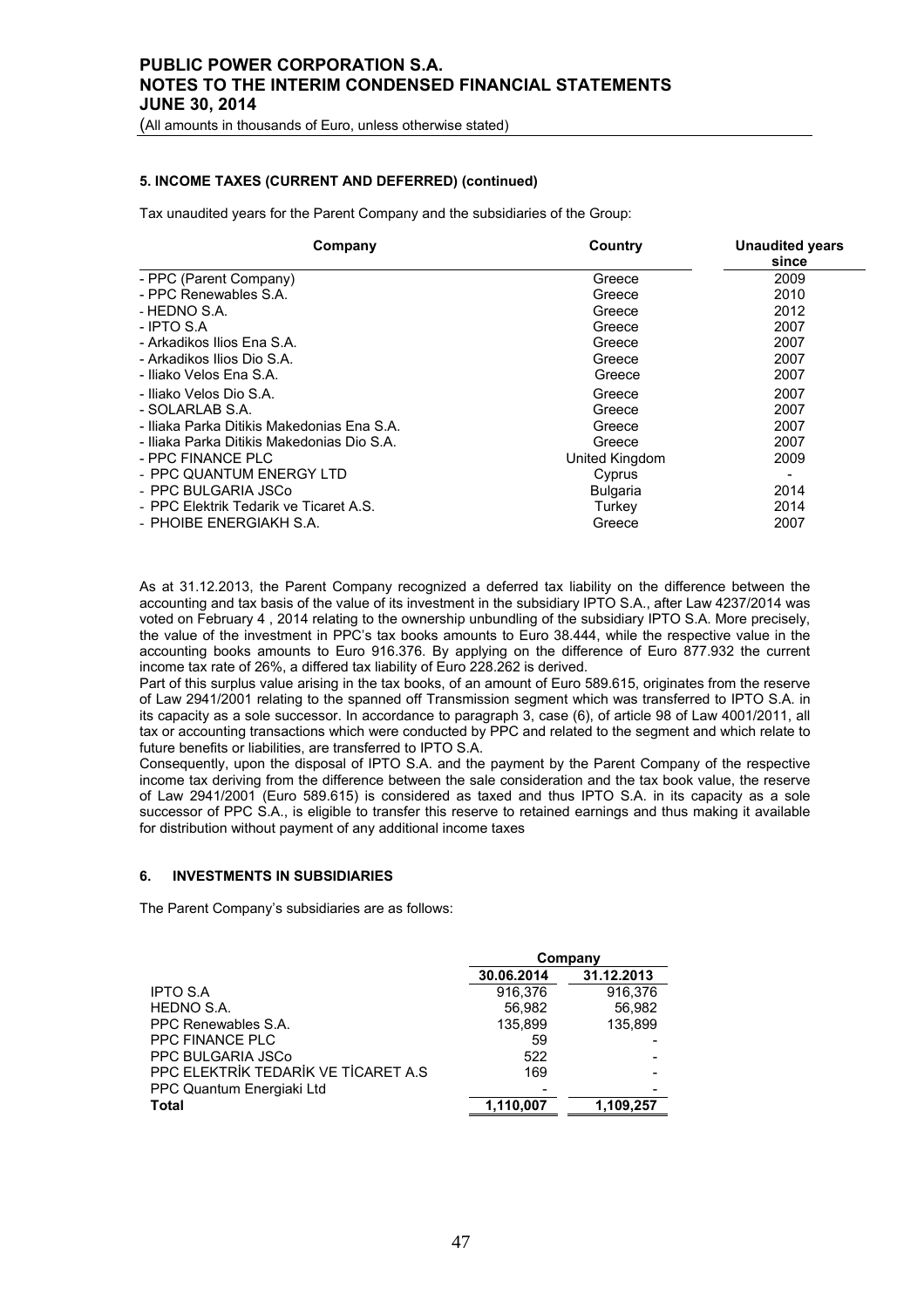### 5. INCOME TAXES (CURRENT AND DEFERRED) (continued)

Tax unaudited years for the Parent Company and the subsidiaries of the Group:

| Company | Country | Unaudited years since |
|---|---|---|
| - PPC (Parent Company) | Greece | 2009 |
| - PPC Renewables S.A. | Greece | 2010 |
| - HEDNO S.A. | Greece | 2012 |
| - IPTO S.A | Greece | 2007 |
| - Arkadikos Ilios Ena S.A. | Greece | 2007 |
| - Arkadikos Ilios Dio S.A. | Greece | 2007 |
| - Iliako Velos Ena S.A. | Greece | 2007 |
| - Iliako Velos Dio S.A. | Greece | 2007 |
| - SOLARLAB S.A. | Greece | 2007 |
| - Iliaka Parka Ditikis Makedonias Ena S.A. | Greece | 2007 |
| - Iliaka Parka Ditikis Makedonias Dio S.A. | Greece | 2007 |
| - PPC FINANCE PLC | United Kingdom | 2009 |
| - PPC QUANTUM ENERGY LTD | Cyprus | - |
| - PPC BULGARIA JSCo | Bulgaria | 2014 |
| - PPC Elektrik Tedarik ve Ticaret A.S. | Turkey | 2014 |
| - PHOIBE ENERGIAKH S.A. | Greece | 2007 |

As at 31.12.2013, the Parent Company recognized a deferred tax liability on the difference between the accounting and tax basis of the value of its investment in the subsidiary IPTO S.A., after Law 4237/2014 was voted on February 4 , 2014 relating to the ownership unbundling of the subsidiary IPTO S.A. More precisely, the value of the investment in PPC's tax books amounts to Euro 38.444, while the respective value in the accounting books amounts to Euro 916.376. By applying on the difference of Euro 877.932 the current income tax rate of 26%, a differed tax liability of Euro 228.262 is derived.

Part of this surplus value arising in the tax books, of an amount of Euro 589.615, originates from the reserve of Law 2941/2001 relating to the spanned off Transmission segment which was transferred to IPTO S.A. in its capacity as a sole successor. In accordance to paragraph 3, case (6), of article 98 of Law 4001/2011, all tax or accounting transactions which were conducted by PPC and related to the segment and which relate to future benefits or liabilities, are transferred to IPTO S.A.

Consequently, upon the disposal of IPTO S.A. and the payment by the Parent Company of the respective income tax deriving from the difference between the sale consideration and the tax book value, the reserve of Law 2941/2001 (Euro 589.615) is considered as taxed and thus IPTO S.A. in its capacity as a sole successor of PPC S.A., is eligible to transfer this reserve to retained earnings and thus making it available for distribution without payment of any additional income taxes

### 6. INVESTMENTS IN SUBSIDIARIES

The Parent Company's subsidiaries are as follows:

| | Company | |
|---|---|---|
| | 30.06.2014 | 31.12.2013 |
| IPTO S.A | 916,376 | 916,376 |
| HEDNO S.A. | 56,982 | 56,982 |
| PPC Renewables S.A. | 135,899 | 135,899 |
| PPC FINANCE PLC | 59 | - |
| PPC BULGARIA JSCo | 522 | - |
| PPC ELEKTRİK TEDARİK VE TİCARET A.S | 169 | - |
| PPC Quantum Energiaki Ltd | - | - |
| **Total** | **1,110,007** | **1,109,257** |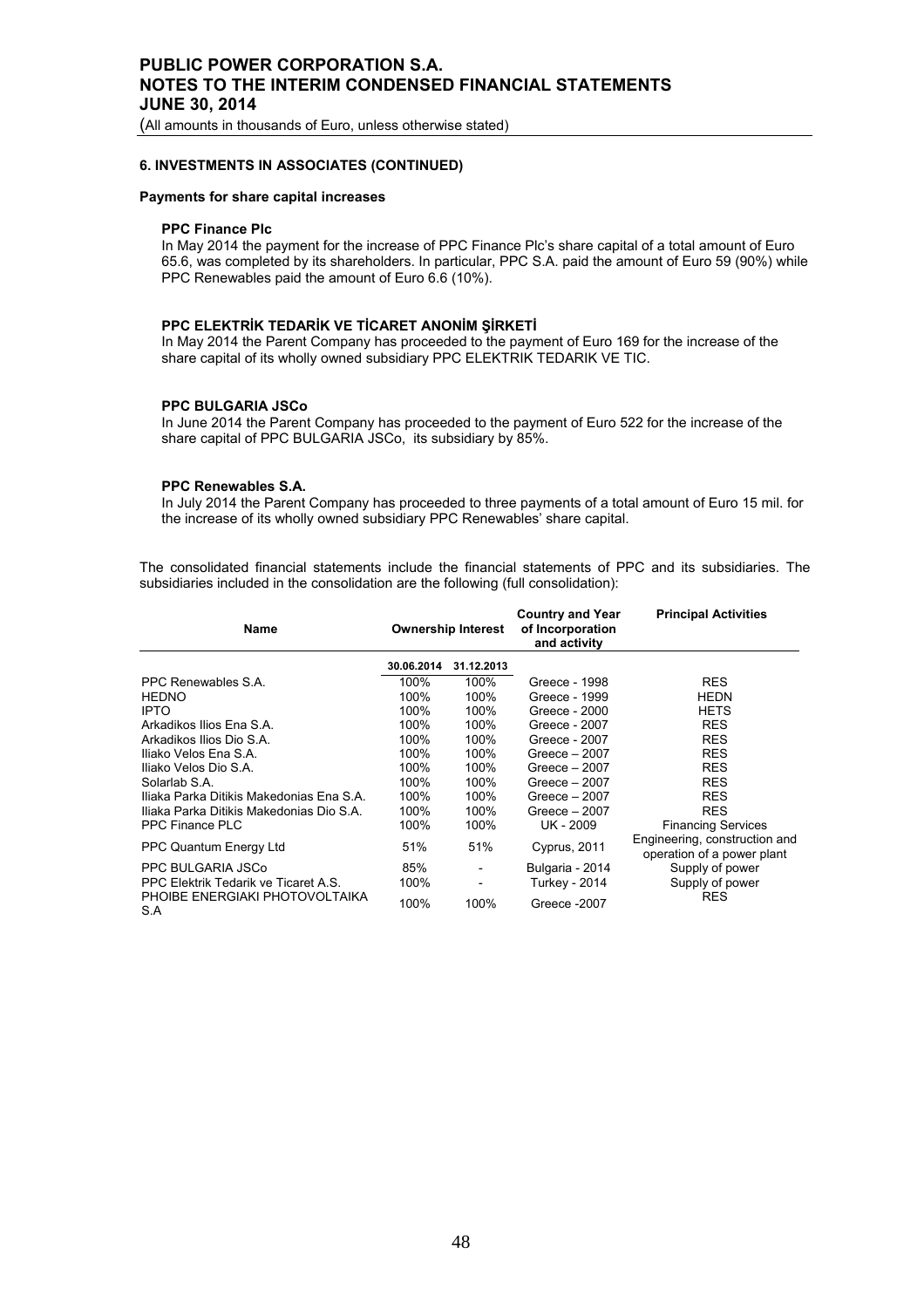## 6. INVESTMENTS IN ASSOCIATES (CONTINUED)

**Payments for share capital increases**

**PPC Finance Plc**

In May 2014 the payment for the increase of PPC Finance Plc's share capital of a total amount of Euro 65.6, was completed by its shareholders. In particular, PPC S.A. paid the amount of Euro 59 (90%) while PPC Renewables paid the amount of Euro 6.6 (10%).

**PPC ELEKTRİK TEDARİK VE TİCARET ANONİM ŞİRKETİ**

In May 2014 the Parent Company has proceeded to the payment of Euro 169 for the increase of the share capital of its wholly owned subsidiary PPC ELEKTRIK TEDARIK VE TIC.

**PPC BULGARIA JSCo**

In June 2014 the Parent Company has proceeded to the payment of Euro 522 for the increase of the share capital of PPC BULGARIA JSCo, its subsidiary by 85%.

**PPC Renewables S.A.**

In July 2014 the Parent Company has proceeded to three payments of a total amount of Euro 15 mil. for the increase of its wholly owned subsidiary PPC Renewables' share capital.

The consolidated financial statements include the financial statements of PPC and its subsidiaries. The subsidiaries included in the consolidation are the following (full consolidation):

| Name | Ownership Interest | | Country and Year of Incorporation and activity | Principal Activities |
|---|---|---|---|---|
| | 30.06.2014 | 31.12.2013 | | |
| PPC Renewables S.A. | 100% | 100% | Greece - 1998 | RES |
| HEDNO | 100% | 100% | Greece - 1999 | HEDN |
| IPTO | 100% | 100% | Greece - 2000 | HETS |
| Arkadikos Ilios Ena S.A. | 100% | 100% | Greece - 2007 | RES |
| Arkadikos Ilios Dio S.A. | 100% | 100% | Greece - 2007 | RES |
| Iliako Velos Ena S.A. | 100% | 100% | Greece – 2007 | RES |
| Iliako Velos Dio S.A. | 100% | 100% | Greece – 2007 | RES |
| Solarlab S.A. | 100% | 100% | Greece – 2007 | RES |
| Iliaka Parka Ditikis Makedonias Ena S.A. | 100% | 100% | Greece – 2007 | RES |
| Iliaka Parka Ditikis Makedonias Dio S.A. | 100% | 100% | Greece – 2007 | RES |
| PPC Finance PLC | 100% | 100% | UK - 2009 | Financing Services |
| PPC Quantum Energy Ltd | 51% | 51% | Cyprus, 2011 | Engineering, construction and operation of a power plant |
| PPC BULGARIA JSCo | 85% | - | Bulgaria - 2014 | Supply of power |
| PPC Elektrik Tedarik ve Ticaret A.S. | 100% | - | Turkey - 2014 | Supply of power |
| PHOIBE ENERGIAKI PHOTOVOLTAIKA S.A | 100% | 100% | Greece -2007 | RES |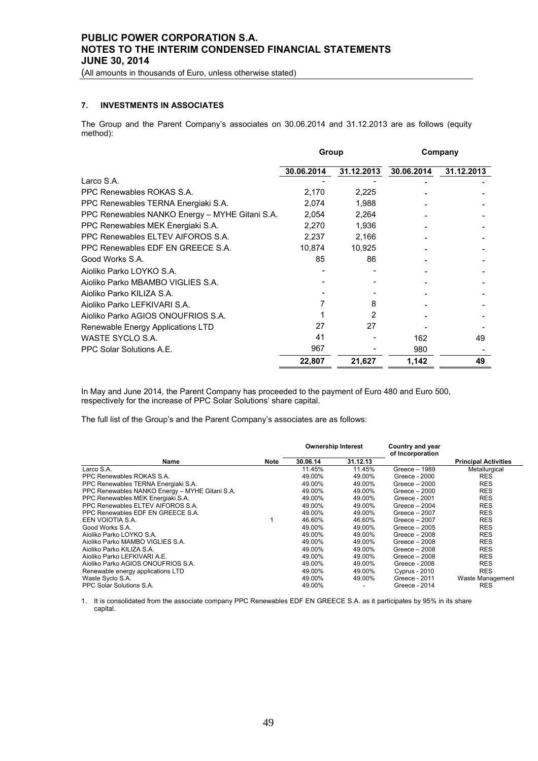## 7. INVESTMENTS IN ASSOCIATES

The Group and the Parent Company's associates on 30.06.2014 and 31.12.2013 are as follows (equity method):

| | Group | | Company | |
|---|---|---|---|---|
| | 30.06.2014 | 31.12.2013 | 30.06.2014 | 31.12.2013 |
| Larco S.A. | - | - | - | - |
| PPC Renewables ROKAS S.A. | 2,170 | 2,225 | - | - |
| PPC Renewables TERNA Energiaki S.A. | 2,074 | 1,988 | - | - |
| PPC Renewables NANKO Energy – MYHE Gitani S.A. | 2,054 | 2,264 | - | - |
| PPC Renewables MEK Energiaki S.A. | 2,270 | 1,936 | - | - |
| PPC Renewables ELTEV AIFOROS S.A. | 2,237 | 2,166 | - | - |
| PPC Renewables EDF EN GREECE S.A. | 10,874 | 10,925 | - | - |
| Good Works S.A. | 85 | 86 | - | - |
| Aioliko Parko LOYKO S.A. | - | - | - | - |
| Aioliko Parko MBAMBO VIGLIES S.A. | - | - | - | - |
| Aioliko Parko KILIZA S.A. | - | - | - | - |
| Aioliko Parko LEFKIVARI S.A. | 7 | 8 | - | - |
| Aioliko Parko AGIOS ONOUFRIOS S.A. | 1 | 2 | - | - |
| Renewable Energy Applications LTD | 27 | 27 | - | - |
| WASTE SYCLO S.A. | 41 | - | 162 | 49 |
| PPC Solar Solutions A.E. | 967 | - | 980 | - |
| | 22,807 | 21,627 | 1,142 | 49 |

In May and June 2014, the Parent Company has proceeded to the payment of Euro 480 and Euro 500, respectively for the increase of PPC Solar Solutions' share capital.

The full list of the Group's and the Parent Company's associates are as follows:

| Name | Note | Ownership Interest | | Country and year of Incorporation | Principal Activities |
|---|---|---|---|---|---|
| | | 30.06.14 | 31.12.13 | | |
| Larco S.A. | | 11.45% | 11.45% | Greece – 1989 | Metallurgical |
| PPC Renewables ROKAS S.A. | | 49.00% | 49.00% | Greece - 2000 | RES |
| PPC Renewables TERNA Energiaki S.A. | | 49.00% | 49.00% | Greece – 2000 | RES |
| PPC Renewables NANKO Energy – MYHE Gitani S.A. | | 49.00% | 49.00% | Greece – 2000 | RES |
| PPC Renewables MEK Energiaki S.A. | | 49.00% | 49.00% | Greece - 2001 | RES |
| PPC Renewables ELTEV AIFOROS S.A. | | 49.00% | 49.00% | Greece – 2004 | RES |
| PPC Renewables EDF EN GREECE S.A. | | 49.00% | 49.00% | Greece – 2007 | RES |
| EEN VOIOTIA S.A. | 1 | 46.60% | 46.60% | Greece – 2007 | RES |
| Good Works S.A. | | 49.00% | 49.00% | Greece – 2005 | RES |
| Aioliko Parko LOYKO S.A. | | 49.00% | 49.00% | Greece – 2008 | RES |
| Aioliko Parko MAMBO VIGLIES S.A. | | 49.00% | 49.00% | Greece – 2008 | RES |
| Aioliko Parko KILIZA S.A. | | 49.00% | 49.00% | Greece – 2008 | RES |
| Aioliko Parko LEFKIVARI A.E. | | 49.00% | 49.00% | Greece – 2008 | RES |
| Aioliko Parko AGIOS ONOUFRIOS S.A. | | 49.00% | 49.00% | Greece - 2008 | RES |
| Renewable energy applications LTD | | 49.00% | 49.00% | Cyprus - 2010 | RES |
| Waste Syclo S.A. | | 49.00% | 49.00% | Greece - 2011 | Waste Management |
| PPC Solar Solutions S.A. | | 49.00% | - | Greece - 2014 | RES |

1. It is consolidated from the associate company PPC Renewables EDF EN GREECE S.A. as it participates by 95% in its share capital.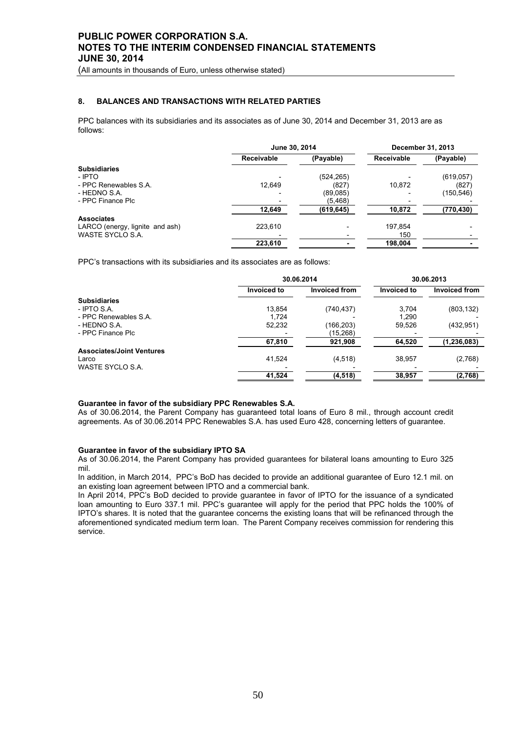## 8. BALANCES AND TRANSACTIONS WITH RELATED PARTIES

PPC balances with its subsidiaries and its associates as of June 30, 2014 and December 31, 2013 are as follows:

| | June 30, 2014 | | December 31, 2013 | |
|---|---|---|---|---|
| | Receivable | (Payable) | Receivable | (Payable) |
| **Subsidiaries** | | | | |
| - IPTO | - | (524,265) | - | (619,057) |
| - PPC Renewables S.A. | 12,649 | (827) | 10,872 | (827) |
| - HEDNO S.A. | - | (89,085) | - | (150,546) |
| - PPC Finance Plc | - | (5,468) | - | - |
| | 12,649 | (619,645) | 10,872 | (770,430) |
| **Associates** | | | | |
| LARCO (energy, lignite and ash) | 223,610 | - | 197,854 | - |
| WASTE SYCLO S.A. | - | - | 150 | - |
| | 223,610 | - | 198,004 | - |

PPC's transactions with its subsidiaries and its associates are as follows:

| | 30.06.2014 | | 30.06.2013 | |
|---|---|---|---|---|
| | Invoiced to | Invoiced from | Invoiced to | Invoiced from |
| **Subsidiaries** | | | | |
| - IPTO S.A. | 13,854 | (740,437) | 3,704 | (803,132) |
| - PPC Renewables S.A. | 1,724 | - | 1,290 | - |
| - HEDNO S.A. | 52,232 | (166,203) | 59,526 | (432,951) |
| - PPC Finance Plc | - | (15,268) | - | - |
| | 67,810 | 921,908 | 64,520 | (1,236,083) |
| **Associates/Joint Ventures** | | | | |
| Larco | 41,524 | (4,518) | 38,957 | (2,768) |
| WASTE SYCLO S.A. | - | - | - | - |
| | 41,524 | (4,518) | 38,957 | (2,768) |

**Guarantee in favor of the subsidiary PPC Renewables S.A.**

As of 30.06.2014, the Parent Company has guaranteed total loans of Euro 8 mil., through account credit agreements. As of 30.06.2014 PPC Renewables S.A. has used Euro 428, concerning letters of guarantee.

**Guarantee in favor of the subsidiary IPTO SA**

As of 30.06.2014, the Parent Company has provided guarantees for bilateral loans amounting to Euro 325 mil.

In addition, in March 2014, PPC's BoD has decided to provide an additional guarantee of Euro 12.1 mil. on an existing loan agreement between IPTO and a commercial bank.

In April 2014, PPC's BoD decided to provide guarantee in favor of IPTO for the issuance of a syndicated loan amounting to Euro 337.1 mil. PPC's guarantee will apply for the period that PPC holds the 100% of IPTO's shares. It is noted that the guarantee concerns the existing loans that will be refinanced through the aforementioned syndicated medium term loan. The Parent Company receives commission for rendering this service.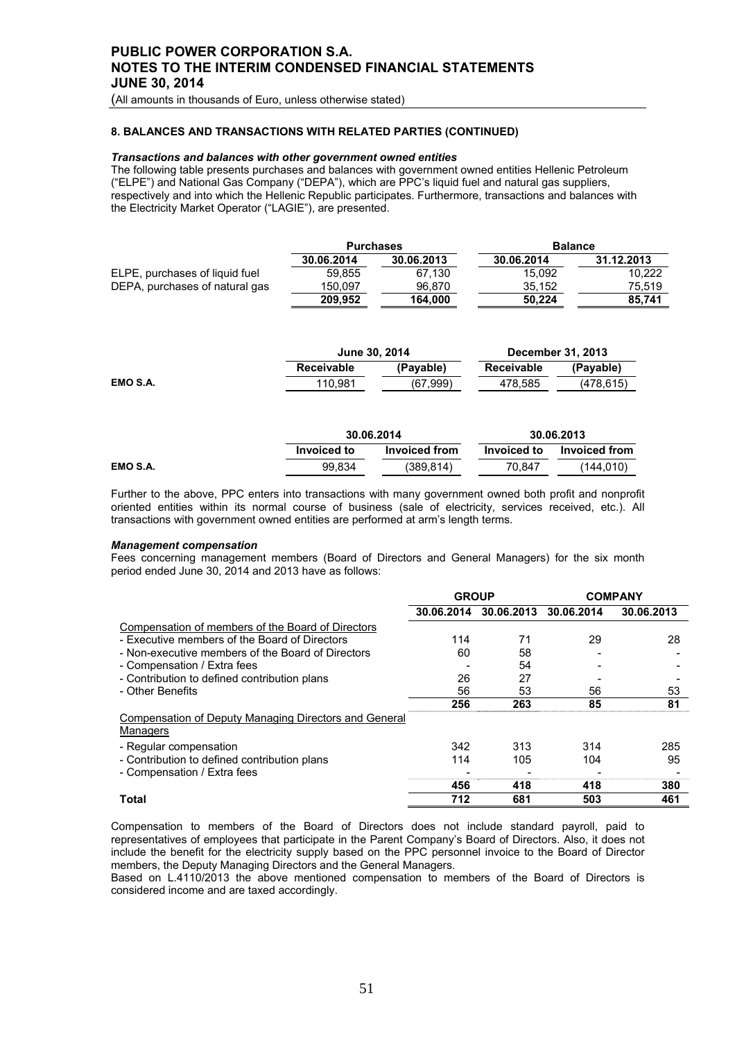### 8. BALANCES AND TRANSACTIONS WITH RELATED PARTIES (CONTINUED)

***Transactions and balances with other government owned entities***

The following table presents purchases and balances with government owned entities Hellenic Petroleum ("ELPE") and National Gas Company ("DEPA"), which are PPC's liquid fuel and natural gas suppliers, respectively and into which the Hellenic Republic participates. Furthermore, transactions and balances with the Electricity Market Operator ("LAGIE"), are presented.

| | Purchases | | Balance | |
|---|---|---|---|---|
| | 30.06.2014 | 30.06.2013 | 30.06.2014 | 31.12.2013 |
| ELPE, purchases of liquid fuel | 59,855 | 67,130 | 15,092 | 10,222 |
| DEPA, purchases of natural gas | 150,097 | 96,870 | 35,152 | 75,519 |
| | 209,952 | 164,000 | 50,224 | 85,741 |

| | June 30, 2014 | | December 31, 2013 | |
|---|---|---|---|---|
| | Receivable | (Payable) | Receivable | (Payable) |
| **EMO S.A.** | 110,981 | (67,999) | 478,585 | (478,615) |

| | 30.06.2014 | | 30.06.2013 | |
|---|---|---|---|---|
| | Invoiced to | Invoiced from | Invoiced to | Invoiced from |
| **EMO S.A.** | 99,834 | (389,814) | 70,847 | (144,010) |

Further to the above, PPC enters into transactions with many government owned both profit and nonprofit oriented entities within its normal course of business (sale of electricity, services received, etc.). All transactions with government owned entities are performed at arm's length terms.

***Management compensation***

Fees concerning management members (Board of Directors and General Managers) for the six month period ended June 30, 2014 and 2013 have as follows:

| | GROUP | | COMPANY | |
|---|---|---|---|---|
| | 30.06.2014 | 30.06.2013 | 30.06.2014 | 30.06.2013 |
| Compensation of members of the Board of Directors | | | | |
| - Executive members of the Board of Directors | 114 | 71 | 29 | 28 |
| - Non-executive members of the Board of Directors | 60 | 58 | - | - |
| - Compensation / Extra fees | - | 54 | - | - |
| - Contribution to defined contribution plans | 26 | 27 | - | - |
| - Other Benefits | 56 | 53 | 56 | 53 |
| | 256 | 263 | 85 | 81 |
| Compensation of Deputy Managing Directors and General Managers | | | | |
| - Regular compensation | 342 | 313 | 314 | 285 |
| - Contribution to defined contribution plans | 114 | 105 | 104 | 95 |
| - Compensation / Extra fees | - | - | - | - |
| | 456 | 418 | 418 | 380 |
| **Total** | 712 | 681 | 503 | 461 |

Compensation to members of the Board of Directors does not include standard payroll, paid to representatives of employees that participate in the Parent Company's Board of Directors. Also, it does not include the benefit for the electricity supply based on the PPC personnel invoice to the Board of Director members, the Deputy Managing Directors and the General Managers.

Based on L.4110/2013 the above mentioned compensation to members of the Board of Directors is considered income and are taxed accordingly.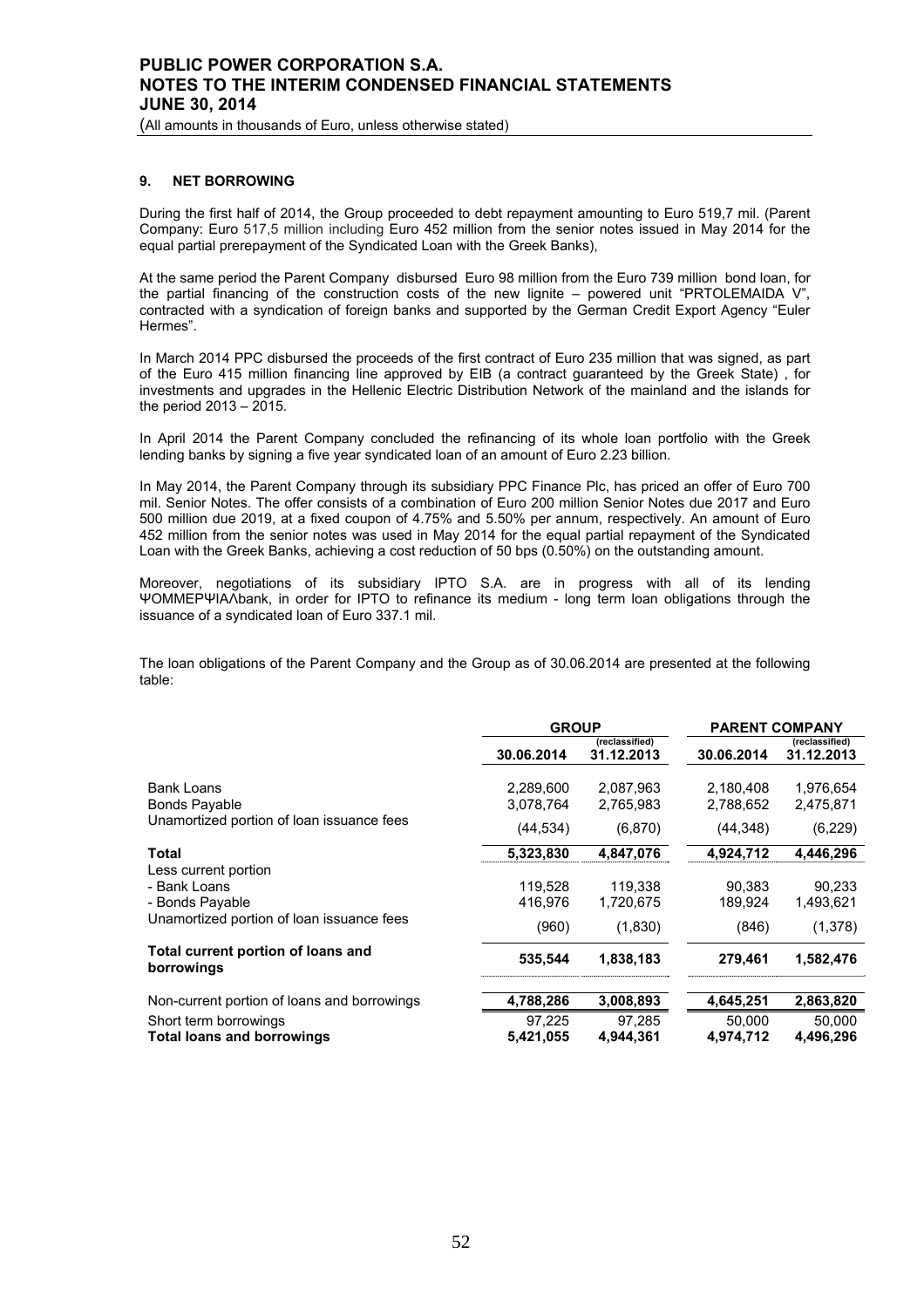## 9. NET BORROWING

During the first half of 2014, the Group proceeded to debt repayment amounting to Euro 519,7 mil. (Parent Company: Euro 517,5 million including Euro 452 million from the senior notes issued in May 2014 for the equal partial prerepayment of the Syndicated Loan with the Greek Banks),

At the same period the Parent Company disbursed Euro 98 million from the Euro 739 million bond loan, for the partial financing of the construction costs of the new lignite – powered unit "PRTOLEMAIDA V", contracted with a syndication of foreign banks and supported by the German Credit Export Agency "Euler Hermes".

In March 2014 PPC disbursed the proceeds of the first contract of Euro 235 million that was signed, as part of the Euro 415 million financing line approved by EIB (a contract guaranteed by the Greek State) , for investments and upgrades in the Hellenic Electric Distribution Network of the mainland and the islands for the period 2013 – 2015.

In April 2014 the Parent Company concluded the refinancing of its whole loan portfolio with the Greek lending banks by signing a five year syndicated loan of an amount of Euro 2.23 billion.

In May 2014, the Parent Company through its subsidiary PPC Finance Plc, has priced an offer of Euro 700 mil. Senior Notes. The offer consists of a combination of Euro 200 million Senior Notes due 2017 and Euro 500 million due 2019, at a fixed coupon of 4.75% and 5.50% per annum, respectively. An amount of Euro 452 million from the senior notes was used in May 2014 for the equal partial repayment of the Syndicated Loan with the Greek Banks, achieving a cost reduction of 50 bps (0.50%) on the outstanding amount.

Moreover, negotiations of its subsidiary IPTO S.A. are in progress with all of its lending ΨΟΜΜΕΡΨΙΑΛbank, in order for IPTO to refinance its medium - long term loan obligations through the issuance of a syndicated loan of Euro 337.1 mil.

The loan obligations of the Parent Company and the Group as of 30.06.2014 are presented at the following table:

| | GROUP | | PARENT COMPANY | |
|---|---|---|---|---|
| | 30.06.2014 | (reclassified) 31.12.2013 | 30.06.2014 | (reclassified) 31.12.2013 |
| Bank Loans | 2,289,600 | 2,087,963 | 2,180,408 | 1,976,654 |
| Bonds Payable | 3,078,764 | 2,765,983 | 2,788,652 | 2,475,871 |
| Unamortized portion of loan issuance fees | (44,534) | (6,870) | (44,348) | (6,229) |
| **Total** | **5,323,830** | **4,847,076** | **4,924,712** | **4,446,296** |
| Less current portion | | | | |
| - Bank Loans | 119,528 | 119,338 | 90,383 | 90,233 |
| - Bonds Payable | 416,976 | 1,720,675 | 189,924 | 1,493,621 |
| Unamortized portion of loan issuance fees | (960) | (1,830) | (846) | (1,378) |
| **Total current portion of loans and borrowings** | **535,544** | **1,838,183** | **279,461** | **1,582,476** |
| Non-current portion of loans and borrowings | 4,788,286 | 3,008,893 | 4,645,251 | 2,863,820 |
| Short term borrowings | 97,225 | 97,285 | 50,000 | 50,000 |
| **Total loans and borrowings** | **5,421,055** | **4,944,361** | **4,974,712** | **4,496,296** |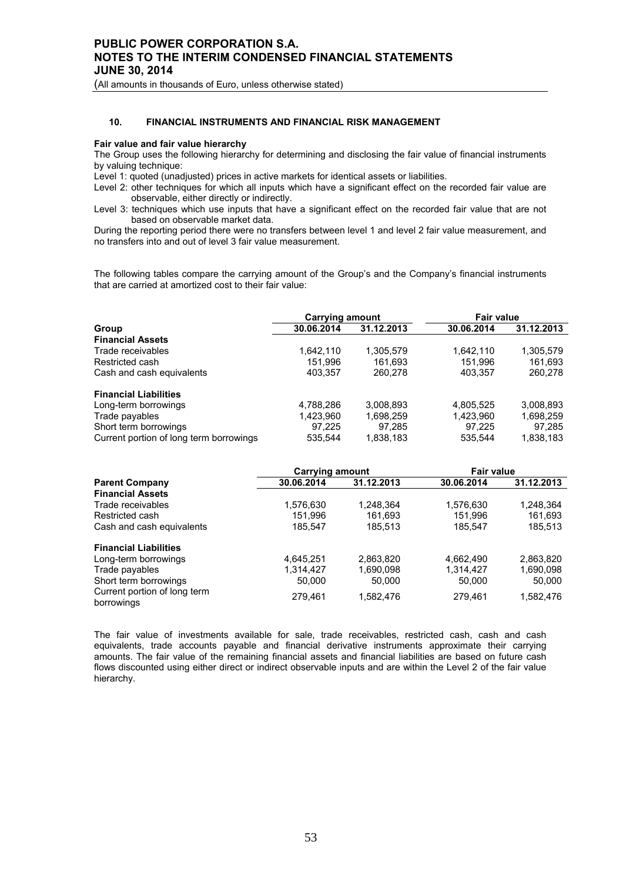## 10. FINANCIAL INSTRUMENTS AND FINANCIAL RISK MANAGEMENT

**Fair value and fair value hierarchy**

The Group uses the following hierarchy for determining and disclosing the fair value of financial instruments by valuing technique:

Level 1: quoted (unadjusted) prices in active markets for identical assets or liabilities.

Level 2: other techniques for which all inputs which have a significant effect on the recorded fair value are observable, either directly or indirectly.

Level 3: techniques which use inputs that have a significant effect on the recorded fair value that are not based on observable market data.

During the reporting period there were no transfers between level 1 and level 2 fair value measurement, and no transfers into and out of level 3 fair value measurement.

The following tables compare the carrying amount of the Group's and the Company's financial instruments that are carried at amortized cost to their fair value:

| | Carrying amount | | Fair value | |
|---|---|---|---|---|
| **Group** | **30.06.2014** | **31.12.2013** | **30.06.2014** | **31.12.2013** |
| **Financial Assets** | | | | |
| Trade receivables | 1,642,110 | 1,305,579 | 1,642,110 | 1,305,579 |
| Restricted cash | 151,996 | 161,693 | 151,996 | 161,693 |
| Cash and cash equivalents | 403,357 | 260,278 | 403,357 | 260,278 |
| **Financial Liabilities** | | | | |
| Long-term borrowings | 4,788,286 | 3,008,893 | 4,805,525 | 3,008,893 |
| Trade payables | 1,423,960 | 1,698,259 | 1,423,960 | 1,698,259 |
| Short term borrowings | 97,225 | 97,285 | 97,225 | 97,285 |
| Current portion of long term borrowings | 535,544 | 1,838,183 | 535,544 | 1,838,183 |

| | Carrying amount | | Fair value | |
|---|---|---|---|---|
| **Parent Company** | **30.06.2014** | **31.12.2013** | **30.06.2014** | **31.12.2013** |
| **Financial Assets** | | | | |
| Trade receivables | 1,576,630 | 1,248,364 | 1,576,630 | 1,248,364 |
| Restricted cash | 151,996 | 161,693 | 151,996 | 161,693 |
| Cash and cash equivalents | 185,547 | 185,513 | 185,547 | 185,513 |
| **Financial Liabilities** | | | | |
| Long-term borrowings | 4,645,251 | 2,863,820 | 4,662,490 | 2,863,820 |
| Trade payables | 1,314,427 | 1,690,098 | 1,314,427 | 1,690,098 |
| Short term borrowings | 50,000 | 50,000 | 50,000 | 50,000 |
| Current portion of long term borrowings | 279,461 | 1,582,476 | 279,461 | 1,582,476 |

The fair value of investments available for sale, trade receivables, restricted cash, cash and cash equivalents, trade accounts payable and financial derivative instruments approximate their carrying amounts. The fair value of the remaining financial assets and financial liabilities are based on future cash flows discounted using either direct or indirect observable inputs and are within the Level 2 of the fair value hierarchy.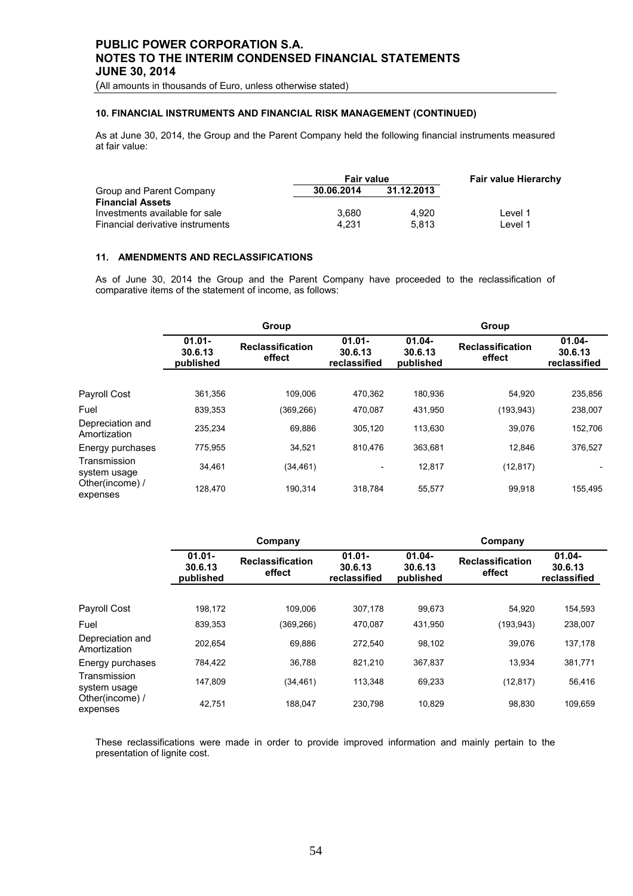### 10. FINANCIAL INSTRUMENTS AND FINANCIAL RISK MANAGEMENT (CONTINUED)

As at June 30, 2014, the Group and the Parent Company held the following financial instruments measured at fair value:

| | Fair value | | Fair value Hierarchy |
|---|---|---|---|
| Group and Parent Company | 30.06.2014 | 31.12.2013 | |
| **Financial Assets** | | | |
| Investments available for sale | 3,680 | 4,920 | Level 1 |
| Financial derivative instruments | 4,231 | 5,813 | Level 1 |

### 11. AMENDMENTS AND RECLASSIFICATIONS

As of June 30, 2014 the Group and the Parent Company have proceeded to the reclassification of comparative items of the statement of income, as follows:

| | Group | | | Group | | |
|---|---|---|---|---|---|---|
| | 01.01-30.6.13 published | Reclassification effect | 01.01-30.6.13 reclassified | 01.04-30.6.13 published | Reclassification effect | 01.04-30.6.13 reclassified |
| Payroll Cost | 361,356 | 109,006 | 470,362 | 180,936 | 54,920 | 235,856 |
| Fuel | 839,353 | (369,266) | 470,087 | 431,950 | (193,943) | 238,007 |
| Depreciation and Amortization | 235,234 | 69,886 | 305,120 | 113,630 | 39,076 | 152,706 |
| Energy purchases | 775,955 | 34,521 | 810,476 | 363,681 | 12,846 | 376,527 |
| Transmission system usage | 34,461 | (34,461) | - | 12,817 | (12,817) | - |
| Other(income) / expenses | 128,470 | 190,314 | 318,784 | 55,577 | 99,918 | 155,495 |

| | Company | | | Company | | |
|---|---|---|---|---|---|---|
| | 01.01-30.6.13 published | Reclassification effect | 01.01-30.6.13 reclassified | 01.04-30.6.13 published | Reclassification effect | 01.04-30.6.13 reclassified |
| Payroll Cost | 198,172 | 109,006 | 307,178 | 99,673 | 54,920 | 154,593 |
| Fuel | 839,353 | (369,266) | 470,087 | 431,950 | (193,943) | 238,007 |
| Depreciation and Amortization | 202,654 | 69,886 | 272,540 | 98,102 | 39,076 | 137,178 |
| Energy purchases | 784,422 | 36,788 | 821,210 | 367,837 | 13,934 | 381,771 |
| Transmission system usage | 147,809 | (34,461) | 113,348 | 69,233 | (12,817) | 56,416 |
| Other(income) / expenses | 42,751 | 188,047 | 230,798 | 10,829 | 98,830 | 109,659 |

These reclassifications were made in order to provide improved information and mainly pertain to the presentation of lignite cost.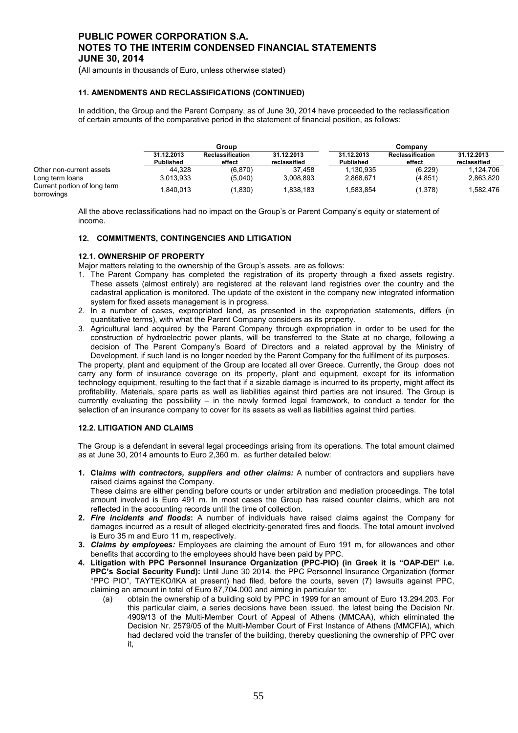### 11. AMENDMENTS AND RECLASSIFICATIONS (CONTINUED)

In addition, the Group and the Parent Company, as of June 30, 2014 have proceeded to the reclassification of certain amounts of the comparative period in the statement of financial position, as follows:

| | Group | | | Company | | |
|---|---|---|---|---|---|---|
| | 31.12.2013 Published | Reclassification effect | 31.12.2013 reclassified | 31.12.2013 Published | Reclassification effect | 31.12.2013 reclassified |
| Other non-current assets | 44,328 | (6,870) | 37,458 | 1,130,935 | (6,229) | 1,124,706 |
| Long term loans | 3,013,933 | (5,040) | 3,008,893 | 2,868,671 | (4,851) | 2,863,820 |
| Current portion of long term borrowings | 1,840,013 | (1,830) | 1,838,183 | 1,583,854 | (1,378) | 1,582,476 |

All the above reclassifications had no impact on the Group's or Parent Company's equity or statement of income.

### 12. COMMITMENTS, CONTINGENCIES AND LITIGATION

#### 12.1. OWNERSHIP OF PROPERTY

Major matters relating to the ownership of the Group's assets, are as follows:

1. The Parent Company has completed the registration of its property through a fixed assets registry. These assets (almost entirely) are registered at the relevant land registries over the country and the cadastral application is monitored. The update of the existent in the company new integrated information system for fixed assets management is in progress.
2. In a number of cases, expropriated land, as presented in the expropriation statements, differs (in quantitative terms), with what the Parent Company considers as its property.
3. Agricultural land acquired by the Parent Company through expropriation in order to be used for the construction of hydroelectric power plants, will be transferred to the State at no charge, following a decision of The Parent Company's Board of Directors and a related approval by the Ministry of Development, if such land is no longer needed by the Parent Company for the fulfilment of its purposes.

The property, plant and equipment of the Group are located all over Greece. Currently, the Group does not carry any form of insurance coverage on its property, plant and equipment, except for its information technology equipment, resulting to the fact that if a sizable damage is incurred to its property, might affect its profitability. Materials, spare parts as well as liabilities against third parties are not insured. The Group is currently evaluating the possibility – in the newly formed legal framework, to conduct a tender for the selection of an insurance company to cover for its assets as well as liabilities against third parties.

#### 12.2. LITIGATION AND CLAIMS

The Group is a defendant in several legal proceedings arising from its operations. The total amount claimed as at June 30, 2014 amounts to Euro 2,360 m. as further detailed below:

1. **Cla*ims with contractors, suppliers and other claims:*** A number of contractors and suppliers have raised claims against the Company.
   These claims are either pending before courts or under arbitration and mediation proceedings. The total amount involved is Euro 491 m. In most cases the Group has raised counter claims, which are not reflected in the accounting records until the time of collection.
2. ***Fire incidents and floods*:** A number of individuals have raised claims against the Company for damages incurred as a result of alleged electricity-generated fires and floods. The total amount involved is Euro 35 m and Euro 11 m, respectively.
3. ***Claims by employees:*** Employees are claiming the amount of Euro 191 m, for allowances and other benefits that according to the employees should have been paid by PPC.
4. **Litigation with PPC Personnel Insurance Organization (PPC-PIO) (in Greek it is "OAP-DEI" i.e. PPC's Social Security Fund):** Until June 30 2014, the PPC Personnel Insurance Organization (former "PPC PIO", TAYTEKO/IKA at present) had filed, before the courts, seven (7) lawsuits against PPC, claiming an amount in total of Euro 87,704.000 and aiming in particular to:
   (a) obtain the ownership of a building sold by PPC in 1999 for an amount of Euro 13.294.203. For this particular claim, a series decisions have been issued, the latest being the Decision Nr. 4909/13 of the Multi-Member Court of Appeal of Athens (MMCAA), which eliminated the Decision Nr. 2579/05 of the Multi-Member Court of First Instance of Athens (MMCFIA), which had declared void the transfer of the building, thereby questioning the ownership of PPC over it,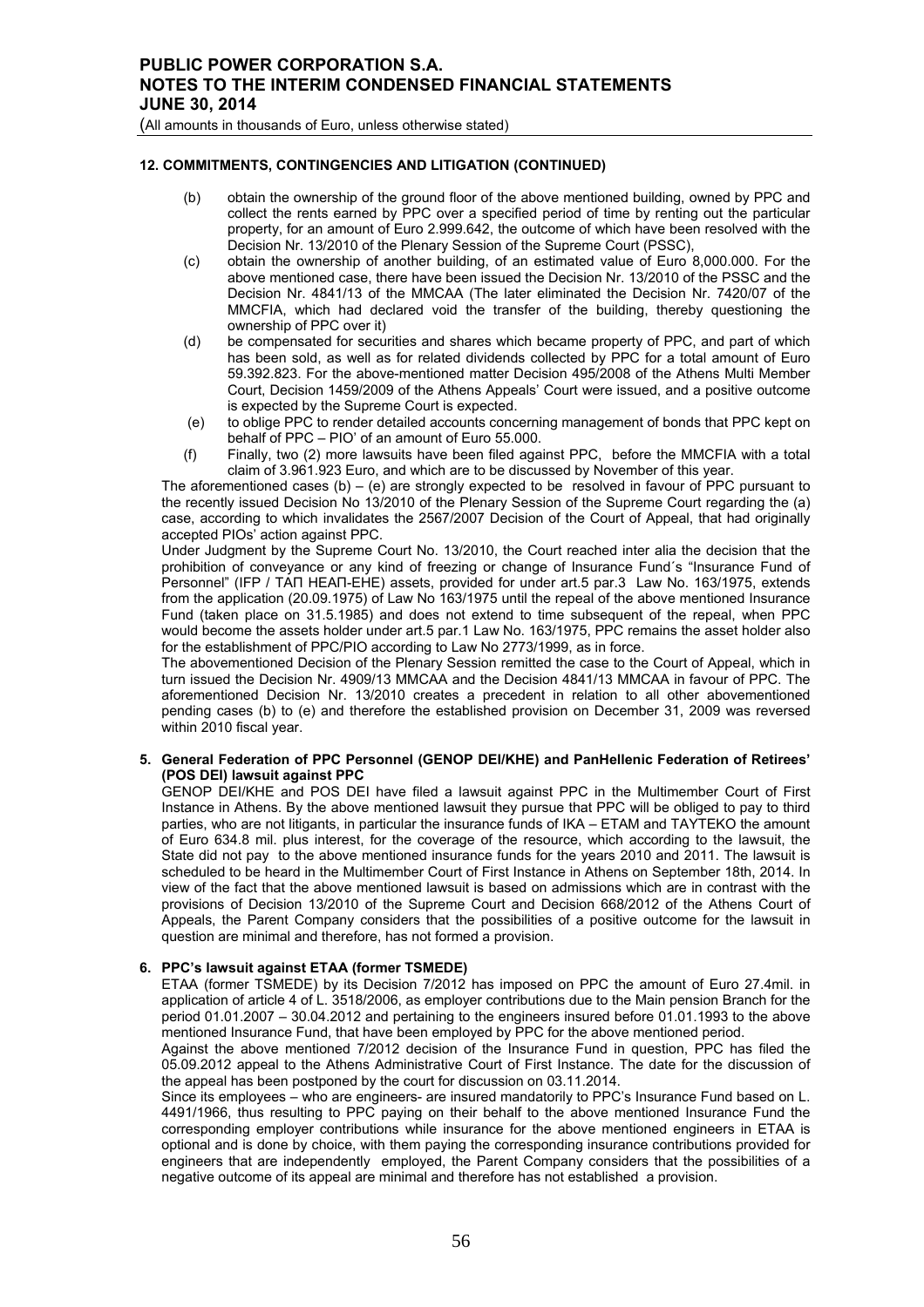## 12. COMMITMENTS, CONTINGENCIES AND LITIGATION (CONTINUED)

(b) obtain the ownership of the ground floor of the above mentioned building, owned by PPC and collect the rents earned by PPC over a specified period of time by renting out the particular property, for an amount of Euro 2.999.642, the outcome of which have been resolved with the Decision Nr. 13/2010 of the Plenary Session of the Supreme Court (PSSC),

(c) obtain the ownership of another building, of an estimated value of Euro 8,000.000. For the above mentioned case, there have been issued the Decision Nr. 13/2010 of the PSSC and the Decision Nr. 4841/13 of the MMCAA (The later eliminated the Decision Nr. 7420/07 of the MMCFIA, which had declared void the transfer of the building, thereby questioning the ownership of PPC over it)

(d) be compensated for securities and shares which became property of PPC, and part of which has been sold, as well as for related dividends collected by PPC for a total amount of Euro 59.392.823. For the above-mentioned matter Decision 495/2008 of the Athens Multi Member Court, Decision 1459/2009 of the Athens Appeals' Court were issued, and a positive outcome is expected by the Supreme Court is expected.

(e) to oblige PPC to render detailed accounts concerning management of bonds that PPC kept on behalf of PPC – PIO' of an amount of Euro 55.000.

(f) Finally, two (2) more lawsuits have been filed against PPC, before the MMCFIA with a total claim of 3.961.923 Euro, and which are to be discussed by November of this year.

The aforementioned cases (b) – (e) are strongly expected to be resolved in favour of PPC pursuant to the recently issued Decision No 13/2010 of the Plenary Session of the Supreme Court regarding the (a) case, according to which invalidates the 2567/2007 Decision of the Court of Appeal, that had originally accepted PIOs' action against PPC.

Under Judgment by the Supreme Court No. 13/2010, the Court reached inter alia the decision that the prohibition of conveyance or any kind of freezing or change of Insurance Fund´s "Insurance Fund of Personnel" (IFP / ΤΑΠ ΗΕΑΠ-ΕΗΕ) assets, provided for under art.5 par.3 Law No. 163/1975, extends from the application (20.09.1975) of Law No 163/1975 until the repeal of the above mentioned Insurance Fund (taken place on 31.5.1985) and does not extend to time subsequent of the repeal, when PPC would become the assets holder under art.5 par.1 Law No. 163/1975, PPC remains the asset holder also for the establishment of PPC/PIO according to Law No 2773/1999, as in force.

The abovementioned Decision of the Plenary Session remitted the case to the Court of Appeal, which in turn issued the Decision Nr. 4909/13 MMCAA and the Decision 4841/13 MMCAA in favour of PPC. The aforementioned Decision Nr. 13/2010 creates a precedent in relation to all other abovementioned pending cases (b) to (e) and therefore the established provision on December 31, 2009 was reversed within 2010 fiscal year.

**5. General Federation of PPC Personnel (GENOP DEI/KHE) and PanHellenic Federation of Retirees' (POS DEI) lawsuit against PPC**

GENOP DEI/KHE and POS DEI have filed a lawsuit against PPC in the Multimember Court of First Instance in Athens. By the above mentioned lawsuit they pursue that PPC will be obliged to pay to third parties, who are not litigants, in particular the insurance funds of IKA – ETAM and TAYTEKO the amount of Euro 634.8 mil. plus interest, for the coverage of the resource, which according to the lawsuit, the State did not pay to the above mentioned insurance funds for the years 2010 and 2011. The lawsuit is scheduled to be heard in the Multimember Court of First Instance in Athens on September 18th, 2014. In view of the fact that the above mentioned lawsuit is based on admissions which are in contrast with the provisions of Decision 13/2010 of the Supreme Court and Decision 668/2012 of the Athens Court of Appeals, the Parent Company considers that the possibilities of a positive outcome for the lawsuit in question are minimal and therefore, has not formed a provision.

**6. PPC's lawsuit against ETAA (former TSMEDE)**

ETAA (former TSMEDE) by its Decision 7/2012 has imposed on PPC the amount of Euro 27.4mil. in application of article 4 of L. 3518/2006, as employer contributions due to the Main pension Branch for the period 01.01.2007 – 30.04.2012 and pertaining to the engineers insured before 01.01.1993 to the above mentioned Insurance Fund, that have been employed by PPC for the above mentioned period.

Against the above mentioned 7/2012 decision of the Insurance Fund in question, PPC has filed the 05.09.2012 appeal to the Athens Administrative Court of First Instance. The date for the discussion of the appeal has been postponed by the court for discussion on 03.11.2014.

Since its employees – who are engineers- are insured mandatorily to PPC's Insurance Fund based on L. 4491/1966, thus resulting to PPC paying on their behalf to the above mentioned Insurance Fund the corresponding employer contributions while insurance for the above mentioned engineers in ETAA is optional and is done by choice, with them paying the corresponding insurance contributions provided for engineers that are independently employed, the Parent Company considers that the possibilities of a negative outcome of its appeal are minimal and therefore has not established a provision.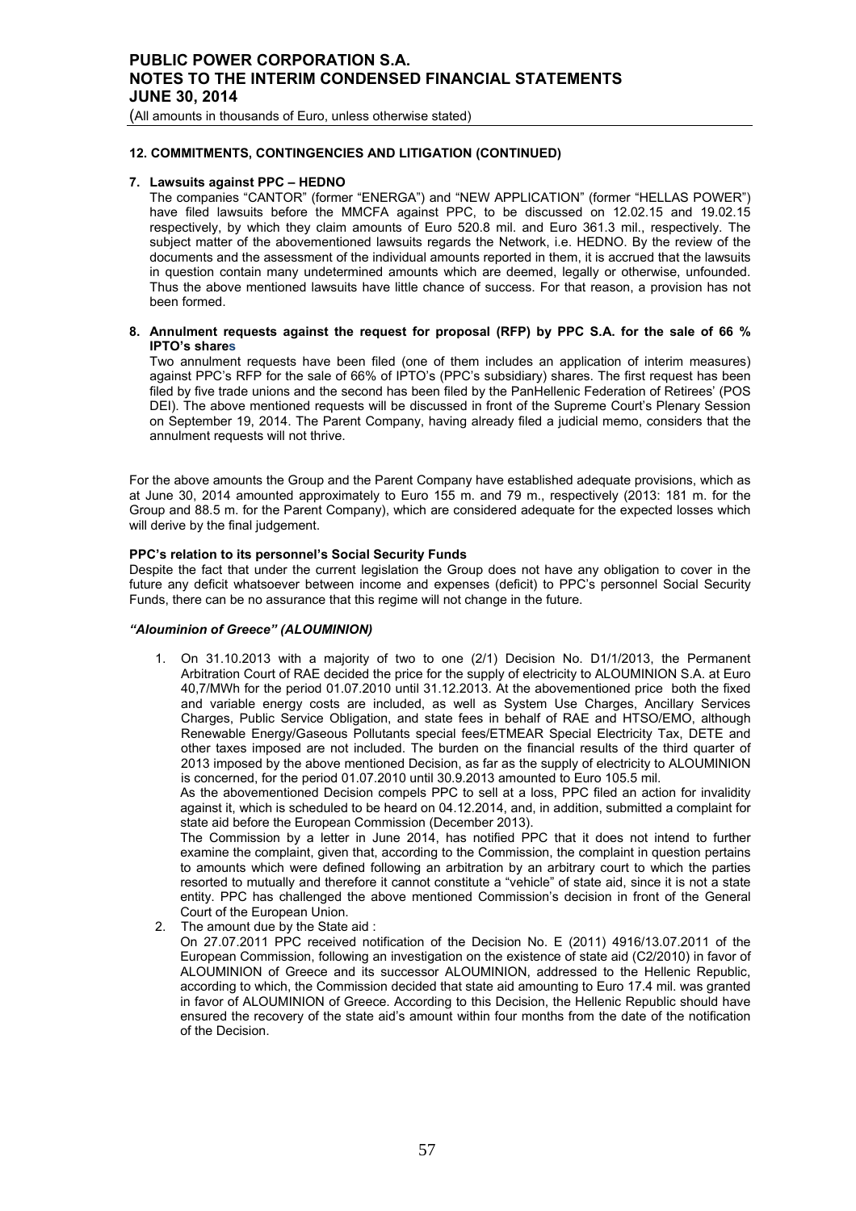**12. COMMITMENTS, CONTINGENCIES AND LITIGATION (CONTINUED)**

7. **Lawsuits against PPC – HEDNO**

   The companies "CANTOR" (former "ENERGA") and "NEW APPLICATION" (former "HELLAS POWER") have filed lawsuits before the MMCFA against PPC, to be discussed on 12.02.15 and 19.02.15 respectively, by which they claim amounts of Euro 520.8 mil. and Euro 361.3 mil., respectively. The subject matter of the abovementioned lawsuits regards the Network, i.e. HEDNO. By the review of the documents and the assessment of the individual amounts reported in them, it is accrued that the lawsuits in question contain many undetermined amounts which are deemed, legally or otherwise, unfounded. Thus the above mentioned lawsuits have little chance of success. For that reason, a provision has not been formed.

8. **Annulment requests against the request for proposal (RFP) by PPC S.A. for the sale of 66 % IPTO's shares**

   Two annulment requests have been filed (one of them includes an application of interim measures) against PPC's RFP for the sale of 66% of IPTO's (PPC's subsidiary) shares. The first request has been filed by five trade unions and the second has been filed by the PanHellenic Federation of Retirees' (POS DEI). The above mentioned requests will be discussed in front of the Supreme Court's Plenary Session on September 19, 2014. The Parent Company, having already filed a judicial memo, considers that the annulment requests will not thrive.

For the above amounts the Group and the Parent Company have established adequate provisions, which as at June 30, 2014 amounted approximately to Euro 155 m. and 79 m., respectively (2013: 181 m. for the Group and 88.5 m. for the Parent Company), which are considered adequate for the expected losses which will derive by the final judgement.

**PPC's relation to its personnel's Social Security Funds**

Despite the fact that under the current legislation the Group does not have any obligation to cover in the future any deficit whatsoever between income and expenses (deficit) to PPC's personnel Social Security Funds, there can be no assurance that this regime will not change in the future.

***"Alouminion of Greece" (ALOUMINION)***

1. On 31.10.2013 with a majority of two to one (2/1) Decision No. D1/1/2013, the Permanent Arbitration Court of RAE decided the price for the supply of electricity to ALOUMINION S.A. at Euro 40,7/MWh for the period 01.07.2010 until 31.12.2013. At the abovementioned price both the fixed and variable energy costs are included, as well as System Use Charges, Ancillary Services Charges, Public Service Obligation, and state fees in behalf of RAE and HTSO/EMO, although Renewable Energy/Gaseous Pollutants special fees/ETMEAR Special Electricity Tax, DETE and other taxes imposed are not included. The burden on the financial results of the third quarter of 2013 imposed by the above mentioned Decision, as far as the supply of electricity to ALOUMINION is concerned, for the period 01.07.2010 until 30.9.2013 amounted to Euro 105.5 mil.

   As the abovementioned Decision compels PPC to sell at a loss, PPC filed an action for invalidity against it, which is scheduled to be heard on 04.12.2014, and, in addition, submitted a complaint for state aid before the European Commission (December 2013).

   The Commission by a letter in June 2014, has notified PPC that it does not intend to further examine the complaint, given that, according to the Commission, the complaint in question pertains to amounts which were defined following an arbitration by an arbitrary court to which the parties resorted to mutually and therefore it cannot constitute a "vehicle" of state aid, since it is not a state entity. PPC has challenged the above mentioned Commission's decision in front of the General Court of the European Union.

2. The amount due by the State aid :

   On 27.07.2011 PPC received notification of the Decision No. E (2011) 4916/13.07.2011 of the European Commission, following an investigation on the existence of state aid (C2/2010) in favor of ALOUMINION of Greece and its successor ALOUMINION, addressed to the Hellenic Republic, according to which, the Commission decided that state aid amounting to Euro 17.4 mil. was granted in favor of ALOUMINION of Greece. According to this Decision, the Hellenic Republic should have ensured the recovery of the state aid's amount within four months from the date of the notification of the Decision.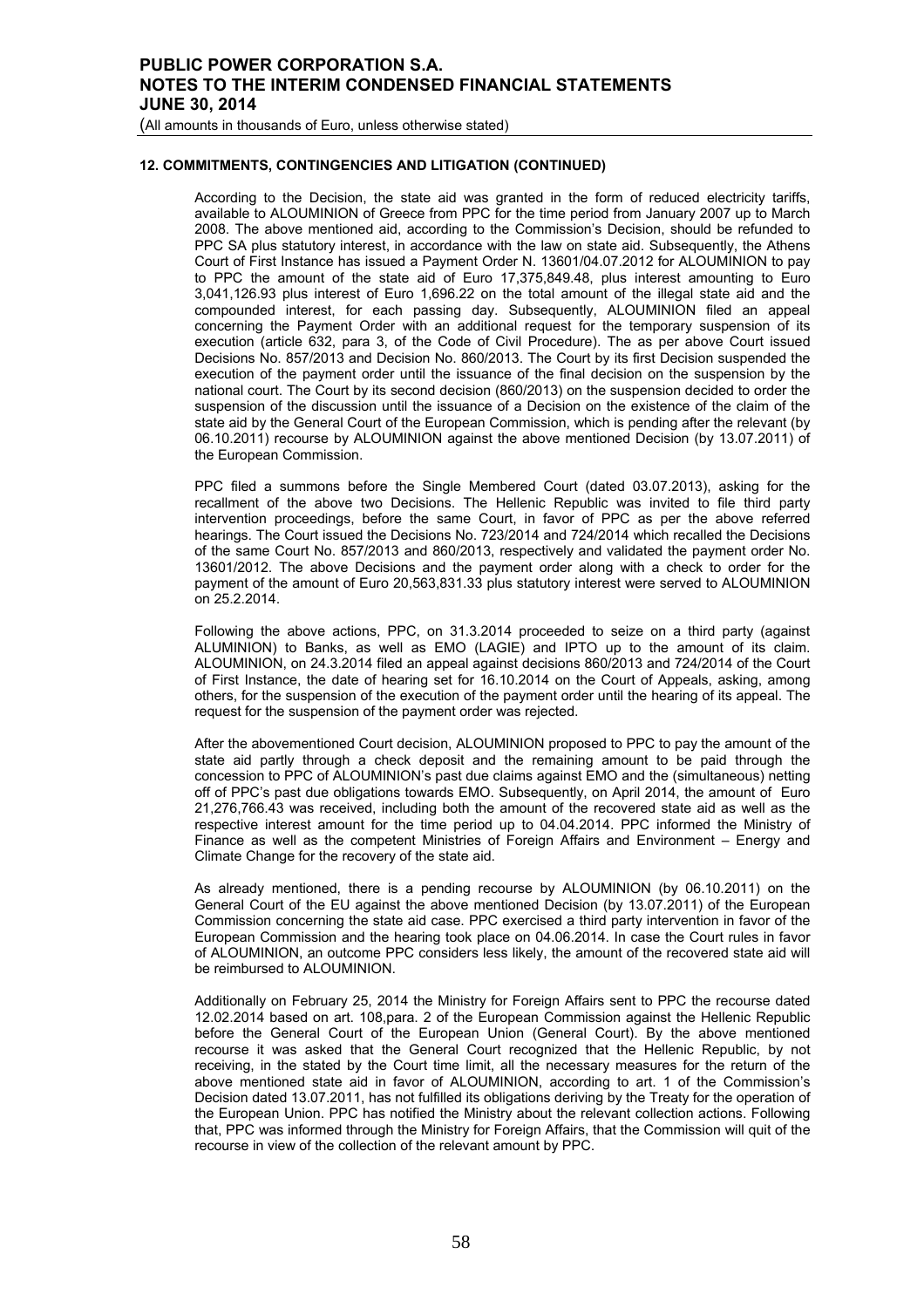## 12. COMMITMENTS, CONTINGENCIES AND LITIGATION (CONTINUED)

According to the Decision, the state aid was granted in the form of reduced electricity tariffs, available to ALOUMINION of Greece from PPC for the time period from January 2007 up to March 2008. The above mentioned aid, according to the Commission's Decision, should be refunded to PPC SA plus statutory interest, in accordance with the law on state aid. Subsequently, the Athens Court of First Instance has issued a Payment Order N. 13601/04.07.2012 for ALOUMINION to pay to PPC the amount of the state aid of Euro 17,375,849.48, plus interest amounting to Euro 3,041,126.93 plus interest of Euro 1,696.22 on the total amount of the illegal state aid and the compounded interest, for each passing day. Subsequently, ALOUMINION filed an appeal concerning the Payment Order with an additional request for the temporary suspension of its execution (article 632, para 3, of the Code of Civil Procedure). The as per above Court issued Decisions No. 857/2013 and Decision No. 860/2013. The Court by its first Decision suspended the execution of the payment order until the issuance of the final decision on the suspension by the national court. The Court by its second decision (860/2013) on the suspension decided to order the suspension of the discussion until the issuance of a Decision on the existence of the claim of the state aid by the General Court of the European Commission, which is pending after the relevant (by 06.10.2011) recourse by ALOUMINION against the above mentioned Decision (by 13.07.2011) of the European Commission.

PPC filed a summons before the Single Membered Court (dated 03.07.2013), asking for the recallment of the above two Decisions. The Hellenic Republic was invited to file third party intervention proceedings, before the same Court, in favor of PPC as per the above referred hearings. The Court issued the Decisions No. 723/2014 and 724/2014 which recalled the Decisions of the same Court No. 857/2013 and 860/2013, respectively and validated the payment order No. 13601/2012. The above Decisions and the payment order along with a check to order for the payment of the amount of Euro 20,563,831.33 plus statutory interest were served to ALOUMINION on 25.2.2014.

Following the above actions, PPC, on 31.3.2014 proceeded to seize on a third party (against ALUMINION) to Banks, as well as EMO (LAGIE) and IPTO up to the amount of its claim. ALOUMINION, on 24.3.2014 filed an appeal against decisions 860/2013 and 724/2014 of the Court of First Instance, the date of hearing set for 16.10.2014 on the Court of Appeals, asking, among others, for the suspension of the execution of the payment order until the hearing of its appeal. The request for the suspension of the payment order was rejected.

After the abovementioned Court decision, ALOUMINION proposed to PPC to pay the amount of the state aid partly through a check deposit and the remaining amount to be paid through the concession to PPC of ALOUMINION's past due claims against EMO and the (simultaneous) netting off of PPC's past due obligations towards EMO. Subsequently, on April 2014, the amount of Euro 21,276,766.43 was received, including both the amount of the recovered state aid as well as the respective interest amount for the time period up to 04.04.2014. PPC informed the Ministry of Finance as well as the competent Ministries of Foreign Affairs and Environment – Energy and Climate Change for the recovery of the state aid.

As already mentioned, there is a pending recourse by ALOUMINION (by 06.10.2011) on the General Court of the EU against the above mentioned Decision (by 13.07.2011) of the European Commission concerning the state aid case. PPC exercised a third party intervention in favor of the European Commission and the hearing took place on 04.06.2014. In case the Court rules in favor of ALOUMINION, an outcome PPC considers less likely, the amount of the recovered state aid will be reimbursed to ALOUMINION.

Additionally on February 25, 2014 the Ministry for Foreign Affairs sent to PPC the recourse dated 12.02.2014 based on art. 108,para. 2 of the European Commission against the Hellenic Republic before the General Court of the European Union (General Court). By the above mentioned recourse it was asked that the General Court recognized that the Hellenic Republic, by not receiving, in the stated by the Court time limit, all the necessary measures for the return of the above mentioned state aid in favor of ALOUMINION, according to art. 1 of the Commission's Decision dated 13.07.2011, has not fulfilled its obligations deriving by the Treaty for the operation of the European Union. PPC has notified the Ministry about the relevant collection actions. Following that, PPC was informed through the Ministry for Foreign Affairs, that the Commission will quit of the recourse in view of the collection of the relevant amount by PPC.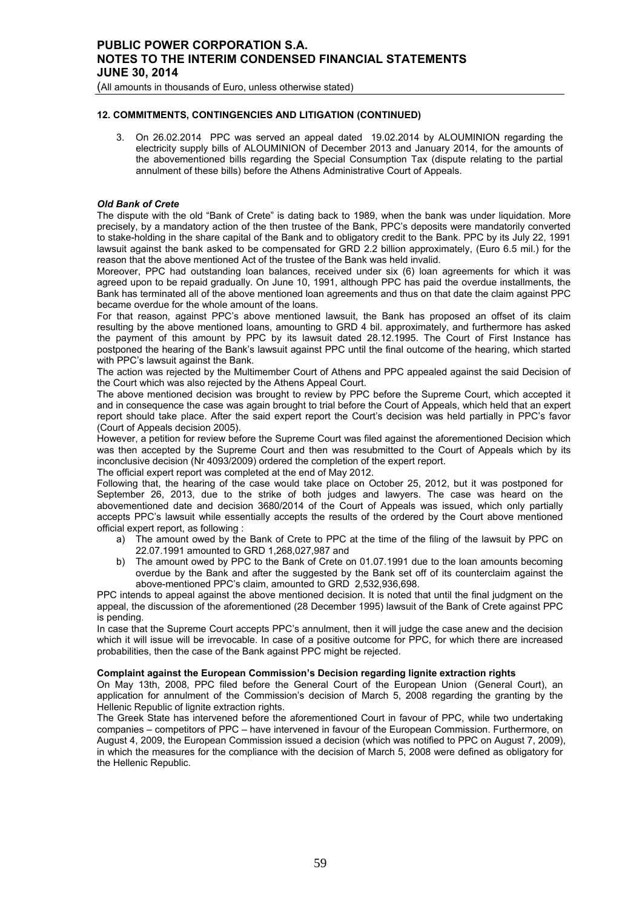## 12. COMMITMENTS, CONTINGENCIES AND LITIGATION (CONTINUED)

3. On 26.02.2014 PPC was served an appeal dated 19.02.2014 by ALOUMINION regarding the electricity supply bills of ALOUMINION of December 2013 and January 2014, for the amounts of the abovementioned bills regarding the Special Consumption Tax (dispute relating to the partial annulment of these bills) before the Athens Administrative Court of Appeals.

***Old Bank of Crete***

The dispute with the old "Bank of Crete" is dating back to 1989, when the bank was under liquidation. More precisely, by a mandatory action of the then trustee of the Bank, PPC's deposits were mandatorily converted to stake-holding in the share capital of the Bank and to obligatory credit to the Bank. PPC by its July 22, 1991 lawsuit against the bank asked to be compensated for GRD 2.2 billion approximately, (Euro 6.5 mil.) for the reason that the above mentioned Act of the trustee of the Bank was held invalid.

Moreover, PPC had outstanding loan balances, received under six (6) loan agreements for which it was agreed upon to be repaid gradually. On June 10, 1991, although PPC has paid the overdue installments, the Bank has terminated all of the above mentioned loan agreements and thus on that date the claim against PPC became overdue for the whole amount of the loans.

For that reason, against PPC's above mentioned lawsuit, the Bank has proposed an offset of its claim resulting by the above mentioned loans, amounting to GRD 4 bil. approximately, and furthermore has asked the payment of this amount by PPC by its lawsuit dated 28.12.1995. The Court of First Instance has postponed the hearing of the Bank's lawsuit against PPC until the final outcome of the hearing, which started with PPC's lawsuit against the Bank.

The action was rejected by the Multimember Court of Athens and PPC appealed against the said Decision of the Court which was also rejected by the Athens Appeal Court.

The above mentioned decision was brought to review by PPC before the Supreme Court, which accepted it and in consequence the case was again brought to trial before the Court of Appeals, which held that an expert report should take place. After the said expert report the Court's decision was held partially in PPC's favor (Court of Appeals decision 2005).

However, a petition for review before the Supreme Court was filed against the aforementioned Decision which was then accepted by the Supreme Court and then was resubmitted to the Court of Appeals which by its inconclusive decision (Nr 4093/2009) ordered the completion of the expert report.

The official expert report was completed at the end of May 2012.

Following that, the hearing of the case would take place on October 25, 2012, but it was postponed for September 26, 2013, due to the strike of both judges and lawyers. The case was heard on the abovementioned date and decision 3680/2014 of the Court of Appeals was issued, which only partially accepts PPC's lawsuit while essentially accepts the results of the ordered by the Court above mentioned official expert report, as following :

a) The amount owed by the Bank of Crete to PPC at the time of the filing of the lawsuit by PPC on 22.07.1991 amounted to GRD 1,268,027,987 and
b) The amount owed by PPC to the Bank of Crete on 01.07.1991 due to the loan amounts becoming overdue by the Bank and after the suggested by the Bank set off of its counterclaim against the above-mentioned PPC's claim, amounted to GRD 2,532,936,698.

PPC intends to appeal against the above mentioned decision. It is noted that until the final judgment on the appeal, the discussion of the aforementioned (28 December 1995) lawsuit of the Bank of Crete against PPC is pending.

In case that the Supreme Court accepts PPC's annulment, then it will judge the case anew and the decision which it will issue will be irrevocable. In case of a positive outcome for PPC, for which there are increased probabilities, then the case of the Bank against PPC might be rejected.

**Complaint against the European Commission's Decision regarding lignite extraction rights**

On May 13th, 2008, PPC filed before the General Court of the European Union (General Court), an application for annulment of the Commission's decision of March 5, 2008 regarding the granting by the Hellenic Republic of lignite extraction rights.

The Greek State has intervened before the aforementioned Court in favour of PPC, while two undertaking companies – competitors of PPC – have intervened in favour of the European Commission. Furthermore, on August 4, 2009, the European Commission issued a decision (which was notified to PPC on August 7, 2009), in which the measures for the compliance with the decision of March 5, 2008 were defined as obligatory for the Hellenic Republic.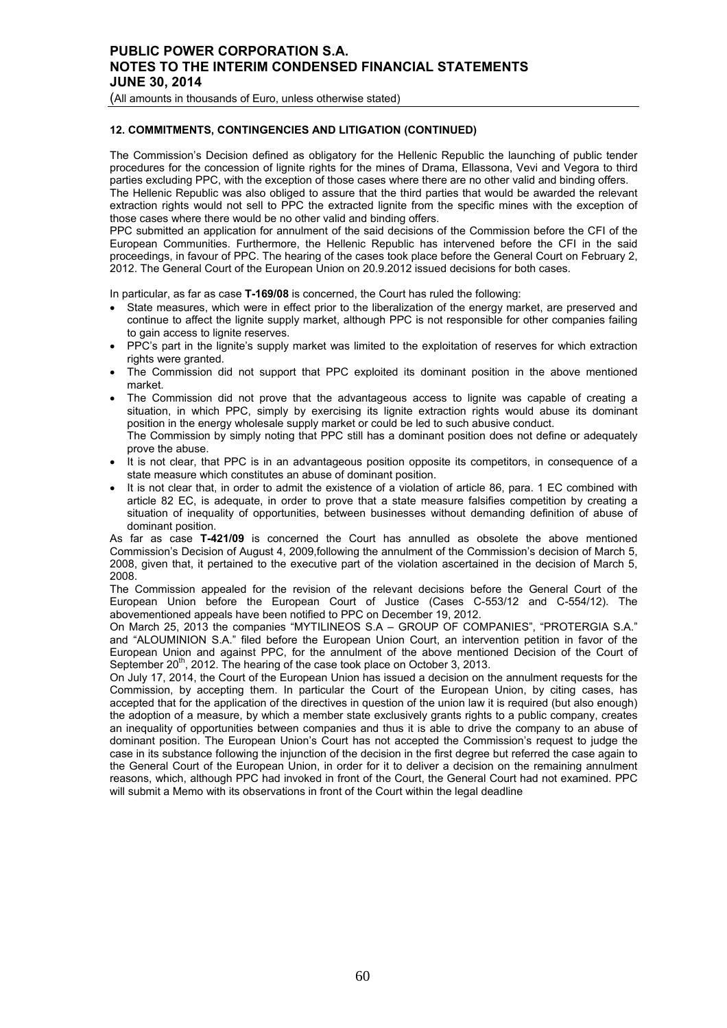### 12. COMMITMENTS, CONTINGENCIES AND LITIGATION (CONTINUED)

The Commission's Decision defined as obligatory for the Hellenic Republic the launching of public tender procedures for the concession of lignite rights for the mines of Drama, Ellassona, Vevi and Vegora to third parties excluding PPC, with the exception of those cases where there are no other valid and binding offers.
The Hellenic Republic was also obliged to assure that the third parties that would be awarded the relevant extraction rights would not sell to PPC the extracted lignite from the specific mines with the exception of those cases where there would be no other valid and binding offers.
PPC submitted an application for annulment of the said decisions of the Commission before the CFI of the European Communities. Furthermore, the Hellenic Republic has intervened before the CFI in the said proceedings, in favour of PPC. The hearing of the cases took place before the General Court on February 2, 2012. The General Court of the European Union on 20.9.2012 issued decisions for both cases.

In particular, as far as case **T-169/08** is concerned, the Court has ruled the following:

- State measures, which were in effect prior to the liberalization of the energy market, are preserved and continue to affect the lignite supply market, although PPC is not responsible for other companies failing to gain access to lignite reserves.
- PPC's part in the lignite's supply market was limited to the exploitation of reserves for which extraction rights were granted.
- The Commission did not support that PPC exploited its dominant position in the above mentioned market.
- The Commission did not prove that the advantageous access to lignite was capable of creating a situation, in which PPC, simply by exercising its lignite extraction rights would abuse its dominant position in the energy wholesale supply market or could be led to such abusive conduct.
  The Commission by simply noting that PPC still has a dominant position does not define or adequately prove the abuse.
- It is not clear, that PPC is in an advantageous position opposite its competitors, in consequence of a state measure which constitutes an abuse of dominant position.
- It is not clear that, in order to admit the existence of a violation of article 86, para. 1 EC combined with article 82 EC, is adequate, in order to prove that a state measure falsifies competition by creating a situation of inequality of opportunities, between businesses without demanding definition of abuse of dominant position.

As far as case **T-421/09** is concerned the Court has annulled as obsolete the above mentioned Commission's Decision of August 4, 2009,following the annulment of the Commission's decision of March 5, 2008, given that, it pertained to the executive part of the violation ascertained in the decision of March 5, 2008.
The Commission appealed for the revision of the relevant decisions before the General Court of the European Union before the European Court of Justice (Cases C-553/12 and C-554/12). The abovementioned appeals have been notified to PPC on December 19, 2012.
On March 25, 2013 the companies "MYTILINEOS S.A – GROUP OF COMPANIES", "PROTERGIA S.A." and "ALOUMINION S.A." filed before the European Union Court, an intervention petition in favor of the European Union and against PPC, for the annulment of the above mentioned Decision of the Court of September 20th, 2012. The hearing of the case took place on October 3, 2013.
On July 17, 2014, the Court of the European Union has issued a decision on the annulment requests for the Commission, by accepting them. In particular the Court of the European Union, by citing cases, has accepted that for the application of the directives in question of the union law it is required (but also enough) the adoption of a measure, by which a member state exclusively grants rights to a public company, creates an inequality of opportunities between companies and thus it is able to drive the company to an abuse of dominant position. The European Union's Court has not accepted the Commission's request to judge the case in its substance following the injunction of the decision in the first degree but referred the case again to the General Court of the European Union, in order for it to deliver a decision on the remaining annulment reasons, which, although PPC had invoked in front of the Court, the General Court had not examined. PPC will submit a Memo with its observations in front of the Court within the legal deadline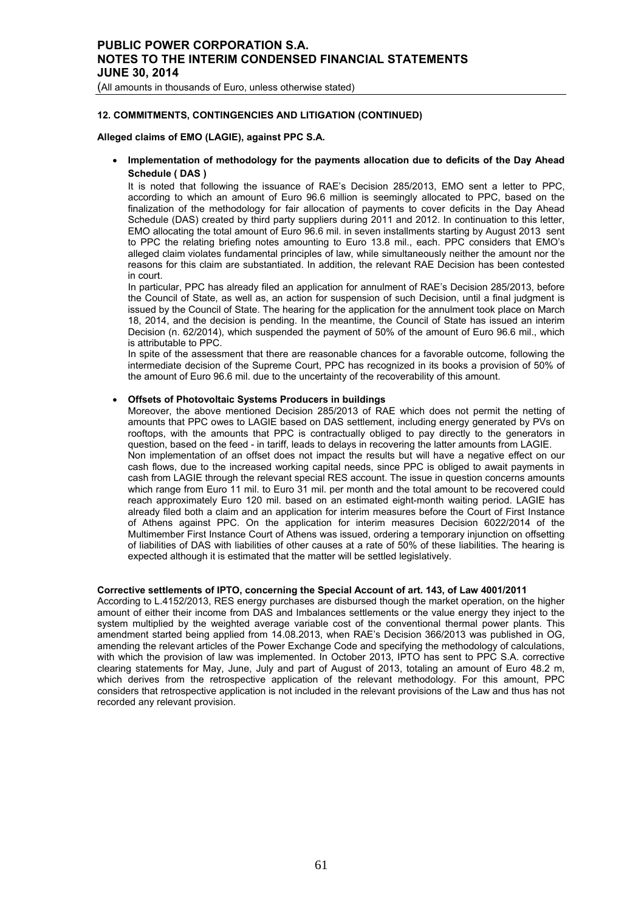### 12. COMMITMENTS, CONTINGENCIES AND LITIGATION (CONTINUED)

**Alleged claims of EMO (LAGIE), against PPC S.A.**

- **Implementation of methodology for the payments allocation due to deficits of the Day Ahead Schedule ( DAS )**

  It is noted that following the issuance of RAE's Decision 285/2013, EMO sent a letter to PPC, according to which an amount of Euro 96.6 million is seemingly allocated to PPC, based on the finalization of the methodology for fair allocation of payments to cover deficits in the Day Ahead Schedule (DAS) created by third party suppliers during 2011 and 2012. In continuation to this letter, EMO allocating the total amount of Euro 96.6 mil. in seven installments starting by August 2013 sent to PPC the relating briefing notes amounting to Euro 13.8 mil., each. PPC considers that EMO's alleged claim violates fundamental principles of law, while simultaneously neither the amount nor the reasons for this claim are substantiated. In addition, the relevant RAE Decision has been contested in court.

  In particular, PPC has already filed an application for annulment of RAE's Decision 285/2013, before the Council of State, as well as, an action for suspension of such Decision, until a final judgment is issued by the Council of State. The hearing for the application for the annulment took place on March 18, 2014, and the decision is pending. In the meantime, the Council of State has issued an interim Decision (n. 62/2014), which suspended the payment of 50% of the amount of Euro 96.6 mil., which is attributable to PPC.

  In spite of the assessment that there are reasonable chances for a favorable outcome, following the intermediate decision of the Supreme Court, PPC has recognized in its books a provision of 50% of the amount of Euro 96.6 mil. due to the uncertainty of the recoverability of this amount.

- **Offsets of Photovoltaic Systems Producers in buildings**

  Moreover, the above mentioned Decision 285/2013 of RAE which does not permit the netting of amounts that PPC owes to LAGIE based on DAS settlement, including energy generated by PVs on rooftops, with the amounts that PPC is contractually obliged to pay directly to the generators in question, based on the feed - in tariff, leads to delays in recovering the latter amounts from LAGIE.

  Non implementation of an offset does not impact the results but will have a negative effect on our cash flows, due to the increased working capital needs, since PPC is obliged to await payments in cash from LAGIE through the relevant special RES account. The issue in question concerns amounts which range from Euro 11 mil. to Euro 31 mil. per month and the total amount to be recovered could reach approximately Euro 120 mil. based on an estimated eight-month waiting period. LAGIE has already filed both a claim and an application for interim measures before the Court of First Instance of Athens against PPC. On the application for interim measures Decision 6022/2014 of the Multimember First Instance Court of Athens was issued, ordering a temporary injunction on offsetting of liabilities of DAS with liabilities of other causes at a rate of 50% of these liabilities. The hearing is expected although it is estimated that the matter will be settled legislatively.

**Corrective settlements of IPTO, concerning the Special Account of art. 143, of Law 4001/2011**

According to L.4152/2013, RES energy purchases are disbursed though the market operation, on the higher amount of either their income from DAS and Imbalances settlements or the value energy they inject to the system multiplied by the weighted average variable cost of the conventional thermal power plants. This amendment started being applied from 14.08.2013, when RAE's Decision 366/2013 was published in OG, amending the relevant articles of the Power Exchange Code and specifying the methodology of calculations, with which the provision of law was implemented. In October 2013, IPTO has sent to PPC S.A. corrective clearing statements for May, June, July and part of August of 2013, totaling an amount of Euro 48.2 m, which derives from the retrospective application of the relevant methodology. For this amount, PPC considers that retrospective application is not included in the relevant provisions of the Law and thus has not recorded any relevant provision.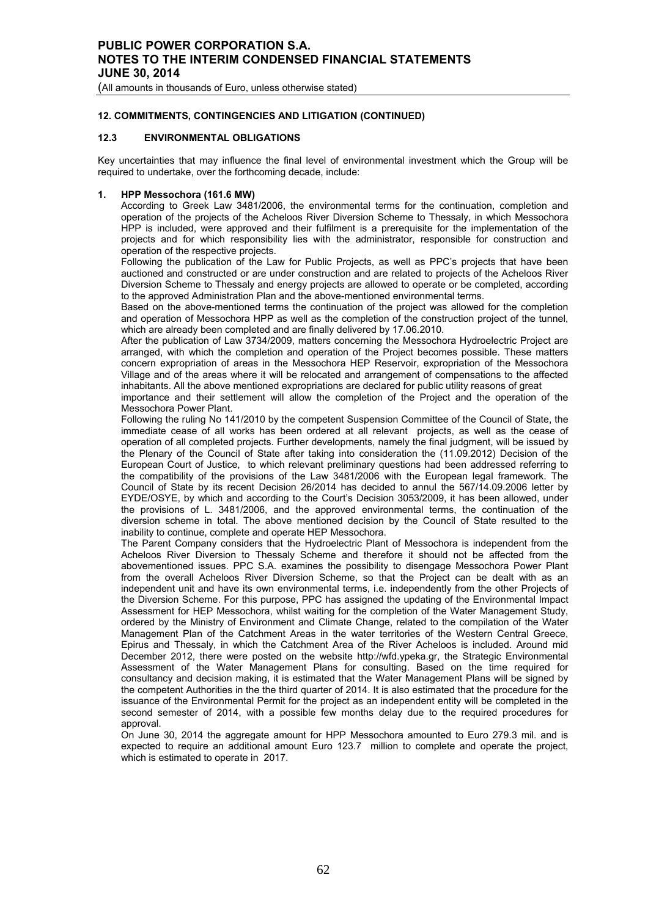## 12. COMMITMENTS, CONTINGENCIES AND LITIGATION (CONTINUED)

### 12.3 ENVIRONMENTAL OBLIGATIONS

Key uncertainties that may influence the final level of environmental investment which the Group will be required to undertake, over the forthcoming decade, include:

1. **HPP Messochora (161.6 MW)**

   According to Greek Law 3481/2006, the environmental terms for the continuation, completion and operation of the projects of the Acheloos River Diversion Scheme to Thessaly, in which Messochora HPP is included, were approved and their fulfilment is a prerequisite for the implementation of the projects and for which responsibility lies with the administrator, responsible for construction and operation of the respective projects.

   Following the publication of the Law for Public Projects, as well as PPC's projects that have been auctioned and constructed or are under construction and are related to projects of the Acheloos River Diversion Scheme to Thessaly and energy projects are allowed to operate or be completed, according to the approved Administration Plan and the above-mentioned environmental terms.

   Based on the above-mentioned terms the continuation of the project was allowed for the completion and operation of Messochora HPP as well as the completion of the construction project of the tunnel, which are already been completed and are finally delivered by 17.06.2010.

   After the publication of Law 3734/2009, matters concerning the Messochora Hydroelectric Project are arranged, with which the completion and operation of the Project becomes possible. These matters concern expropriation of areas in the Messochora HEP Reservoir, expropriation of the Messochora Village and of the areas where it will be relocated and arrangement of compensations to the affected inhabitants. All the above mentioned expropriations are declared for public utility reasons of great importance and their settlement will allow the completion of the Project and the operation of the Messochora Power Plant.

   Following the ruling No 141/2010 by the competent Suspension Committee of the Council of State, the immediate cease of all works has been ordered at all relevant projects, as well as the cease of operation of all completed projects. Further developments, namely the final judgment, will be issued by the Plenary of the Council of State after taking into consideration the (11.09.2012) Decision of the European Court of Justice, to which relevant preliminary questions had been addressed referring to the compatibility of the provisions of the Law 3481/2006 with the European legal framework. The Council of State by its recent Decision 26/2014 has decided to annul the 567/14.09.2006 letter by EYDE/OSYE, by which and according to the Court's Decision 3053/2009, it has been allowed, under the provisions of L. 3481/2006, and the approved environmental terms, the continuation of the diversion scheme in total. The above mentioned decision by the Council of State resulted to the inability to continue, complete and operate HEP Messochora.

   The Parent Company considers that the Hydroelectric Plant of Messochora is independent from the Acheloos River Diversion to Thessaly Scheme and therefore it should not be affected from the abovementioned issues. PPC S.A. examines the possibility to disengage Messochora Power Plant from the overall Acheloos River Diversion Scheme, so that the Project can be dealt with as an independent unit and have its own environmental terms, i.e. independently from the other Projects of the Diversion Scheme. For this purpose, PPC has assigned the updating of the Environmental Impact Assessment for HEP Messochora, whilst waiting for the completion of the Water Management Study, ordered by the Ministry of Environment and Climate Change, related to the compilation of the Water Management Plan of the Catchment Areas in the water territories of the Western Central Greece, Epirus and Thessaly, in which the Catchment Area of the River Acheloos is included. Around mid December 2012, there were posted on the website http://wfd.ypeka.gr, the Strategic Environmental Assessment of the Water Management Plans for consulting. Based on the time required for consultancy and decision making, it is estimated that the Water Management Plans will be signed by the competent Authorities in the the third quarter of 2014. It is also estimated that the procedure for the issuance of the Environmental Permit for the project as an independent entity will be completed in the second semester of 2014, with a possible few months delay due to the required procedures for approval.

   On June 30, 2014 the aggregate amount for HPP Messochora amounted to Euro 279.3 mil. and is expected to require an additional amount Euro 123.7 million to complete and operate the project, which is estimated to operate in 2017.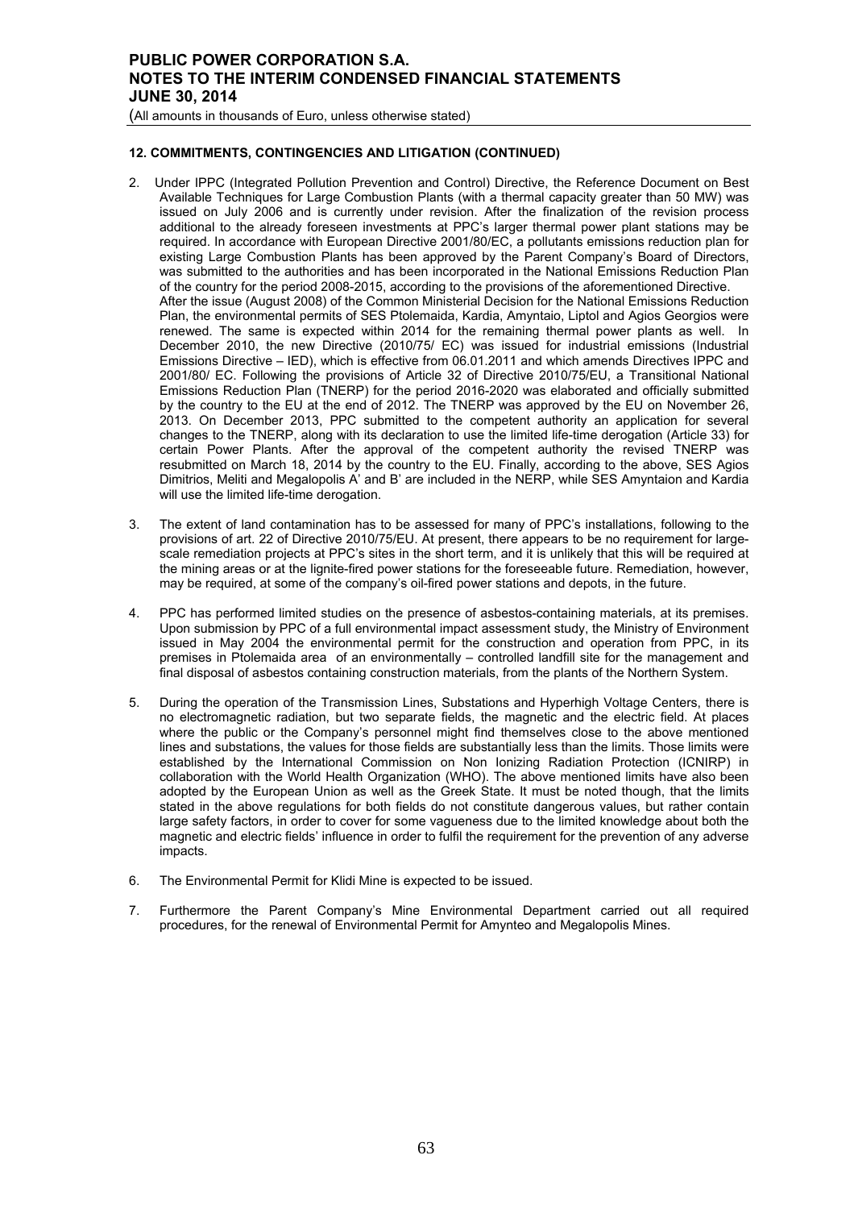**12. COMMITMENTS, CONTINGENCIES AND LITIGATION (CONTINUED)**

2. Under IPPC (Integrated Pollution Prevention and Control) Directive, the Reference Document on Best Available Techniques for Large Combustion Plants (with a thermal capacity greater than 50 MW) was issued on July 2006 and is currently under revision. After the finalization of the revision process additional to the already foreseen investments at PPC's larger thermal power plant stations may be required. In accordance with European Directive 2001/80/EC, a pollutants emissions reduction plan for existing Large Combustion Plants has been approved by the Parent Company's Board of Directors, was submitted to the authorities and has been incorporated in the National Emissions Reduction Plan of the country for the period 2008-2015, according to the provisions of the aforementioned Directive.
After the issue (August 2008) of the Common Ministerial Decision for the National Emissions Reduction Plan, the environmental permits of SES Ptolemaida, Kardia, Amyntaio, Liptol and Agios Georgios were renewed. The same is expected within 2014 for the remaining thermal power plants as well. In December 2010, the new Directive (2010/75/ EC) was issued for industrial emissions (Industrial Emissions Directive – IED), which is effective from 06.01.2011 and which amends Directives IPPC and 2001/80/ EC. Following the provisions of Article 32 of Directive 2010/75/EU, a Transitional National Emissions Reduction Plan (TNERP) for the period 2016-2020 was elaborated and officially submitted by the country to the EU at the end of 2012. The TNERP was approved by the EU on November 26, 2013. On December 2013, PPC submitted to the competent authority an application for several changes to the TNERP, along with its declaration to use the limited life-time derogation (Article 33) for certain Power Plants. After the approval of the competent authority the revised TNERP was resubmitted on March 18, 2014 by the country to the EU. Finally, according to the above, SES Agios Dimitrios, Meliti and Megalopolis A' and B' are included in the NERP, while SES Amyntaion and Kardia will use the limited life-time derogation.

3. The extent of land contamination has to be assessed for many of PPC's installations, following to the provisions of art. 22 of Directive 2010/75/EU. At present, there appears to be no requirement for large-scale remediation projects at PPC's sites in the short term, and it is unlikely that this will be required at the mining areas or at the lignite-fired power stations for the foreseeable future. Remediation, however, may be required, at some of the company's oil-fired power stations and depots, in the future.

4. PPC has performed limited studies on the presence of asbestos-containing materials, at its premises. Upon submission by PPC of a full environmental impact assessment study, the Ministry of Environment issued in May 2004 the environmental permit for the construction and operation from PPC, in its premises in Ptolemaida area of an environmentally – controlled landfill site for the management and final disposal of asbestos containing construction materials, from the plants of the Northern System.

5. During the operation of the Transmission Lines, Substations and Hyperhigh Voltage Centers, there is no electromagnetic radiation, but two separate fields, the magnetic and the electric field. At places where the public or the Company's personnel might find themselves close to the above mentioned lines and substations, the values for those fields are substantially less than the limits. Those limits were established by the International Commission on Non Ionizing Radiation Protection (ICNIRP) in collaboration with the World Health Organization (WHO). The above mentioned limits have also been adopted by the European Union as well as the Greek State. It must be noted though, that the limits stated in the above regulations for both fields do not constitute dangerous values, but rather contain large safety factors, in order to cover for some vagueness due to the limited knowledge about both the magnetic and electric fields' influence in order to fulfil the requirement for the prevention of any adverse impacts.

6. The Environmental Permit for Klidi Mine is expected to be issued.

7. Furthermore the Parent Company's Mine Environmental Department carried out all required procedures, for the renewal of Environmental Permit for Amynteo and Megalopolis Mines.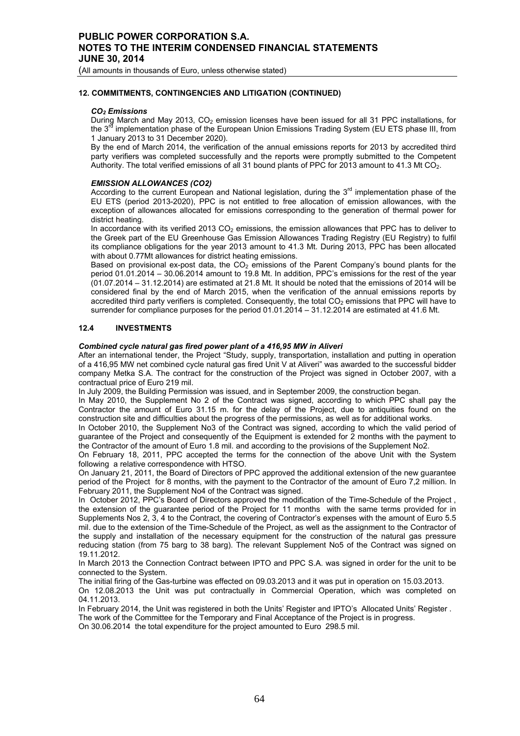## 12. COMMITMENTS, CONTINGENCIES AND LITIGATION (CONTINUED)

### *$CO_2$ Emissions*

During March and May 2013, $CO_2$ emission licenses have been issued for all 31 PPC installations, for the 3rd implementation phase of the European Union Emissions Trading System (EU ETS phase III, from 1 January 2013 to 31 December 2020).

By the end of March 2014, the verification of the annual emissions reports for 2013 by accredited third party verifiers was completed successfully and the reports were promptly submitted to the Competent Authority. The total verified emissions of all 31 bound plants of PPC for 2013 amount to 41.3 Mt $CO_2$.

### *EMISSION ALLOWANCES (CO2)*

According to the current European and National legislation, during the 3rd implementation phase of the EU ETS (period 2013-2020), PPC is not entitled to free allocation of emission allowances, with the exception of allowances allocated for emissions corresponding to the generation of thermal power for district heating.

In accordance with its verified 2013 $CO_2$ emissions, the emission allowances that PPC has to deliver to the Greek part of the EU Greenhouse Gas Emission Allowances Trading Registry (EU Registry) to fulfil its compliance obligations for the year 2013 amount to 41.3 Mt. During 2013, PPC has been allocated with about 0.77Mt allowances for district heating emissions.

Based on provisional ex-post data, the $CO_2$ emissions of the Parent Company's bound plants for the period 01.01.2014 – 30.06.2014 amount to 19.8 Mt. In addition, PPC's emissions for the rest of the year (01.07.2014 – 31.12.2014) are estimated at 21.8 Mt. It should be noted that the emissions of 2014 will be considered final by the end of March 2015, when the verification of the annual emissions reports by accredited third party verifiers is completed. Consequently, the total $CO_2$ emissions that PPC will have to surrender for compliance purposes for the period 01.01.2014 – 31.12.2014 are estimated at 41.6 Mt.

## 12.4 INVESTMENTS

### *Combined cycle natural gas fired power plant of a 416,95 MW in Aliveri*

After an international tender, the Project "Study, supply, transportation, installation and putting in operation of a 416,95 MW net combined cycle natural gas fired Unit V at Aliveri" was awarded to the successful bidder company Metka S.A. The contract for the construction of the Project was signed in October 2007, with a contractual price of Euro 219 mil.

In July 2009, the Building Permission was issued, and in September 2009, the construction began.

In May 2010, the Supplement No 2 of the Contract was signed, according to which PPC shall pay the Contractor the amount of Euro 31.15 m. for the delay of the Project, due to antiquities found on the construction site and difficulties about the progress of the permissions, as well as for additional works.

In October 2010, the Supplement No3 of the Contract was signed, according to which the valid period of guarantee of the Project and consequently of the Equipment is extended for 2 months with the payment to the Contractor of the amount of Euro 1.8 mil. and according to the provisions of the Supplement No2.

On February 18, 2011, PPC accepted the terms for the connection of the above Unit with the System following a relative correspondence with HTSO.

On January 21, 2011, the Board of Directors of PPC approved the additional extension of the new guarantee period of the Project for 8 months, with the payment to the Contractor of the amount of Euro 7,2 million. In February 2011, the Supplement No4 of the Contract was signed.

In October 2012, PPC's Board of Directors approved the modification of the Time-Schedule of the Project , the extension of the guarantee period of the Project for 11 months with the same terms provided for in Supplements Nos 2, 3, 4 to the Contract, the covering of Contractor's expenses with the amount of Euro 5.5 mil. due to the extension of the Time-Schedule of the Project, as well as the assignment to the Contractor of the supply and installation of the necessary equipment for the construction of the natural gas pressure reducing station (from 75 barg to 38 barg). The relevant Supplement No5 of the Contract was signed on 19.11.2012.

In March 2013 the Connection Contract between IPTO and PPC S.A. was signed in order for the unit to be connected to the System.

The initial firing of the Gas-turbine was effected on 09.03.2013 and it was put in operation on 15.03.2013.

On 12.08.2013 the Unit was put contractually in Commercial Operation, which was completed on 04.11.2013.

In February 2014, the Unit was registered in both the Units' Register and IPTO's Allocated Units' Register .

The work of the Committee for the Temporary and Final Acceptance of the Project is in progress.

On 30.06.2014 the total expenditure for the project amounted to Euro 298.5 mil.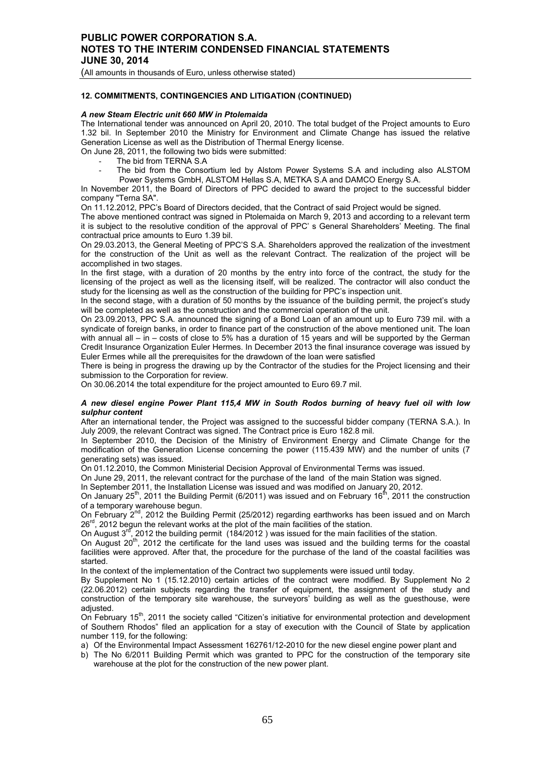### 12. COMMITMENTS, CONTINGENCIES AND LITIGATION (CONTINUED)

***A new Steam Electric unit 660 MW in Ptolemaida***

The International tender was announced on April 20, 2010. The total budget of the Project amounts to Euro 1.32 bil. In September 2010 the Ministry for Environment and Climate Change has issued the relative Generation License as well as the Distribution of Thermal Energy license.

On June 28, 2011, the following two bids were submitted:

- The bid from TERNA S.A
- The bid from the Consortium led by Alstom Power Systems S.A and including also ALSTOM Power Systems GmbH, ALSTOM Hellas S.A, METKA S.A and DAMCO Energy S.A.

In November 2011, the Board of Directors of PPC decided to award the project to the successful bidder company "Terna SA".

On 11.12.2012, PPC's Board of Directors decided, that the Contract of said Project would be signed.

The above mentioned contract was signed in Ptolemaida on March 9, 2013 and according to a relevant term it is subject to the resolutive condition of the approval of PPC' s General Shareholders' Meeting. The final contractual price amounts to Euro 1.39 bil.

On 29.03.2013, the General Meeting of PPC'S S.A. Shareholders approved the realization of the investment for the construction of the Unit as well as the relevant Contract. The realization of the project will be accomplished in two stages.

In the first stage, with a duration of 20 months by the entry into force of the contract, the study for the licensing of the project as well as the licensing itself, will be realized. The contractor will also conduct the study for the licensing as well as the construction of the building for PPC's inspection unit.

In the second stage, with a duration of 50 months by the issuance of the building permit, the project's study will be completed as well as the construction and the commercial operation of the unit.

On 23.09.2013, PPC S.A. announced the signing of a Bond Loan of an amount up to Euro 739 mil. with a syndicate of foreign banks, in order to finance part of the construction of the above mentioned unit. The loan with annual all – in – costs of close to 5% has a duration of 15 years and will be supported by the German Credit Insurance Organization Euler Hermes. In December 2013 the final insurance coverage was issued by Euler Ermes while all the prerequisites for the drawdown of the loan were satisfied

There is being in progress the drawing up by the Contractor of the studies for the Project licensing and their submission to the Corporation for review.

On 30.06.2014 the total expenditure for the project amounted to Euro 69.7 mil.

***A new diesel engine Power Plant 115,4 MW in South Rodos burning of heavy fuel oil with low sulphur content***

After an international tender, the Project was assigned to the successful bidder company (TERNA S.A.). In July 2009, the relevant Contract was signed. The Contract price is Euro 182.8 mil.

In September 2010, the Decision of the Ministry of Environment Energy and Climate Change for the modification of the Generation License concerning the power (115.439 MW) and the number of units (7 generating sets) was issued.

On 01.12.2010, the Common Ministerial Decision Approval of Environmental Terms was issued.

On June 29, 2011, the relevant contract for the purchase of the land of the main Station was signed.

In September 2011, the Installation License was issued and was modified on January 20, 2012.

On January 25th, 2011 the Building Permit (6/2011) was issued and on February 16th, 2011 the construction of a temporary warehouse begun.

On February 2nd, 2012 the Building Permit (25/2012) regarding earthworks has been issued and on March 26rd, 2012 begun the relevant works at the plot of the main facilities of the station.

On August 3rd, 2012 the building permit (184/2012 ) was issued for the main facilities of the station.

On August 20th, 2012 the certificate for the land uses was issued and the building terms for the coastal facilities were approved. After that, the procedure for the purchase of the land of the coastal facilities was started.

In the context of the implementation of the Contract two supplements were issued until today.

By Supplement No 1 (15.12.2010) certain articles of the contract were modified. By Supplement No 2 (22.06.2012) certain subjects regarding the transfer of equipment, the assignment of the study and construction of the temporary site warehouse, the surveyors' building as well as the guesthouse, were adjusted.

On February 15th, 2011 the society called "Citizen's initiative for environmental protection and development of Southern Rhodos" filed an application for a stay of execution with the Council of State by application number 119, for the following:

a) Of the Environmental Impact Assessment 162761/12-2010 for the new diesel engine power plant and
b) The No 6/2011 Building Permit which was granted to PPC for the construction of the temporary site warehouse at the plot for the construction of the new power plant.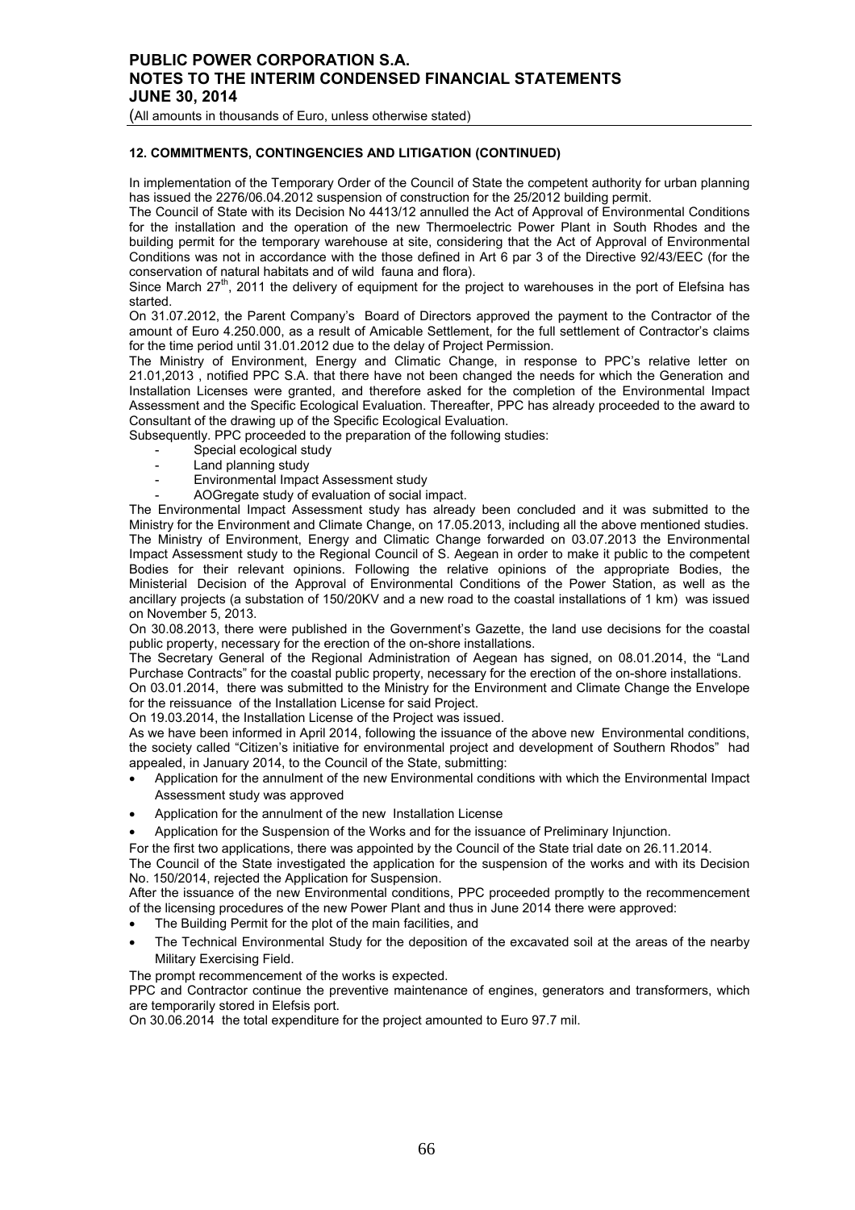## 12. COMMITMENTS, CONTINGENCIES AND LITIGATION (CONTINUED)

In implementation of the Temporary Order of the Council of State the competent authority for urban planning has issued the 2276/06.04.2012 suspension of construction for the 25/2012 building permit.

The Council of State with its Decision No 4413/12 annulled the Act of Approval of Environmental Conditions for the installation and the operation of the new Thermoelectric Power Plant in South Rhodes and the building permit for the temporary warehouse at site, considering that the Act of Approval of Environmental Conditions was not in accordance with the those defined in Art 6 par 3 of the Directive 92/43/EEC (for the conservation of natural habitats and of wild fauna and flora).

Since March 27th, 2011 the delivery of equipment for the project to warehouses in the port of Elefsina has started.

On 31.07.2012, the Parent Company's Board of Directors approved the payment to the Contractor of the amount of Euro 4.250.000, as a result of Amicable Settlement, for the full settlement of Contractor's claims for the time period until 31.01.2012 due to the delay of Project Permission.

The Ministry of Environment, Energy and Climatic Change, in response to PPC's relative letter on 21.01,2013 , notified PPC S.A. that there have not been changed the needs for which the Generation and Installation Licenses were granted, and therefore asked for the completion of the Environmental Impact Assessment and the Specific Ecological Evaluation. Thereafter, PPC has already proceeded to the award to Consultant of the drawing up of the Specific Ecological Evaluation.

Subsequently. PPC proceeded to the preparation of the following studies:

- Special ecological study
- Land planning study
- Environmental Impact Assessment study
- AOGregate study of evaluation of social impact.

The Environmental Impact Assessment study has already been concluded and it was submitted to the Ministry for the Environment and Climate Change, on 17.05.2013, including all the above mentioned studies. The Ministry of Environment, Energy and Climatic Change forwarded on 03.07.2013 the Environmental Impact Assessment study to the Regional Council of S. Aegean in order to make it public to the competent Bodies for their relevant opinions. Following the relative opinions of the appropriate Bodies, the Ministerial Decision of the Approval of Environmental Conditions of the Power Station, as well as the ancillary projects (a substation of 150/20KV and a new road to the coastal installations of 1 km) was issued on November 5, 2013.

On 30.08.2013, there were published in the Government's Gazette, the land use decisions for the coastal public property, necessary for the erection of the on-shore installations.

The Secretary General of the Regional Administration of Aegean has signed, on 08.01.2014, the "Land Purchase Contracts" for the coastal public property, necessary for the erection of the on-shore installations.

On 03.01.2014, there was submitted to the Ministry for the Environment and Climate Change the Envelope for the reissuance of the Installation License for said Project.

On 19.03.2014, the Installation License of the Project was issued.

As we have been informed in April 2014, following the issuance of the above new Environmental conditions, the society called "Citizen's initiative for environmental project and development of Southern Rhodos" had appealed, in January 2014, to the Council of the State, submitting:

- Application for the annulment of the new Environmental conditions with which the Environmental Impact Assessment study was approved
- Application for the annulment of the new Installation License
- Application for the Suspension of the Works and for the issuance of Preliminary Injunction.

For the first two applications, there was appointed by the Council of the State trial date on 26.11.2014.

The Council of the State investigated the application for the suspension of the works and with its Decision No. 150/2014, rejected the Application for Suspension.

After the issuance of the new Environmental conditions, PPC proceeded promptly to the recommencement of the licensing procedures of the new Power Plant and thus in June 2014 there were approved:

- The Building Permit for the plot of the main facilities, and
- The Technical Environmental Study for the deposition of the excavated soil at the areas of the nearby Military Exercising Field.

The prompt recommencement of the works is expected.

PPC and Contractor continue the preventive maintenance of engines, generators and transformers, which are temporarily stored in Elefsis port.

On 30.06.2014 the total expenditure for the project amounted to Euro 97.7 mil.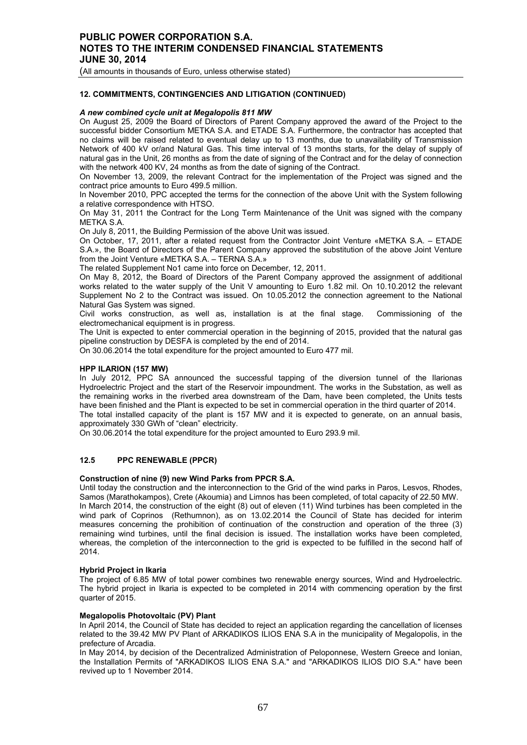**12. COMMITMENTS, CONTINGENCIES AND LITIGATION (CONTINUED)**

***A new combined cycle unit at Megalopolis 811 MW***

On August 25, 2009 the Board of Directors of Parent Company approved the award of the Project to the successful bidder Consortium METKA S.A. and ETADE S.A. Furthermore, the contractor has accepted that no claims will be raised related to eventual delay up to 13 months, due to unavailability of Transmission Network of 400 kV or/and Natural Gas. This time interval of 13 months starts, for the delay of supply of natural gas in the Unit, 26 months as from the date of signing of the Contract and for the delay of connection with the network 400 KV, 24 months as from the date of signing of the Contract.

On November 13, 2009, the relevant Contract for the implementation of the Project was signed and the contract price amounts to Euro 499.5 million.

In November 2010, PPC accepted the terms for the connection of the above Unit with the System following a relative correspondence with HTSO.

On May 31, 2011 the Contract for the Long Term Maintenance of the Unit was signed with the company METKA S.A.

On July 8, 2011, the Building Permission of the above Unit was issued.

On October, 17, 2011, after a related request from the Contractor Joint Venture «METKA S.A. – ETADE S.A.», the Board of Directors of the Parent Company approved the substitution of the above Joint Venture from the Joint Venture «METKA S.A. – TERNA S.A.»

The related Supplement No1 came into force on December, 12, 2011.

On May 8, 2012, the Board of Directors of the Parent Company approved the assignment of additional works related to the water supply of the Unit V amounting to Euro 1.82 mil. On 10.10.2012 the relevant Supplement No 2 to the Contract was issued. On 10.05.2012 the connection agreement to the National Natural Gas System was signed.

Civil works construction, as well as, installation is at the final stage. Commissioning of the electromechanical equipment is in progress.

The Unit is expected to enter commercial operation in the beginning of 2015, provided that the natural gas pipeline construction by DESFA is completed by the end of 2014.

On 30.06.2014 the total expenditure for the project amounted to Euro 477 mil.

**HPP ILARION (157 MW)**

In July 2012, PPC SA announced the successful tapping of the diversion tunnel of the Ilarionas Hydroelectric Project and the start of the Reservoir impoundment. The works in the Substation, as well as the remaining works in the riverbed area downstream of the Dam, have been completed, the Units tests have been finished and the Plant is expected to be set in commercial operation in the third quarter of 2014.

The total installed capacity of the plant is 157 MW and it is expected to generate, on an annual basis, approximately 330 GWh of "clean" electricity.

On 30.06.2014 the total expenditure for the project amounted to Euro 293.9 mil.

### 12.5 PPC RENEWABLE (PPCR)

**Construction of nine (9) new Wind Parks from PPCR S.A.**

Until today the construction and the interconnection to the Grid of the wind parks in Paros, Lesvos, Rhodes, Samos (Marathokampos), Crete (Akoumia) and Limnos has been completed, of total capacity of 22.50 MW.

In March 2014, the construction of the eight (8) out of eleven (11) Wind turbines has been completed in the wind park of Coprinos (Rethumnon), as on 13.02.2014 the Council of State has decided for interim measures concerning the prohibition of continuation of the construction and operation of the three (3) remaining wind turbines, until the final decision is issued. The installation works have been completed, whereas, the completion of the interconnection to the grid is expected to be fulfilled in the second half of 2014.

**Hybrid Project in Ikaria**

The project of 6.85 MW of total power combines two renewable energy sources, Wind and Hydroelectric. The hybrid project in Ikaria is expected to be completed in 2014 with commencing operation by the first quarter of 2015.

**Megalopolis Photovoltaic (PV) Plant**

In April 2014, the Council of State has decided to reject an application regarding the cancellation of licenses related to the 39.42 MW PV Plant of ARKADIKOS ILIOS ENA S.A in the municipality of Megalopolis, in the prefecture of Arcadia.

In May 2014, by decision of the Decentralized Administration of Peloponnese, Western Greece and Ionian, the Installation Permits of "ARKADIKOS ILIOS ENA S.A." and "ARKADIKOS ILIOS DIO S.A." have been revived up to 1 November 2014.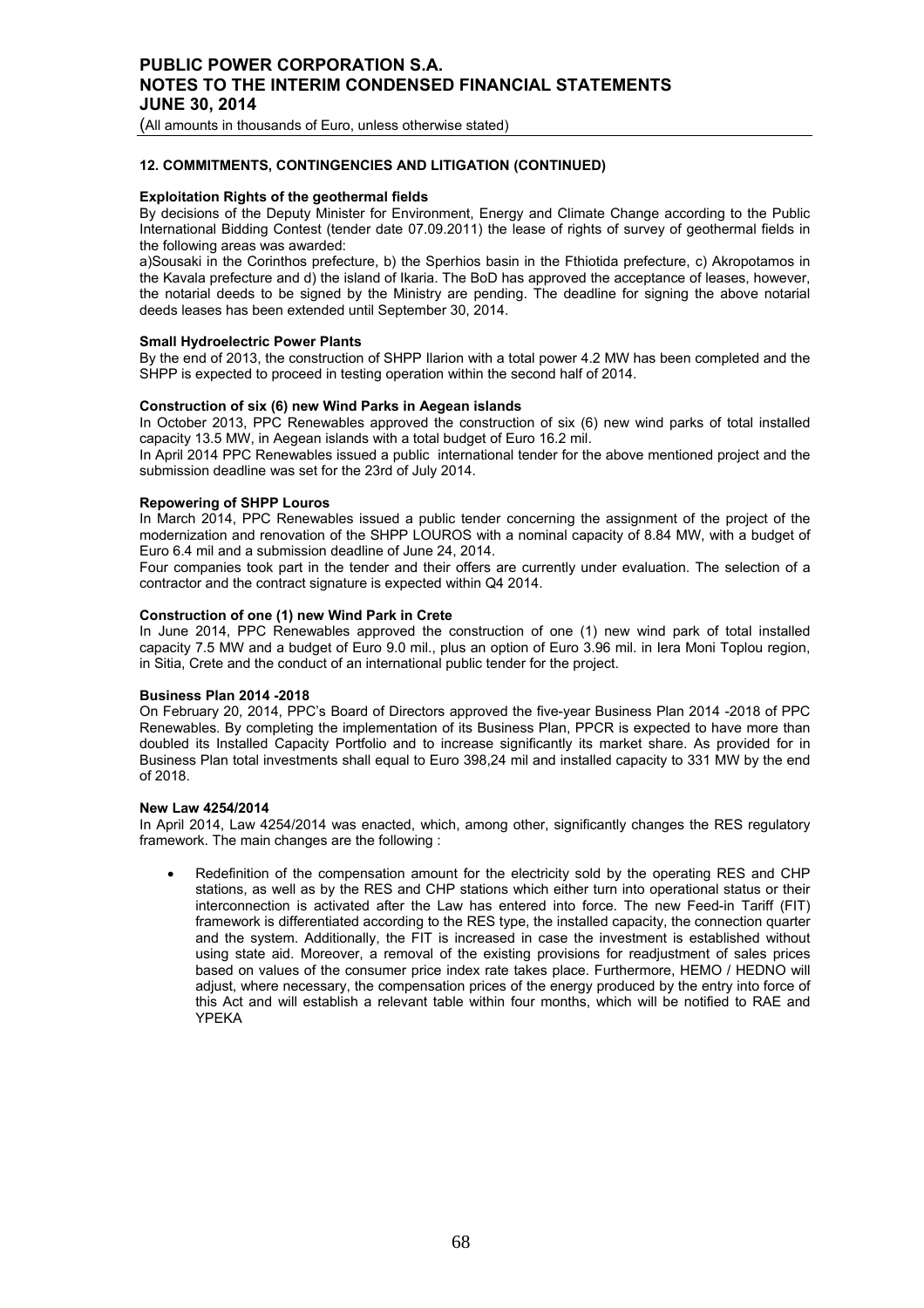## 12. COMMITMENTS, CONTINGENCIES AND LITIGATION (CONTINUED)

**Exploitation Rights of the geothermal fields**

By decisions of the Deputy Minister for Environment, Energy and Climate Change according to the Public International Bidding Contest (tender date 07.09.2011) the lease of rights of survey of geothermal fields in the following areas was awarded:

a)Sousaki in the Corinthos prefecture, b) the Sperhios basin in the Fthiotida prefecture, c) Akropotamos in the Kavala prefecture and d) the island of Ikaria. The BoD has approved the acceptance of leases, however, the notarial deeds to be signed by the Ministry are pending. The deadline for signing the above notarial deeds leases has been extended until September 30, 2014.

**Small Hydroelectric Power Plants**

By the end of 2013, the construction of SHPP Ilarion with a total power 4.2 MW has been completed and the SHPP is expected to proceed in testing operation within the second half of 2014.

**Construction of six (6) new Wind Parks in Aegean islands**

In October 2013, PPC Renewables approved the construction of six (6) new wind parks of total installed capacity 13.5 MW, in Aegean islands with a total budget of Euro 16.2 mil.

In April 2014 PPC Renewables issued a public international tender for the above mentioned project and the submission deadline was set for the 23rd of July 2014.

**Repowering of SHPP Louros**

In March 2014, PPC Renewables issued a public tender concerning the assignment of the project of the modernization and renovation of the SHPP LOUROS with a nominal capacity of 8.84 MW, with a budget of Euro 6.4 mil and a submission deadline of June 24, 2014.

Four companies took part in the tender and their offers are currently under evaluation. The selection of a contractor and the contract signature is expected within Q4 2014.

**Construction of one (1) new Wind Park in Crete**

In June 2014, PPC Renewables approved the construction of one (1) new wind park of total installed capacity 7.5 MW and a budget of Euro 9.0 mil., plus an option of Euro 3.96 mil. in Iera Moni Toplou region, in Sitia, Crete and the conduct of an international public tender for the project.

**Business Plan 2014 -2018**

On February 20, 2014, PPC's Board of Directors approved the five-year Business Plan 2014 -2018 of PPC Renewables. By completing the implementation of its Business Plan, PPCR is expected to have more than doubled its Installed Capacity Portfolio and to increase significantly its market share. As provided for in Business Plan total investments shall equal to Euro 398,24 mil and installed capacity to 331 MW by the end of 2018.

**New Law 4254/2014**

In April 2014, Law 4254/2014 was enacted, which, among other, significantly changes the RES regulatory framework. The main changes are the following :

- Redefinition of the compensation amount for the electricity sold by the operating RES and CHP stations, as well as by the RES and CHP stations which either turn into operational status or their interconnection is activated after the Law has entered into force. The new Feed-in Tariff (FIT) framework is differentiated according to the RES type, the installed capacity, the connection quarter and the system. Additionally, the FIT is increased in case the investment is established without using state aid. Moreover, a removal of the existing provisions for readjustment of sales prices based on values of the consumer price index rate takes place. Furthermore, HEMO / HEDNO will adjust, where necessary, the compensation prices of the energy produced by the entry into force of this Act and will establish a relevant table within four months, which will be notified to RAE and YPEKA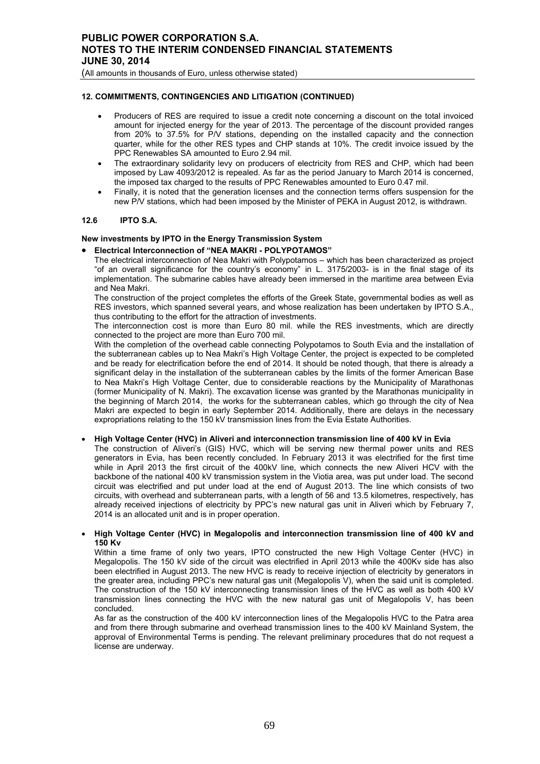**12. COMMITMENTS, CONTINGENCIES AND LITIGATION (CONTINUED)**

- Producers of RES are required to issue a credit note concerning a discount on the total invoiced amount for injected energy for the year of 2013. The percentage of the discount provided ranges from 20% to 37.5% for P/V stations, depending on the installed capacity and the connection quarter, while for the other RES types and CHP stands at 10%. The credit invoice issued by the PPC Renewables SA amounted to Euro 2.94 mil.
- The extraordinary solidarity levy on producers of electricity from RES and CHP, which had been imposed by Law 4093/2012 is repealed. As far as the period January to March 2014 is concerned, the imposed tax charged to the results of PPC Renewables amounted to Euro 0.47 mil.
- Finally, it is noted that the generation licenses and the connection terms offers suspension for the new P/V stations, which had been imposed by the Minister of PEKA in August 2012, is withdrawn.

**12.6 IPTO S.A.**

**New investments by IPTO in the Energy Transmission System**

- **Electrical Interconnection of "NEA MAKRI - POLYPOTAMOS"**

  The electrical interconnection of Nea Makri with Polypotamos – which has been characterized as project "of an overall significance for the country's economy" in L. 3175/2003- is in the final stage of its implementation. The submarine cables have already been immersed in the maritime area between Evia and Nea Makri.

  The construction of the project completes the efforts of the Greek State, governmental bodies as well as RES investors, which spanned several years, and whose realization has been undertaken by IPTO S.A., thus contributing to the effort for the attraction of investments.

  The interconnection cost is more than Euro 80 mil. while the RES investments, which are directly connected to the project are more than Euro 700 mil.

  With the completion of the overhead cable connecting Polypotamos to South Evia and the installation of the subterranean cables up to Nea Makri's High Voltage Center, the project is expected to be completed and be ready for electrification before the end of 2014. It should be noted though, that there is already a significant delay in the installation of the subterranean cables by the limits of the former American Base to Nea Makri's High Voltage Center, due to considerable reactions by the Municipality of Marathonas (former Municipality of N. Makri). The excavation license was granted by the Marathonas municipality in the beginning of March 2014, the works for the subterranean cables, which go through the city of Nea Makri are expected to begin in early September 2014. Additionally, there are delays in the necessary expropriations relating to the 150 kV transmission lines from the Evia Estate Authorities.

- **High Voltage Center (HVC) in Aliveri and interconnection transmission line of 400 kV in Evia**

  The construction of Aliveri's (GIS) HVC, which will be serving new thermal power units and RES generators in Evia, has been recently concluded. In February 2013 it was electrified for the first time while in April 2013 the first circuit of the 400kV line, which connects the new Aliveri HCV with the backbone of the national 400 kV transmission system in the Viotia area, was put under load. The second circuit was electrified and put under load at the end of August 2013. The line which consists of two circuits, with overhead and subterranean parts, with a length of 56 and 13.5 kilometres, respectively, has already received injections of electricity by PPC's new natural gas unit in Aliveri which by February 7, 2014 is an allocated unit and is in proper operation.

- **High Voltage Center (HVC) in Megalopolis and interconnection transmission line of 400 kV and 150 Kv**

  Within a time frame of only two years, IPTO constructed the new High Voltage Center (HVC) in Megalopolis. The 150 kV side of the circuit was electrified in April 2013 while the 400Kv side has also been electrified in August 2013. The new HVC is ready to receive injection of electricity by generators in the greater area, including PPC's new natural gas unit (Megalopolis V), when the said unit is completed. The construction of the 150 kV interconnecting transmission lines of the HVC as well as both 400 kV transmission lines connecting the HVC with the new natural gas unit of Megalopolis V, has been concluded.

  As far as the construction of the 400 kV interconnection lines of the Megalopolis HVC to the Patra area and from there through submarine and overhead transmission lines to the 400 kV Mainland System, the approval of Environmental Terms is pending. The relevant preliminary procedures that do not request a license are underway.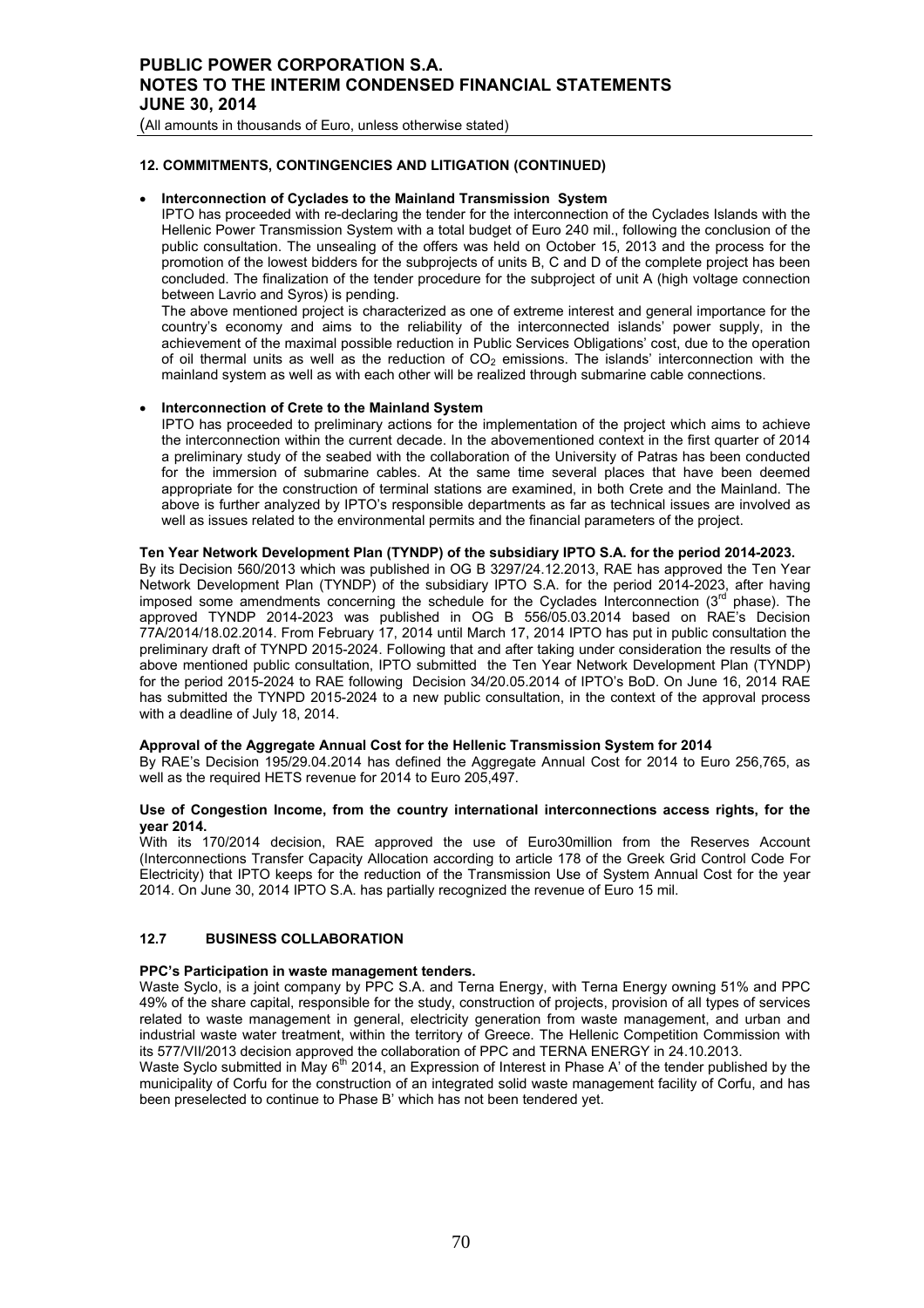## 12. COMMITMENTS, CONTINGENCIES AND LITIGATION (CONTINUED)

- **Interconnection of Cyclades to the Mainland Transmission System**

  IPTO has proceeded with re-declaring the tender for the interconnection of the Cyclades Islands with the Hellenic Power Transmission System with a total budget of Euro 240 mil., following the conclusion of the public consultation. The unsealing of the offers was held on October 15, 2013 and the process for the promotion of the lowest bidders for the subprojects of units B, C and D of the complete project has been concluded. The finalization of the tender procedure for the subproject of unit A (high voltage connection between Lavrio and Syros) is pending.

  The above mentioned project is characterized as one of extreme interest and general importance for the country's economy and aims to the reliability of the interconnected islands' power supply, in the achievement of the maximal possible reduction in Public Services Obligations' cost, due to the operation of oil thermal units as well as the reduction of $CO_2$ emissions. The islands' interconnection with the mainland system as well as with each other will be realized through submarine cable connections.

- **Interconnection of Crete to the Mainland System**

  IPTO has proceeded to preliminary actions for the implementation of the project which aims to achieve the interconnection within the current decade. In the abovementioned context in the first quarter of 2014 a preliminary study of the seabed with the collaboration of the University of Patras has been conducted for the immersion of submarine cables. At the same time several places that have been deemed appropriate for the construction of terminal stations are examined, in both Crete and the Mainland. The above is further analyzed by IPTO's responsible departments as far as technical issues are involved as well as issues related to the environmental permits and the financial parameters of the project.

**Ten Year Network Development Plan (TYNDP) of the subsidiary IPTO S.A. for the period 2014-2023.**

By its Decision 560/2013 which was published in OG B 3297/24.12.2013, RAE has approved the Ten Year Network Development Plan (TYNDP) of the subsidiary IPTO S.A. for the period 2014-2023, after having imposed some amendments concerning the schedule for the Cyclades Interconnection (3rd phase). The approved TYNDP 2014-2023 was published in OG B 556/05.03.2014 based on RAE's Decision 77A/2014/18.02.2014. From February 17, 2014 until March 17, 2014 IPTO has put in public consultation the preliminary draft of TYNPD 2015-2024. Following that and after taking under consideration the results of the above mentioned public consultation, IPTO submitted the Ten Year Network Development Plan (TYNDP) for the period 2015-2024 to RAE following Decision 34/20.05.2014 of IPTO's BoD. On June 16, 2014 RAE has submitted the TYNPD 2015-2024 to a new public consultation, in the context of the approval process with a deadline of July 18, 2014.

**Approval of the Aggregate Annual Cost for the Hellenic Transmission System for 2014**

By RAE's Decision 195/29.04.2014 has defined the Aggregate Annual Cost for 2014 to Euro 256,765, as well as the required HETS revenue for 2014 to Euro 205,497.

**Use of Congestion Income, from the country international interconnections access rights, for the year 2014.**

With its 170/2014 decision, RAE approved the use of Euro30million from the Reserves Account (Interconnections Transfer Capacity Allocation according to article 178 of the Greek Grid Control Code For Electricity) that IPTO keeps for the reduction of the Transmission Use of System Annual Cost for the year 2014. On June 30, 2014 IPTO S.A. has partially recognized the revenue of Euro 15 mil.

## 12.7 BUSINESS COLLABORATION

**PPC's Participation in waste management tenders.**

Waste Syclo, is a joint company by PPC S.A. and Terna Energy, with Terna Energy owning 51% and PPC 49% of the share capital, responsible for the study, construction of projects, provision of all types of services related to waste management in general, electricity generation from waste management, and urban and industrial waste water treatment, within the territory of Greece. The Hellenic Competition Commission with its 577/VII/2013 decision approved the collaboration of PPC and TERNA ENERGY in 24.10.2013.

Waste Syclo submitted in May 6th 2014, an Expression of Interest in Phase A' of the tender published by the municipality of Corfu for the construction of an integrated solid waste management facility of Corfu, and has been preselected to continue to Phase B' which has not been tendered yet.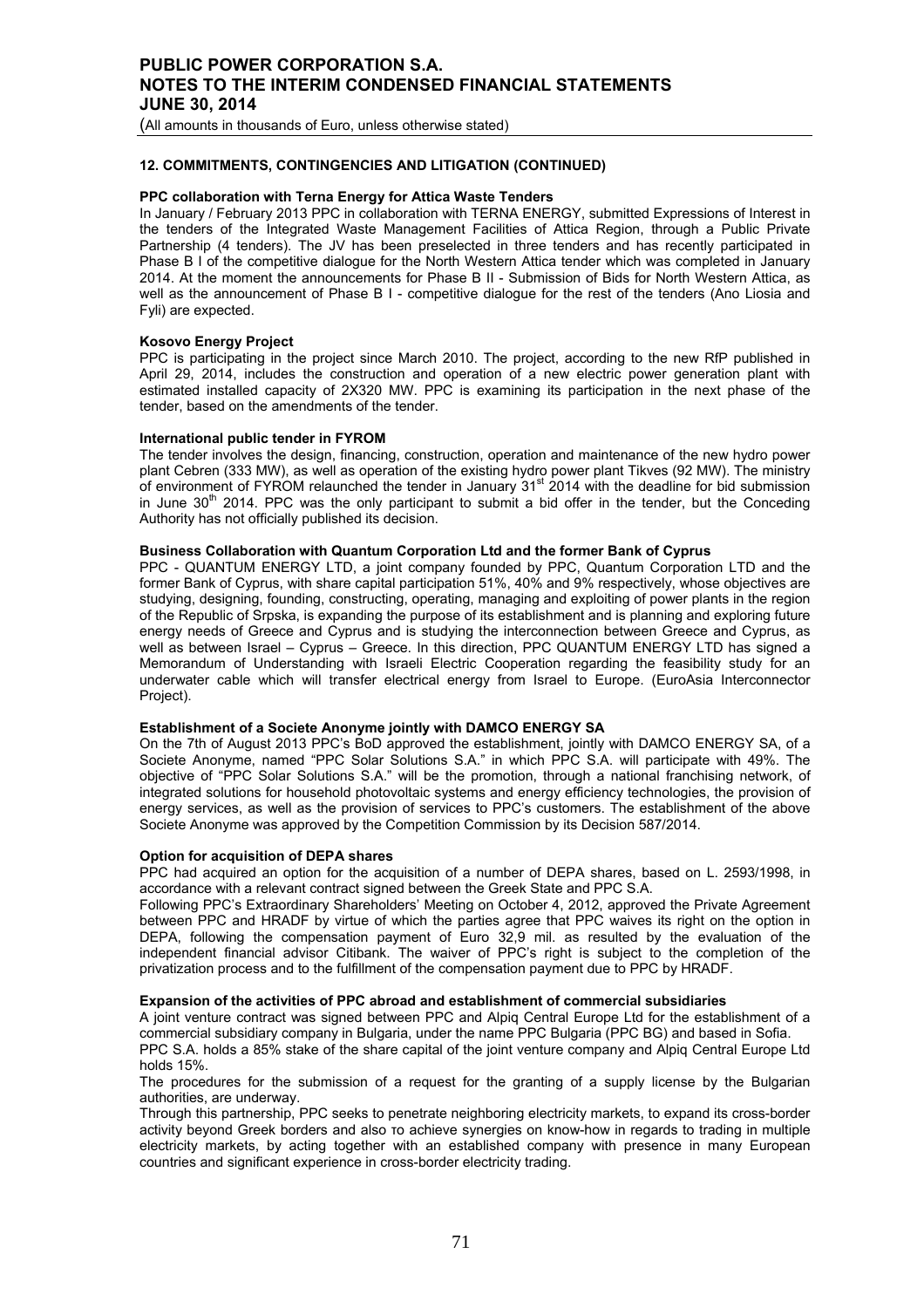## 12. COMMITMENTS, CONTINGENCIES AND LITIGATION (CONTINUED)

**PPC collaboration with Terna Energy for Attica Waste Tenders**

In January / February 2013 PPC in collaboration with TERNA ENERGY, submitted Expressions of Interest in the tenders of the Integrated Waste Management Facilities of Attica Region, through a Public Private Partnership (4 tenders). The JV has been preselected in three tenders and has recently participated in Phase B I of the competitive dialogue for the North Western Attica tender which was completed in January 2014. At the moment the announcements for Phase B II - Submission of Bids for North Western Attica, as well as the announcement of Phase B I - competitive dialogue for the rest of the tenders (Ano Liosia and Fyli) are expected.

**Kosovo Energy Project**

PPC is participating in the project since March 2010. The project, according to the new RfP published in April 29, 2014, includes the construction and operation of a new electric power generation plant with estimated installed capacity of 2X320 MW. PPC is examining its participation in the next phase of the tender, based on the amendments of the tender.

**International public tender in FYROM**

The tender involves the design, financing, construction, operation and maintenance of the new hydro power plant Cebren (333 MW), as well as operation of the existing hydro power plant Tikves (92 MW). The ministry of environment of FYROM relaunched the tender in January 31st 2014 with the deadline for bid submission in June 30th 2014. PPC was the only participant to submit a bid offer in the tender, but the Conceding Authority has not officially published its decision.

**Business Collaboration with Quantum Corporation Ltd and the former Bank of Cyprus**

PPC - QUANTUM ENERGY LTD, a joint company founded by PPC, Quantum Corporation LTD and the former Bank of Cyprus, with share capital participation 51%, 40% and 9% respectively, whose objectives are studying, designing, founding, constructing, operating, managing and exploiting of power plants in the region of the Republic of Srpska, is expanding the purpose of its establishment and is planning and exploring future energy needs of Greece and Cyprus and is studying the interconnection between Greece and Cyprus, as well as between Israel – Cyprus – Greece. In this direction, PPC QUANTUM ENERGY LTD has signed a Memorandum of Understanding with Israeli Electric Cooperation regarding the feasibility study for an underwater cable which will transfer electrical energy from Israel to Europe. (EuroAsia Interconnector Project).

**Establishment of a Societe Anonyme jointly with DAMCO ENERGY SA**

On the 7th of August 2013 PPC's BoD approved the establishment, jointly with DAMCO ENERGY SA, of a Societe Anonyme, named "PPC Solar Solutions S.A." in which PPC S.A. will participate with 49%. The objective of "PPC Solar Solutions S.A." will be the promotion, through a national franchising network, of integrated solutions for household photovoltaic systems and energy efficiency technologies, the provision of energy services, as well as the provision of services to PPC's customers. The establishment of the above Societe Anonyme was approved by the Competition Commission by its Decision 587/2014.

**Option for acquisition of DEPA shares**

PPC had acquired an option for the acquisition of a number of DEPA shares, based on L. 2593/1998, in accordance with a relevant contract signed between the Greek State and PPC S.A.

Following PPC's Extraordinary Shareholders' Meeting on October 4, 2012, approved the Private Agreement between PPC and HRADF by virtue of which the parties agree that PPC waives its right on the option in DEPA, following the compensation payment of Euro 32,9 mil. as resulted by the evaluation of the independent financial advisor Citibank. The waiver of PPC's right is subject to the completion of the privatization process and to the fulfillment of the compensation payment due to PPC by HRADF.

**Expansion of the activities of PPC abroad and establishment of commercial subsidiaries**

A joint venture contract was signed between PPC and Alpiq Central Europe Ltd for the establishment of a commercial subsidiary company in Bulgaria, under the name PPC Bulgaria (PPC BG) and based in Sofia.

PPC S.A. holds a 85% stake of the share capital of the joint venture company and Alpiq Central Europe Ltd holds 15%.

The procedures for the submission of a request for the granting of a supply license by the Bulgarian authorities, are underway.

Through this partnership, PPC seeks to penetrate neighboring electricity markets, to expand its cross-border activity beyond Greek borders and also το achieve synergies on know-how in regards to trading in multiple electricity markets, by acting together with an established company with presence in many European countries and significant experience in cross-border electricity trading.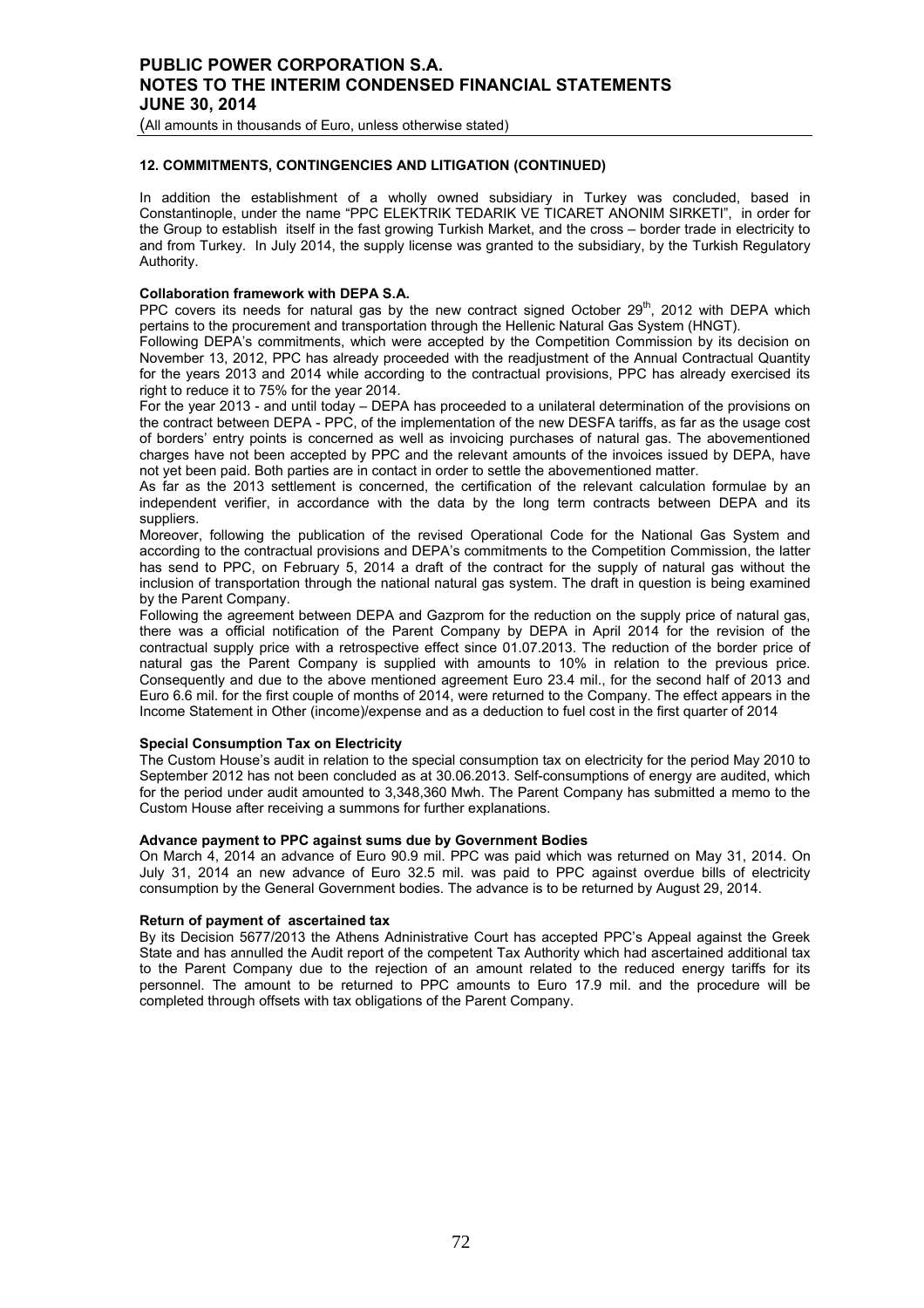**12. COMMITMENTS, CONTINGENCIES AND LITIGATION (CONTINUED)**

In addition the establishment of a wholly owned subsidiary in Turkey was concluded, based in Constantinople, under the name "PPC ELEKTRIK TEDARIK VE TICARET ANONIM SIRKETI", in order for the Group to establish itself in the fast growing Turkish Market, and the cross – border trade in electricity to and from Turkey. In July 2014, the supply license was granted to the subsidiary, by the Turkish Regulatory Authority.

**Collaboration framework with DEPA S.A.**

PPC covers its needs for natural gas by the new contract signed October 29th, 2012 with DEPA which pertains to the procurement and transportation through the Hellenic Natural Gas System (HNGT).

Following DEPA's commitments, which were accepted by the Competition Commission by its decision on November 13, 2012, PPC has already proceeded with the readjustment of the Annual Contractual Quantity for the years 2013 and 2014 while according to the contractual provisions, PPC has already exercised its right to reduce it to 75% for the year 2014.

For the year 2013 - and until today – DEPA has proceeded to a unilateral determination of the provisions on the contract between DEPA - PPC, of the implementation of the new DESFA tariffs, as far as the usage cost of borders' entry points is concerned as well as invoicing purchases of natural gas. The abovementioned charges have not been accepted by PPC and the relevant amounts of the invoices issued by DEPA, have not yet been paid. Both parties are in contact in order to settle the abovementioned matter.

As far as the 2013 settlement is concerned, the certification of the relevant calculation formulae by an independent verifier, in accordance with the data by the long term contracts between DEPA and its suppliers.

Moreover, following the publication of the revised Operational Code for the National Gas System and according to the contractual provisions and DEPA's commitments to the Competition Commission, the latter has send to PPC, on February 5, 2014 a draft of the contract for the supply of natural gas without the inclusion of transportation through the national natural gas system. The draft in question is being examined by the Parent Company.

Following the agreement between DEPA and Gazprom for the reduction on the supply price of natural gas, there was a official notification of the Parent Company by DEPA in April 2014 for the revision of the contractual supply price with a retrospective effect since 01.07.2013. The reduction of the border price of natural gas the Parent Company is supplied with amounts to 10% in relation to the previous price. Consequently and due to the above mentioned agreement Euro 23.4 mil., for the second half of 2013 and Euro 6.6 mil. for the first couple of months of 2014, were returned to the Company. The effect appears in the Income Statement in Other (income)/expense and as a deduction to fuel cost in the first quarter of 2014

**Special Consumption Tax on Electricity**

The Custom House's audit in relation to the special consumption tax on electricity for the period May 2010 to September 2012 has not been concluded as at 30.06.2013. Self-consumptions of energy are audited, which for the period under audit amounted to 3,348,360 Mwh. The Parent Company has submitted a memo to the Custom House after receiving a summons for further explanations.

**Advance payment to PPC against sums due by Government Bodies**

On March 4, 2014 an advance of Euro 90.9 mil. PPC was paid which was returned on May 31, 2014. On July 31, 2014 an new advance of Euro 32.5 mil. was paid to PPC against overdue bills of electricity consumption by the General Government bodies. The advance is to be returned by August 29, 2014.

**Return of payment of ascertained tax**

By its Decision 5677/2013 the Athens Adninistrative Court has accepted PPC's Appeal against the Greek State and has annulled the Audit report of the competent Tax Authority which had ascertained additional tax to the Parent Company due to the rejection of an amount related to the reduced energy tariffs for its personnel. The amount to be returned to PPC amounts to Euro 17.9 mil. and the procedure will be completed through offsets with tax obligations of the Parent Company.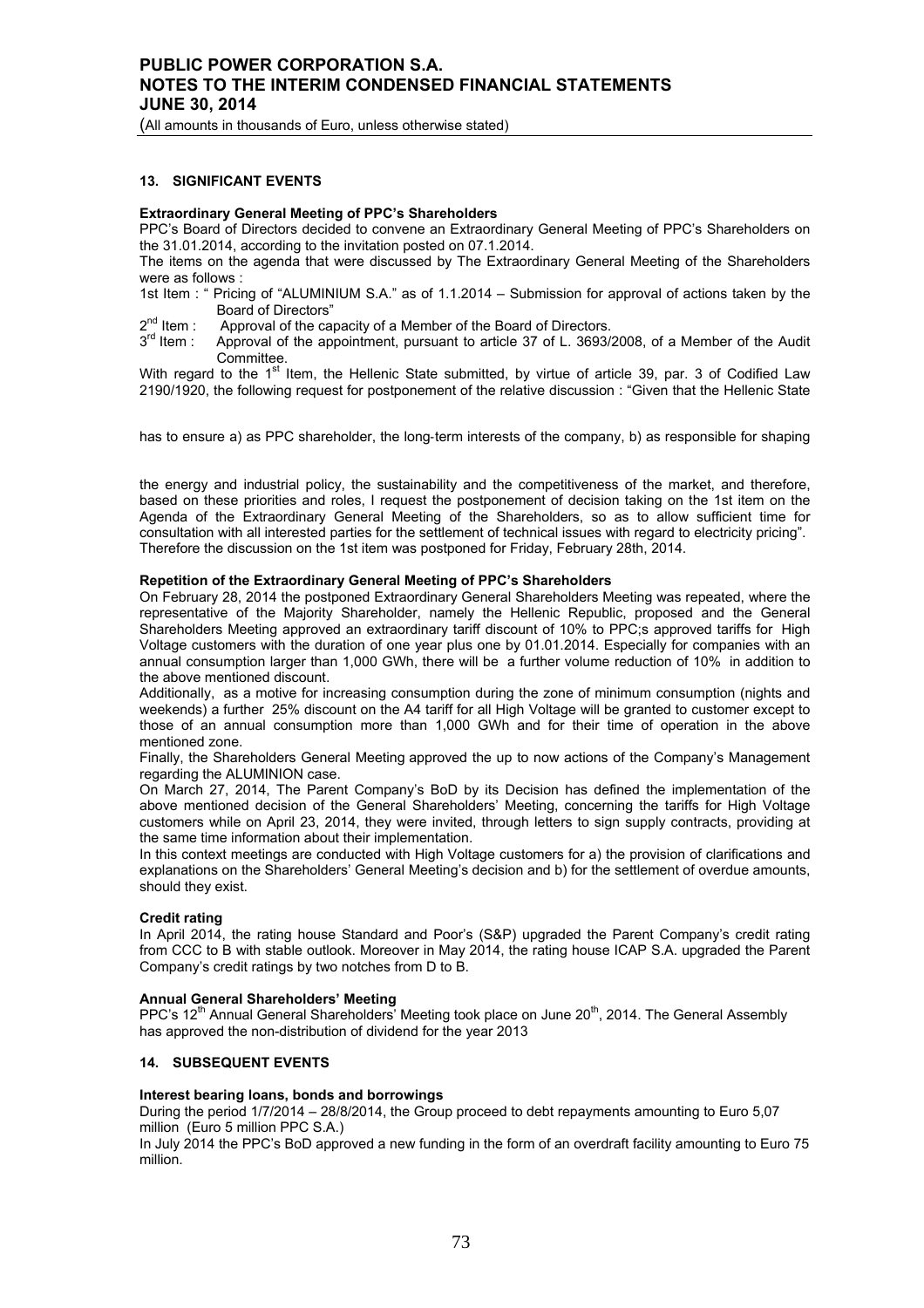## 13. SIGNIFICANT EVENTS

**Extraordinary General Meeting of PPC's Shareholders**

PPC's Board of Directors decided to convene an Extraordinary General Meeting of PPC's Shareholders on the 31.01.2014, according to the invitation posted on 07.1.2014.

The items on the agenda that were discussed by The Extraordinary General Meeting of the Shareholders were as follows :

1st Item : " Pricing of "ALUMINIUM S.A." as of 1.1.2014 – Submission for approval of actions taken by the Board of Directors"

2nd Item : Approval of the capacity of a Member of the Board of Directors.

3rd Item : Approval of the appointment, pursuant to article 37 of L. 3693/2008, of a Member of the Audit Committee.

With regard to the 1st Item, the Hellenic State submitted, by virtue of article 39, par. 3 of Codified Law 2190/1920, the following request for postponement of the relative discussion : "Given that the Hellenic State has to ensure a) as PPC shareholder, the long-term interests of the company, b) as responsible for shaping the energy and industrial policy, the sustainability and the competitiveness of the market, and therefore, based on these priorities and roles, I request the postponement of decision taking on the 1st item on the Agenda of the Extraordinary General Meeting of the Shareholders, so as to allow sufficient time for consultation with all interested parties for the settlement of technical issues with regard to electricity pricing". Therefore the discussion on the 1st item was postponed for Friday, February 28th, 2014.

**Repetition of the Extraordinary General Meeting of PPC's Shareholders**

On February 28, 2014 the postponed Extraordinary General Shareholders Meeting was repeated, where the representative of the Majority Shareholder, namely the Hellenic Republic, proposed and the General Shareholders Meeting approved an extraordinary tariff discount of 10% to PPC;s approved tariffs for High Voltage customers with the duration of one year plus one by 01.01.2014. Especially for companies with an annual consumption larger than 1,000 GWh, there will be a further volume reduction of 10% in addition to the above mentioned discount.

Additionally, as a motive for increasing consumption during the zone of minimum consumption (nights and weekends) a further 25% discount on the A4 tariff for all High Voltage will be granted to customer except to those of an annual consumption more than 1,000 GWh and for their time of operation in the above mentioned zone.

Finally, the Shareholders General Meeting approved the up to now actions of the Company's Management regarding the ALUMINION case.

On March 27, 2014, The Parent Company's BoD by its Decision has defined the implementation of the above mentioned decision of the General Shareholders' Meeting, concerning the tariffs for High Voltage customers while on April 23, 2014, they were invited, through letters to sign supply contracts, providing at the same time information about their implementation.

In this context meetings are conducted with High Voltage customers for a) the provision of clarifications and explanations on the Shareholders' General Meeting's decision and b) for the settlement of overdue amounts, should they exist.

**Credit rating**

In April 2014, the rating house Standard and Poor's (S&P) upgraded the Parent Company's credit rating from CCC to B with stable outlook. Moreover in May 2014, the rating house ICAP S.A. upgraded the Parent Company's credit ratings by two notches from D to B.

**Annual General Shareholders' Meeting**

PPC's 12th Annual General Shareholders' Meeting took place on June 20th, 2014. The General Assembly has approved the non-distribution of dividend for the year 2013

## 14. SUBSEQUENT EVENTS

**Interest bearing loans, bonds and borrowings**

During the period 1/7/2014 – 28/8/2014, the Group proceed to debt repayments amounting to Euro 5,07 million (Euro 5 million PPC S.A.)

In July 2014 the PPC's BoD approved a new funding in the form of an overdraft facility amounting to Euro 75 million.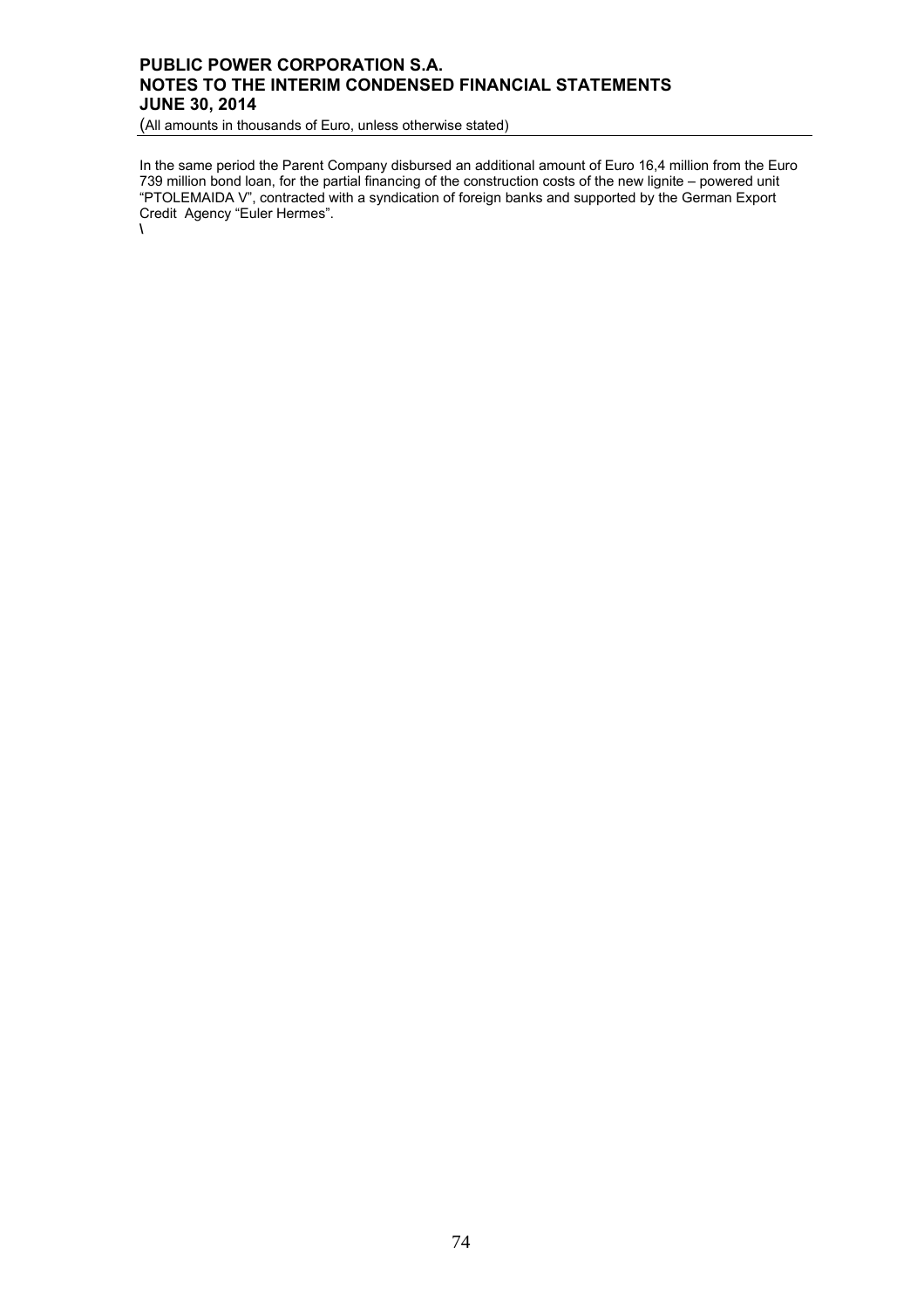In the same period the Parent Company disbursed an additional amount of Euro 16,4 million from the Euro 739 million bond loan, for the partial financing of the construction costs of the new lignite – powered unit "PTOLEMAIDA V", contracted with a syndication of foreign banks and supported by the German Export Credit Agency "Euler Hermes".

\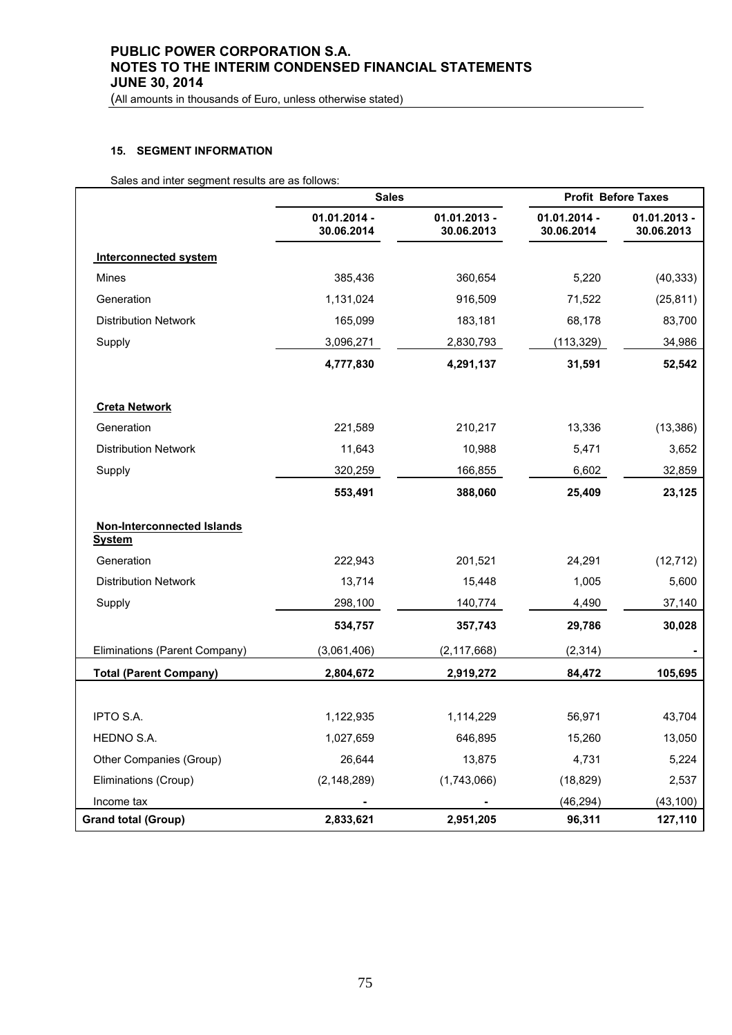### 15. SEGMENT INFORMATION

Sales and inter segment results are as follows:

| | Sales | | Profit Before Taxes | |
|---|---|---|---|---|
| | 01.01.2014 - 30.06.2014 | 01.01.2013 - 30.06.2013 | 01.01.2014 - 30.06.2014 | 01.01.2013 - 30.06.2013 |
| **Interconnected system** | | | | |
| Mines | 385,436 | 360,654 | 5,220 | (40,333) |
| Generation | 1,131,024 | 916,509 | 71,522 | (25,811) |
| Distribution Network | 165,099 | 183,181 | 68,178 | 83,700 |
| Supply | 3,096,271 | 2,830,793 | (113,329) | 34,986 |
| | **4,777,830** | **4,291,137** | **31,591** | **52,542** |
| **Creta Network** | | | | |
| Generation | 221,589 | 210,217 | 13,336 | (13,386) |
| Distribution Network | 11,643 | 10,988 | 5,471 | 3,652 |
| Supply | 320,259 | 166,855 | 6,602 | 32,859 |
| | **553,491** | **388,060** | **25,409** | **23,125** |
| **Non-Interconnected Islands System** | | | | |
| Generation | 222,943 | 201,521 | 24,291 | (12,712) |
| Distribution Network | 13,714 | 15,448 | 1,005 | 5,600 |
| Supply | 298,100 | 140,774 | 4,490 | 37,140 |
| | **534,757** | **357,743** | **29,786** | **30,028** |
| Eliminations (Parent Company) | (3,061,406) | (2,117,668) | (2,314) | - |
| **Total (Parent Company)** | **2,804,672** | **2,919,272** | **84,472** | **105,695** |
| | | | | |
| IPTO S.A. | 1,122,935 | 1,114,229 | 56,971 | 43,704 |
| HEDNO S.A. | 1,027,659 | 646,895 | 15,260 | 13,050 |
| Other Companies (Group) | 26,644 | 13,875 | 4,731 | 5,224 |
| Eliminations (Croup) | (2,148,289) | (1,743,066) | (18,829) | 2,537 |
| Income tax | - | - | (46,294) | (43,100) |
| **Grand total (Group)** | **2,833,621** | **2,951,205** | **96,311** | **127,110** |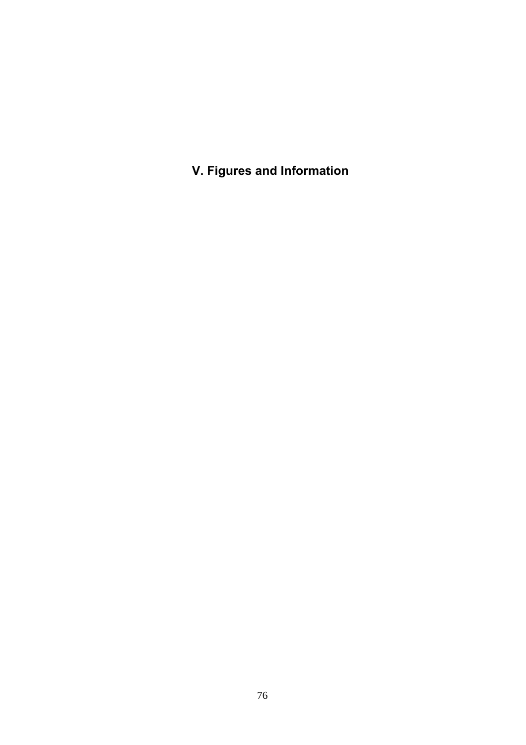# V. Figures and Information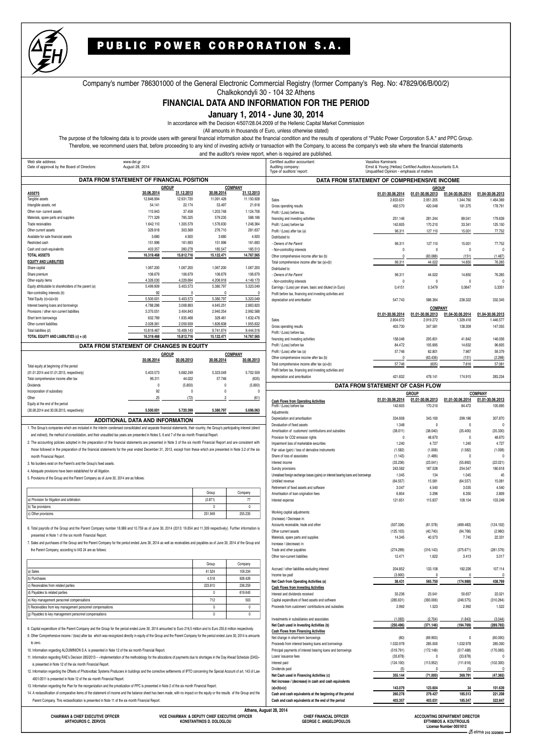# PUBLIC POWER CORPORATION S.A.

Company's number 786301000 of the General Electronic Commercial Registry (former Company's Reg. No: 47829/06/B/00/2)
Chalkokondyli 30 - 104 32 Athens

## FINANCIAL DATA AND INFORMATION FOR THE PERIOD

## January 1, 2014 - June 30, 2014

In accordance with the Decision 4/507/28.04.2009 of the Hellenic Capital Market Commission

(All amounts in thousands of Euro, unless otherwise stated)

The purpose of the following data is to provide users with general financial information about the financial condition and the results of operations of "Public Power Corporation S.A." and PPC Group. Therefore, we recommend users that, before proceeding to any kind of investing activity or transaction with the Company, to access the company's web site where the financial statements and the auditor's review report, when is required are published.

| | |
|---|---|
| Web site address: | www.dei.gr |
| Date of approval by the Board of Directors: | August 28, 2014 |
| Certified auditor accountant: | Vassilios Kaminaris |
| Auditing company: | Ernst & Young (Hellas) Certified Auditors Accountants S.A. |
| Type of auditors' report: | Unqualified Opinion - emphasis of matters |

### DATA FROM STATEMENT OF FINANCIAL POSITION

| | GROUP | | COMPANY | |
|---|---|---|---|---|
| **ASSETS** | **30.06.2014** | **31.12.2013** | **30.06.2014** | **31.12.2013** |
| Tangible assets | 12.846.994 | 12.931.720 | 11.091.428 | 11.150.928 |
| Intangible assets, net | 54.141 | 22.174 | 53.497 | 21.618 |
| Other non- current assets | 115.943 | 37.458 | 1.203.748 | 1.124.706 |
| Materials, spare parts and supplies | 771.329 | 785.325 | 579.235 | 588.186 |
| Trade receivables | 1.642.110 | 1.305.579 | 1.576.630 | 1.248.364 |
| Other current assets | 329.918 | 303.569 | 276.710 | 281.637 |
| Available for sale financial assets | 3.680 | 4.920 | 3.680 | 4.920 |
| Restricted cash | 151.996 | 161.693 | 151.996 | 161.693 |
| Cash and cash equivalents | 403.357 | 260.278 | 185.547 | 185.513 |
| **TOTAL ASSETS** | **16.319.468** | **15.812.716** | **15.122.471** | **14.767.565** |
| **EQUITY AND LIABILITIES** | | | | |
| Share capital | 1.067.200 | 1.067.200 | 1.067.200 | 1.067.200 |
| Share premium | 106.679 | 106.679 | 106.679 | 106.679 |
| Other equity items | 4.326.030 | 4.229.694 | 4.206.918 | 4.149.170 |
| Equity attributable to shareholders of the parent (a) | 5.499.909 | 5.403.573 | 5.380.797 | 5.323.049 |
| Non-controlling interests (b) | 92 | 0 | 0 | 0 |
| Total Equity (c)=(a)+(b) | 5.500.001 | 5.403.573 | 5.380.797 | 5.323.049 |
| Interest bearing loans and borrowings | 4.788.286 | 3.008.893 | 4.645.251 | 2.863.820 |
| Provisions / other non current liabilities | 3.370.051 | 3.404.843 | 2.940.354 | 2.992.588 |
| Short term borrowings | 632.769 | 1.935.468 | 329.461 | 1.632.476 |
| Other current liabilities | 2.028.361 | 2.059.939 | 1.826.608 | 1.955.632 |
| Total liabilities (d) | 10.819.467 | 10.409.143 | 9.741.674 | 9.444.516 |
| **TOTAL EQUITY AND LIABILITIES (c) + (d)** | **16.319.468** | **15.812.716** | **15.122.471** | **14.767.565** |

### DATA FROM STATEMENT OF CHANGES IN EQUITY

| | GROUP | | COMPANY | |
|---|---|---|---|---|
| | **30.06.2014** | **30.06.2013** | **30.06.2014** | **30.06.2013** |
| Total equity at beginning of the period (01.01.2014 and 01.01.2013, respectively) | 5.403.573 | 5.682.249 | 5.323.049 | 5.702.559 |
| Total comprehensive income after tax | 96.311 | 44.022 | 57.746 | (635) |
| Dividends | 0 | (5.800) | 0 | (5.800) |
| Incorporation of subsidiary | 92 | 0 | 0 | 0 |
| Other | 25 | (72) | 2 | (61) |
| Equity at the end of the period (30.06.2014 and 30.06.2013, respectively) | **5.500.001** | **5.720.399** | **5.380.797** | **5.696.063** |

### ADDITIONAL DATA AND INFORMATION

1. The Group's companies which are included in the interim condensed consolidated and separate financial statements, their country, the Group's participating interest (direct and indirect), the method of consolidation, and their unaudited tax years are presented in Notes 5, 6 and 7 of the six month Financial Report.
2. The accounting policies adopted in the preparation of the financial statements are presented in Note 3 of the six month Financial Report and are consistent with those followed in the preparation of the financial statements for the year ended December 31, 2013, except from these which are presented in Note 3.2 of the six month Financial Report.
3. No burdens exist on the Parent's and the Group's fixed assets.
4. Adequate provisions have been established for all litigation.
5. Provisions of the Group and the Parent Company as of June 30, 2014 are as follows:

| | Group | Company |
|---|---|---|
| a) Provision for litigation and arbitration | (2.871) | 77 |
| b) Tax provisions | 0 | 0 |
| c) Other provisions | 251.949 | 255.235 |

6. Total payrolls of the Group and the Parent Company number 18.969 and 10.759 as of June 30, 2014 (2013: 19.854 and 11.309 respectively). Further information is presented in Note 1 of the six month Financial Report.
7. Sales and purchases of the Group and the Parent Company for the period ended June 30, 2014 as well as receivables and payables as of June 30, 2014 of the Group and the Parent Company, according to IAS 24 are as follows:

| | Group | Company |
|---|---|---|
| a) Sales | 41.524 | 109.334 |
| b) Purchases | 4.518 | 926.426 |
| c) Receivables from related parties | 223.610 | 236.259 |
| d) Payables to related parties | 0 | 619.645 |
| e) Key management personnel compensations | 712 | 503 |
| f) Receivables from key management personnel compensations | 0 | 0 |
| g) Payables to key management personnel compensations | 0 | 0 |

8. Capital expenditure of the Parent Company and the Group for the period ended June 30, 2014 amounted to Euro 216,5 million and to Euro 255,6 million respectively.
9. Other Comprehensive income / (loss) after tax which was recognized directly in equity of the Group and the Parent Company for the period ended June 30, 2014 is amounts to zero.
10. Information regarding ALOUMINION S.A. is presented in Note 12 of the six month Financial Report.
11. Information regarding RAE's Decision 285/2013 – «Implementation of the methodology for the allocations of payments due to shortages in the Day Ahead Schedule (DAS)» is presented in Note 12 of the six month Financial Report.
12. Information regarding the Offsets of Photovoltaic Systems Producers in buildings and the corrective settlements of IPTO concerning the Special Account of art. 143 of Law 4001/2011 is presented in Note 12 of the six month Financial Report.
13. Information regarding the Plan for the reorganization and the privatization of PPC is presented in Note 2 of the six month Financial Report.
14. A reclassification of comparative items of the statement of income and the balance sheet has been made, with no impact on the equity or the results of the Group and the Parent Company. This reclassification is presented in Note 11 of the six month Financial Report.

### DATA FROM STATEMENT OF COMPREHENSIVE INCOME

| | GROUP | | | |
|---|---|---|---|---|
| | **01.01-30.06.2014** | **01.01-30.06.2013** | **01.04-30.06.2014** | **01.04-30.06.2013** |
| Sales | 2.833.621 | 2.951.205 | 1.344.760 | 1.464.369 |
| Gross operating results | 492.570 | 420.048 | 181.375 | 178.791 |
| Profit / (Loss) before tax, financing and investing activities | 251.146 | 281.244 | 89.041 | 179.639 |
| Profit / (Loss) before tax | 142.605 | 170.210 | 33.341 | 125.150 |
| Profit / (Loss) after tax (a) | 96.311 | 127.110 | 15.001 | 77.752 |
| Distributed to: | | | | |
| - Owners of the Parent | 96.311 | 127.110 | 15.001 | 77.752 |
| - Non-controlling interests | 0 | 0 | 0 | 0 |
| Other comprehensive income after tax (b) | 0 | (83.088) | (151) | (1.487) |
| Total comprehensive income after tax (a)+(b) | 96.311 | 44.022 | 14.850 | 76.265 |
| Distributed to: | | | | |
| - Owners of the Parent | 96.311 | 44.022 | 14.850 | 76.265 |
| - Non-controlling interests | 0 | 0 | 0 | 0 |
| Earnings / (Loss) per share, basic and diluted (in Euro) | 0,4151 | 0,5479 | 0,0647 | 0,3351 |
| Profit before tax, financing and investing activities and depreciation and amortisation | 547.743 | 586.364 | 238.322 | 332.345 |

| | COMPANY | | | |
|---|---|---|---|---|
| | **01.01-30.06.2014** | **01.01-30.06.2013** | **01.04-30.06.2014** | **01.04-30.06.2013** |
| Sales | 2.804.672 | 2.919.272 | 1.329.418 | 1.446.577 |
| Gross operating results | 403.730 | 347.581 | 138.309 | 147.055 |
| Profit / (Loss) before tax, financing and investing activities | 158.046 | 205.601 | 41.842 | 146.056 |
| Profit / (Loss) before tax | 84.472 | 105.695 | 14.632 | 96.605 |
| Profit / (Loss) after tax (a) | 57.746 | 62.801 | 7.967 | 59.379 |
| Other comprehensive income after tax (b) | 0 | (63.436) | (151) | (2.298) |
| Total comprehensive income after tax (a)+(b) | 57.746 | (635) | 7.816 | 57.081 |
| Profit before tax, financing and investing activities and depreciation and amortisation | 421.832 | 478.141 | 174.915 | 283.234 |

### DATA FROM STATEMENT OF CASH FLOW

| | GROUP | | COMPANY | |
|---|---|---|---|---|
| | **01.01-30.06.2014** | **01.01-30.06.2013** | **01.01-30.06.2014** | **01.01-30.06.2013** |
| **Cash Flows from Operating Activities** | | | | |
| Profit / (Loss) before tax | 142.605 | 170.210 | 84.472 | 105.695 |
| Adjustments: | | | | |
| Depreciation and amortisation | 334.608 | 343.160 | 299.186 | 307.870 |
| Devaluation of fixed assets | 1.348 | 0 | 0 | 0 |
| Amortisation of customers' contributions and subsidies | (38.011) | (38.040) | (35.400) | (35.330) |
| Provision for CO2 emission rights | 0 | 48.670 | 0 | 48.670 |
| Impairment loss of marketable securities | 1.240 | 4.727 | 1.240 | 4.727 |
| Fair value (gain) / loss of derivative instruments | (1.582) | (1.008) | (1.582) | (1.008) |
| Share of loss of associates | (1.143) | (1.486) | 0 | 0 |
| Interest income | (33.236) | (23.041) | (55.892) | (22.021) |
| Sundry provisions | 243.582 | 187.528 | 254.547 | 180.618 |
| Unrealised foreign exchange losses (gains) on interest bearing loans and borrowings | 1.045 | 134 | 1.045 | 45 |
| Unbilled revenue | (64.557) | 15.081 | (64.557) | 15.081 |
| Retirement of fixed assets and software | 3.047 | 4.540 | 3.035 | 4.540 |
| Amortisation of loan origination fees | 6.804 | 3.296 | 6.350 | 2.809 |
| Interest expense | 121.651 | 115.637 | 109.104 | 103.249 |
| Working capital adjustments: | | | | |
| (Increase) / Decrease in: | | | | |
| Accounts receivable, trade and other | (507.336) | (81.578) | (499.483) | (124.102) |
| Other current assets | (125.103) | (40.740) | (94.766) | (2.960) |
| Materials, spare parts and supplies | 14.345 | 40.073 | 7.745 | 22.331 |
| Increase / (decrease) in: | | | | |
| Trade and other payables | (274.299) | (316.143) | (375.671) | (281.576) |
| Other non-current liabilities | 12.471 | 1.622 | 3.413 | 3.017 |
| Accrued / other liabilities excluding interest | 204.852 | 133.108 | 182.226 | 107.114 |
| Income tax paid | (3.900) | 0 | 0 | 0 |
| **Net Cash from Operating Activities (a)** | **38.431** | **565.750** | **(174.988)** | **438.769** |
| **Cash Flows from Investing Activities** | | | | |
| Interest and dividends received | 33.236 | 23.041 | 50.657 | 22.021 |
| Capital expenditure of fixed assets and software | (285.631) | (393.006) | (246.575) | (310.264) |
| Proceeds from customers' contributions and subsidies | 2.992 | 1.523 | 2.992 | 1.522 |
| Investments in subsidiaries and associates | (1.093) | (2.704) | (1.843) | (3.044) |
| **Net Cash used in Investing Activities (b)** | **(250.496)** | **(371.146)** | **(194.769)** | **(289.765)** |
| **Cash Flows from Financing Activities** | | | | |
| Net change in short-term borrowings | (80) | (69.900) | 0 | (60.000) |
| Proceeds from interest bearing loans and borrowings | 1.032.978 | 285.000 | 1.032.978 | 285.000 |
| Principal payments of interest bearing loans and borrowings | (519.791) | (172.148) | (517.488) | (170.065) |
| Loans' issuance fees | (33.878) | 0 | (33.878) | 0 |
| Interest paid | (124.100) | (113.952) | (111.816) | (102.300) |
| Dividends paid | (5) | 0 | (5) | 0 |
| **Net Cash used in Financing Activities (c)** | **355.144** | **(71.000)** | **369.791** | **(47.365)** |
| **Net increase / (decrease) in cash and cash equivalents (a)+(b)+(c)** | **143.079** | **123.604** | **34** | **101.639** |
| **Cash and cash equivalents at the beginning of the period** | **260.278** | **279.427** | **185.513** | **221.208** |
| **Cash and cash equivalents at the end of the period** | **403.357** | **403.031** | **185.547** | **322.847** |

Athens, August 28, 2014

| | | | |
|---|---|---|---|
| **CHAIRMAN & CHIEF EXECUTIVE OFFICER** | **VICE CHAIRMAN & DEPUTY CHIEF EXECUTIVE OFFICER** | **CHIEF FINANCIAL OFFICER** | **ACCOUNTING DEPARTMENT DIRECTOR** |
| **ARTHOUROS C. ZERVOS** | **KONSTANTINOS D. DOLOGLOU** | **GEORGE C. ANGELOPOULOS** | **EFTHIMIOS A. KOUTROULIS** |
| | | | **License Number 0051612** |